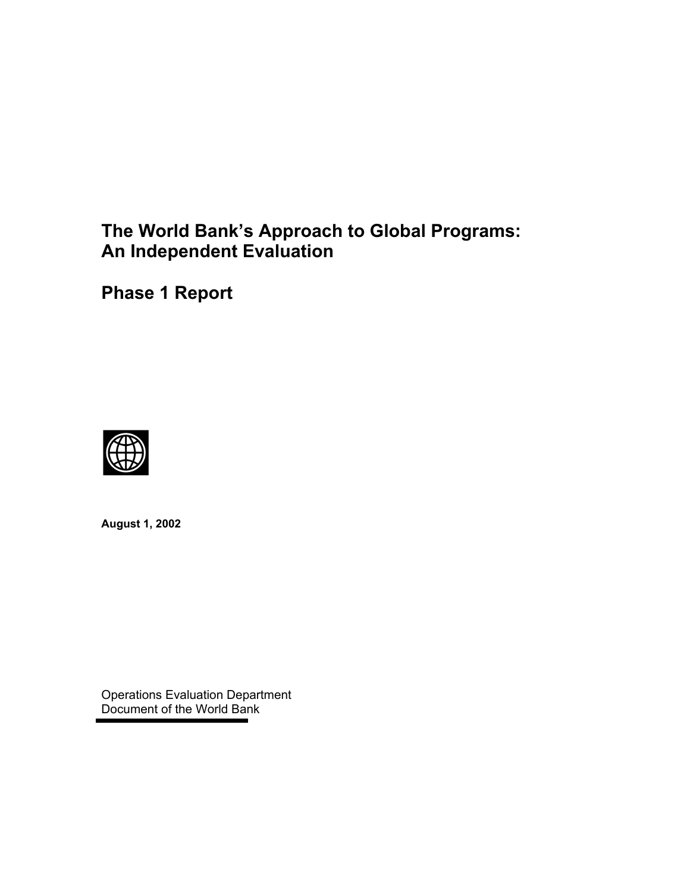# The World Bank's Approach to Global Programs: An Independent Evaluation

## Phase 1 Report

**August 1, 2002**

Operations Evaluation Department
Document of the World Bank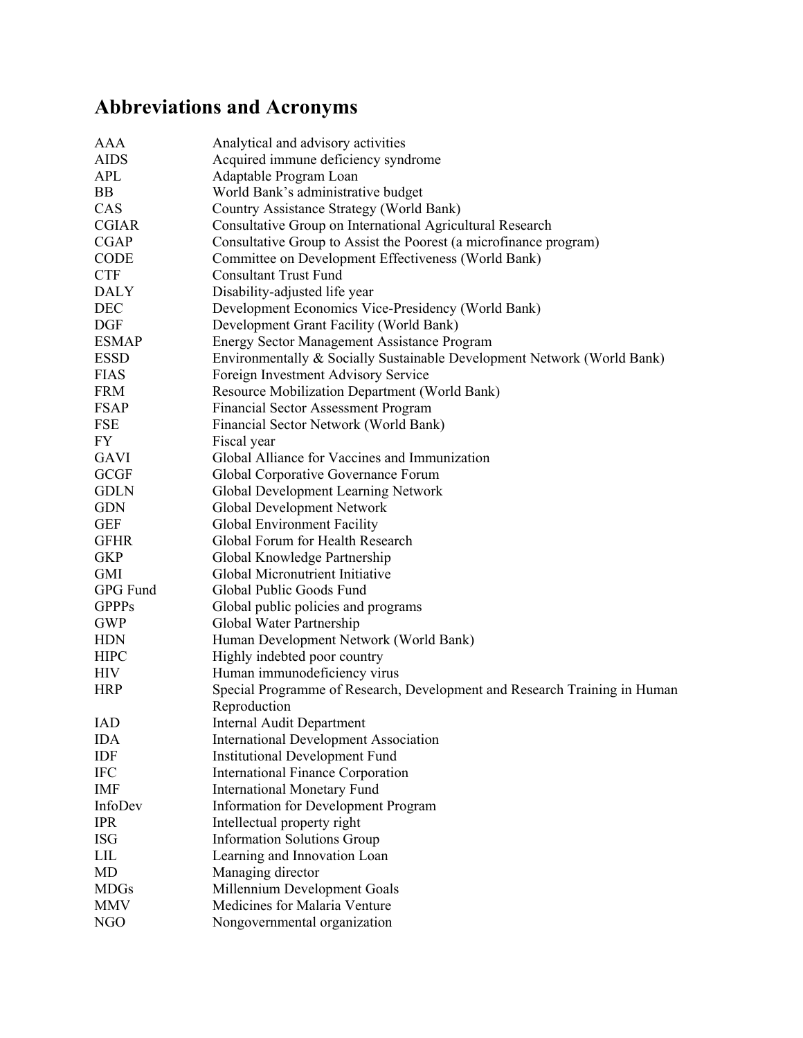# Abbreviations and Acronyms

| | |
|---|---|
| AAA | Analytical and advisory activities |
| AIDS | Acquired immune deficiency syndrome |
| APL | Adaptable Program Loan |
| BB | World Bank's administrative budget |
| CAS | Country Assistance Strategy (World Bank) |
| CGIAR | Consultative Group on International Agricultural Research |
| CGAP | Consultative Group to Assist the Poorest (a microfinance program) |
| CODE | Committee on Development Effectiveness (World Bank) |
| CTF | Consultant Trust Fund |
| DALY | Disability-adjusted life year |
| DEC | Development Economics Vice-Presidency (World Bank) |
| DGF | Development Grant Facility (World Bank) |
| ESMAP | Energy Sector Management Assistance Program |
| ESSD | Environmentally & Socially Sustainable Development Network (World Bank) |
| FIAS | Foreign Investment Advisory Service |
| FRM | Resource Mobilization Department (World Bank) |
| FSAP | Financial Sector Assessment Program |
| FSE | Financial Sector Network (World Bank) |
| FY | Fiscal year |
| GAVI | Global Alliance for Vaccines and Immunization |
| GCGF | Global Corporative Governance Forum |
| GDLN | Global Development Learning Network |
| GDN | Global Development Network |
| GEF | Global Environment Facility |
| GFHR | Global Forum for Health Research |
| GKP | Global Knowledge Partnership |
| GMI | Global Micronutrient Initiative |
| GPG Fund | Global Public Goods Fund |
| GPPPs | Global public policies and programs |
| GWP | Global Water Partnership |
| HDN | Human Development Network (World Bank) |
| HIPC | Highly indebted poor country |
| HIV | Human immunodeficiency virus |
| HRP | Special Programme of Research, Development and Research Training in Human Reproduction |
| IAD | Internal Audit Department |
| IDA | International Development Association |
| IDF | Institutional Development Fund |
| IFC | International Finance Corporation |
| IMF | International Monetary Fund |
| InfoDev | Information for Development Program |
| IPR | Intellectual property right |
| ISG | Information Solutions Group |
| LIL | Learning and Innovation Loan |
| MD | Managing director |
| MDGs | Millennium Development Goals |
| MMV | Medicines for Malaria Venture |
| NGO | Nongovernmental organization |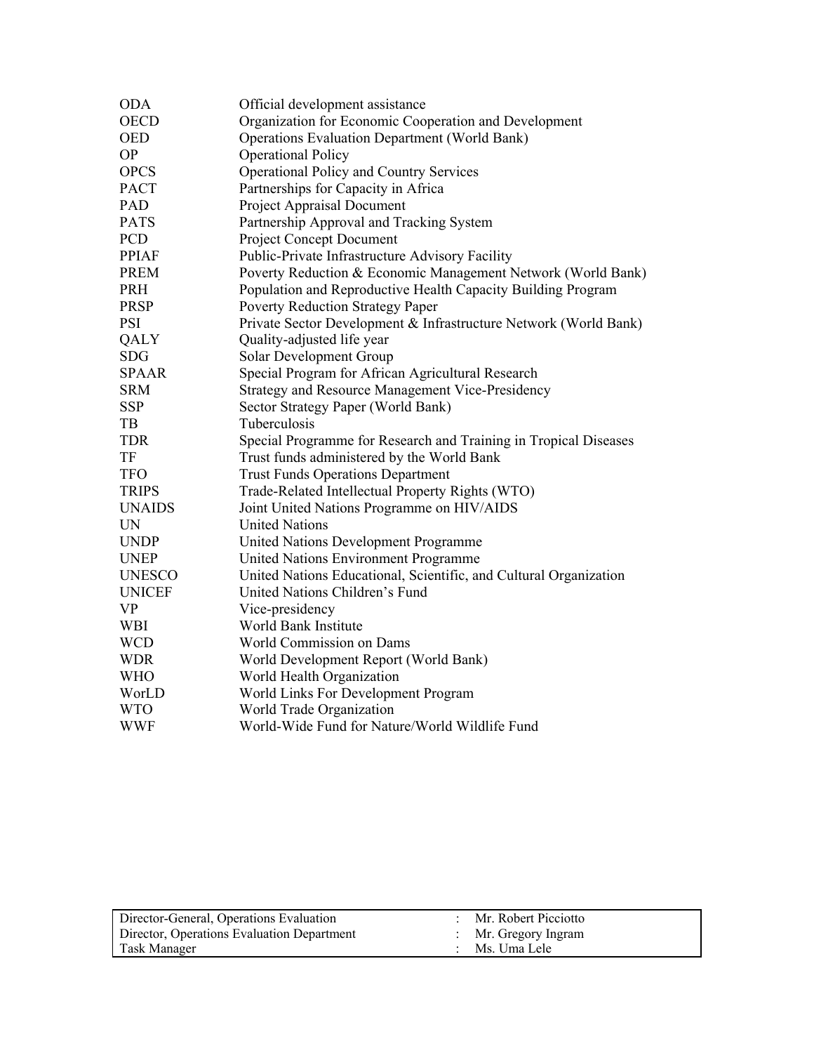| | |
|---|---|
| ODA | Official development assistance |
| OECD | Organization for Economic Cooperation and Development |
| OED | Operations Evaluation Department (World Bank) |
| OP | Operational Policy |
| OPCS | Operational Policy and Country Services |
| PACT | Partnerships for Capacity in Africa |
| PAD | Project Appraisal Document |
| PATS | Partnership Approval and Tracking System |
| PCD | Project Concept Document |
| PPIAF | Public-Private Infrastructure Advisory Facility |
| PREM | Poverty Reduction & Economic Management Network (World Bank) |
| PRH | Population and Reproductive Health Capacity Building Program |
| PRSP | Poverty Reduction Strategy Paper |
| PSI | Private Sector Development & Infrastructure Network (World Bank) |
| QALY | Quality-adjusted life year |
| SDG | Solar Development Group |
| SPAAR | Special Program for African Agricultural Research |
| SRM | Strategy and Resource Management Vice-Presidency |
| SSP | Sector Strategy Paper (World Bank) |
| TB | Tuberculosis |
| TDR | Special Programme for Research and Training in Tropical Diseases |
| TF | Trust funds administered by the World Bank |
| TFO | Trust Funds Operations Department |
| TRIPS | Trade-Related Intellectual Property Rights (WTO) |
| UNAIDS | Joint United Nations Programme on HIV/AIDS |
| UN | United Nations |
| UNDP | United Nations Development Programme |
| UNEP | United Nations Environment Programme |
| UNESCO | United Nations Educational, Scientific, and Cultural Organization |
| UNICEF | United Nations Children's Fund |
| VP | Vice-presidency |
| WBI | World Bank Institute |
| WCD | World Commission on Dams |
| WDR | World Development Report (World Bank) |
| WHO | World Health Organization |
| WorLD | World Links For Development Program |
| WTO | World Trade Organization |
| WWF | World-Wide Fund for Nature/World Wildlife Fund |

| | | |
|---|---|---|
| Director-General, Operations Evaluation | : | Mr. Robert Picciotto |
| Director, Operations Evaluation Department | : | Mr. Gregory Ingram |
| Task Manager | : | Ms. Uma Lele |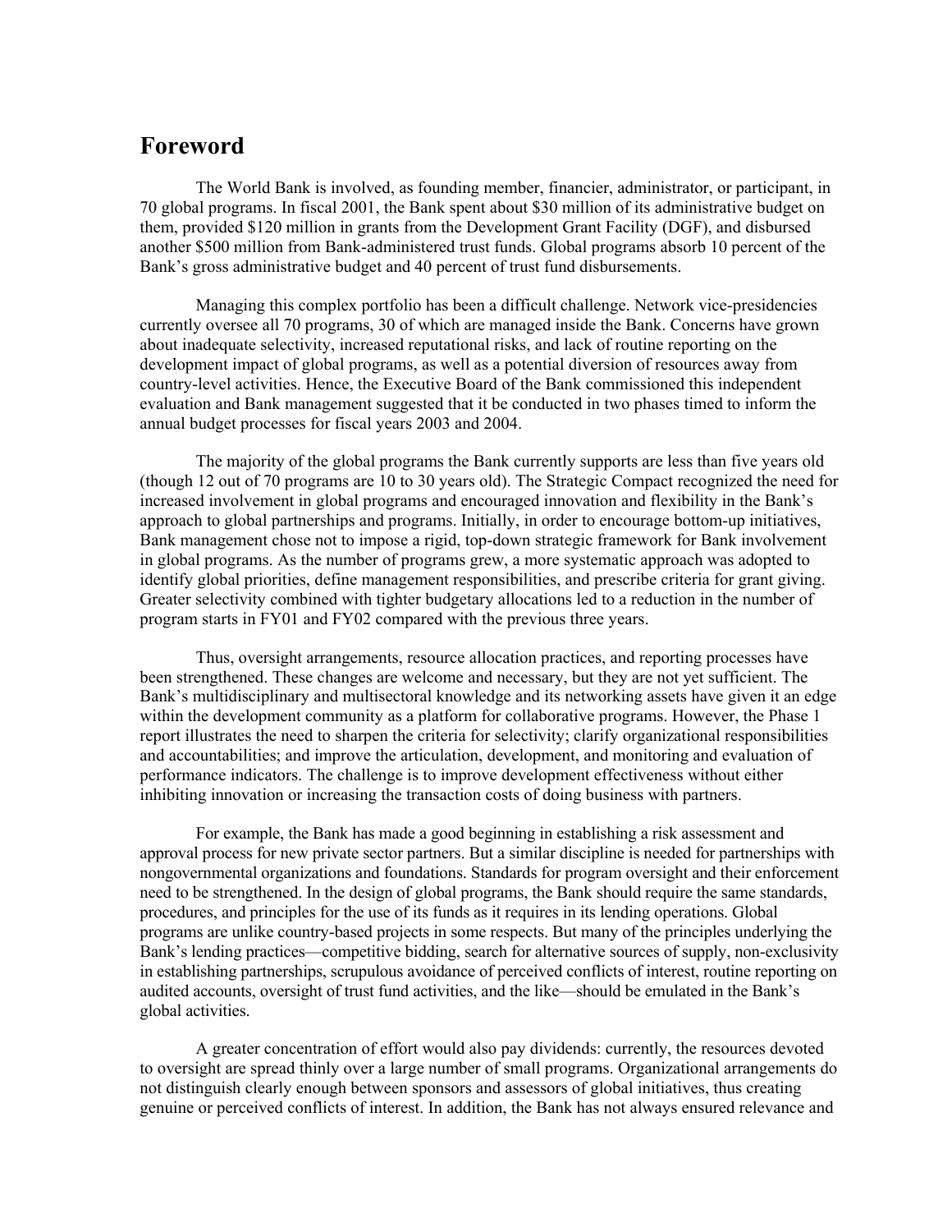# Foreword

The World Bank is involved, as founding member, financier, administrator, or participant, in 70 global programs. In fiscal 2001, the Bank spent about $30 million of its administrative budget on them, provided $120 million in grants from the Development Grant Facility (DGF), and disbursed another $500 million from Bank-administered trust funds. Global programs absorb 10 percent of the Bank's gross administrative budget and 40 percent of trust fund disbursements.

Managing this complex portfolio has been a difficult challenge. Network vice-presidencies currently oversee all 70 programs, 30 of which are managed inside the Bank. Concerns have grown about inadequate selectivity, increased reputational risks, and lack of routine reporting on the development impact of global programs, as well as a potential diversion of resources away from country-level activities. Hence, the Executive Board of the Bank commissioned this independent evaluation and Bank management suggested that it be conducted in two phases timed to inform the annual budget processes for fiscal years 2003 and 2004.

The majority of the global programs the Bank currently supports are less than five years old (though 12 out of 70 programs are 10 to 30 years old). The Strategic Compact recognized the need for increased involvement in global programs and encouraged innovation and flexibility in the Bank's approach to global partnerships and programs. Initially, in order to encourage bottom-up initiatives, Bank management chose not to impose a rigid, top-down strategic framework for Bank involvement in global programs. As the number of programs grew, a more systematic approach was adopted to identify global priorities, define management responsibilities, and prescribe criteria for grant giving. Greater selectivity combined with tighter budgetary allocations led to a reduction in the number of program starts in FY01 and FY02 compared with the previous three years.

Thus, oversight arrangements, resource allocation practices, and reporting processes have been strengthened. These changes are welcome and necessary, but they are not yet sufficient. The Bank's multidisciplinary and multisectoral knowledge and its networking assets have given it an edge within the development community as a platform for collaborative programs. However, the Phase 1 report illustrates the need to sharpen the criteria for selectivity; clarify organizational responsibilities and accountabilities; and improve the articulation, development, and monitoring and evaluation of performance indicators. The challenge is to improve development effectiveness without either inhibiting innovation or increasing the transaction costs of doing business with partners.

For example, the Bank has made a good beginning in establishing a risk assessment and approval process for new private sector partners. But a similar discipline is needed for partnerships with nongovernmental organizations and foundations. Standards for program oversight and their enforcement need to be strengthened. In the design of global programs, the Bank should require the same standards, procedures, and principles for the use of its funds as it requires in its lending operations. Global programs are unlike country-based projects in some respects. But many of the principles underlying the Bank's lending practices—competitive bidding, search for alternative sources of supply, non-exclusivity in establishing partnerships, scrupulous avoidance of perceived conflicts of interest, routine reporting on audited accounts, oversight of trust fund activities, and the like—should be emulated in the Bank's global activities.

A greater concentration of effort would also pay dividends: currently, the resources devoted to oversight are spread thinly over a large number of small programs. Organizational arrangements do not distinguish clearly enough between sponsors and assessors of global initiatives, thus creating genuine or perceived conflicts of interest. In addition, the Bank has not always ensured relevance and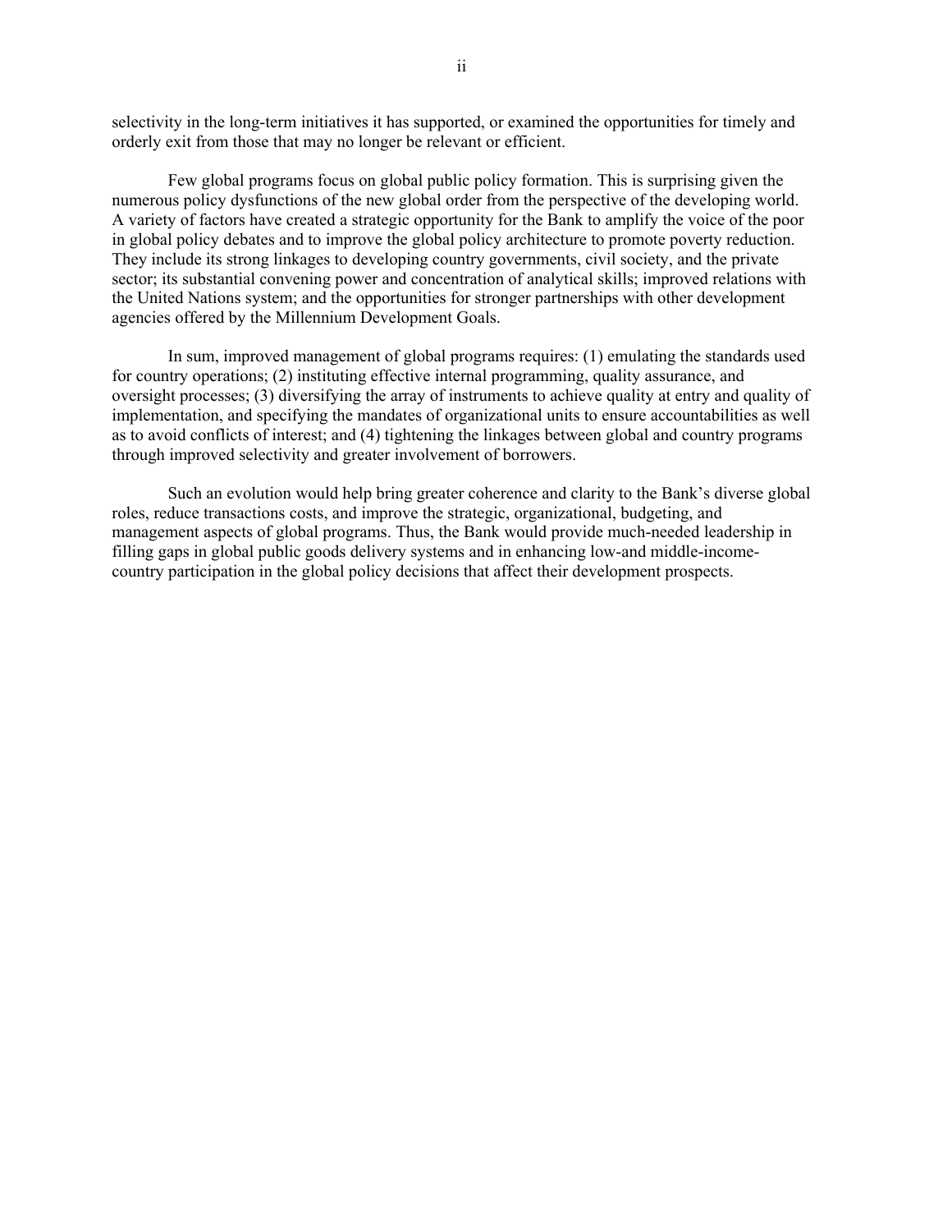selectivity in the long-term initiatives it has supported, or examined the opportunities for timely and orderly exit from those that may no longer be relevant or efficient.

Few global programs focus on global public policy formation. This is surprising given the numerous policy dysfunctions of the new global order from the perspective of the developing world. A variety of factors have created a strategic opportunity for the Bank to amplify the voice of the poor in global policy debates and to improve the global policy architecture to promote poverty reduction. They include its strong linkages to developing country governments, civil society, and the private sector; its substantial convening power and concentration of analytical skills; improved relations with the United Nations system; and the opportunities for stronger partnerships with other development agencies offered by the Millennium Development Goals.

In sum, improved management of global programs requires: (1) emulating the standards used for country operations; (2) instituting effective internal programming, quality assurance, and oversight processes; (3) diversifying the array of instruments to achieve quality at entry and quality of implementation, and specifying the mandates of organizational units to ensure accountabilities as well as to avoid conflicts of interest; and (4) tightening the linkages between global and country programs through improved selectivity and greater involvement of borrowers.

Such an evolution would help bring greater coherence and clarity to the Bank's diverse global roles, reduce transactions costs, and improve the strategic, organizational, budgeting, and management aspects of global programs. Thus, the Bank would provide much-needed leadership in filling gaps in global public goods delivery systems and in enhancing low-and middle-income-country participation in the global policy decisions that affect their development prospects.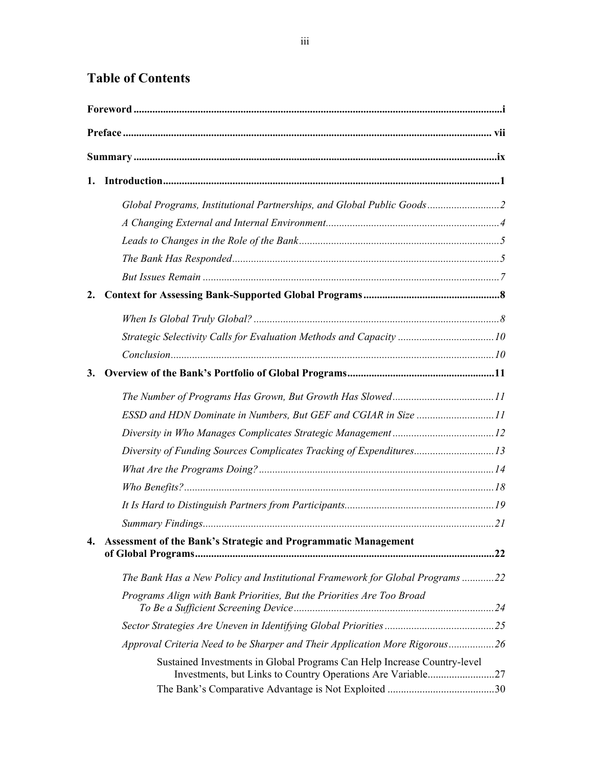# Table of Contents

**Foreword** ........ i

**Preface** ........ vii

**Summary** ........ ix

**1. Introduction** ........ 1

- *Global Programs, Institutional Partnerships, and Global Public Goods* ........ 2
- *A Changing External and Internal Environment* ........ 4
- *Leads to Changes in the Role of the Bank* ........ 5
- *The Bank Has Responded* ........ 5
- *But Issues Remain* ........ 7

**2. Context for Assessing Bank-Supported Global Programs** ........ 8

- *When Is Global Truly Global?* ........ 8
- *Strategic Selectivity Calls for Evaluation Methods and Capacity* ........ 10
- *Conclusion* ........ 10

**3. Overview of the Bank's Portfolio of Global Programs** ........ 11

- *The Number of Programs Has Grown, But Growth Has Slowed* ........ 11
- *ESSD and HDN Dominate in Numbers, But GEF and CGIAR in Size* ........ 11
- *Diversity in Who Manages Complicates Strategic Management* ........ 12
- *Diversity of Funding Sources Complicates Tracking of Expenditures* ........ 13
- *What Are the Programs Doing?* ........ 14
- *Who Benefits?* ........ 18
- *It Is Hard to Distinguish Partners from Participants* ........ 19
- *Summary Findings* ........ 21

**4. Assessment of the Bank's Strategic and Programmatic Management of Global Programs** ........ 22

- *The Bank Has a New Policy and Institutional Framework for Global Programs* ........ 22
- *Programs Align with Bank Priorities, But the Priorities Are Too Broad To Be a Sufficient Screening Device* ........ 24
- *Sector Strategies Are Uneven in Identifying Global Priorities* ........ 25
- *Approval Criteria Need to be Sharper and Their Application More Rigorous* ........ 26
  - Sustained Investments in Global Programs Can Help Increase Country-level Investments, but Links to Country Operations Are Variable ........ 27
  - The Bank's Comparative Advantage is Not Exploited ........ 30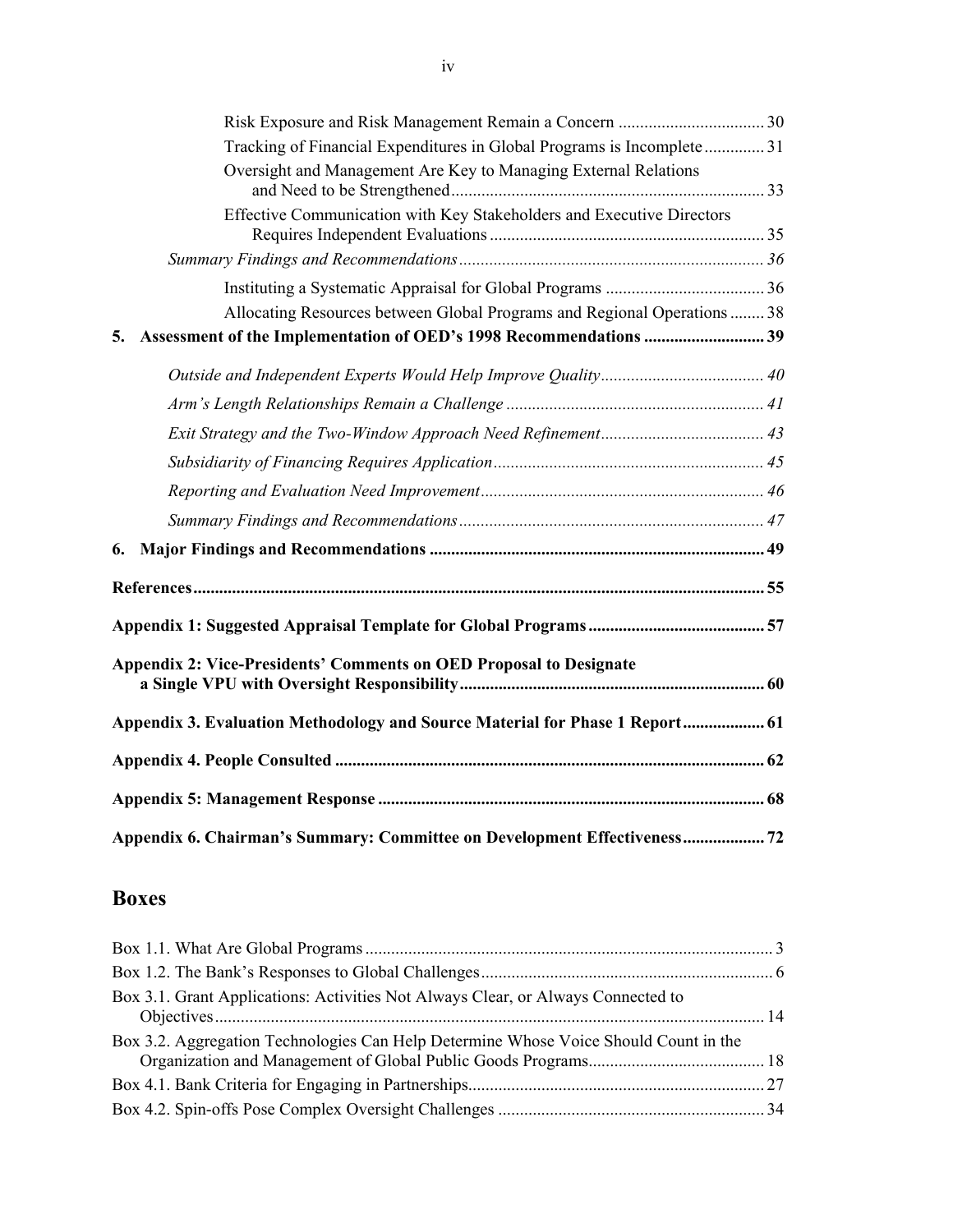Risk Exposure and Risk Management Remain a Concern .................................. 30

Tracking of Financial Expenditures in Global Programs is Incomplete .............. 31

Oversight and Management Are Key to Managing External Relations and Need to be Strengthened ........................................................................ 33

Effective Communication with Key Stakeholders and Executive Directors Requires Independent Evaluations ............................................................... 35

*Summary Findings and Recommendations* ...................................................................... 36

Instituting a Systematic Appraisal for Global Programs ..................................... 36

Allocating Resources between Global Programs and Regional Operations ........ 38

**5. Assessment of the Implementation of OED's 1998 Recommendations ........................... 39**

*Outside and Independent Experts Would Help Improve Quality* ...................................... 40

*Arm's Length Relationships Remain a Challenge* ............................................................ 41

*Exit Strategy and the Two-Window Approach Need Refinement* ...................................... 43

*Subsidiarity of Financing Requires Application* ............................................................... 45

*Reporting and Evaluation Need Improvement* .................................................................. 46

*Summary Findings and Recommendations* ...................................................................... 47

**6. Major Findings and Recommendations ............................................................................. 49**

**References ................................................................................................................................... 55**

**Appendix 1: Suggested Appraisal Template for Global Programs ......................................... 57**

**Appendix 2: Vice-Presidents' Comments on OED Proposal to Designate a Single VPU with Oversight Responsibility ....................................................................... 60**

**Appendix 3. Evaluation Methodology and Source Material for Phase 1 Report .................. 61**

**Appendix 4. People Consulted .................................................................................................. 62**

**Appendix 5: Management Response ......................................................................................... 68**

**Appendix 6. Chairman's Summary: Committee on Development Effectiveness .................. 72**

## Boxes

Box 1.1. What Are Global Programs .............................................................................................. 3

Box 1.2. The Bank's Responses to Global Challenges ................................................................... 6

Box 3.1. Grant Applications: Activities Not Always Clear, or Always Connected to Objectives ............................................................................................................................... 14

Box 3.2. Aggregation Technologies Can Help Determine Whose Voice Should Count in the Organization and Management of Global Public Goods Programs ......................................... 18

Box 4.1. Bank Criteria for Engaging in Partnerships.................................................................... 27

Box 4.2. Spin-offs Pose Complex Oversight Challenges ............................................................. 34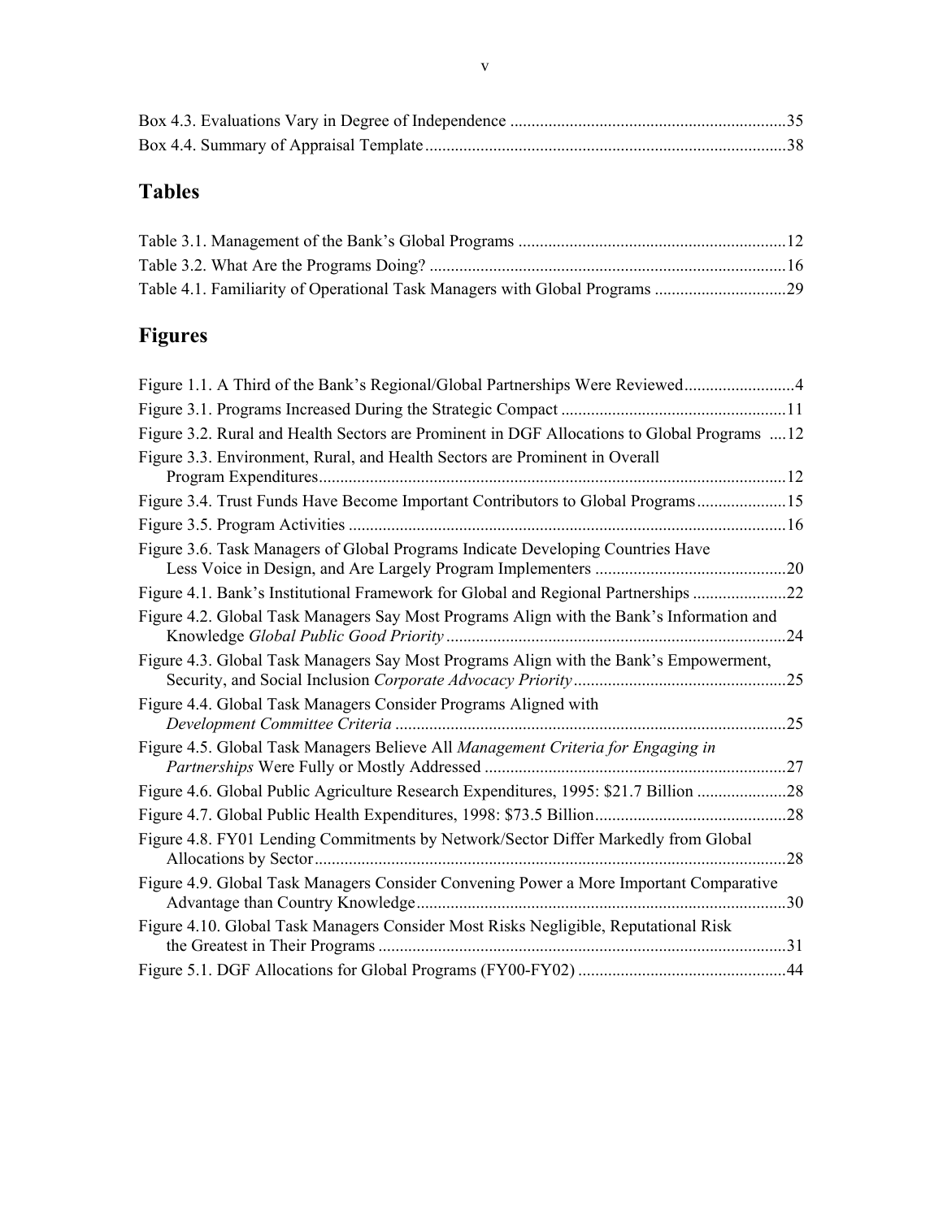Box 4.3. Evaluations Vary in Degree of Independence .....35
Box 4.4. Summary of Appraisal Template .....38

## Tables

Table 3.1. Management of the Bank's Global Programs .....12
Table 3.2. What Are the Programs Doing? .....16
Table 4.1. Familiarity of Operational Task Managers with Global Programs .....29

## Figures

Figure 1.1. A Third of the Bank's Regional/Global Partnerships Were Reviewed .....4
Figure 3.1. Programs Increased During the Strategic Compact .....11
Figure 3.2. Rural and Health Sectors are Prominent in DGF Allocations to Global Programs .....12
Figure 3.3. Environment, Rural, and Health Sectors are Prominent in Overall Program Expenditures .....12
Figure 3.4. Trust Funds Have Become Important Contributors to Global Programs .....15
Figure 3.5. Program Activities .....16
Figure 3.6. Task Managers of Global Programs Indicate Developing Countries Have Less Voice in Design, and Are Largely Program Implementers .....20
Figure 4.1. Bank's Institutional Framework for Global and Regional Partnerships .....22
Figure 4.2. Global Task Managers Say Most Programs Align with the Bank's Information and Knowledge *Global Public Good Priority* .....24
Figure 4.3. Global Task Managers Say Most Programs Align with the Bank's Empowerment, Security, and Social Inclusion *Corporate Advocacy Priority* .....25
Figure 4.4. Global Task Managers Consider Programs Aligned with *Development Committee Criteria* .....25
Figure 4.5. Global Task Managers Believe All *Management Criteria for Engaging in Partnerships* Were Fully or Mostly Addressed .....27
Figure 4.6. Global Public Agriculture Research Expenditures, 1995: $21.7 Billion .....28
Figure 4.7. Global Public Health Expenditures, 1998: $73.5 Billion .....28
Figure 4.8. FY01 Lending Commitments by Network/Sector Differ Markedly from Global Allocations by Sector .....28
Figure 4.9. Global Task Managers Consider Convening Power a More Important Comparative Advantage than Country Knowledge .....30
Figure 4.10. Global Task Managers Consider Most Risks Negligible, Reputational Risk the Greatest in Their Programs .....31
Figure 5.1. DGF Allocations for Global Programs (FY00-FY02) .....44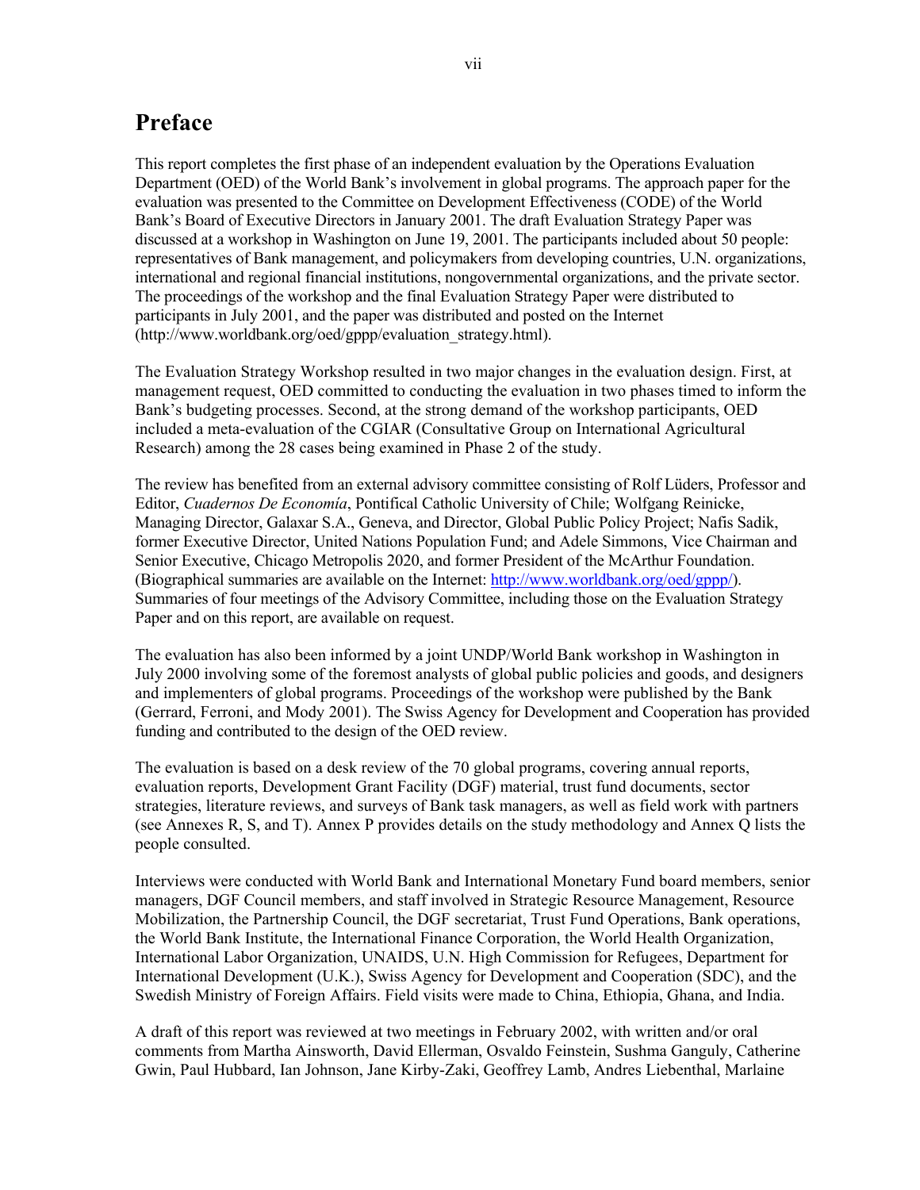# Preface

This report completes the first phase of an independent evaluation by the Operations Evaluation Department (OED) of the World Bank's involvement in global programs. The approach paper for the evaluation was presented to the Committee on Development Effectiveness (CODE) of the World Bank's Board of Executive Directors in January 2001. The draft Evaluation Strategy Paper was discussed at a workshop in Washington on June 19, 2001. The participants included about 50 people: representatives of Bank management, and policymakers from developing countries, U.N. organizations, international and regional financial institutions, nongovernmental organizations, and the private sector. The proceedings of the workshop and the final Evaluation Strategy Paper were distributed to participants in July 2001, and the paper was distributed and posted on the Internet (http://www.worldbank.org/oed/gppp/evaluation_strategy.html).

The Evaluation Strategy Workshop resulted in two major changes in the evaluation design. First, at management request, OED committed to conducting the evaluation in two phases timed to inform the Bank's budgeting processes. Second, at the strong demand of the workshop participants, OED included a meta-evaluation of the CGIAR (Consultative Group on International Agricultural Research) among the 28 cases being examined in Phase 2 of the study.

The review has benefited from an external advisory committee consisting of Rolf Lüders, Professor and Editor, *Cuadernos De Economía*, Pontifical Catholic University of Chile; Wolfgang Reinicke, Managing Director, Galaxar S.A., Geneva, and Director, Global Public Policy Project; Nafis Sadik, former Executive Director, United Nations Population Fund; and Adele Simmons, Vice Chairman and Senior Executive, Chicago Metropolis 2020, and former President of the McArthur Foundation. (Biographical summaries are available on the Internet: http://www.worldbank.org/oed/gppp/). Summaries of four meetings of the Advisory Committee, including those on the Evaluation Strategy Paper and on this report, are available on request.

The evaluation has also been informed by a joint UNDP/World Bank workshop in Washington in July 2000 involving some of the foremost analysts of global public policies and goods, and designers and implementers of global programs. Proceedings of the workshop were published by the Bank (Gerrard, Ferroni, and Mody 2001). The Swiss Agency for Development and Cooperation has provided funding and contributed to the design of the OED review.

The evaluation is based on a desk review of the 70 global programs, covering annual reports, evaluation reports, Development Grant Facility (DGF) material, trust fund documents, sector strategies, literature reviews, and surveys of Bank task managers, as well as field work with partners (see Annexes R, S, and T). Annex P provides details on the study methodology and Annex Q lists the people consulted.

Interviews were conducted with World Bank and International Monetary Fund board members, senior managers, DGF Council members, and staff involved in Strategic Resource Management, Resource Mobilization, the Partnership Council, the DGF secretariat, Trust Fund Operations, Bank operations, the World Bank Institute, the International Finance Corporation, the World Health Organization, International Labor Organization, UNAIDS, U.N. High Commission for Refugees, Department for International Development (U.K.), Swiss Agency for Development and Cooperation (SDC), and the Swedish Ministry of Foreign Affairs. Field visits were made to China, Ethiopia, Ghana, and India.

A draft of this report was reviewed at two meetings in February 2002, with written and/or oral comments from Martha Ainsworth, David Ellerman, Osvaldo Feinstein, Sushma Ganguly, Catherine Gwin, Paul Hubbard, Ian Johnson, Jane Kirby-Zaki, Geoffrey Lamb, Andres Liebenthal, Marlaine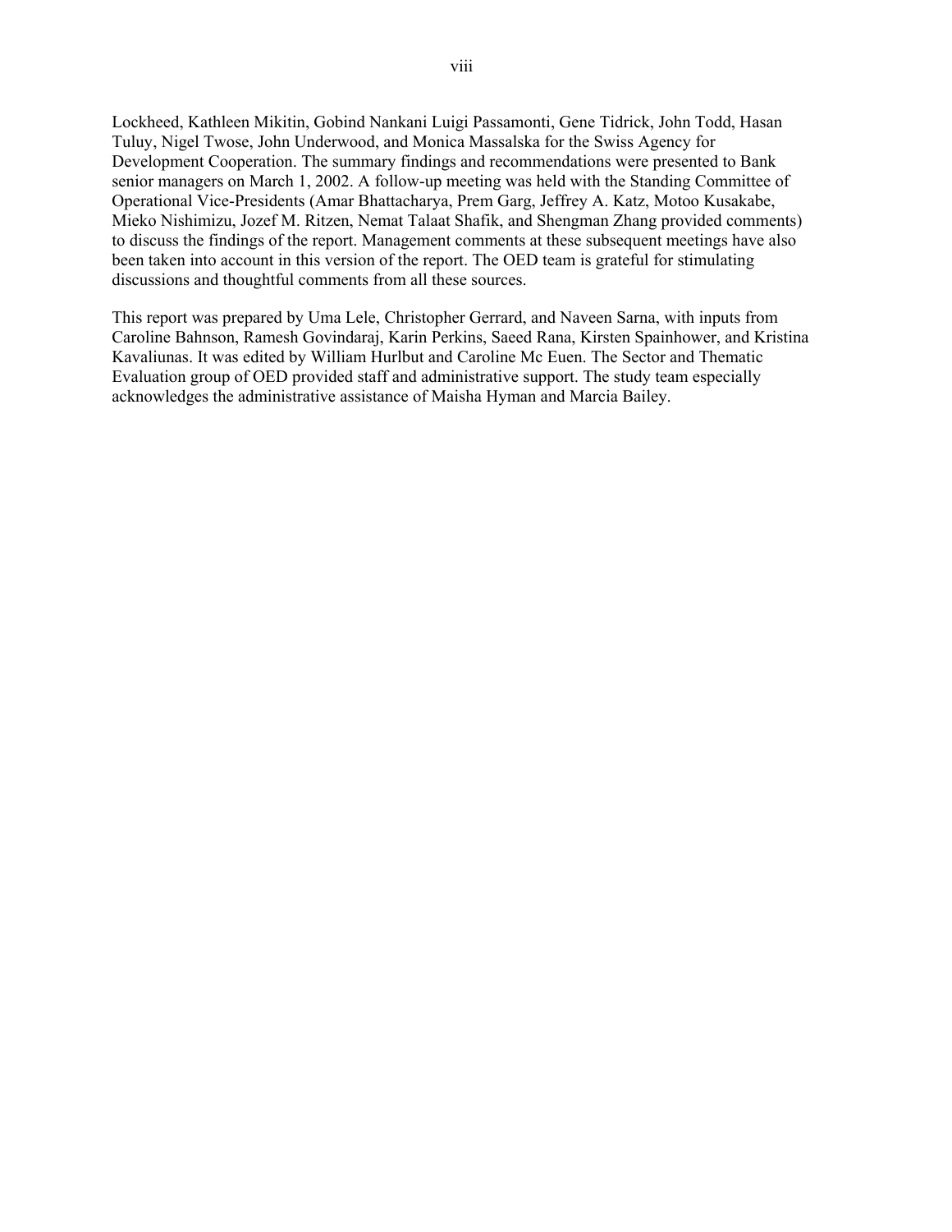Lockheed, Kathleen Mikitin, Gobind Nankani Luigi Passamonti, Gene Tidrick, John Todd, Hasan Tuluy, Nigel Twose, John Underwood, and Monica Massalska for the Swiss Agency for Development Cooperation. The summary findings and recommendations were presented to Bank senior managers on March 1, 2002. A follow-up meeting was held with the Standing Committee of Operational Vice-Presidents (Amar Bhattacharya, Prem Garg, Jeffrey A. Katz, Motoo Kusakabe, Mieko Nishimizu, Jozef M. Ritzen, Nemat Talaat Shafik, and Shengman Zhang provided comments) to discuss the findings of the report. Management comments at these subsequent meetings have also been taken into account in this version of the report. The OED team is grateful for stimulating discussions and thoughtful comments from all these sources.

This report was prepared by Uma Lele, Christopher Gerrard, and Naveen Sarna, with inputs from Caroline Bahnson, Ramesh Govindaraj, Karin Perkins, Saeed Rana, Kirsten Spainhower, and Kristina Kavaliunas. It was edited by William Hurlbut and Caroline Mc Euen. The Sector and Thematic Evaluation group of OED provided staff and administrative support. The study team especially acknowledges the administrative assistance of Maisha Hyman and Marcia Bailey.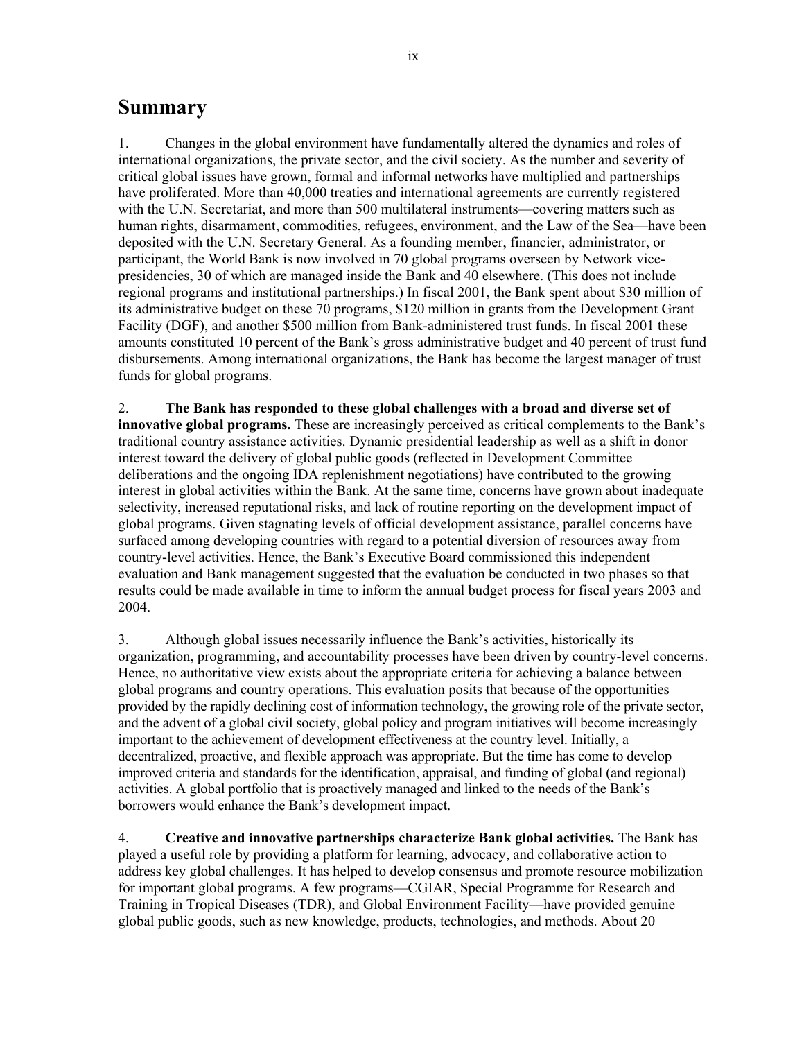# Summary

1. Changes in the global environment have fundamentally altered the dynamics and roles of international organizations, the private sector, and the civil society. As the number and severity of critical global issues have grown, formal and informal networks have multiplied and partnerships have proliferated. More than 40,000 treaties and international agreements are currently registered with the U.N. Secretariat, and more than 500 multilateral instruments—covering matters such as human rights, disarmament, commodities, refugees, environment, and the Law of the Sea—have been deposited with the U.N. Secretary General. As a founding member, financier, administrator, or participant, the World Bank is now involved in 70 global programs overseen by Network vice-presidencies, 30 of which are managed inside the Bank and 40 elsewhere. (This does not include regional programs and institutional partnerships.) In fiscal 2001, the Bank spent about $30 million of its administrative budget on these 70 programs, $120 million in grants from the Development Grant Facility (DGF), and another $500 million from Bank-administered trust funds. In fiscal 2001 these amounts constituted 10 percent of the Bank's gross administrative budget and 40 percent of trust fund disbursements. Among international organizations, the Bank has become the largest manager of trust funds for global programs.

2. **The Bank has responded to these global challenges with a broad and diverse set of innovative global programs.** These are increasingly perceived as critical complements to the Bank's traditional country assistance activities. Dynamic presidential leadership as well as a shift in donor interest toward the delivery of global public goods (reflected in Development Committee deliberations and the ongoing IDA replenishment negotiations) have contributed to the growing interest in global activities within the Bank. At the same time, concerns have grown about inadequate selectivity, increased reputational risks, and lack of routine reporting on the development impact of global programs. Given stagnating levels of official development assistance, parallel concerns have surfaced among developing countries with regard to a potential diversion of resources away from country-level activities. Hence, the Bank's Executive Board commissioned this independent evaluation and Bank management suggested that the evaluation be conducted in two phases so that results could be made available in time to inform the annual budget process for fiscal years 2003 and 2004.

3. Although global issues necessarily influence the Bank's activities, historically its organization, programming, and accountability processes have been driven by country-level concerns. Hence, no authoritative view exists about the appropriate criteria for achieving a balance between global programs and country operations. This evaluation posits that because of the opportunities provided by the rapidly declining cost of information technology, the growing role of the private sector, and the advent of a global civil society, global policy and program initiatives will become increasingly important to the achievement of development effectiveness at the country level. Initially, a decentralized, proactive, and flexible approach was appropriate. But the time has come to develop improved criteria and standards for the identification, appraisal, and funding of global (and regional) activities. A global portfolio that is proactively managed and linked to the needs of the Bank's borrowers would enhance the Bank's development impact.

4. **Creative and innovative partnerships characterize Bank global activities.** The Bank has played a useful role by providing a platform for learning, advocacy, and collaborative action to address key global challenges. It has helped to develop consensus and promote resource mobilization for important global programs. A few programs—CGIAR, Special Programme for Research and Training in Tropical Diseases (TDR), and Global Environment Facility—have provided genuine global public goods, such as new knowledge, products, technologies, and methods. About 20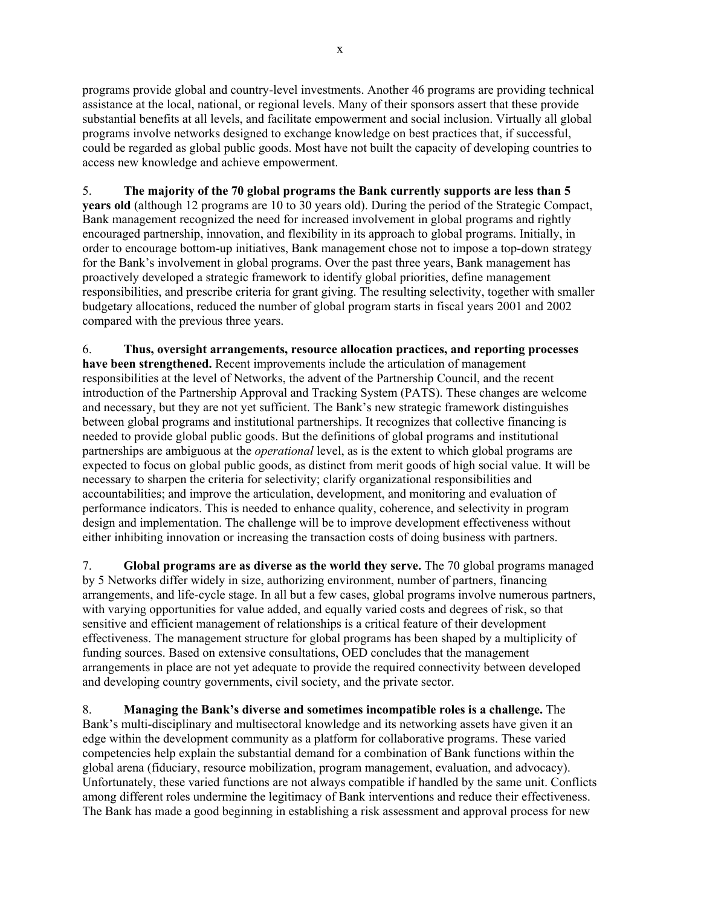programs provide global and country-level investments. Another 46 programs are providing technical assistance at the local, national, or regional levels. Many of their sponsors assert that these provide substantial benefits at all levels, and facilitate empowerment and social inclusion. Virtually all global programs involve networks designed to exchange knowledge on best practices that, if successful, could be regarded as global public goods. Most have not built the capacity of developing countries to access new knowledge and achieve empowerment.

5. **The majority of the 70 global programs the Bank currently supports are less than 5 years old** (although 12 programs are 10 to 30 years old). During the period of the Strategic Compact, Bank management recognized the need for increased involvement in global programs and rightly encouraged partnership, innovation, and flexibility in its approach to global programs. Initially, in order to encourage bottom-up initiatives, Bank management chose not to impose a top-down strategy for the Bank's involvement in global programs. Over the past three years, Bank management has proactively developed a strategic framework to identify global priorities, define management responsibilities, and prescribe criteria for grant giving. The resulting selectivity, together with smaller budgetary allocations, reduced the number of global program starts in fiscal years 2001 and 2002 compared with the previous three years.

6. **Thus, oversight arrangements, resource allocation practices, and reporting processes have been strengthened.** Recent improvements include the articulation of management responsibilities at the level of Networks, the advent of the Partnership Council, and the recent introduction of the Partnership Approval and Tracking System (PATS). These changes are welcome and necessary, but they are not yet sufficient. The Bank's new strategic framework distinguishes between global programs and institutional partnerships. It recognizes that collective financing is needed to provide global public goods. But the definitions of global programs and institutional partnerships are ambiguous at the *operational* level, as is the extent to which global programs are expected to focus on global public goods, as distinct from merit goods of high social value. It will be necessary to sharpen the criteria for selectivity; clarify organizational responsibilities and accountabilities; and improve the articulation, development, and monitoring and evaluation of performance indicators. This is needed to enhance quality, coherence, and selectivity in program design and implementation. The challenge will be to improve development effectiveness without either inhibiting innovation or increasing the transaction costs of doing business with partners.

7. **Global programs are as diverse as the world they serve.** The 70 global programs managed by 5 Networks differ widely in size, authorizing environment, number of partners, financing arrangements, and life-cycle stage. In all but a few cases, global programs involve numerous partners, with varying opportunities for value added, and equally varied costs and degrees of risk, so that sensitive and efficient management of relationships is a critical feature of their development effectiveness. The management structure for global programs has been shaped by a multiplicity of funding sources. Based on extensive consultations, OED concludes that the management arrangements in place are not yet adequate to provide the required connectivity between developed and developing country governments, civil society, and the private sector.

8. **Managing the Bank's diverse and sometimes incompatible roles is a challenge.** The Bank's multi-disciplinary and multisectoral knowledge and its networking assets have given it an edge within the development community as a platform for collaborative programs. These varied competencies help explain the substantial demand for a combination of Bank functions within the global arena (fiduciary, resource mobilization, program management, evaluation, and advocacy). Unfortunately, these varied functions are not always compatible if handled by the same unit. Conflicts among different roles undermine the legitimacy of Bank interventions and reduce their effectiveness. The Bank has made a good beginning in establishing a risk assessment and approval process for new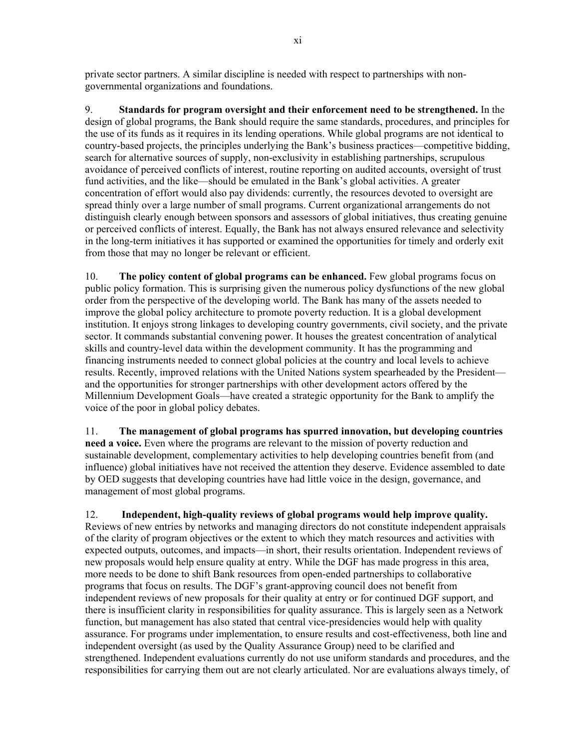private sector partners. A similar discipline is needed with respect to partnerships with non-governmental organizations and foundations.

9. **Standards for program oversight and their enforcement need to be strengthened.** In the design of global programs, the Bank should require the same standards, procedures, and principles for the use of its funds as it requires in its lending operations. While global programs are not identical to country-based projects, the principles underlying the Bank's business practices—competitive bidding, search for alternative sources of supply, non-exclusivity in establishing partnerships, scrupulous avoidance of perceived conflicts of interest, routine reporting on audited accounts, oversight of trust fund activities, and the like—should be emulated in the Bank's global activities. A greater concentration of effort would also pay dividends: currently, the resources devoted to oversight are spread thinly over a large number of small programs. Current organizational arrangements do not distinguish clearly enough between sponsors and assessors of global initiatives, thus creating genuine or perceived conflicts of interest. Equally, the Bank has not always ensured relevance and selectivity in the long-term initiatives it has supported or examined the opportunities for timely and orderly exit from those that may no longer be relevant or efficient.

10. **The policy content of global programs can be enhanced.** Few global programs focus on public policy formation. This is surprising given the numerous policy dysfunctions of the new global order from the perspective of the developing world. The Bank has many of the assets needed to improve the global policy architecture to promote poverty reduction. It is a global development institution. It enjoys strong linkages to developing country governments, civil society, and the private sector. It commands substantial convening power. It houses the greatest concentration of analytical skills and country-level data within the development community. It has the programming and financing instruments needed to connect global policies at the country and local levels to achieve results. Recently, improved relations with the United Nations system spearheaded by the President—and the opportunities for stronger partnerships with other development actors offered by the Millennium Development Goals—have created a strategic opportunity for the Bank to amplify the voice of the poor in global policy debates.

11. **The management of global programs has spurred innovation, but developing countries need a voice.** Even where the programs are relevant to the mission of poverty reduction and sustainable development, complementary activities to help developing countries benefit from (and influence) global initiatives have not received the attention they deserve. Evidence assembled to date by OED suggests that developing countries have had little voice in the design, governance, and management of most global programs.

12. **Independent, high-quality reviews of global programs would help improve quality.** Reviews of new entries by networks and managing directors do not constitute independent appraisals of the clarity of program objectives or the extent to which they match resources and activities with expected outputs, outcomes, and impacts—in short, their results orientation. Independent reviews of new proposals would help ensure quality at entry. While the DGF has made progress in this area, more needs to be done to shift Bank resources from open-ended partnerships to collaborative programs that focus on results. The DGF's grant-approving council does not benefit from independent reviews of new proposals for their quality at entry or for continued DGF support, and there is insufficient clarity in responsibilities for quality assurance. This is largely seen as a Network function, but management has also stated that central vice-presidencies would help with quality assurance. For programs under implementation, to ensure results and cost-effectiveness, both line and independent oversight (as used by the Quality Assurance Group) need to be clarified and strengthened. Independent evaluations currently do not use uniform standards and procedures, and the responsibilities for carrying them out are not clearly articulated. Nor are evaluations always timely, of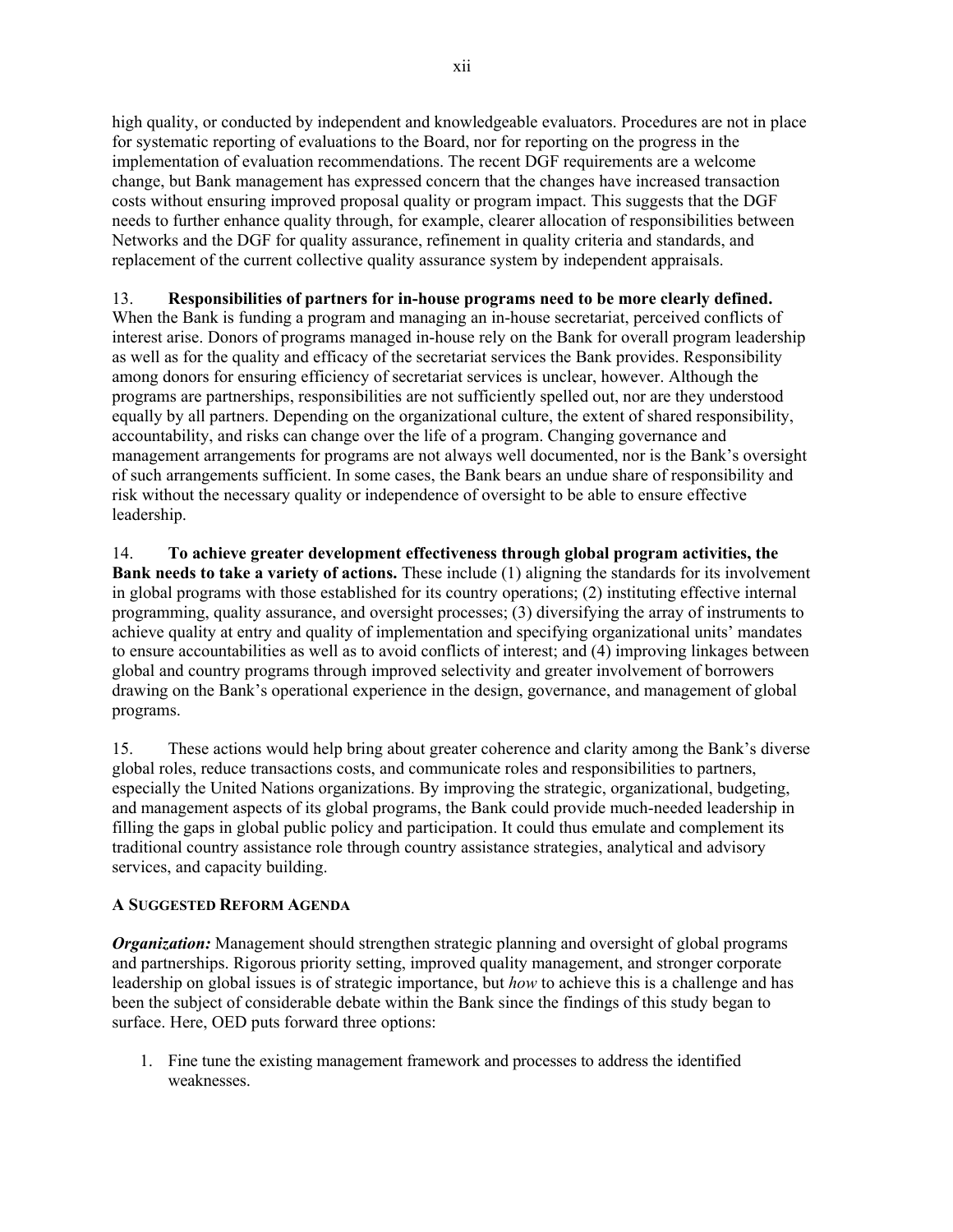high quality, or conducted by independent and knowledgeable evaluators. Procedures are not in place for systematic reporting of evaluations to the Board, nor for reporting on the progress in the implementation of evaluation recommendations. The recent DGF requirements are a welcome change, but Bank management has expressed concern that the changes have increased transaction costs without ensuring improved proposal quality or program impact. This suggests that the DGF needs to further enhance quality through, for example, clearer allocation of responsibilities between Networks and the DGF for quality assurance, refinement in quality criteria and standards, and replacement of the current collective quality assurance system by independent appraisals.

13. **Responsibilities of partners for in-house programs need to be more clearly defined.** When the Bank is funding a program and managing an in-house secretariat, perceived conflicts of interest arise. Donors of programs managed in-house rely on the Bank for overall program leadership as well as for the quality and efficacy of the secretariat services the Bank provides. Responsibility among donors for ensuring efficiency of secretariat services is unclear, however. Although the programs are partnerships, responsibilities are not sufficiently spelled out, nor are they understood equally by all partners. Depending on the organizational culture, the extent of shared responsibility, accountability, and risks can change over the life of a program. Changing governance and management arrangements for programs are not always well documented, nor is the Bank's oversight of such arrangements sufficient. In some cases, the Bank bears an undue share of responsibility and risk without the necessary quality or independence of oversight to be able to ensure effective leadership.

14. **To achieve greater development effectiveness through global program activities, the Bank needs to take a variety of actions.** These include (1) aligning the standards for its involvement in global programs with those established for its country operations; (2) instituting effective internal programming, quality assurance, and oversight processes; (3) diversifying the array of instruments to achieve quality at entry and quality of implementation and specifying organizational units' mandates to ensure accountabilities as well as to avoid conflicts of interest; and (4) improving linkages between global and country programs through improved selectivity and greater involvement of borrowers drawing on the Bank's operational experience in the design, governance, and management of global programs.

15. These actions would help bring about greater coherence and clarity among the Bank's diverse global roles, reduce transactions costs, and communicate roles and responsibilities to partners, especially the United Nations organizations. By improving the strategic, organizational, budgeting, and management aspects of its global programs, the Bank could provide much-needed leadership in filling the gaps in global public policy and participation. It could thus emulate and complement its traditional country assistance role through country assistance strategies, analytical and advisory services, and capacity building.

### A Suggested Reform Agenda

***Organization:*** Management should strengthen strategic planning and oversight of global programs and partnerships. Rigorous priority setting, improved quality management, and stronger corporate leadership on global issues is of strategic importance, but *how* to achieve this is a challenge and has been the subject of considerable debate within the Bank since the findings of this study began to surface. Here, OED puts forward three options:

1. Fine tune the existing management framework and processes to address the identified weaknesses.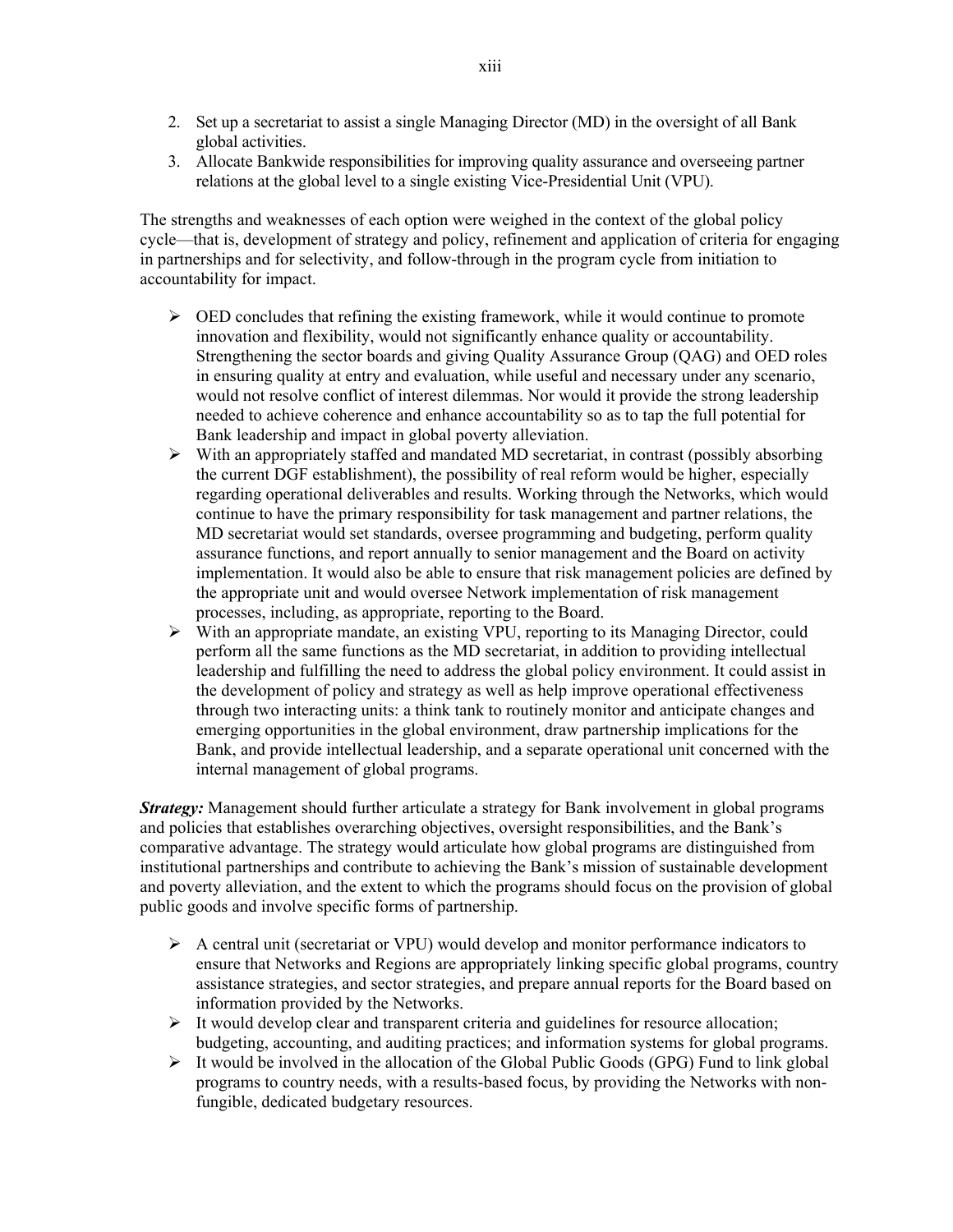2. Set up a secretariat to assist a single Managing Director (MD) in the oversight of all Bank global activities.
3. Allocate Bankwide responsibilities for improving quality assurance and overseeing partner relations at the global level to a single existing Vice-Presidential Unit (VPU).

The strengths and weaknesses of each option were weighed in the context of the global policy cycle—that is, development of strategy and policy, refinement and application of criteria for engaging in partnerships and for selectivity, and follow-through in the program cycle from initiation to accountability for impact.

- OED concludes that refining the existing framework, while it would continue to promote innovation and flexibility, would not significantly enhance quality or accountability. Strengthening the sector boards and giving Quality Assurance Group (QAG) and OED roles in ensuring quality at entry and evaluation, while useful and necessary under any scenario, would not resolve conflict of interest dilemmas. Nor would it provide the strong leadership needed to achieve coherence and enhance accountability so as to tap the full potential for Bank leadership and impact in global poverty alleviation.
- With an appropriately staffed and mandated MD secretariat, in contrast (possibly absorbing the current DGF establishment), the possibility of real reform would be higher, especially regarding operational deliverables and results. Working through the Networks, which would continue to have the primary responsibility for task management and partner relations, the MD secretariat would set standards, oversee programming and budgeting, perform quality assurance functions, and report annually to senior management and the Board on activity implementation. It would also be able to ensure that risk management policies are defined by the appropriate unit and would oversee Network implementation of risk management processes, including, as appropriate, reporting to the Board.
- With an appropriate mandate, an existing VPU, reporting to its Managing Director, could perform all the same functions as the MD secretariat, in addition to providing intellectual leadership and fulfilling the need to address the global policy environment. It could assist in the development of policy and strategy as well as help improve operational effectiveness through two interacting units: a think tank to routinely monitor and anticipate changes and emerging opportunities in the global environment, draw partnership implications for the Bank, and provide intellectual leadership, and a separate operational unit concerned with the internal management of global programs.

***Strategy:*** Management should further articulate a strategy for Bank involvement in global programs and policies that establishes overarching objectives, oversight responsibilities, and the Bank's comparative advantage. The strategy would articulate how global programs are distinguished from institutional partnerships and contribute to achieving the Bank's mission of sustainable development and poverty alleviation, and the extent to which the programs should focus on the provision of global public goods and involve specific forms of partnership.

- A central unit (secretariat or VPU) would develop and monitor performance indicators to ensure that Networks and Regions are appropriately linking specific global programs, country assistance strategies, and sector strategies, and prepare annual reports for the Board based on information provided by the Networks.
- It would develop clear and transparent criteria and guidelines for resource allocation; budgeting, accounting, and auditing practices; and information systems for global programs.
- It would be involved in the allocation of the Global Public Goods (GPG) Fund to link global programs to country needs, with a results-based focus, by providing the Networks with non-fungible, dedicated budgetary resources.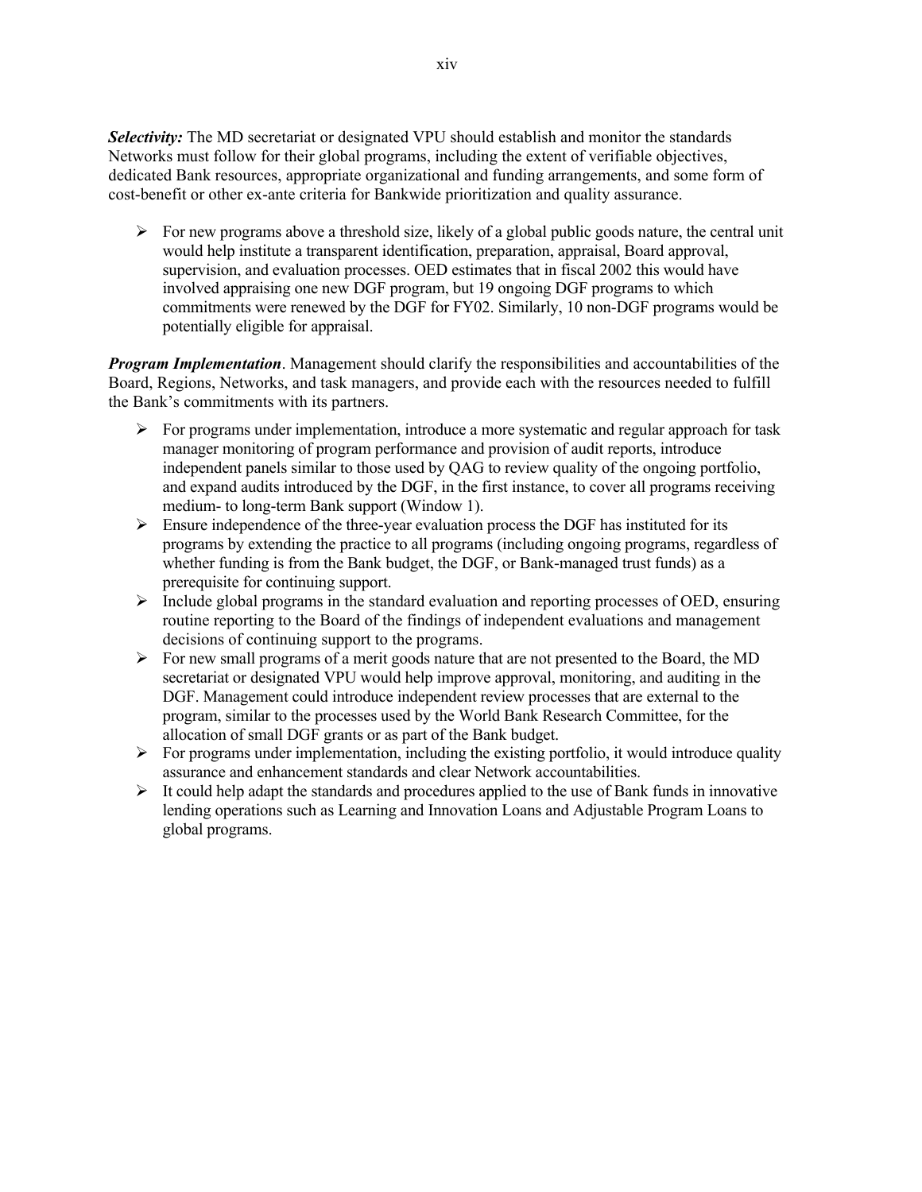***Selectivity:*** The MD secretariat or designated VPU should establish and monitor the standards Networks must follow for their global programs, including the extent of verifiable objectives, dedicated Bank resources, appropriate organizational and funding arrangements, and some form of cost-benefit or other ex-ante criteria for Bankwide prioritization and quality assurance.

- For new programs above a threshold size, likely of a global public goods nature, the central unit would help institute a transparent identification, preparation, appraisal, Board approval, supervision, and evaluation processes. OED estimates that in fiscal 2002 this would have involved appraising one new DGF program, but 19 ongoing DGF programs to which commitments were renewed by the DGF for FY02. Similarly, 10 non-DGF programs would be potentially eligible for appraisal.

***Program Implementation***. Management should clarify the responsibilities and accountabilities of the Board, Regions, Networks, and task managers, and provide each with the resources needed to fulfill the Bank's commitments with its partners.

- For programs under implementation, introduce a more systematic and regular approach for task manager monitoring of program performance and provision of audit reports, introduce independent panels similar to those used by QAG to review quality of the ongoing portfolio, and expand audits introduced by the DGF, in the first instance, to cover all programs receiving medium- to long-term Bank support (Window 1).
- Ensure independence of the three-year evaluation process the DGF has instituted for its programs by extending the practice to all programs (including ongoing programs, regardless of whether funding is from the Bank budget, the DGF, or Bank-managed trust funds) as a prerequisite for continuing support.
- Include global programs in the standard evaluation and reporting processes of OED, ensuring routine reporting to the Board of the findings of independent evaluations and management decisions of continuing support to the programs.
- For new small programs of a merit goods nature that are not presented to the Board, the MD secretariat or designated VPU would help improve approval, monitoring, and auditing in the DGF. Management could introduce independent review processes that are external to the program, similar to the processes used by the World Bank Research Committee, for the allocation of small DGF grants or as part of the Bank budget.
- For programs under implementation, including the existing portfolio, it would introduce quality assurance and enhancement standards and clear Network accountabilities.
- It could help adapt the standards and procedures applied to the use of Bank funds in innovative lending operations such as Learning and Innovation Loans and Adjustable Program Loans to global programs.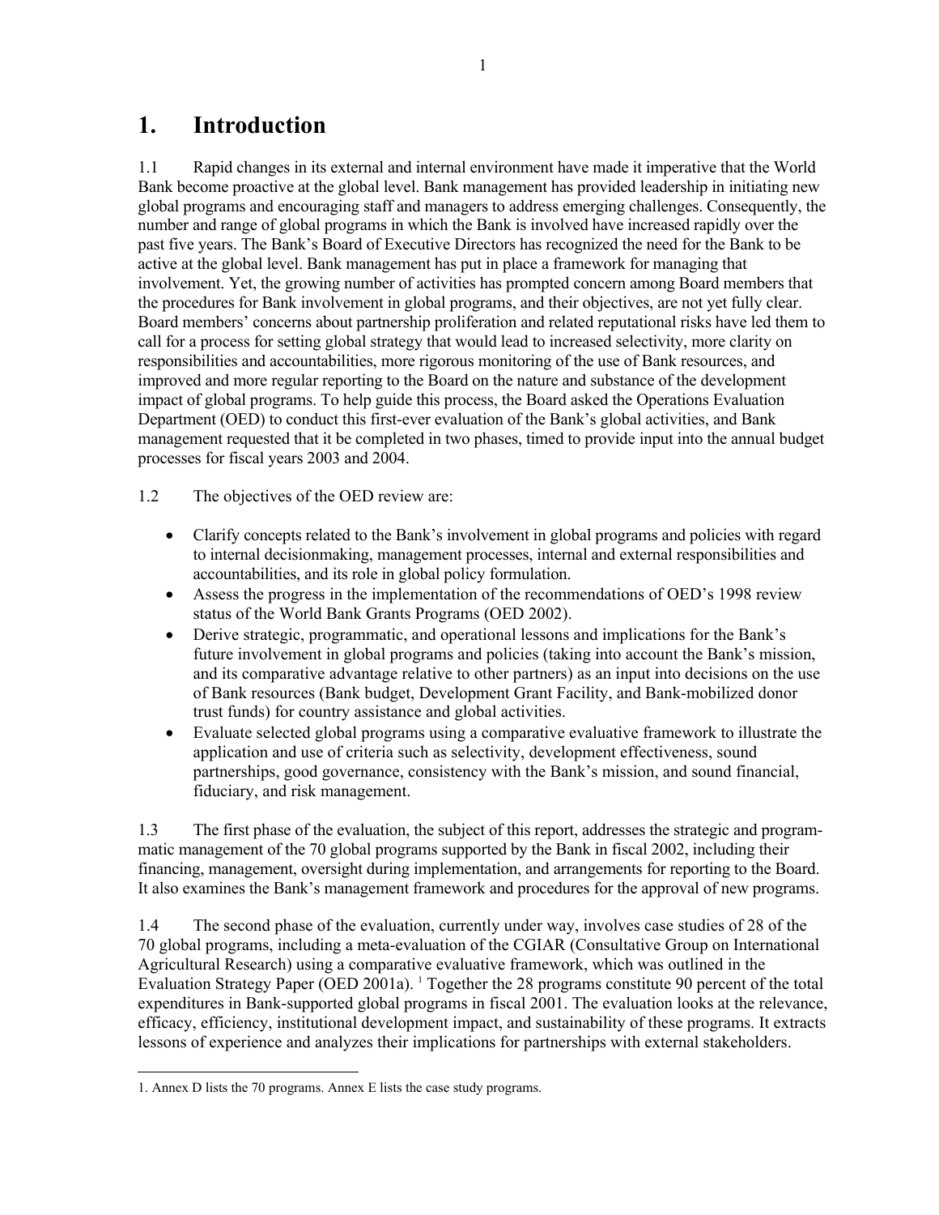# 1. Introduction

1.1 Rapid changes in its external and internal environment have made it imperative that the World Bank become proactive at the global level. Bank management has provided leadership in initiating new global programs and encouraging staff and managers to address emerging challenges. Consequently, the number and range of global programs in which the Bank is involved have increased rapidly over the past five years. The Bank's Board of Executive Directors has recognized the need for the Bank to be active at the global level. Bank management has put in place a framework for managing that involvement. Yet, the growing number of activities has prompted concern among Board members that the procedures for Bank involvement in global programs, and their objectives, are not yet fully clear. Board members' concerns about partnership proliferation and related reputational risks have led them to call for a process for setting global strategy that would lead to increased selectivity, more clarity on responsibilities and accountabilities, more rigorous monitoring of the use of Bank resources, and improved and more regular reporting to the Board on the nature and substance of the development impact of global programs. To help guide this process, the Board asked the Operations Evaluation Department (OED) to conduct this first-ever evaluation of the Bank's global activities, and Bank management requested that it be completed in two phases, timed to provide input into the annual budget processes for fiscal years 2003 and 2004.

1.2 The objectives of the OED review are:

- Clarify concepts related to the Bank's involvement in global programs and policies with regard to internal decisionmaking, management processes, internal and external responsibilities and accountabilities, and its role in global policy formulation.
- Assess the progress in the implementation of the recommendations of OED's 1998 review status of the World Bank Grants Programs (OED 2002).
- Derive strategic, programmatic, and operational lessons and implications for the Bank's future involvement in global programs and policies (taking into account the Bank's mission, and its comparative advantage relative to other partners) as an input into decisions on the use of Bank resources (Bank budget, Development Grant Facility, and Bank-mobilized donor trust funds) for country assistance and global activities.
- Evaluate selected global programs using a comparative evaluative framework to illustrate the application and use of criteria such as selectivity, development effectiveness, sound partnerships, good governance, consistency with the Bank's mission, and sound financial, fiduciary, and risk management.

1.3 The first phase of the evaluation, the subject of this report, addresses the strategic and programmatic management of the 70 global programs supported by the Bank in fiscal 2002, including their financing, management, oversight during implementation, and arrangements for reporting to the Board. It also examines the Bank's management framework and procedures for the approval of new programs.

1.4 The second phase of the evaluation, currently under way, involves case studies of 28 of the 70 global programs, including a meta-evaluation of the CGIAR (Consultative Group on International Agricultural Research) using a comparative evaluative framework, which was outlined in the Evaluation Strategy Paper (OED 2001a).[1] Together the 28 programs constitute 90 percent of the total expenditures in Bank-supported global programs in fiscal 2001. The evaluation looks at the relevance, efficacy, efficiency, institutional development impact, and sustainability of these programs. It extracts lessons of experience and analyzes their implications for partnerships with external stakeholders.

---

1. Annex D lists the 70 programs. Annex E lists the case study programs.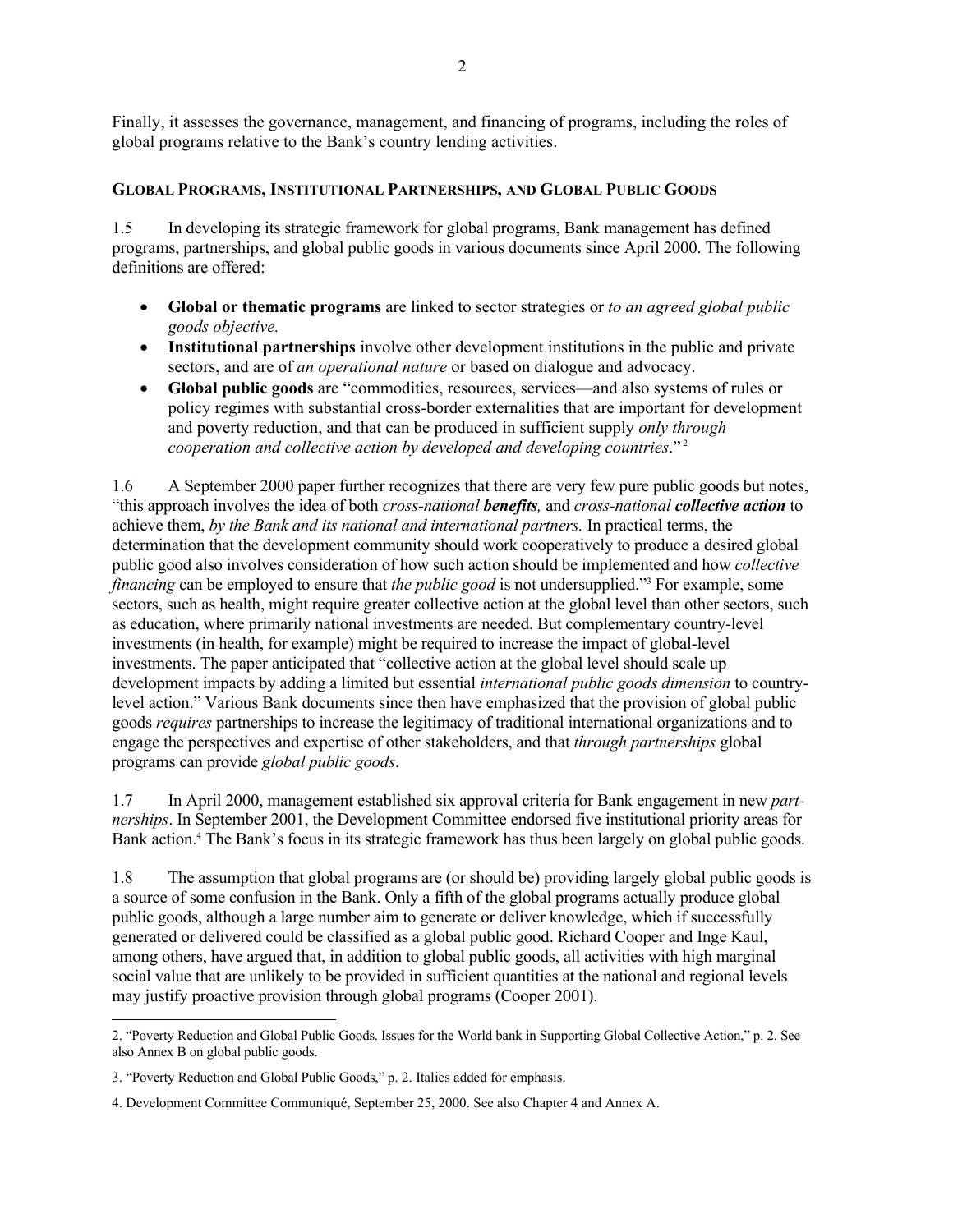Finally, it assesses the governance, management, and financing of programs, including the roles of global programs relative to the Bank's country lending activities.

## GLOBAL PROGRAMS, INSTITUTIONAL PARTNERSHIPS, AND GLOBAL PUBLIC GOODS

1.5 In developing its strategic framework for global programs, Bank management has defined programs, partnerships, and global public goods in various documents since April 2000. The following definitions are offered:

- **Global or thematic programs** are linked to sector strategies or *to an agreed global public goods objective.*
- **Institutional partnerships** involve other development institutions in the public and private sectors, and are of *an operational nature* or based on dialogue and advocacy.
- **Global public goods** are "commodities, resources, services—and also systems of rules or policy regimes with substantial cross-border externalities that are important for development and poverty reduction, and that can be produced in sufficient supply *only through cooperation and collective action by developed and developing countries*."[2]

1.6 A September 2000 paper further recognizes that there are very few pure public goods but notes, "this approach involves the idea of both *cross-national* ***benefits,*** and *cross-national* ***collective action*** to achieve them, *by the Bank and its national and international partners.* In practical terms, the determination that the development community should work cooperatively to produce a desired global public good also involves consideration of how such action should be implemented and how *collective financing* can be employed to ensure that *the public good* is not undersupplied."[3] For example, some sectors, such as health, might require greater collective action at the global level than other sectors, such as education, where primarily national investments are needed. But complementary country-level investments (in health, for example) might be required to increase the impact of global-level investments. The paper anticipated that "collective action at the global level should scale up development impacts by adding a limited but essential *international public goods dimension* to country-level action." Various Bank documents since then have emphasized that the provision of global public goods *requires* partnerships to increase the legitimacy of traditional international organizations and to engage the perspectives and expertise of other stakeholders, and that *through partnerships* global programs can provide *global public goods*.

1.7 In April 2000, management established six approval criteria for Bank engagement in new *partnerships*. In September 2001, the Development Committee endorsed five institutional priority areas for Bank action.[4] The Bank's focus in its strategic framework has thus been largely on global public goods.

1.8 The assumption that global programs are (or should be) providing largely global public goods is a source of some confusion in the Bank. Only a fifth of the global programs actually produce global public goods, although a large number aim to generate or deliver knowledge, which if successfully generated or delivered could be classified as a global public good. Richard Cooper and Inge Kaul, among others, have argued that, in addition to global public goods, all activities with high marginal social value that are unlikely to be provided in sufficient quantities at the national and regional levels may justify proactive provision through global programs (Cooper 2001).

---

2. "Poverty Reduction and Global Public Goods. Issues for the World bank in Supporting Global Collective Action," p. 2. See also Annex B on global public goods.

3. "Poverty Reduction and Global Public Goods," p. 2. Italics added for emphasis.

4. Development Committee Communiqué, September 25, 2000. See also Chapter 4 and Annex A.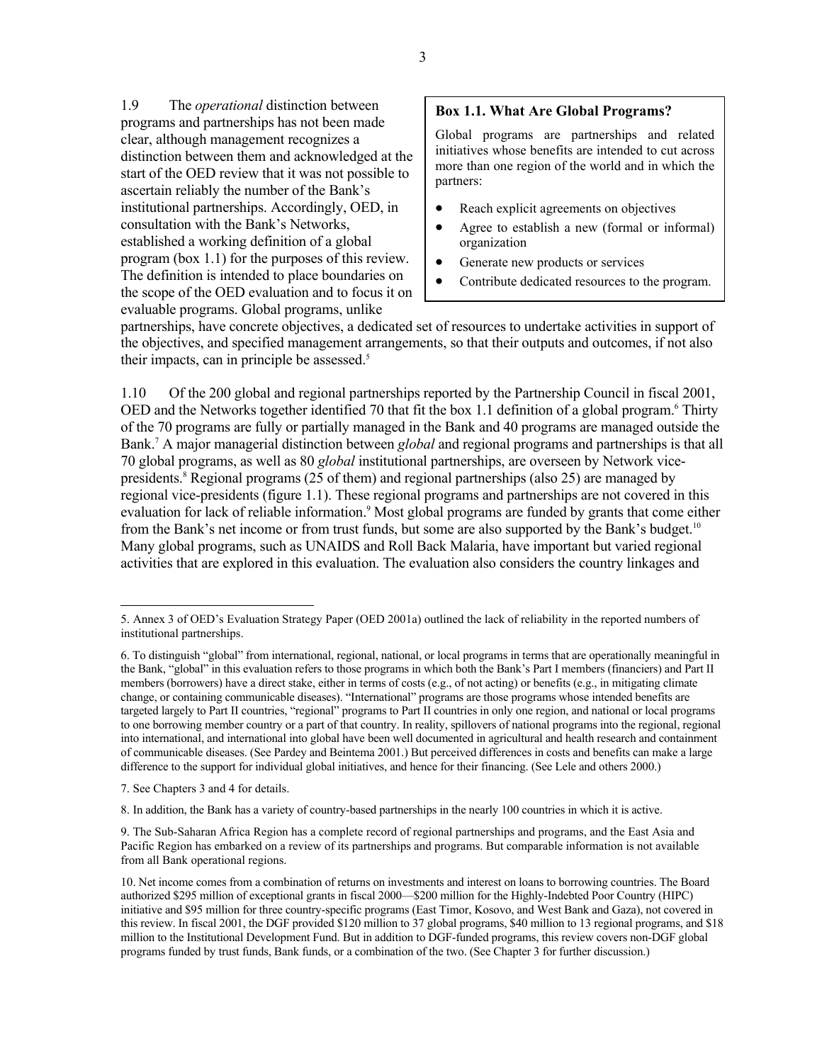1.9 The *operational* distinction between programs and partnerships has not been made clear, although management recognizes a distinction between them and acknowledged at the start of the OED review that it was not possible to ascertain reliably the number of the Bank's institutional partnerships. Accordingly, OED, in consultation with the Bank's Networks, established a working definition of a global program (box 1.1) for the purposes of this review. The definition is intended to place boundaries on the scope of the OED evaluation and to focus it on evaluable programs. Global programs, unlike partnerships, have concrete objectives, a dedicated set of resources to undertake activities in support of the objectives, and specified management arrangements, so that their outputs and outcomes, if not also their impacts, can in principle be assessed.[5]

> **Box 1.1. What Are Global Programs?**
>
> Global programs are partnerships and related initiatives whose benefits are intended to cut across more than one region of the world and in which the partners:
>
> - Reach explicit agreements on objectives
> - Agree to establish a new (formal or informal) organization
> - Generate new products or services
> - Contribute dedicated resources to the program.

1.10 Of the 200 global and regional partnerships reported by the Partnership Council in fiscal 2001, OED and the Networks together identified 70 that fit the box 1.1 definition of a global program.[6] Thirty of the 70 programs are fully or partially managed in the Bank and 40 programs are managed outside the Bank.[7] A major managerial distinction between *global* and regional programs and partnerships is that all 70 global programs, as well as 80 *global* institutional partnerships, are overseen by Network vice-presidents.[8] Regional programs (25 of them) and regional partnerships (also 25) are managed by regional vice-presidents (figure 1.1). These regional programs and partnerships are not covered in this evaluation for lack of reliable information.[9] Most global programs are funded by grants that come either from the Bank's net income or from trust funds, but some are also supported by the Bank's budget.[10] Many global programs, such as UNAIDS and Roll Back Malaria, have important but varied regional activities that are explored in this evaluation. The evaluation also considers the country linkages and

---

5. Annex 3 of OED's Evaluation Strategy Paper (OED 2001a) outlined the lack of reliability in the reported numbers of institutional partnerships.

6. To distinguish "global" from international, regional, national, or local programs in terms that are operationally meaningful in the Bank, "global" in this evaluation refers to those programs in which both the Bank's Part I members (financiers) and Part II members (borrowers) have a direct stake, either in terms of costs (e.g., of not acting) or benefits (e.g., in mitigating climate change, or containing communicable diseases). "International" programs are those programs whose intended benefits are targeted largely to Part II countries, "regional" programs to Part II countries in only one region, and national or local programs to one borrowing member country or a part of that country. In reality, spillovers of national programs into the regional, regional into international, and international into global have been well documented in agricultural and health research and containment of communicable diseases. (See Pardey and Beintema 2001.) But perceived differences in costs and benefits can make a large difference to the support for individual global initiatives, and hence for their financing. (See Lele and others 2000.)

7. See Chapters 3 and 4 for details.

8. In addition, the Bank has a variety of country-based partnerships in the nearly 100 countries in which it is active.

9. The Sub-Saharan Africa Region has a complete record of regional partnerships and programs, and the East Asia and Pacific Region has embarked on a review of its partnerships and programs. But comparable information is not available from all Bank operational regions.

10. Net income comes from a combination of returns on investments and interest on loans to borrowing countries. The Board authorized $295 million of exceptional grants in fiscal 2000—$200 million for the Highly-Indebted Poor Country (HIPC) initiative and $95 million for three country-specific programs (East Timor, Kosovo, and West Bank and Gaza), not covered in this review. In fiscal 2001, the DGF provided $120 million to 37 global programs, $40 million to 13 regional programs, and $18 million to the Institutional Development Fund. But in addition to DGF-funded programs, this review covers non-DGF global programs funded by trust funds, Bank funds, or a combination of the two. (See Chapter 3 for further discussion.)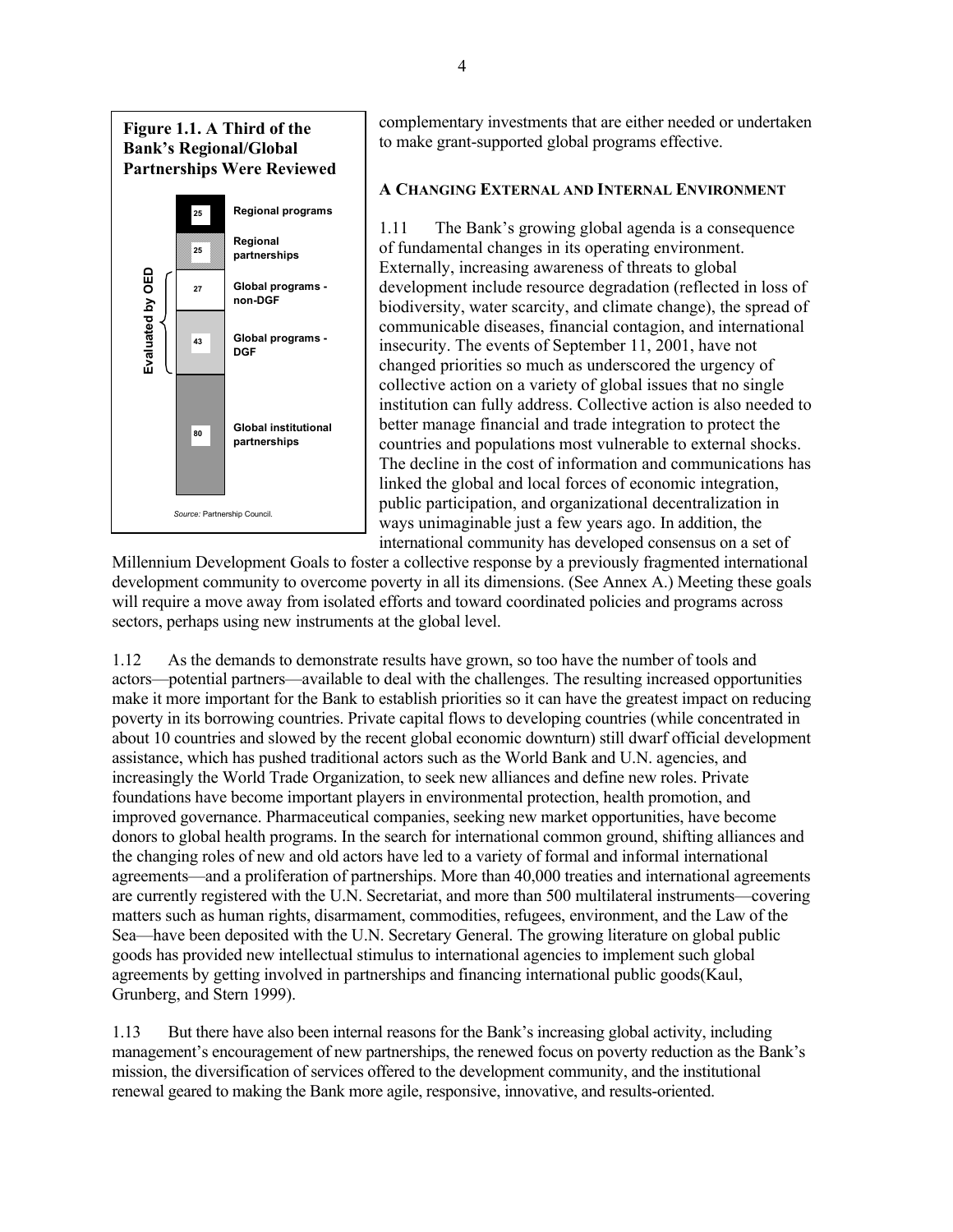**Figure 1.1. A Third of the Bank's Regional/Global Partnerships Were Reviewed**

| Number | Category | Evaluated by OED |
|---|---|---|
| 25 | Regional programs | |
| 25 | Regional partnerships | |
| 27 | Global programs - non-DGF | Yes |
| 43 | Global programs - DGF | Yes |
| 80 | Global institutional partnerships | |

*Source:* Partnership Council.

complementary investments that are either needed or undertaken to make grant-supported global programs effective.

### A CHANGING EXTERNAL AND INTERNAL ENVIRONMENT

1.11 The Bank's growing global agenda is a consequence of fundamental changes in its operating environment. Externally, increasing awareness of threats to global development include resource degradation (reflected in loss of biodiversity, water scarcity, and climate change), the spread of communicable diseases, financial contagion, and international insecurity. The events of September 11, 2001, have not changed priorities so much as underscored the urgency of collective action on a variety of global issues that no single institution can fully address. Collective action is also needed to better manage financial and trade integration to protect the countries and populations most vulnerable to external shocks. The decline in the cost of information and communications has linked the global and local forces of economic integration, public participation, and organizational decentralization in ways unimaginable just a few years ago. In addition, the international community has developed consensus on a set of Millennium Development Goals to foster a collective response by a previously fragmented international development community to overcome poverty in all its dimensions. (See Annex A.) Meeting these goals will require a move away from isolated efforts and toward coordinated policies and programs across sectors, perhaps using new instruments at the global level.

1.12 As the demands to demonstrate results have grown, so too have the number of tools and actors—potential partners—available to deal with the challenges. The resulting increased opportunities make it more important for the Bank to establish priorities so it can have the greatest impact on reducing poverty in its borrowing countries. Private capital flows to developing countries (while concentrated in about 10 countries and slowed by the recent global economic downturn) still dwarf official development assistance, which has pushed traditional actors such as the World Bank and U.N. agencies, and increasingly the World Trade Organization, to seek new alliances and define new roles. Private foundations have become important players in environmental protection, health promotion, and improved governance. Pharmaceutical companies, seeking new market opportunities, have become donors to global health programs. In the search for international common ground, shifting alliances and the changing roles of new and old actors have led to a variety of formal and informal international agreements—and a proliferation of partnerships. More than 40,000 treaties and international agreements are currently registered with the U.N. Secretariat, and more than 500 multilateral instruments—covering matters such as human rights, disarmament, commodities, refugees, environment, and the Law of the Sea—have been deposited with the U.N. Secretary General. The growing literature on global public goods has provided new intellectual stimulus to international agencies to implement such global agreements by getting involved in partnerships and financing international public goods(Kaul, Grunberg, and Stern 1999).

1.13 But there have also been internal reasons for the Bank's increasing global activity, including management's encouragement of new partnerships, the renewed focus on poverty reduction as the Bank's mission, the diversification of services offered to the development community, and the institutional renewal geared to making the Bank more agile, responsive, innovative, and results-oriented.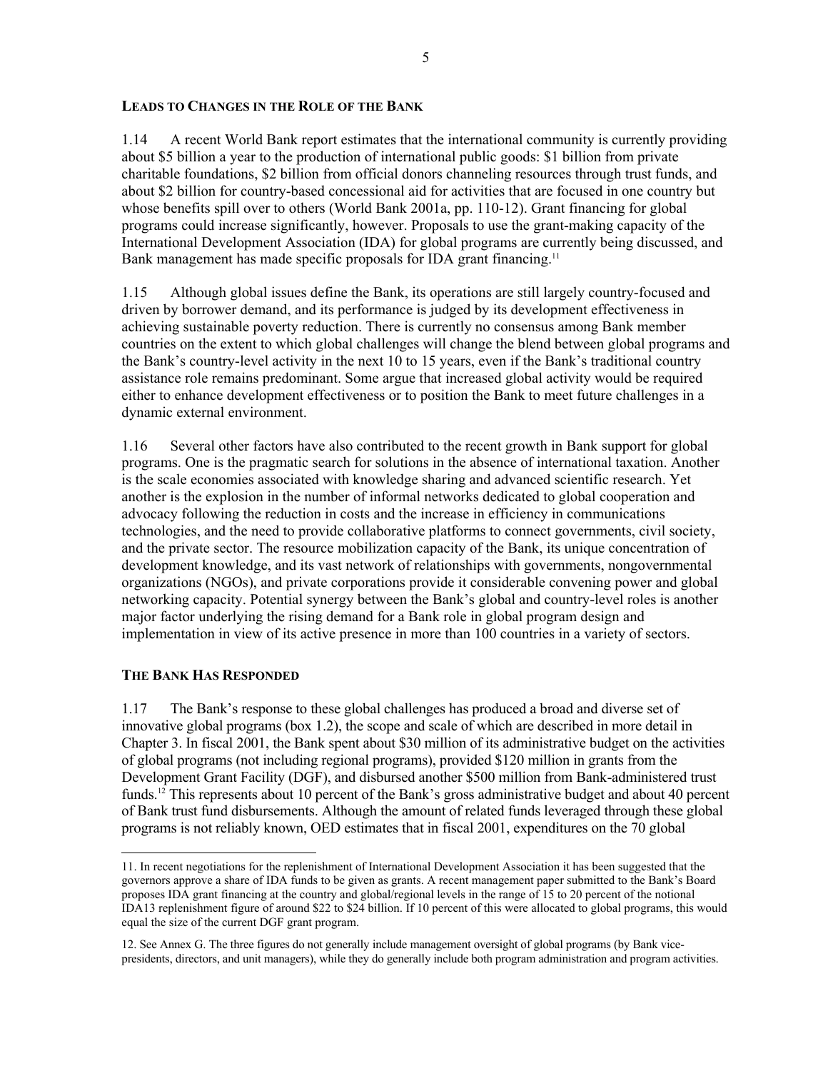### LEADS TO CHANGES IN THE ROLE OF THE BANK

1.14 A recent World Bank report estimates that the international community is currently providing about $5 billion a year to the production of international public goods: $1 billion from private charitable foundations, $2 billion from official donors channeling resources through trust funds, and about $2 billion for country-based concessional aid for activities that are focused in one country but whose benefits spill over to others (World Bank 2001a, pp. 110-12). Grant financing for global programs could increase significantly, however. Proposals to use the grant-making capacity of the International Development Association (IDA) for global programs are currently being discussed, and Bank management has made specific proposals for IDA grant financing.[11]

1.15 Although global issues define the Bank, its operations are still largely country-focused and driven by borrower demand, and its performance is judged by its development effectiveness in achieving sustainable poverty reduction. There is currently no consensus among Bank member countries on the extent to which global challenges will change the blend between global programs and the Bank's country-level activity in the next 10 to 15 years, even if the Bank's traditional country assistance role remains predominant. Some argue that increased global activity would be required either to enhance development effectiveness or to position the Bank to meet future challenges in a dynamic external environment.

1.16 Several other factors have also contributed to the recent growth in Bank support for global programs. One is the pragmatic search for solutions in the absence of international taxation. Another is the scale economies associated with knowledge sharing and advanced scientific research. Yet another is the explosion in the number of informal networks dedicated to global cooperation and advocacy following the reduction in costs and the increase in efficiency in communications technologies, and the need to provide collaborative platforms to connect governments, civil society, and the private sector. The resource mobilization capacity of the Bank, its unique concentration of development knowledge, and its vast network of relationships with governments, nongovernmental organizations (NGOs), and private corporations provide it considerable convening power and global networking capacity. Potential synergy between the Bank's global and country-level roles is another major factor underlying the rising demand for a Bank role in global program design and implementation in view of its active presence in more than 100 countries in a variety of sectors.

### THE BANK HAS RESPONDED

1.17 The Bank's response to these global challenges has produced a broad and diverse set of innovative global programs (box 1.2), the scope and scale of which are described in more detail in Chapter 3. In fiscal 2001, the Bank spent about $30 million of its administrative budget on the activities of global programs (not including regional programs), provided $120 million in grants from the Development Grant Facility (DGF), and disbursed another $500 million from Bank-administered trust funds.[12] This represents about 10 percent of the Bank's gross administrative budget and about 40 percent of Bank trust fund disbursements. Although the amount of related funds leveraged through these global programs is not reliably known, OED estimates that in fiscal 2001, expenditures on the 70 global

---

11. In recent negotiations for the replenishment of International Development Association it has been suggested that the governors approve a share of IDA funds to be given as grants. A recent management paper submitted to the Bank's Board proposes IDA grant financing at the country and global/regional levels in the range of 15 to 20 percent of the notional IDA13 replenishment figure of around $22 to $24 billion. If 10 percent of this were allocated to global programs, this would equal the size of the current DGF grant program.

12. See Annex G. The three figures do not generally include management oversight of global programs (by Bank vice-presidents, directors, and unit managers), while they do generally include both program administration and program activities.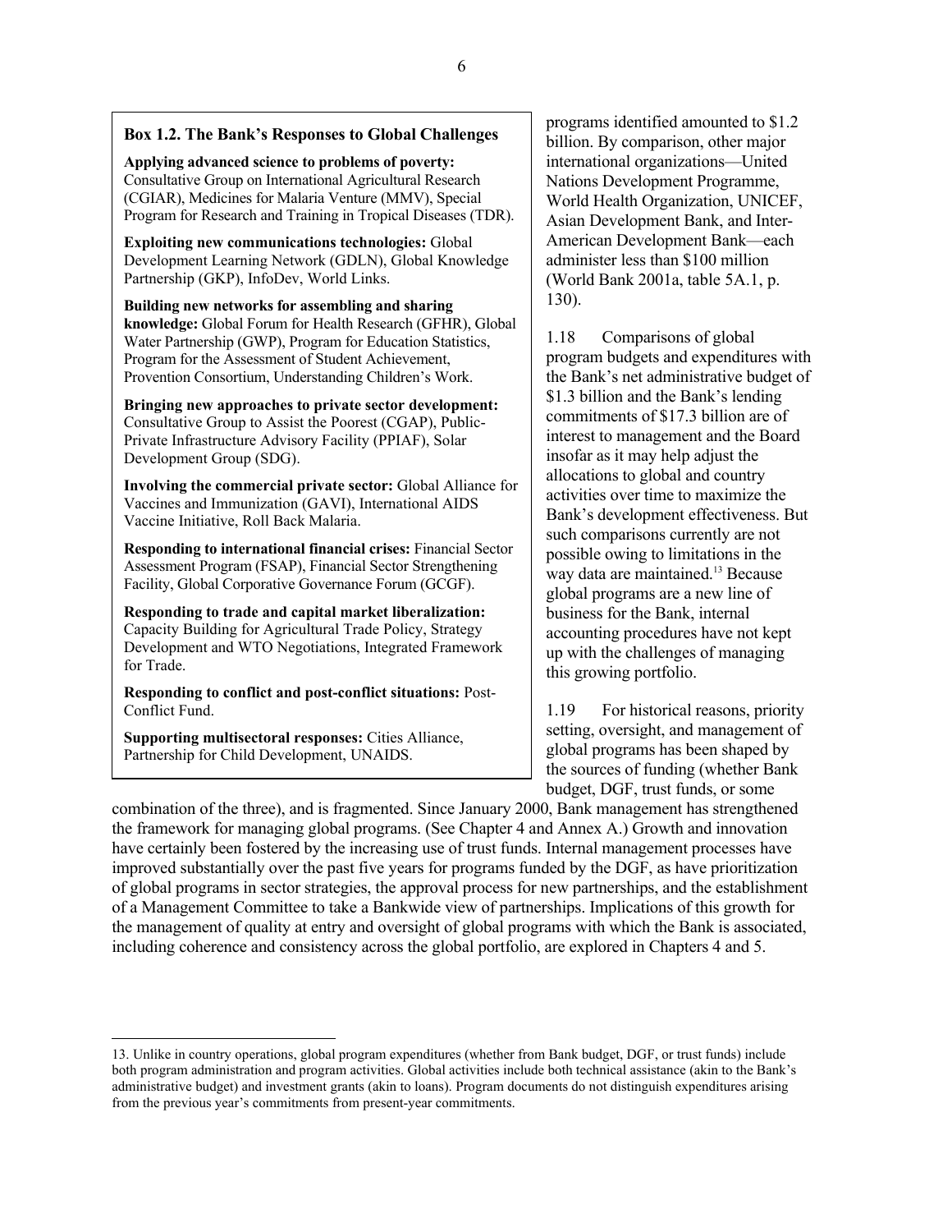**Box 1.2. The Bank's Responses to Global Challenges**

**Applying advanced science to problems of poverty:** Consultative Group on International Agricultural Research (CGIAR), Medicines for Malaria Venture (MMV), Special Program for Research and Training in Tropical Diseases (TDR).

**Exploiting new communications technologies:** Global Development Learning Network (GDLN), Global Knowledge Partnership (GKP), InfoDev, World Links.

**Building new networks for assembling and sharing knowledge:** Global Forum for Health Research (GFHR), Global Water Partnership (GWP), Program for Education Statistics, Program for the Assessment of Student Achievement, Provention Consortium, Understanding Children's Work.

**Bringing new approaches to private sector development:** Consultative Group to Assist the Poorest (CGAP), Public-Private Infrastructure Advisory Facility (PPIAF), Solar Development Group (SDG).

**Involving the commercial private sector:** Global Alliance for Vaccines and Immunization (GAVI), International AIDS Vaccine Initiative, Roll Back Malaria.

**Responding to international financial crises:** Financial Sector Assessment Program (FSAP), Financial Sector Strengthening Facility, Global Corporative Governance Forum (GCGF).

**Responding to trade and capital market liberalization:** Capacity Building for Agricultural Trade Policy, Strategy Development and WTO Negotiations, Integrated Framework for Trade.

**Responding to conflict and post-conflict situations:** Post-Conflict Fund.

**Supporting multisectoral responses:** Cities Alliance, Partnership for Child Development, UNAIDS.

programs identified amounted to $1.2 billion. By comparison, other major international organizations—United Nations Development Programme, World Health Organization, UNICEF, Asian Development Bank, and Inter-American Development Bank—each administer less than $100 million (World Bank 2001a, table 5A.1, p. 130).

1.18 Comparisons of global program budgets and expenditures with the Bank's net administrative budget of $1.3 billion and the Bank's lending commitments of $17.3 billion are of interest to management and the Board insofar as it may help adjust the allocations to global and country activities over time to maximize the Bank's development effectiveness. But such comparisons currently are not possible owing to limitations in the way data are maintained.[13] Because global programs are a new line of business for the Bank, internal accounting procedures have not kept up with the challenges of managing this growing portfolio.

1.19 For historical reasons, priority setting, oversight, and management of global programs has been shaped by the sources of funding (whether Bank budget, DGF, trust funds, or some combination of the three), and is fragmented. Since January 2000, Bank management has strengthened the framework for managing global programs. (See Chapter 4 and Annex A.) Growth and innovation have certainly been fostered by the increasing use of trust funds. Internal management processes have improved substantially over the past five years for programs funded by the DGF, as have prioritization of global programs in sector strategies, the approval process for new partnerships, and the establishment of a Management Committee to take a Bankwide view of partnerships. Implications of this growth for the management of quality at entry and oversight of global programs with which the Bank is associated, including coherence and consistency across the global portfolio, are explored in Chapters 4 and 5.

13. Unlike in country operations, global program expenditures (whether from Bank budget, DGF, or trust funds) include both program administration and program activities. Global activities include both technical assistance (akin to the Bank's administrative budget) and investment grants (akin to loans). Program documents do not distinguish expenditures arising from the previous year's commitments from present-year commitments.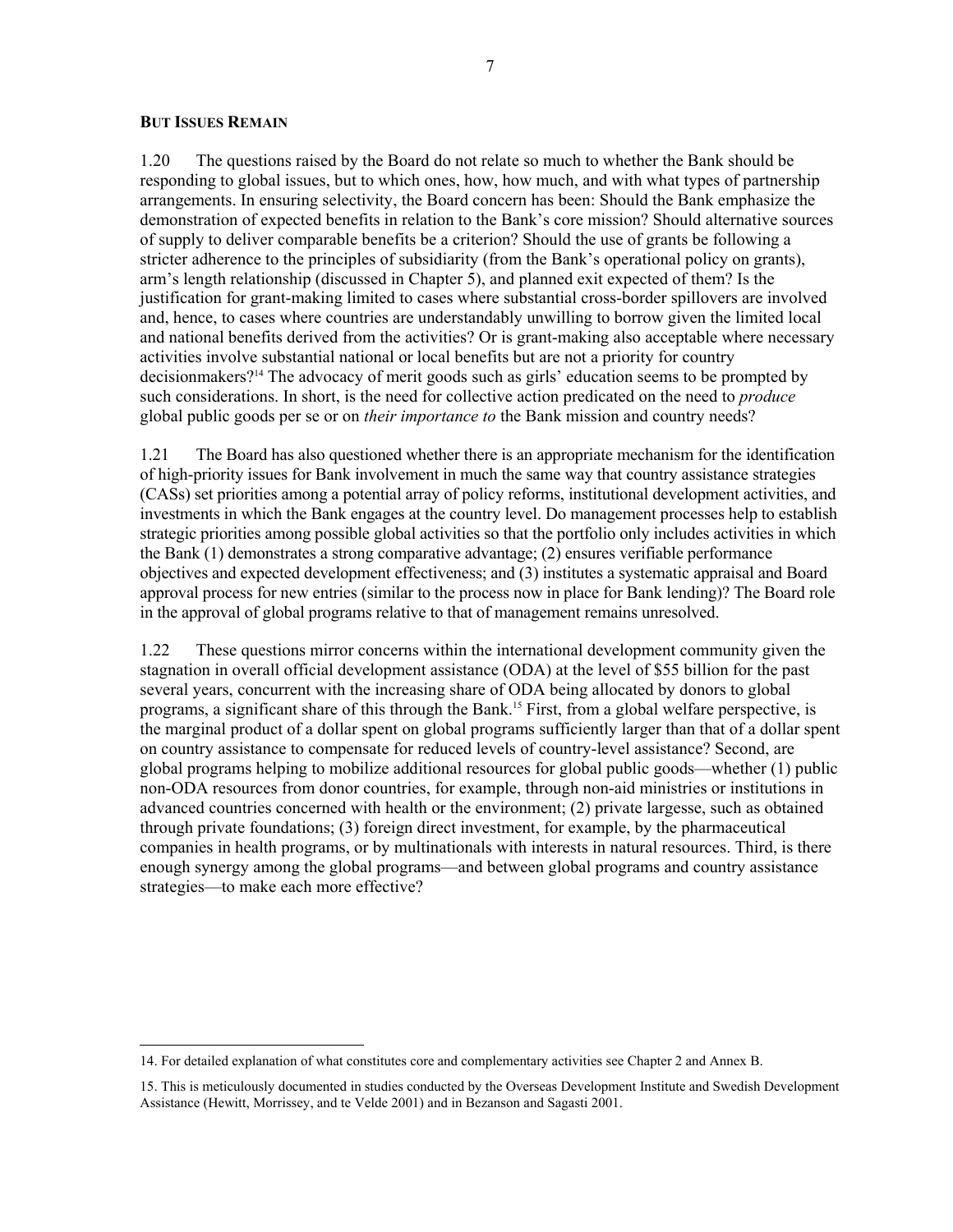### BUT ISSUES REMAIN

1.20 The questions raised by the Board do not relate so much to whether the Bank should be responding to global issues, but to which ones, how, how much, and with what types of partnership arrangements. In ensuring selectivity, the Board concern has been: Should the Bank emphasize the demonstration of expected benefits in relation to the Bank's core mission? Should alternative sources of supply to deliver comparable benefits be a criterion? Should the use of grants be following a stricter adherence to the principles of subsidiarity (from the Bank's operational policy on grants), arm's length relationship (discussed in Chapter 5), and planned exit expected of them? Is the justification for grant-making limited to cases where substantial cross-border spillovers are involved and, hence, to cases where countries are understandably unwilling to borrow given the limited local and national benefits derived from the activities? Or is grant-making also acceptable where necessary activities involve substantial national or local benefits but are not a priority for country decisionmakers?[14] The advocacy of merit goods such as girls' education seems to be prompted by such considerations. In short, is the need for collective action predicated on the need to *produce* global public goods per se or on *their importance to* the Bank mission and country needs?

1.21 The Board has also questioned whether there is an appropriate mechanism for the identification of high-priority issues for Bank involvement in much the same way that country assistance strategies (CASs) set priorities among a potential array of policy reforms, institutional development activities, and investments in which the Bank engages at the country level. Do management processes help to establish strategic priorities among possible global activities so that the portfolio only includes activities in which the Bank (1) demonstrates a strong comparative advantage; (2) ensures verifiable performance objectives and expected development effectiveness; and (3) institutes a systematic appraisal and Board approval process for new entries (similar to the process now in place for Bank lending)? The Board role in the approval of global programs relative to that of management remains unresolved.

1.22 These questions mirror concerns within the international development community given the stagnation in overall official development assistance (ODA) at the level of \$55 billion for the past several years, concurrent with the increasing share of ODA being allocated by donors to global programs, a significant share of this through the Bank.[15] First, from a global welfare perspective, is the marginal product of a dollar spent on global programs sufficiently larger than that of a dollar spent on country assistance to compensate for reduced levels of country-level assistance? Second, are global programs helping to mobilize additional resources for global public goods—whether (1) public non-ODA resources from donor countries, for example, through non-aid ministries or institutions in advanced countries concerned with health or the environment; (2) private largesse, such as obtained through private foundations; (3) foreign direct investment, for example, by the pharmaceutical companies in health programs, or by multinationals with interests in natural resources. Third, is there enough synergy among the global programs—and between global programs and country assistance strategies—to make each more effective?

---

14. For detailed explanation of what constitutes core and complementary activities see Chapter 2 and Annex B.

15. This is meticulously documented in studies conducted by the Overseas Development Institute and Swedish Development Assistance (Hewitt, Morrissey, and te Velde 2001) and in Bezanson and Sagasti 2001.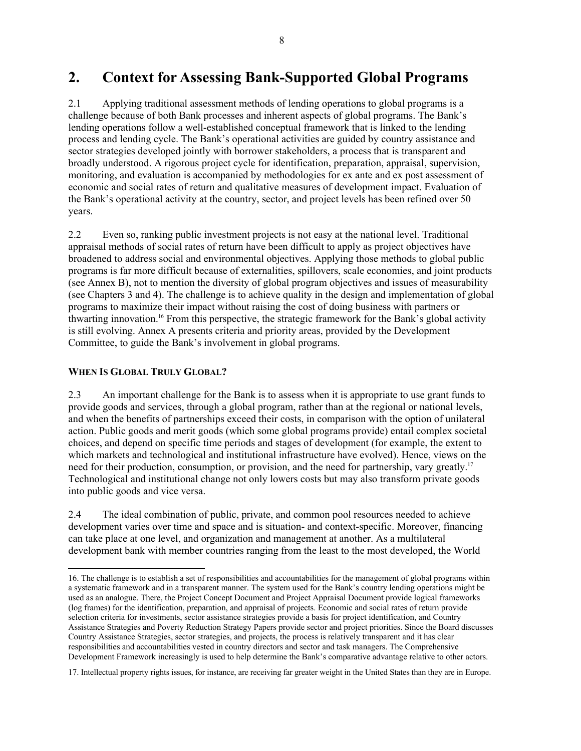## 2. Context for Assessing Bank-Supported Global Programs

2.1 Applying traditional assessment methods of lending operations to global programs is a challenge because of both Bank processes and inherent aspects of global programs. The Bank's lending operations follow a well-established conceptual framework that is linked to the lending process and lending cycle. The Bank's operational activities are guided by country assistance and sector strategies developed jointly with borrower stakeholders, a process that is transparent and broadly understood. A rigorous project cycle for identification, preparation, appraisal, supervision, monitoring, and evaluation is accompanied by methodologies for ex ante and ex post assessment of economic and social rates of return and qualitative measures of development impact. Evaluation of the Bank's operational activity at the country, sector, and project levels has been refined over 50 years.

2.2 Even so, ranking public investment projects is not easy at the national level. Traditional appraisal methods of social rates of return have been difficult to apply as project objectives have broadened to address social and environmental objectives. Applying those methods to global public programs is far more difficult because of externalities, spillovers, scale economies, and joint products (see Annex B), not to mention the diversity of global program objectives and issues of measurability (see Chapters 3 and 4). The challenge is to achieve quality in the design and implementation of global programs to maximize their impact without raising the cost of doing business with partners or thwarting innovation.[16] From this perspective, the strategic framework for the Bank's global activity is still evolving. Annex A presents criteria and priority areas, provided by the Development Committee, to guide the Bank's involvement in global programs.

### When Is Global Truly Global?

2.3 An important challenge for the Bank is to assess when it is appropriate to use grant funds to provide goods and services, through a global program, rather than at the regional or national levels, and when the benefits of partnerships exceed their costs, in comparison with the option of unilateral action. Public goods and merit goods (which some global programs provide) entail complex societal choices, and depend on specific time periods and stages of development (for example, the extent to which markets and technological and institutional infrastructure have evolved). Hence, views on the need for their production, consumption, or provision, and the need for partnership, vary greatly.[17] Technological and institutional change not only lowers costs but may also transform private goods into public goods and vice versa.

2.4 The ideal combination of public, private, and common pool resources needed to achieve development varies over time and space and is situation- and context-specific. Moreover, financing can take place at one level, and organization and management at another. As a multilateral development bank with member countries ranging from the least to the most developed, the World

---

16. The challenge is to establish a set of responsibilities and accountabilities for the management of global programs within a systematic framework and in a transparent manner. The system used for the Bank's country lending operations might be used as an analogue. There, the Project Concept Document and Project Appraisal Document provide logical frameworks (log frames) for the identification, preparation, and appraisal of projects. Economic and social rates of return provide selection criteria for investments, sector assistance strategies provide a basis for project identification, and Country Assistance Strategies and Poverty Reduction Strategy Papers provide sector and project priorities. Since the Board discusses Country Assistance Strategies, sector strategies, and projects, the process is relatively transparent and it has clear responsibilities and accountabilities vested in country directors and sector and task managers. The Comprehensive Development Framework increasingly is used to help determine the Bank's comparative advantage relative to other actors.

17. Intellectual property rights issues, for instance, are receiving far greater weight in the United States than they are in Europe.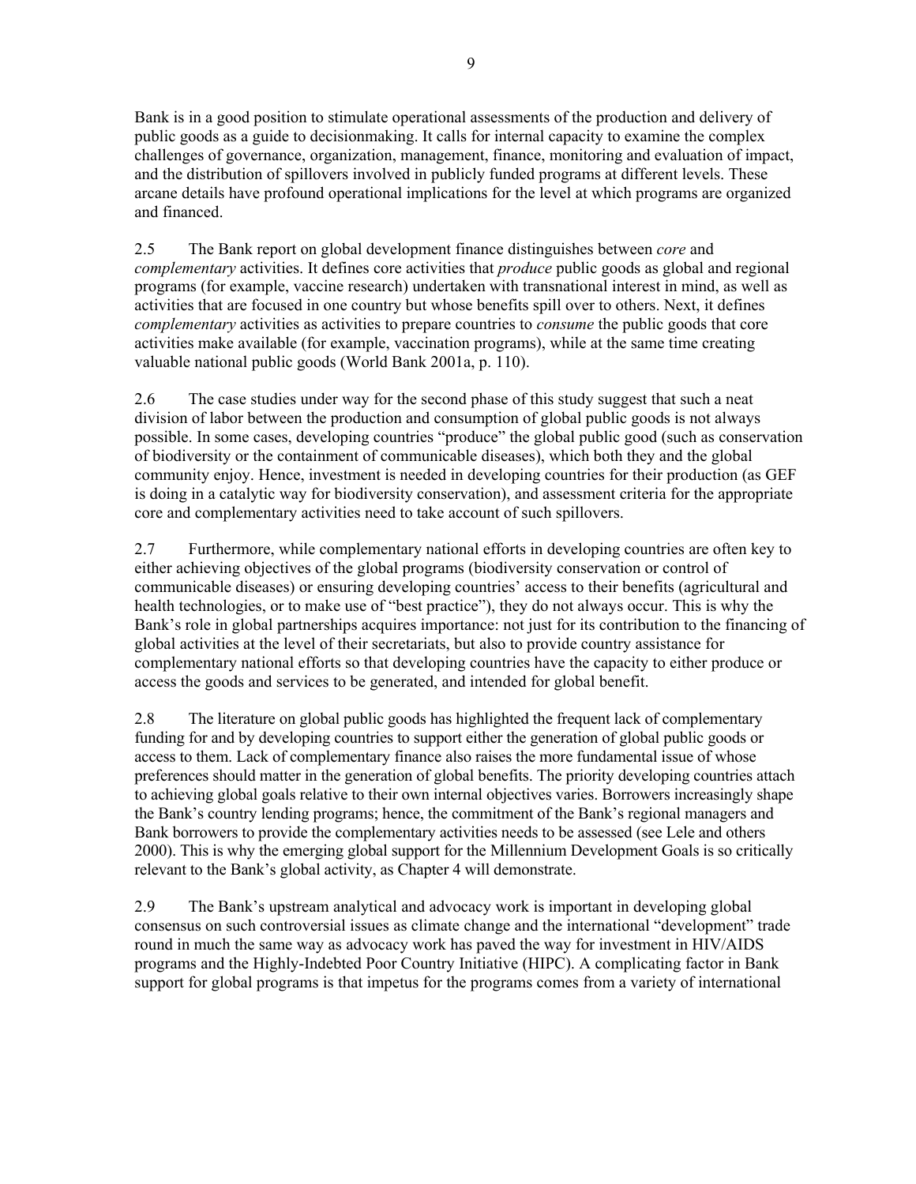Bank is in a good position to stimulate operational assessments of the production and delivery of public goods as a guide to decisionmaking. It calls for internal capacity to examine the complex challenges of governance, organization, management, finance, monitoring and evaluation of impact, and the distribution of spillovers involved in publicly funded programs at different levels. These arcane details have profound operational implications for the level at which programs are organized and financed.

2.5 The Bank report on global development finance distinguishes between *core* and *complementary* activities. It defines core activities that *produce* public goods as global and regional programs (for example, vaccine research) undertaken with transnational interest in mind, as well as activities that are focused in one country but whose benefits spill over to others. Next, it defines *complementary* activities as activities to prepare countries to *consume* the public goods that core activities make available (for example, vaccination programs), while at the same time creating valuable national public goods (World Bank 2001a, p. 110).

2.6 The case studies under way for the second phase of this study suggest that such a neat division of labor between the production and consumption of global public goods is not always possible. In some cases, developing countries "produce" the global public good (such as conservation of biodiversity or the containment of communicable diseases), which both they and the global community enjoy. Hence, investment is needed in developing countries for their production (as GEF is doing in a catalytic way for biodiversity conservation), and assessment criteria for the appropriate core and complementary activities need to take account of such spillovers.

2.7 Furthermore, while complementary national efforts in developing countries are often key to either achieving objectives of the global programs (biodiversity conservation or control of communicable diseases) or ensuring developing countries' access to their benefits (agricultural and health technologies, or to make use of "best practice"), they do not always occur. This is why the Bank's role in global partnerships acquires importance: not just for its contribution to the financing of global activities at the level of their secretariats, but also to provide country assistance for complementary national efforts so that developing countries have the capacity to either produce or access the goods and services to be generated, and intended for global benefit.

2.8 The literature on global public goods has highlighted the frequent lack of complementary funding for and by developing countries to support either the generation of global public goods or access to them. Lack of complementary finance also raises the more fundamental issue of whose preferences should matter in the generation of global benefits. The priority developing countries attach to achieving global goals relative to their own internal objectives varies. Borrowers increasingly shape the Bank's country lending programs; hence, the commitment of the Bank's regional managers and Bank borrowers to provide the complementary activities needs to be assessed (see Lele and others 2000). This is why the emerging global support for the Millennium Development Goals is so critically relevant to the Bank's global activity, as Chapter 4 will demonstrate.

2.9 The Bank's upstream analytical and advocacy work is important in developing global consensus on such controversial issues as climate change and the international "development" trade round in much the same way as advocacy work has paved the way for investment in HIV/AIDS programs and the Highly-Indebted Poor Country Initiative (HIPC). A complicating factor in Bank support for global programs is that impetus for the programs comes from a variety of international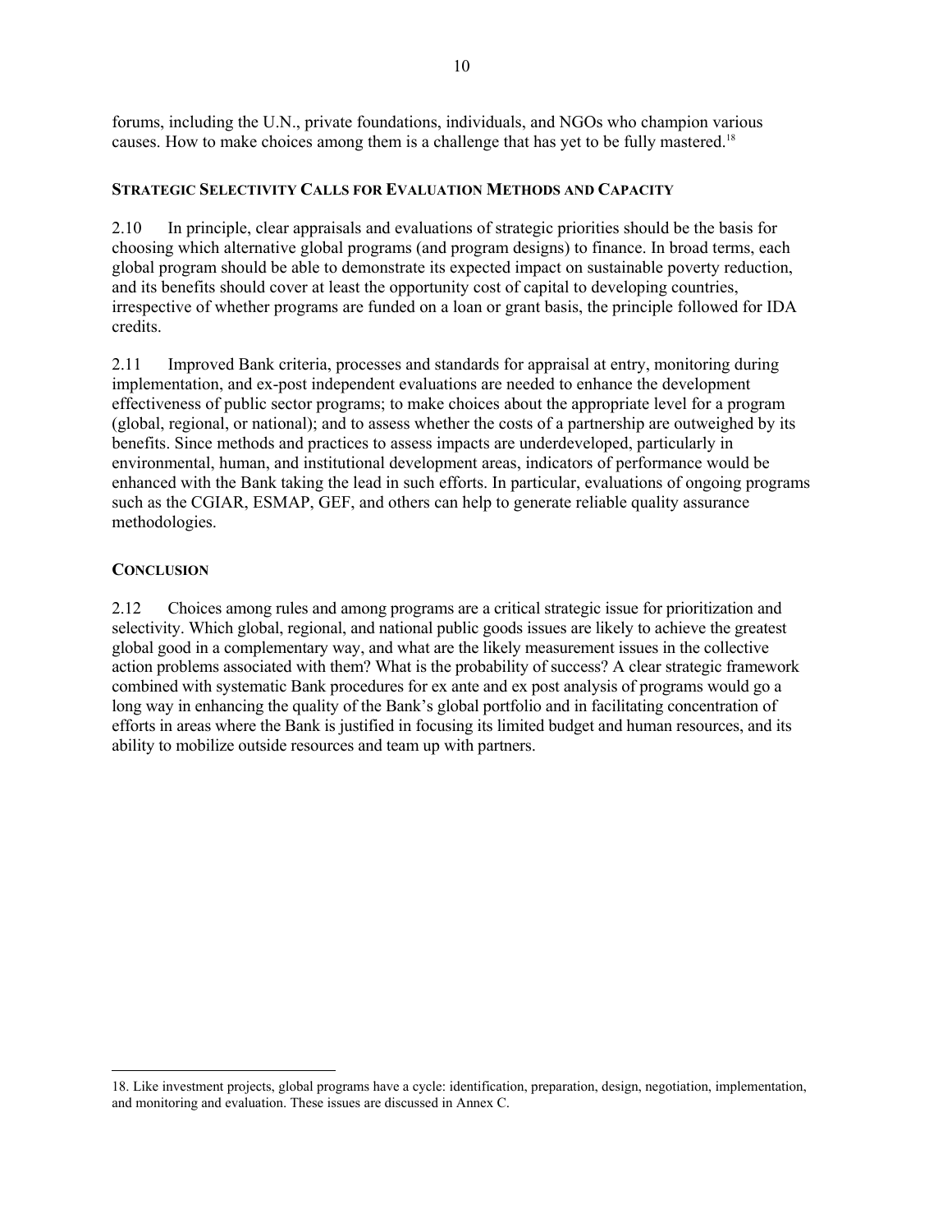forums, including the U.N., private foundations, individuals, and NGOs who champion various causes. How to make choices among them is a challenge that has yet to be fully mastered.[18]

### STRATEGIC SELECTIVITY CALLS FOR EVALUATION METHODS AND CAPACITY

2.10 In principle, clear appraisals and evaluations of strategic priorities should be the basis for choosing which alternative global programs (and program designs) to finance. In broad terms, each global program should be able to demonstrate its expected impact on sustainable poverty reduction, and its benefits should cover at least the opportunity cost of capital to developing countries, irrespective of whether programs are funded on a loan or grant basis, the principle followed for IDA credits.

2.11 Improved Bank criteria, processes and standards for appraisal at entry, monitoring during implementation, and ex-post independent evaluations are needed to enhance the development effectiveness of public sector programs; to make choices about the appropriate level for a program (global, regional, or national); and to assess whether the costs of a partnership are outweighed by its benefits. Since methods and practices to assess impacts are underdeveloped, particularly in environmental, human, and institutional development areas, indicators of performance would be enhanced with the Bank taking the lead in such efforts. In particular, evaluations of ongoing programs such as the CGIAR, ESMAP, GEF, and others can help to generate reliable quality assurance methodologies.

### CONCLUSION

2.12 Choices among rules and among programs are a critical strategic issue for prioritization and selectivity. Which global, regional, and national public goods issues are likely to achieve the greatest global good in a complementary way, and what are the likely measurement issues in the collective action problems associated with them? What is the probability of success? A clear strategic framework combined with systematic Bank procedures for ex ante and ex post analysis of programs would go a long way in enhancing the quality of the Bank's global portfolio and in facilitating concentration of efforts in areas where the Bank is justified in focusing its limited budget and human resources, and its ability to mobilize outside resources and team up with partners.

---

18. Like investment projects, global programs have a cycle: identification, preparation, design, negotiation, implementation, and monitoring and evaluation. These issues are discussed in Annex C.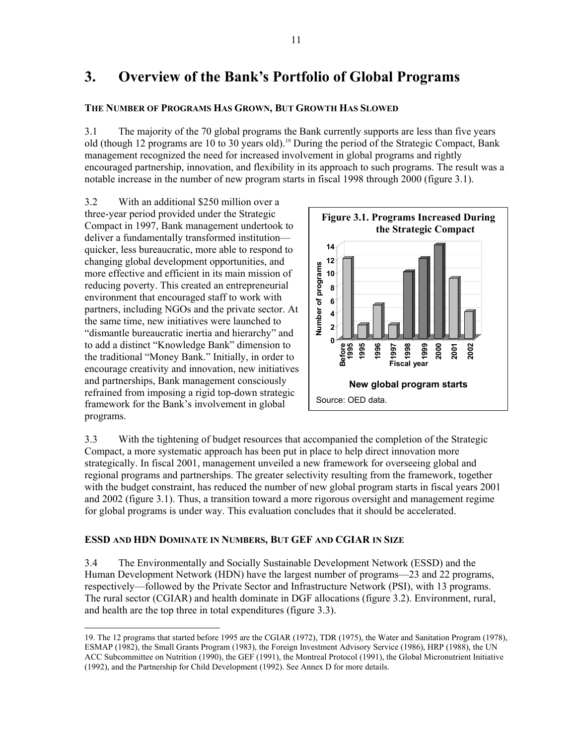# 3. Overview of the Bank's Portfolio of Global Programs

**THE NUMBER OF PROGRAMS HAS GROWN, BUT GROWTH HAS SLOWED**

3.1 The majority of the 70 global programs the Bank currently supports are less than five years old (though 12 programs are 10 to 30 years old).[19] During the period of the Strategic Compact, Bank management recognized the need for increased involvement in global programs and rightly encouraged partnership, innovation, and flexibility in its approach to such programs. The result was a notable increase in the number of new program starts in fiscal 1998 through 2000 (figure 3.1).

3.2 With an additional $250 million over a three-year period provided under the Strategic Compact in 1997, Bank management undertook to deliver a fundamentally transformed institution—quicker, less bureaucratic, more able to respond to changing global development opportunities, and more effective and efficient in its main mission of reducing poverty. This created an entrepreneurial environment that encouraged staff to work with partners, including NGOs and the private sector. At the same time, new initiatives were launched to "dismantle bureaucratic inertia and hierarchy" and to add a distinct "Knowledge Bank" dimension to the traditional "Money Bank." Initially, in order to encourage creativity and innovation, new initiatives and partnerships, Bank management consciously refrained from imposing a rigid top-down strategic framework for the Bank's involvement in global programs.

**Figure 3.1. Programs Increased During the Strategic Compact**

New global program starts

| Fiscal year | Number of programs |
|---|---|
| Before 1995 | 12 |
| 1995 | 2 |
| 1996 | 5 |
| 1997 | 2 |
| 1998 | 10 |
| 1999 | 12 |
| 2000 | 14 |
| 2001 | 9 |
| 2002 | 4 |

Source: OED data.

3.3 With the tightening of budget resources that accompanied the completion of the Strategic Compact, a more systematic approach has been put in place to help direct innovation more strategically. In fiscal 2001, management unveiled a new framework for overseeing global and regional programs and partnerships. The greater selectivity resulting from the framework, together with the budget constraint, has reduced the number of new global program starts in fiscal years 2001 and 2002 (figure 3.1). Thus, a transition toward a more rigorous oversight and management regime for global programs is under way. This evaluation concludes that it should be accelerated.

**ESSD AND HDN DOMINATE IN NUMBERS, BUT GEF AND CGIAR IN SIZE**

3.4 The Environmentally and Socially Sustainable Development Network (ESSD) and the Human Development Network (HDN) have the largest number of programs—23 and 22 programs, respectively—followed by the Private Sector and Infrastructure Network (PSI), with 13 programs. The rural sector (CGIAR) and health dominate in DGF allocations (figure 3.2). Environment, rural, and health are the top three in total expenditures (figure 3.3).

19. The 12 programs that started before 1995 are the CGIAR (1972), TDR (1975), the Water and Sanitation Program (1978), ESMAP (1982), the Small Grants Program (1983), the Foreign Investment Advisory Service (1986), HRP (1988), the UN ACC Subcommittee on Nutrition (1990), the GEF (1991), the Montreal Protocol (1991), the Global Micronutrient Initiative (1992), and the Partnership for Child Development (1992). See Annex D for more details.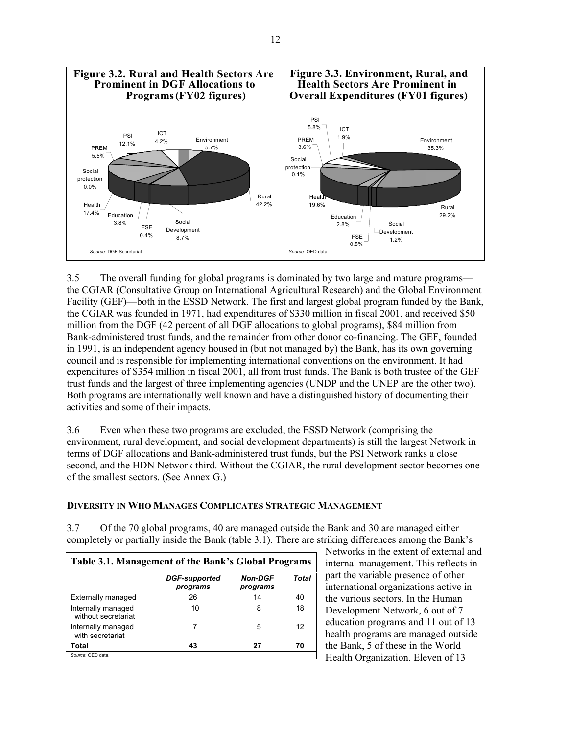**Figure 3.2. Rural and Health Sectors Are Prominent in DGF Allocations to Programs (FY02 figures)**

Environment 5.7%, Rural 42.2%, Social Development 8.7%, FSE 0.4%, Education 3.8%, Health 17.4%, Social protection 0.0%, PREM 5.5%, PSI 12.1%, ICT 4.2%

*Source*: DGF Secretariat.

**Figure 3.3. Environment, Rural, and Health Sectors Are Prominent in Overall Expenditures (FY01 figures)**

Environment 35.3%, Rural 29.2%, Social Development 1.2%, FSE 0.5%, Education 2.8%, Health 19.6%, Social protection 0.1%, PREM 3.6%, PSI 5.8%, ICT 1.9%

*Source*: OED data.

3.5 The overall funding for global programs is dominated by two large and mature programs—the CGIAR (Consultative Group on International Agricultural Research) and the Global Environment Facility (GEF)—both in the ESSD Network. The first and largest global program funded by the Bank, the CGIAR was founded in 1971, had expenditures of \$330 million in fiscal 2001, and received \$50 million from the DGF (42 percent of all DGF allocations to global programs), \$84 million from Bank-administered trust funds, and the remainder from other donor co-financing. The GEF, founded in 1991, is an independent agency housed in (but not managed by) the Bank, has its own governing council and is responsible for implementing international conventions on the environment. It had expenditures of \$354 million in fiscal 2001, all from trust funds. The Bank is both trustee of the GEF trust funds and the largest of three implementing agencies (UNDP and the UNEP are the other two). Both programs are internationally well known and have a distinguished history of documenting their activities and some of their impacts.

3.6 Even when these two programs are excluded, the ESSD Network (comprising the environment, rural development, and social development departments) is still the largest Network in terms of DGF allocations and Bank-administered trust funds, but the PSI Network ranks a close second, and the HDN Network third. Without the CGIAR, the rural development sector becomes one of the smallest sectors. (See Annex G.)

## DIVERSITY IN WHO MANAGES COMPLICATES STRATEGIC MANAGEMENT

3.7 Of the 70 global programs, 40 are managed outside the Bank and 30 are managed either completely or partially inside the Bank (table 3.1). There are striking differences among the Bank's Networks in the extent of external and internal management. This reflects in part the variable presence of other international organizations active in the various sectors. In the Human Development Network, 6 out of 7 education programs and 11 out of 13 health programs are managed outside the Bank, 5 of these in the World Health Organization. Eleven of 13

**Table 3.1. Management of the Bank's Global Programs**

| | *DGF-supported programs* | *Non-DGF programs* | *Total* |
|---|---|---|---|
| Externally managed | 26 | 14 | 40 |
| Internally managed without secretariat | 10 | 8 | 18 |
| Internally managed with secretariat | 7 | 5 | 12 |
| **Total** | **43** | **27** | **70** |

*Source*: OED data.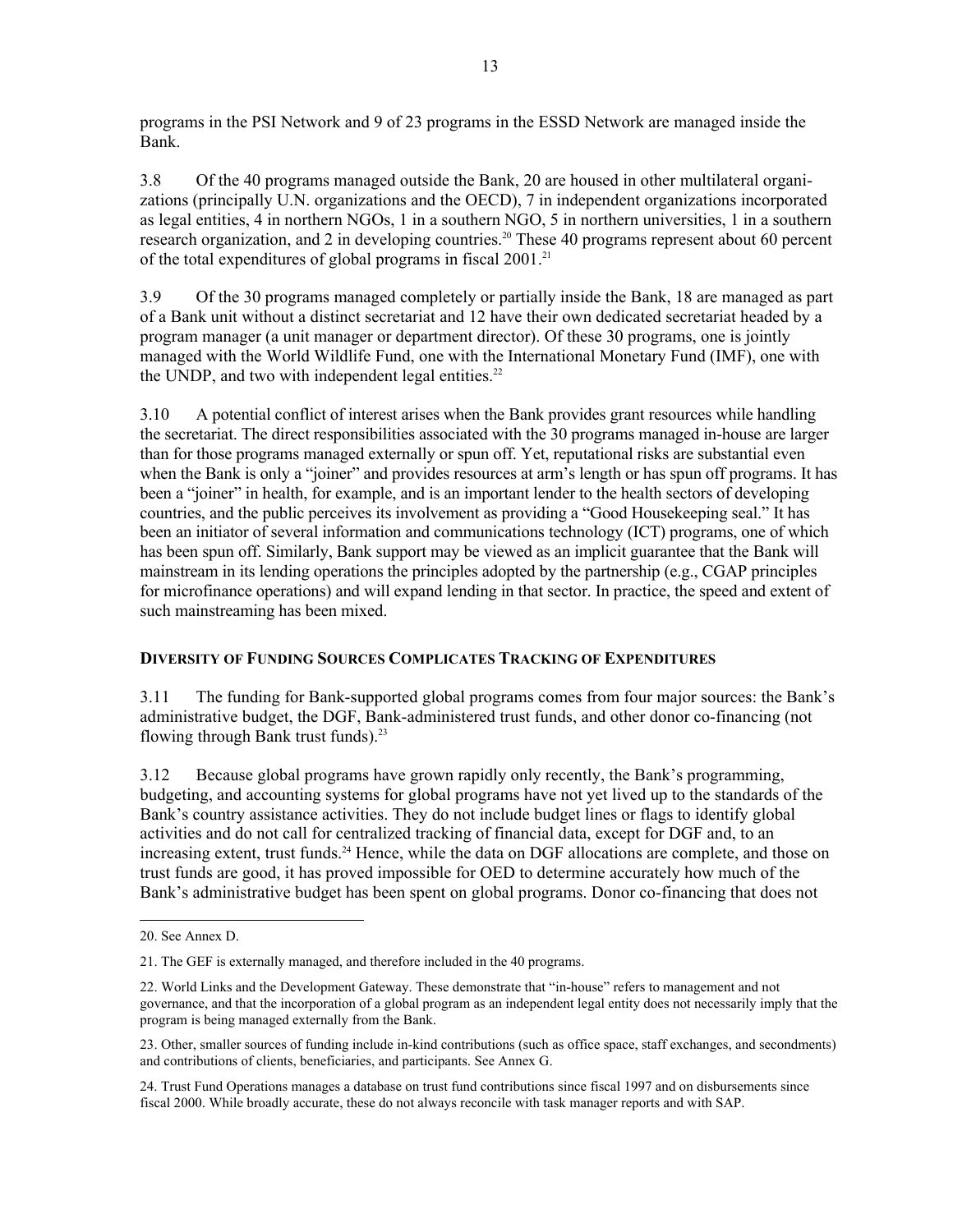programs in the PSI Network and 9 of 23 programs in the ESSD Network are managed inside the Bank.

3.8 Of the 40 programs managed outside the Bank, 20 are housed in other multilateral organizations (principally U.N. organizations and the OECD), 7 in independent organizations incorporated as legal entities, 4 in northern NGOs, 1 in a southern NGO, 5 in northern universities, 1 in a southern research organization, and 2 in developing countries.[20] These 40 programs represent about 60 percent of the total expenditures of global programs in fiscal 2001.[21]

3.9 Of the 30 programs managed completely or partially inside the Bank, 18 are managed as part of a Bank unit without a distinct secretariat and 12 have their own dedicated secretariat headed by a program manager (a unit manager or department director). Of these 30 programs, one is jointly managed with the World Wildlife Fund, one with the International Monetary Fund (IMF), one with the UNDP, and two with independent legal entities.[22]

3.10 A potential conflict of interest arises when the Bank provides grant resources while handling the secretariat. The direct responsibilities associated with the 30 programs managed in-house are larger than for those programs managed externally or spun off. Yet, reputational risks are substantial even when the Bank is only a "joiner" and provides resources at arm's length or has spun off programs. It has been a "joiner" in health, for example, and is an important lender to the health sectors of developing countries, and the public perceives its involvement as providing a "Good Housekeeping seal." It has been an initiator of several information and communications technology (ICT) programs, one of which has been spun off. Similarly, Bank support may be viewed as an implicit guarantee that the Bank will mainstream in its lending operations the principles adopted by the partnership (e.g., CGAP principles for microfinance operations) and will expand lending in that sector. In practice, the speed and extent of such mainstreaming has been mixed.

## DIVERSITY OF FUNDING SOURCES COMPLICATES TRACKING OF EXPENDITURES

3.11 The funding for Bank-supported global programs comes from four major sources: the Bank's administrative budget, the DGF, Bank-administered trust funds, and other donor co-financing (not flowing through Bank trust funds).[23]

3.12 Because global programs have grown rapidly only recently, the Bank's programming, budgeting, and accounting systems for global programs have not yet lived up to the standards of the Bank's country assistance activities. They do not include budget lines or flags to identify global activities and do not call for centralized tracking of financial data, except for DGF and, to an increasing extent, trust funds.[24] Hence, while the data on DGF allocations are complete, and those on trust funds are good, it has proved impossible for OED to determine accurately how much of the Bank's administrative budget has been spent on global programs. Donor co-financing that does not

---

20. See Annex D.

21. The GEF is externally managed, and therefore included in the 40 programs.

22. World Links and the Development Gateway. These demonstrate that "in-house" refers to management and not governance, and that the incorporation of a global program as an independent legal entity does not necessarily imply that the program is being managed externally from the Bank.

23. Other, smaller sources of funding include in-kind contributions (such as office space, staff exchanges, and secondments) and contributions of clients, beneficiaries, and participants. See Annex G.

24. Trust Fund Operations manages a database on trust fund contributions since fiscal 1997 and on disbursements since fiscal 2000. While broadly accurate, these do not always reconcile with task manager reports and with SAP.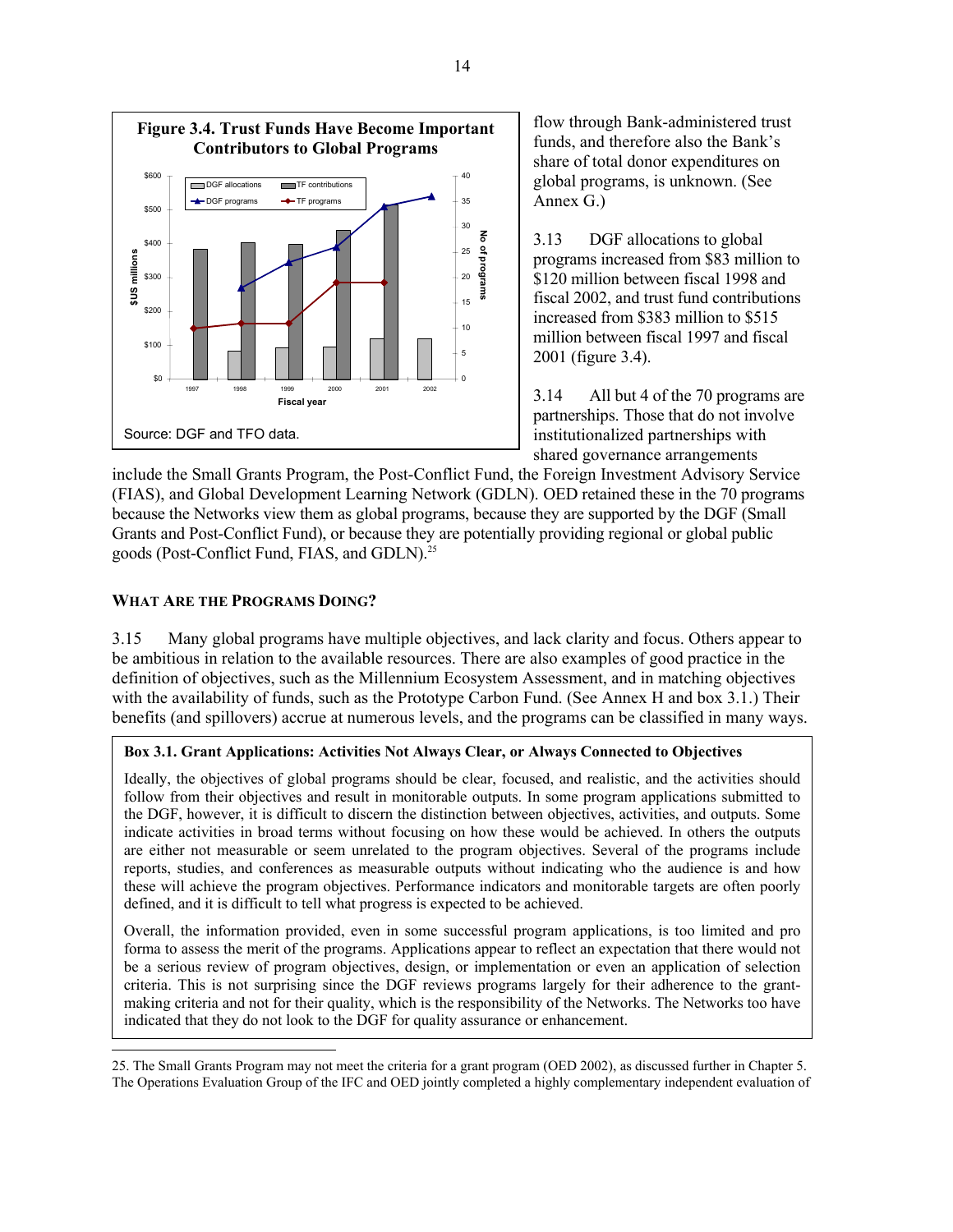**Figure 3.4. Trust Funds Have Become Important Contributors to Global Programs**

Source: DGF and TFO data.

flow through Bank-administered trust funds, and therefore also the Bank's share of total donor expenditures on global programs, is unknown. (See Annex G.)

3.13 DGF allocations to global programs increased from $83 million to $120 million between fiscal 1998 and fiscal 2002, and trust fund contributions increased from $383 million to $515 million between fiscal 1997 and fiscal 2001 (figure 3.4).

3.14 All but 4 of the 70 programs are partnerships. Those that do not involve institutionalized partnerships with shared governance arrangements include the Small Grants Program, the Post-Conflict Fund, the Foreign Investment Advisory Service (FIAS), and Global Development Learning Network (GDLN). OED retained these in the 70 programs because the Networks view them as global programs, because they are supported by the DGF (Small Grants and Post-Conflict Fund), or because they are potentially providing regional or global public goods (Post-Conflict Fund, FIAS, and GDLN).[25]

## What Are the Programs Doing?

3.15 Many global programs have multiple objectives, and lack clarity and focus. Others appear to be ambitious in relation to the available resources. There are also examples of good practice in the definition of objectives, such as the Millennium Ecosystem Assessment, and in matching objectives with the availability of funds, such as the Prototype Carbon Fund. (See Annex H and box 3.1.) Their benefits (and spillovers) accrue at numerous levels, and the programs can be classified in many ways.

**Box 3.1. Grant Applications: Activities Not Always Clear, or Always Connected to Objectives**

Ideally, the objectives of global programs should be clear, focused, and realistic, and the activities should follow from their objectives and result in monitorable outputs. In some program applications submitted to the DGF, however, it is difficult to discern the distinction between objectives, activities, and outputs. Some indicate activities in broad terms without focusing on how these would be achieved. In others the outputs are either not measurable or seem unrelated to the program objectives. Several of the programs include reports, studies, and conferences as measurable outputs without indicating who the audience is and how these will achieve the program objectives. Performance indicators and monitorable targets are often poorly defined, and it is difficult to tell what progress is expected to be achieved.

Overall, the information provided, even in some successful program applications, is too limited and pro forma to assess the merit of the programs. Applications appear to reflect an expectation that there would not be a serious review of program objectives, design, or implementation or even an application of selection criteria. This is not surprising since the DGF reviews programs largely for their adherence to the grant-making criteria and not for their quality, which is the responsibility of the Networks. The Networks too have indicated that they do not look to the DGF for quality assurance or enhancement.

---

25. The Small Grants Program may not meet the criteria for a grant program (OED 2002), as discussed further in Chapter 5. The Operations Evaluation Group of the IFC and OED jointly completed a highly complementary independent evaluation of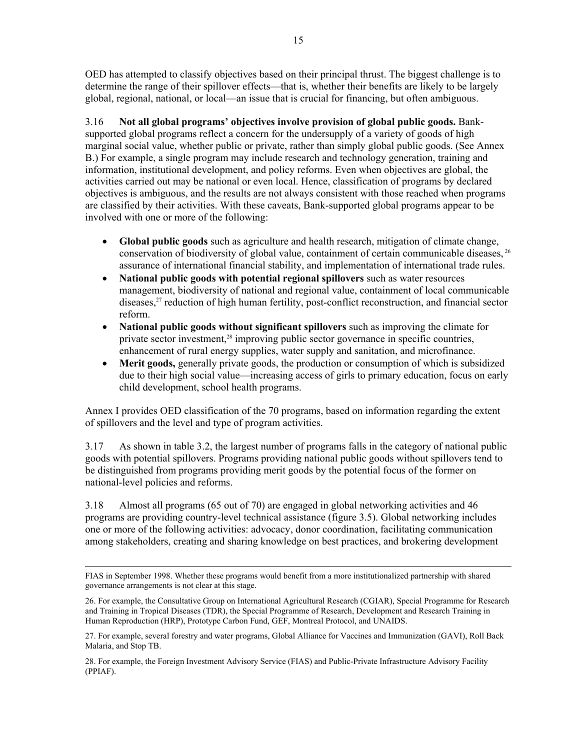OED has attempted to classify objectives based on their principal thrust. The biggest challenge is to determine the range of their spillover effects—that is, whether their benefits are likely to be largely global, regional, national, or local—an issue that is crucial for financing, but often ambiguous.

3.16 **Not all global programs' objectives involve provision of global public goods.** Bank-supported global programs reflect a concern for the undersupply of a variety of goods of high marginal social value, whether public or private, rather than simply global public goods. (See Annex B.) For example, a single program may include research and technology generation, training and information, institutional development, and policy reforms. Even when objectives are global, the activities carried out may be national or even local. Hence, classification of programs by declared objectives is ambiguous, and the results are not always consistent with those reached when programs are classified by their activities. With these caveats, Bank-supported global programs appear to be involved with one or more of the following:

- **Global public goods** such as agriculture and health research, mitigation of climate change, conservation of biodiversity of global value, containment of certain communicable diseases,[26] assurance of international financial stability, and implementation of international trade rules.
- **National public goods with potential regional spillovers** such as water resources management, biodiversity of national and regional value, containment of local communicable diseases,[27] reduction of high human fertility, post-conflict reconstruction, and financial sector reform.
- **National public goods without significant spillovers** such as improving the climate for private sector investment,[28] improving public sector governance in specific countries, enhancement of rural energy supplies, water supply and sanitation, and microfinance.
- **Merit goods,** generally private goods, the production or consumption of which is subsidized due to their high social value—increasing access of girls to primary education, focus on early child development, school health programs.

Annex I provides OED classification of the 70 programs, based on information regarding the extent of spillovers and the level and type of program activities.

3.17 As shown in table 3.2, the largest number of programs falls in the category of national public goods with potential spillovers. Programs providing national public goods without spillovers tend to be distinguished from programs providing merit goods by the potential focus of the former on national-level policies and reforms.

3.18 Almost all programs (65 out of 70) are engaged in global networking activities and 46 programs are providing country-level technical assistance (figure 3.5). Global networking includes one or more of the following activities: advocacy, donor coordination, facilitating communication among stakeholders, creating and sharing knowledge on best practices, and brokering development

---

FIAS in September 1998. Whether these programs would benefit from a more institutionalized partnership with shared governance arrangements is not clear at this stage.

26. For example, the Consultative Group on International Agricultural Research (CGIAR), Special Programme for Research and Training in Tropical Diseases (TDR), the Special Programme of Research, Development and Research Training in Human Reproduction (HRP), Prototype Carbon Fund, GEF, Montreal Protocol, and UNAIDS.

27. For example, several forestry and water programs, Global Alliance for Vaccines and Immunization (GAVI), Roll Back Malaria, and Stop TB.

28. For example, the Foreign Investment Advisory Service (FIAS) and Public-Private Infrastructure Advisory Facility (PPIAF).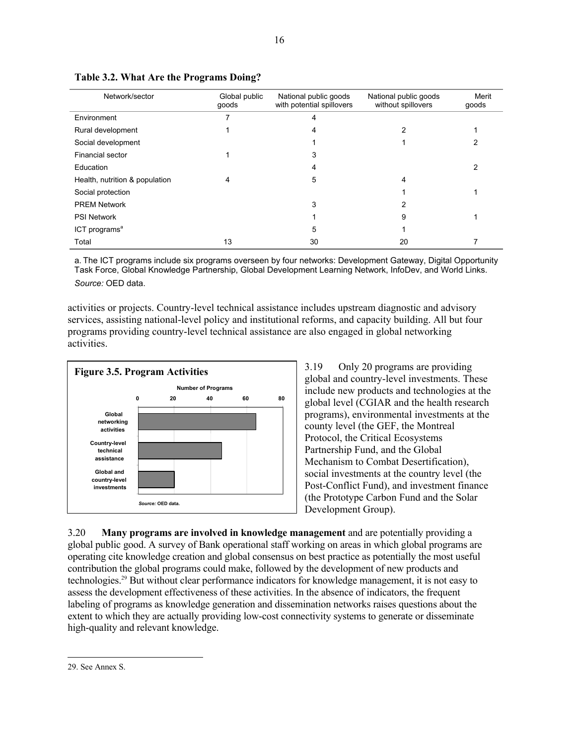**Table 3.2. What Are the Programs Doing?**

| Network/sector | Global public goods | National public goods with potential spillovers | National public goods without spillovers | Merit goods |
|---|---|---|---|---|
| Environment | 7 | 4 | | |
| Rural development | 1 | 4 | 2 | 1 |
| Social development | | 1 | 1 | 2 |
| Financial sector | 1 | 3 | | |
| Education | | 4 | | 2 |
| Health, nutrition & population | 4 | 5 | 4 | |
| Social protection | | | 1 | 1 |
| PREM Network | | 3 | 2 | |
| PSI Network | | 1 | 9 | 1 |
| ICT programs[a] | | 5 | 1 | |
| Total | 13 | 30 | 20 | 7 |

a. The ICT programs include six programs overseen by four networks: Development Gateway, Digital Opportunity Task Force, Global Knowledge Partnership, Global Development Learning Network, InfoDev, and World Links.

*Source:* OED data.

activities or projects. Country-level technical assistance includes upstream diagnostic and advisory services, assisting national-level policy and institutional reforms, and capacity building. All but four programs providing country-level technical assistance are also engaged in global networking activities.

**Figure 3.5. Program Activities**

*Source:* OED data.

3.19 Only 20 programs are providing global and country-level investments. These include new products and technologies at the global level (CGIAR and the health research programs), environmental investments at the county level (the GEF, the Montreal Protocol, the Critical Ecosystems Partnership Fund, and the Global Mechanism to Combat Desertification), social investments at the country level (the Post-Conflict Fund), and investment finance (the Prototype Carbon Fund and the Solar Development Group).

3.20 **Many programs are involved in knowledge management** and are potentially providing a global public good. A survey of Bank operational staff working on areas in which global programs are operating cite knowledge creation and global consensus on best practice as potentially the most useful contribution the global programs could make, followed by the development of new products and technologies.[29] But without clear performance indicators for knowledge management, it is not easy to assess the development effectiveness of these activities. In the absence of indicators, the frequent labeling of programs as knowledge generation and dissemination networks raises questions about the extent to which they are actually providing low-cost connectivity systems to generate or disseminate high-quality and relevant knowledge.

29. See Annex S.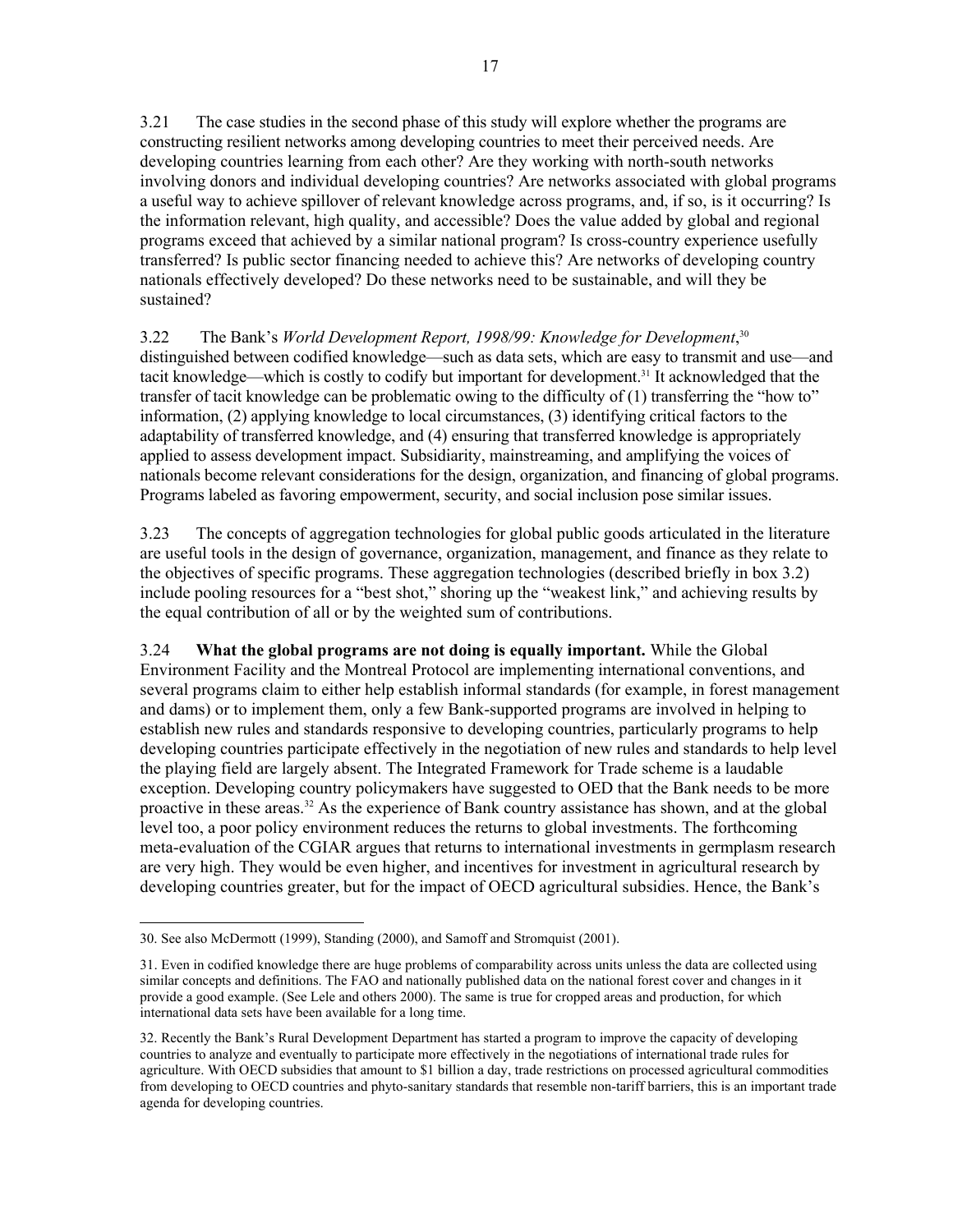3.21 The case studies in the second phase of this study will explore whether the programs are constructing resilient networks among developing countries to meet their perceived needs. Are developing countries learning from each other? Are they working with north-south networks involving donors and individual developing countries? Are networks associated with global programs a useful way to achieve spillover of relevant knowledge across programs, and, if so, is it occurring? Is the information relevant, high quality, and accessible? Does the value added by global and regional programs exceed that achieved by a similar national program? Is cross-country experience usefully transferred? Is public sector financing needed to achieve this? Are networks of developing country nationals effectively developed? Do these networks need to be sustainable, and will they be sustained?

3.22 The Bank's *World Development Report, 1998/99: Knowledge for Development*,[30] distinguished between codified knowledge—such as data sets, which are easy to transmit and use—and tacit knowledge—which is costly to codify but important for development.[31] It acknowledged that the transfer of tacit knowledge can be problematic owing to the difficulty of (1) transferring the "how to" information, (2) applying knowledge to local circumstances, (3) identifying critical factors to the adaptability of transferred knowledge, and (4) ensuring that transferred knowledge is appropriately applied to assess development impact. Subsidiarity, mainstreaming, and amplifying the voices of nationals become relevant considerations for the design, organization, and financing of global programs. Programs labeled as favoring empowerment, security, and social inclusion pose similar issues.

3.23 The concepts of aggregation technologies for global public goods articulated in the literature are useful tools in the design of governance, organization, management, and finance as they relate to the objectives of specific programs. These aggregation technologies (described briefly in box 3.2) include pooling resources for a "best shot," shoring up the "weakest link," and achieving results by the equal contribution of all or by the weighted sum of contributions.

3.24 **What the global programs are not doing is equally important.** While the Global Environment Facility and the Montreal Protocol are implementing international conventions, and several programs claim to either help establish informal standards (for example, in forest management and dams) or to implement them, only a few Bank-supported programs are involved in helping to establish new rules and standards responsive to developing countries, particularly programs to help developing countries participate effectively in the negotiation of new rules and standards to help level the playing field are largely absent. The Integrated Framework for Trade scheme is a laudable exception. Developing country policymakers have suggested to OED that the Bank needs to be more proactive in these areas.[32] As the experience of Bank country assistance has shown, and at the global level too, a poor policy environment reduces the returns to global investments. The forthcoming meta-evaluation of the CGIAR argues that returns to international investments in germplasm research are very high. They would be even higher, and incentives for investment in agricultural research by developing countries greater, but for the impact of OECD agricultural subsidies. Hence, the Bank's

---

30. See also McDermott (1999), Standing (2000), and Samoff and Stromquist (2001).

31. Even in codified knowledge there are huge problems of comparability across units unless the data are collected using similar concepts and definitions. The FAO and nationally published data on the national forest cover and changes in it provide a good example. (See Lele and others 2000). The same is true for cropped areas and production, for which international data sets have been available for a long time.

32. Recently the Bank's Rural Development Department has started a program to improve the capacity of developing countries to analyze and eventually to participate more effectively in the negotiations of international trade rules for agriculture. With OECD subsidies that amount to $1 billion a day, trade restrictions on processed agricultural commodities from developing to OECD countries and phyto-sanitary standards that resemble non-tariff barriers, this is an important trade agenda for developing countries.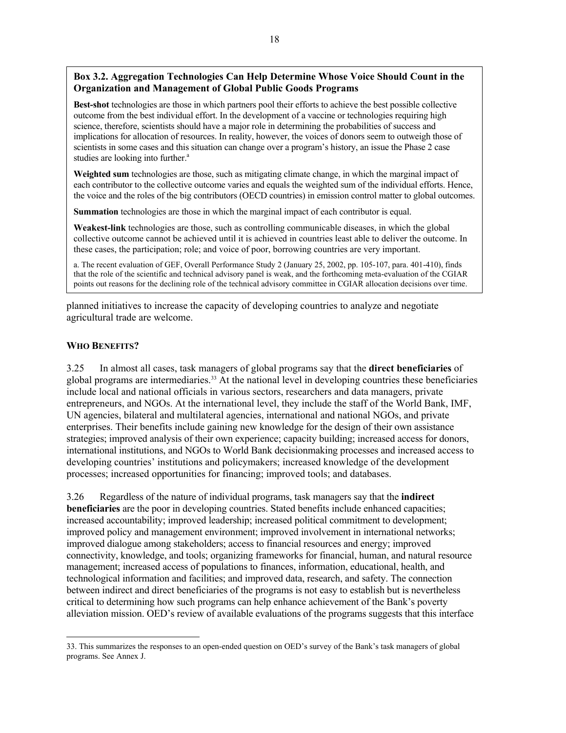**Box 3.2. Aggregation Technologies Can Help Determine Whose Voice Should Count in the Organization and Management of Global Public Goods Programs**

**Best-shot** technologies are those in which partners pool their efforts to achieve the best possible collective outcome from the best individual effort. In the development of a vaccine or technologies requiring high science, therefore, scientists should have a major role in determining the probabilities of success and implications for allocation of resources. In reality, however, the voices of donors seem to outweigh those of scientists in some cases and this situation can change over a program's history, an issue the Phase 2 case studies are looking into further.[a]

**Weighted sum** technologies are those, such as mitigating climate change, in which the marginal impact of each contributor to the collective outcome varies and equals the weighted sum of the individual efforts. Hence, the voice and the roles of the big contributors (OECD countries) in emission control matter to global outcomes.

**Summation** technologies are those in which the marginal impact of each contributor is equal.

**Weakest-link** technologies are those, such as controlling communicable diseases, in which the global collective outcome cannot be achieved until it is achieved in countries least able to deliver the outcome. In these cases, the participation; role; and voice of poor, borrowing countries are very important.

a. The recent evaluation of GEF, Overall Performance Study 2 (January 25, 2002, pp. 105-107, para. 401-410), finds that the role of the scientific and technical advisory panel is weak, and the forthcoming meta-evaluation of the CGIAR points out reasons for the declining role of the technical advisory committee in CGIAR allocation decisions over time.

planned initiatives to increase the capacity of developing countries to analyze and negotiate agricultural trade are welcome.

### WHO BENEFITS?

3.25 In almost all cases, task managers of global programs say that the **direct beneficiaries** of global programs are intermediaries.[33] At the national level in developing countries these beneficiaries include local and national officials in various sectors, researchers and data managers, private entrepreneurs, and NGOs. At the international level, they include the staff of the World Bank, IMF, UN agencies, bilateral and multilateral agencies, international and national NGOs, and private enterprises. Their benefits include gaining new knowledge for the design of their own assistance strategies; improved analysis of their own experience; capacity building; increased access for donors, international institutions, and NGOs to World Bank decisionmaking processes and increased access to developing countries' institutions and policymakers; increased knowledge of the development processes; increased opportunities for financing; improved tools; and databases.

3.26 Regardless of the nature of individual programs, task managers say that the **indirect beneficiaries** are the poor in developing countries. Stated benefits include enhanced capacities; increased accountability; improved leadership; increased political commitment to development; improved policy and management environment; improved involvement in international networks; improved dialogue among stakeholders; access to financial resources and energy; improved connectivity, knowledge, and tools; organizing frameworks for financial, human, and natural resource management; increased access of populations to finances, information, educational, health, and technological information and facilities; and improved data, research, and safety. The connection between indirect and direct beneficiaries of the programs is not easy to establish but is nevertheless critical to determining how such programs can help enhance achievement of the Bank's poverty alleviation mission. OED's review of available evaluations of the programs suggests that this interface

33. This summarizes the responses to an open-ended question on OED's survey of the Bank's task managers of global programs. See Annex J.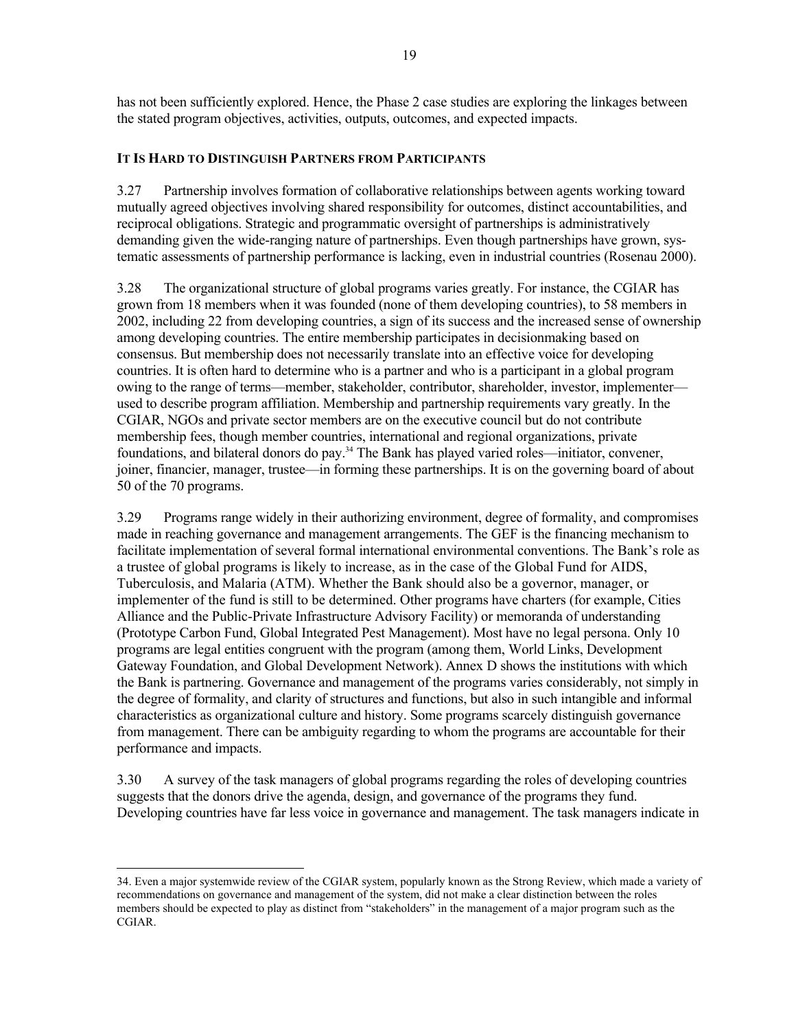has not been sufficiently explored. Hence, the Phase 2 case studies are exploring the linkages between the stated program objectives, activities, outputs, outcomes, and expected impacts.

### IT IS HARD TO DISTINGUISH PARTNERS FROM PARTICIPANTS

3.27 Partnership involves formation of collaborative relationships between agents working toward mutually agreed objectives involving shared responsibility for outcomes, distinct accountabilities, and reciprocal obligations. Strategic and programmatic oversight of partnerships is administratively demanding given the wide-ranging nature of partnerships. Even though partnerships have grown, systematic assessments of partnership performance is lacking, even in industrial countries (Rosenau 2000).

3.28 The organizational structure of global programs varies greatly. For instance, the CGIAR has grown from 18 members when it was founded (none of them developing countries), to 58 members in 2002, including 22 from developing countries, a sign of its success and the increased sense of ownership among developing countries. The entire membership participates in decisionmaking based on consensus. But membership does not necessarily translate into an effective voice for developing countries. It is often hard to determine who is a partner and who is a participant in a global program owing to the range of terms—member, stakeholder, contributor, shareholder, investor, implementer—used to describe program affiliation. Membership and partnership requirements vary greatly. In the CGIAR, NGOs and private sector members are on the executive council but do not contribute membership fees, though member countries, international and regional organizations, private foundations, and bilateral donors do pay.[34] The Bank has played varied roles—initiator, convener, joiner, financier, manager, trustee—in forming these partnerships. It is on the governing board of about 50 of the 70 programs.

3.29 Programs range widely in their authorizing environment, degree of formality, and compromises made in reaching governance and management arrangements. The GEF is the financing mechanism to facilitate implementation of several formal international environmental conventions. The Bank's role as a trustee of global programs is likely to increase, as in the case of the Global Fund for AIDS, Tuberculosis, and Malaria (ATM). Whether the Bank should also be a governor, manager, or implementer of the fund is still to be determined. Other programs have charters (for example, Cities Alliance and the Public-Private Infrastructure Advisory Facility) or memoranda of understanding (Prototype Carbon Fund, Global Integrated Pest Management). Most have no legal persona. Only 10 programs are legal entities congruent with the program (among them, World Links, Development Gateway Foundation, and Global Development Network). Annex D shows the institutions with which the Bank is partnering. Governance and management of the programs varies considerably, not simply in the degree of formality, and clarity of structures and functions, but also in such intangible and informal characteristics as organizational culture and history. Some programs scarcely distinguish governance from management. There can be ambiguity regarding to whom the programs are accountable for their performance and impacts.

3.30 A survey of the task managers of global programs regarding the roles of developing countries suggests that the donors drive the agenda, design, and governance of the programs they fund. Developing countries have far less voice in governance and management. The task managers indicate in

---

34. Even a major systemwide review of the CGIAR system, popularly known as the Strong Review, which made a variety of recommendations on governance and management of the system, did not make a clear distinction between the roles members should be expected to play as distinct from "stakeholders" in the management of a major program such as the CGIAR.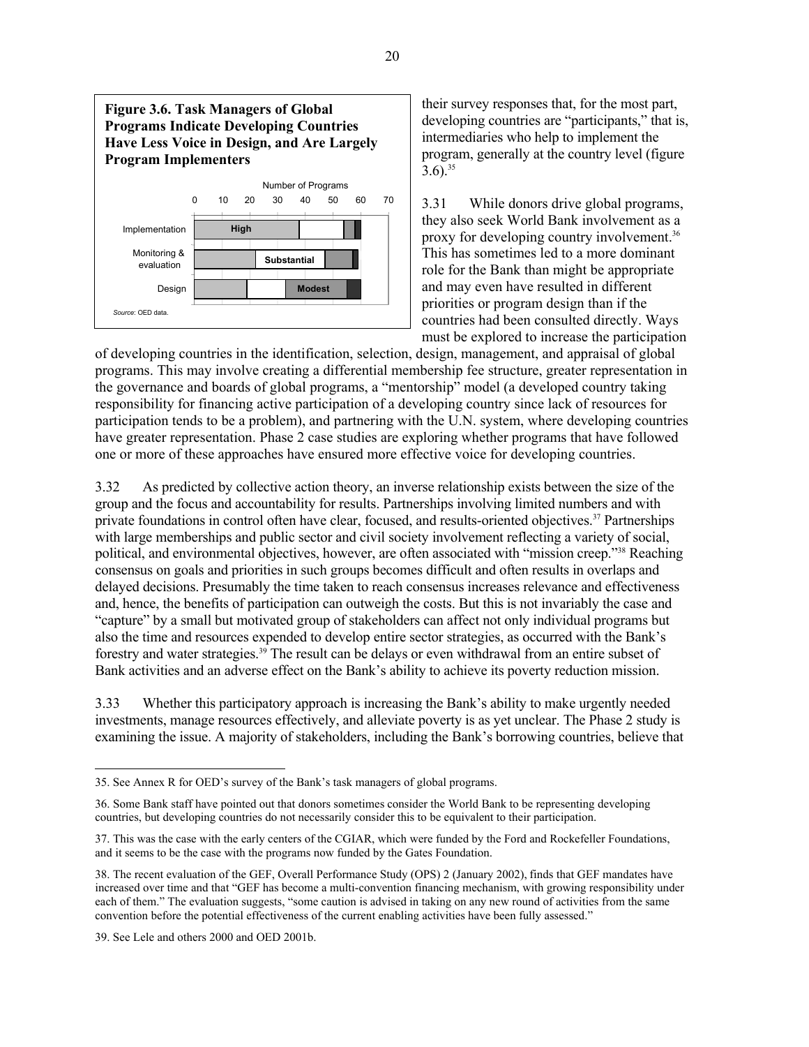**Figure 3.6. Task Managers of Global Programs Indicate Developing Countries Have Less Voice in Design, and Are Largely Program Implementers**

*Source*: OED data.

their survey responses that, for the most part, developing countries are "participants," that is, intermediaries who help to implement the program, generally at the country level (figure 3.6).[35]

3.31 While donors drive global programs, they also seek World Bank involvement as a proxy for developing country involvement.[36] This has sometimes led to a more dominant role for the Bank than might be appropriate and may even have resulted in different priorities or program design than if the countries had been consulted directly. Ways must be explored to increase the participation of developing countries in the identification, selection, design, management, and appraisal of global programs. This may involve creating a differential membership fee structure, greater representation in the governance and boards of global programs, a "mentorship" model (a developed country taking responsibility for financing active participation of a developing country since lack of resources for participation tends to be a problem), and partnering with the U.N. system, where developing countries have greater representation. Phase 2 case studies are exploring whether programs that have followed one or more of these approaches have ensured more effective voice for developing countries.

3.32 As predicted by collective action theory, an inverse relationship exists between the size of the group and the focus and accountability for results. Partnerships involving limited numbers and with private foundations in control often have clear, focused, and results-oriented objectives.[37] Partnerships with large memberships and public sector and civil society involvement reflecting a variety of social, political, and environmental objectives, however, are often associated with "mission creep."[38] Reaching consensus on goals and priorities in such groups becomes difficult and often results in overlaps and delayed decisions. Presumably the time taken to reach consensus increases relevance and effectiveness and, hence, the benefits of participation can outweigh the costs. But this is not invariably the case and "capture" by a small but motivated group of stakeholders can affect not only individual programs but also the time and resources expended to develop entire sector strategies, as occurred with the Bank's forestry and water strategies.[39] The result can be delays or even withdrawal from an entire subset of Bank activities and an adverse effect on the Bank's ability to achieve its poverty reduction mission.

3.33 Whether this participatory approach is increasing the Bank's ability to make urgently needed investments, manage resources effectively, and alleviate poverty is as yet unclear. The Phase 2 study is examining the issue. A majority of stakeholders, including the Bank's borrowing countries, believe that

35. See Annex R for OED's survey of the Bank's task managers of global programs.

36. Some Bank staff have pointed out that donors sometimes consider the World Bank to be representing developing countries, but developing countries do not necessarily consider this to be equivalent to their participation.

37. This was the case with the early centers of the CGIAR, which were funded by the Ford and Rockefeller Foundations, and it seems to be the case with the programs now funded by the Gates Foundation.

38. The recent evaluation of the GEF, Overall Performance Study (OPS) 2 (January 2002), finds that GEF mandates have increased over time and that "GEF has become a multi-convention financing mechanism, with growing responsibility under each of them." The evaluation suggests, "some caution is advised in taking on any new round of activities from the same convention before the potential effectiveness of the current enabling activities have been fully assessed."

39. See Lele and others 2000 and OED 2001b.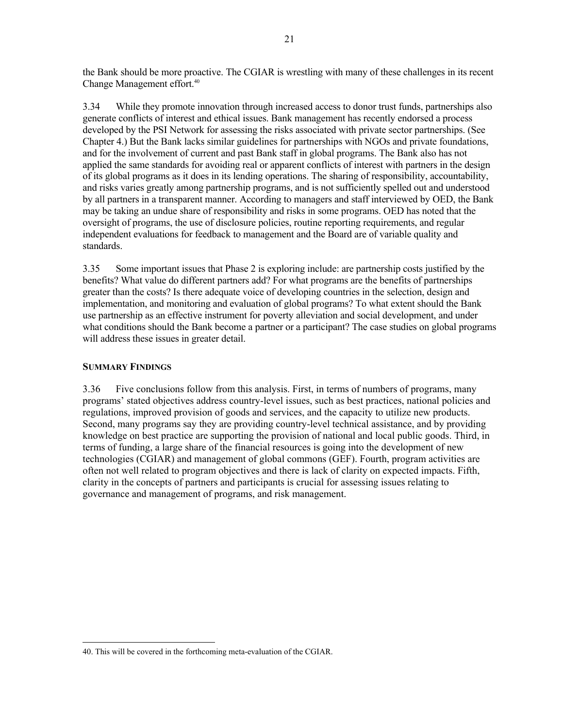the Bank should be more proactive. The CGIAR is wrestling with many of these challenges in its recent Change Management effort.[40]

3.34 While they promote innovation through increased access to donor trust funds, partnerships also generate conflicts of interest and ethical issues. Bank management has recently endorsed a process developed by the PSI Network for assessing the risks associated with private sector partnerships. (See Chapter 4.) But the Bank lacks similar guidelines for partnerships with NGOs and private foundations, and for the involvement of current and past Bank staff in global programs. The Bank also has not applied the same standards for avoiding real or apparent conflicts of interest with partners in the design of its global programs as it does in its lending operations. The sharing of responsibility, accountability, and risks varies greatly among partnership programs, and is not sufficiently spelled out and understood by all partners in a transparent manner. According to managers and staff interviewed by OED, the Bank may be taking an undue share of responsibility and risks in some programs. OED has noted that the oversight of programs, the use of disclosure policies, routine reporting requirements, and regular independent evaluations for feedback to management and the Board are of variable quality and standards.

3.35 Some important issues that Phase 2 is exploring include: are partnership costs justified by the benefits? What value do different partners add? For what programs are the benefits of partnerships greater than the costs? Is there adequate voice of developing countries in the selection, design and implementation, and monitoring and evaluation of global programs? To what extent should the Bank use partnership as an effective instrument for poverty alleviation and social development, and under what conditions should the Bank become a partner or a participant? The case studies on global programs will address these issues in greater detail.

### SUMMARY FINDINGS

3.36 Five conclusions follow from this analysis. First, in terms of numbers of programs, many programs' stated objectives address country-level issues, such as best practices, national policies and regulations, improved provision of goods and services, and the capacity to utilize new products. Second, many programs say they are providing country-level technical assistance, and by providing knowledge on best practice are supporting the provision of national and local public goods. Third, in terms of funding, a large share of the financial resources is going into the development of new technologies (CGIAR) and management of global commons (GEF). Fourth, program activities are often not well related to program objectives and there is lack of clarity on expected impacts. Fifth, clarity in the concepts of partners and participants is crucial for assessing issues relating to governance and management of programs, and risk management.

40. This will be covered in the forthcoming meta-evaluation of the CGIAR.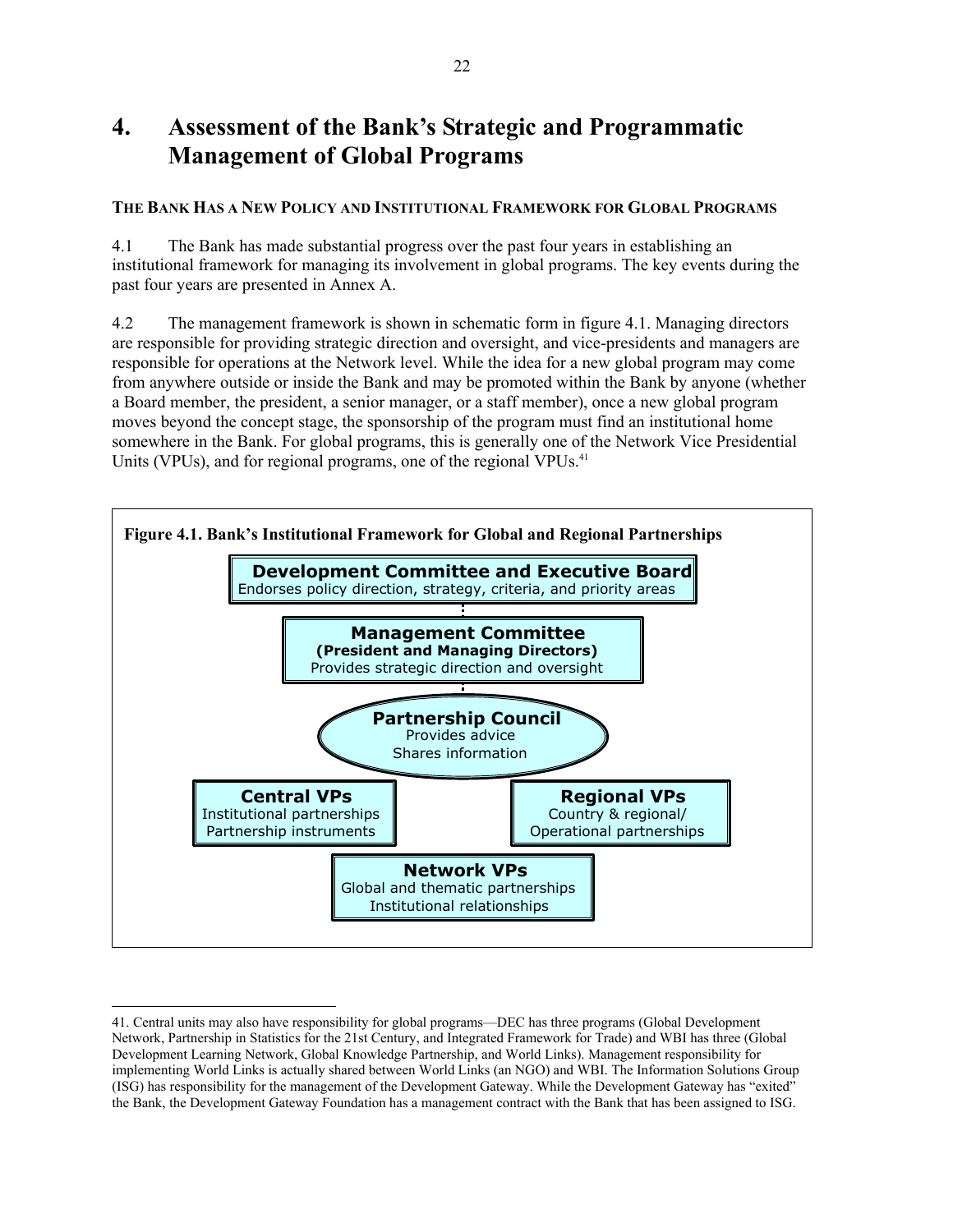# 4. Assessment of the Bank's Strategic and Programmatic Management of Global Programs

## THE BANK HAS A NEW POLICY AND INSTITUTIONAL FRAMEWORK FOR GLOBAL PROGRAMS

4.1 The Bank has made substantial progress over the past four years in establishing an institutional framework for managing its involvement in global programs. The key events during the past four years are presented in Annex A.

4.2 The management framework is shown in schematic form in figure 4.1. Managing directors are responsible for providing strategic direction and oversight, and vice-presidents and managers are responsible for operations at the Network level. While the idea for a new global program may come from anywhere outside or inside the Bank and may be promoted within the Bank by anyone (whether a Board member, the president, a senior manager, or a staff member), once a new global program moves beyond the concept stage, the sponsorship of the program must find an institutional home somewhere in the Bank. For global programs, this is generally one of the Network Vice Presidential Units (VPUs), and for regional programs, one of the regional VPUs.[41]

**Figure 4.1. Bank's Institutional Framework for Global and Regional Partnerships**

**Development Committee and Executive Board**
Endorses policy direction, strategy, criteria, and priority areas

**Management Committee**
**(President and Managing Directors)**
Provides strategic direction and oversight

**Partnership Council**
Provides advice
Shares information

**Central VPs**
Institutional partnerships
Partnership instruments

**Regional VPs**
Country & regional/
Operational partnerships

**Network VPs**
Global and thematic partnerships
Institutional relationships

---

41. Central units may also have responsibility for global programs—DEC has three programs (Global Development Network, Partnership in Statistics for the 21st Century, and Integrated Framework for Trade) and WBI has three (Global Development Learning Network, Global Knowledge Partnership, and World Links). Management responsibility for implementing World Links is actually shared between World Links (an NGO) and WBI. The Information Solutions Group (ISG) has responsibility for the management of the Development Gateway. While the Development Gateway has "exited" the Bank, the Development Gateway Foundation has a management contract with the Bank that has been assigned to ISG.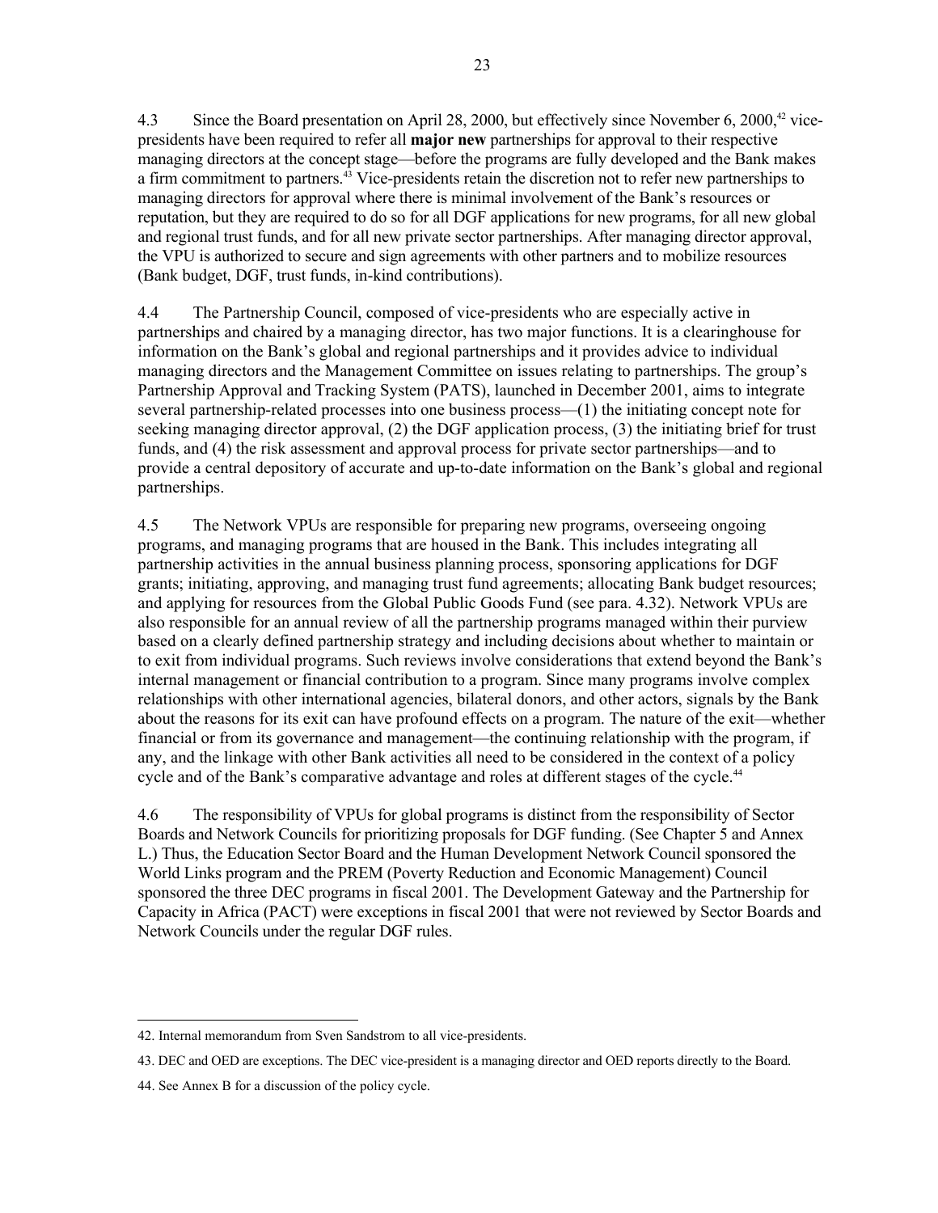4.3 Since the Board presentation on April 28, 2000, but effectively since November 6, 2000,[42] vice-presidents have been required to refer all **major new** partnerships for approval to their respective managing directors at the concept stage—before the programs are fully developed and the Bank makes a firm commitment to partners.[43] Vice-presidents retain the discretion not to refer new partnerships to managing directors for approval where there is minimal involvement of the Bank's resources or reputation, but they are required to do so for all DGF applications for new programs, for all new global and regional trust funds, and for all new private sector partnerships. After managing director approval, the VPU is authorized to secure and sign agreements with other partners and to mobilize resources (Bank budget, DGF, trust funds, in-kind contributions).

4.4 The Partnership Council, composed of vice-presidents who are especially active in partnerships and chaired by a managing director, has two major functions. It is a clearinghouse for information on the Bank's global and regional partnerships and it provides advice to individual managing directors and the Management Committee on issues relating to partnerships. The group's Partnership Approval and Tracking System (PATS), launched in December 2001, aims to integrate several partnership-related processes into one business process—(1) the initiating concept note for seeking managing director approval, (2) the DGF application process, (3) the initiating brief for trust funds, and (4) the risk assessment and approval process for private sector partnerships—and to provide a central depository of accurate and up-to-date information on the Bank's global and regional partnerships.

4.5 The Network VPUs are responsible for preparing new programs, overseeing ongoing programs, and managing programs that are housed in the Bank. This includes integrating all partnership activities in the annual business planning process, sponsoring applications for DGF grants; initiating, approving, and managing trust fund agreements; allocating Bank budget resources; and applying for resources from the Global Public Goods Fund (see para. 4.32). Network VPUs are also responsible for an annual review of all the partnership programs managed within their purview based on a clearly defined partnership strategy and including decisions about whether to maintain or to exit from individual programs. Such reviews involve considerations that extend beyond the Bank's internal management or financial contribution to a program. Since many programs involve complex relationships with other international agencies, bilateral donors, and other actors, signals by the Bank about the reasons for its exit can have profound effects on a program. The nature of the exit—whether financial or from its governance and management—the continuing relationship with the program, if any, and the linkage with other Bank activities all need to be considered in the context of a policy cycle and of the Bank's comparative advantage and roles at different stages of the cycle.[44]

4.6 The responsibility of VPUs for global programs is distinct from the responsibility of Sector Boards and Network Councils for prioritizing proposals for DGF funding. (See Chapter 5 and Annex L.) Thus, the Education Sector Board and the Human Development Network Council sponsored the World Links program and the PREM (Poverty Reduction and Economic Management) Council sponsored the three DEC programs in fiscal 2001. The Development Gateway and the Partnership for Capacity in Africa (PACT) were exceptions in fiscal 2001 that were not reviewed by Sector Boards and Network Councils under the regular DGF rules.

---

42. Internal memorandum from Sven Sandstrom to all vice-presidents.

43. DEC and OED are exceptions. The DEC vice-president is a managing director and OED reports directly to the Board.

44. See Annex B for a discussion of the policy cycle.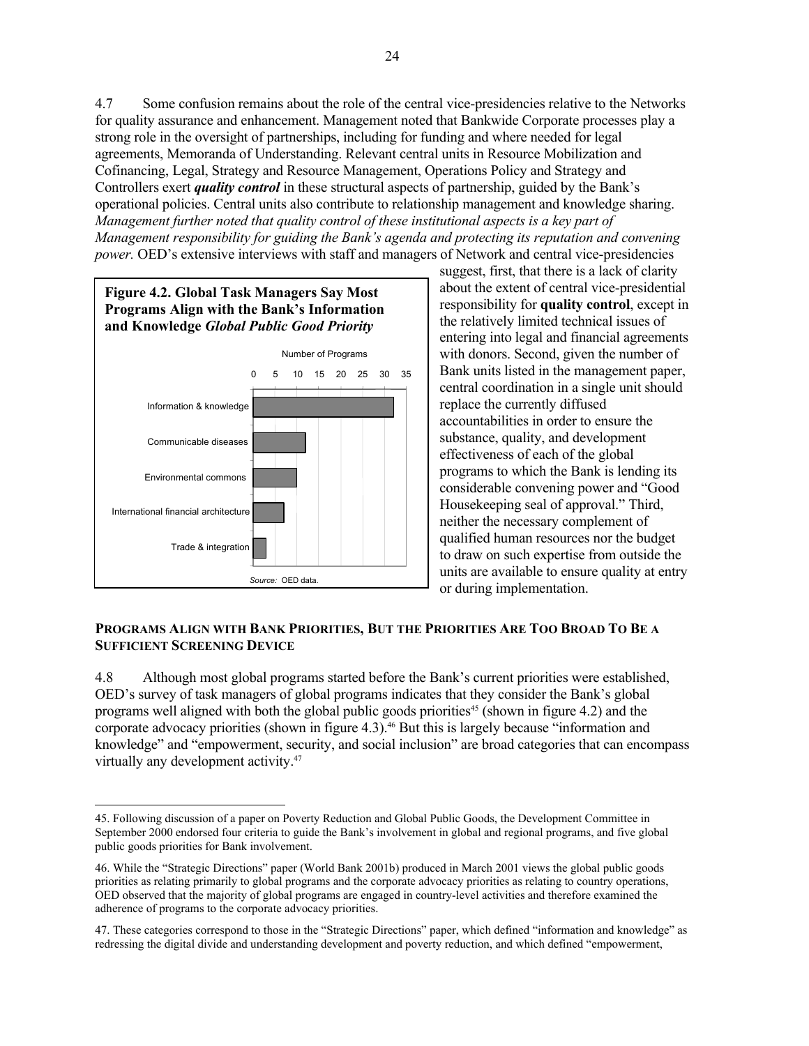4.7 Some confusion remains about the role of the central vice-presidencies relative to the Networks for quality assurance and enhancement. Management noted that Bankwide Corporate processes play a strong role in the oversight of partnerships, including for funding and where needed for legal agreements, Memoranda of Understanding. Relevant central units in Resource Mobilization and Cofinancing, Legal, Strategy and Resource Management, Operations Policy and Strategy and Controllers exert ***quality control*** in these structural aspects of partnership, guided by the Bank's operational policies. Central units also contribute to relationship management and knowledge sharing. *Management further noted that quality control of these institutional aspects is a key part of Management responsibility for guiding the Bank's agenda and protecting its reputation and convening power.* OED's extensive interviews with staff and managers of Network and central vice-presidencies suggest, first, that there is a lack of clarity about the extent of central vice-presidential responsibility for **quality control**, except in the relatively limited technical issues of entering into legal and financial agreements with donors. Second, given the number of Bank units listed in the management paper, central coordination in a single unit should replace the currently diffused accountabilities in order to ensure the substance, quality, and development effectiveness of each of the global programs to which the Bank is lending its considerable convening power and "Good Housekeeping seal of approval." Third, neither the necessary complement of qualified human resources nor the budget to draw on such expertise from outside the units are available to ensure quality at entry or during implementation.

**Figure 4.2. Global Task Managers Say Most Programs Align with the Bank's Information and Knowledge *Global Public Good Priority***

Number of Programs

| Priority | Number of Programs (approx.) |
|---|---|
| Information & knowledge | 32 |
| Communicable diseases | 12 |
| Environmental commons | 10 |
| International financial architecture | 7 |
| Trade & integration | 3 |

*Source:* OED data.

### PROGRAMS ALIGN WITH BANK PRIORITIES, BUT THE PRIORITIES ARE TOO BROAD TO BE A SUFFICIENT SCREENING DEVICE

4.8 Although most global programs started before the Bank's current priorities were established, OED's survey of task managers of global programs indicates that they consider the Bank's global programs well aligned with both the global public goods priorities[45] (shown in figure 4.2) and the corporate advocacy priorities (shown in figure 4.3).[46] But this is largely because "information and knowledge" and "empowerment, security, and social inclusion" are broad categories that can encompass virtually any development activity.[47]

---

45. Following discussion of a paper on Poverty Reduction and Global Public Goods, the Development Committee in September 2000 endorsed four criteria to guide the Bank's involvement in global and regional programs, and five global public goods priorities for Bank involvement.

46. While the "Strategic Directions" paper (World Bank 2001b) produced in March 2001 views the global public goods priorities as relating primarily to global programs and the corporate advocacy priorities as relating to country operations, OED observed that the majority of global programs are engaged in country-level activities and therefore examined the adherence of programs to the corporate advocacy priorities.

47. These categories correspond to those in the "Strategic Directions" paper, which defined "information and knowledge" as redressing the digital divide and understanding development and poverty reduction, and which defined "empowerment,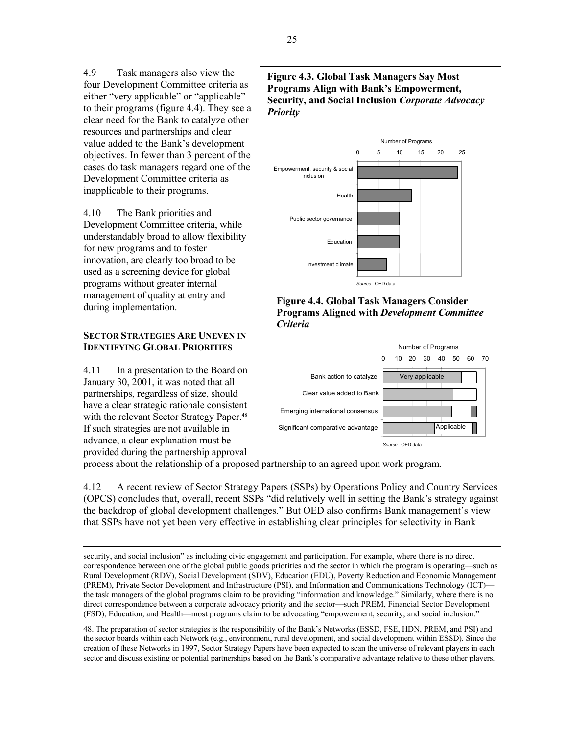4.9 Task managers also view the four Development Committee criteria as either "very applicable" or "applicable" to their programs (figure 4.4). They see a clear need for the Bank to catalyze other resources and partnerships and clear value added to the Bank's development objectives. In fewer than 3 percent of the cases do task managers regard one of the Development Committee criteria as inapplicable to their programs.

4.10 The Bank priorities and Development Committee criteria, while understandably broad to allow flexibility for new programs and to foster innovation, are clearly too broad to be used as a screening device for global programs without greater internal management of quality at entry and during implementation.

**Figure 4.3. Global Task Managers Say Most Programs Align with Bank's Empowerment, Security, and Social Inclusion *Corporate Advocacy Priority***

Number of Programs

Empowerment, security & social inclusion

Health

Public sector governance

Education

Investment climate

*Source:* OED data.

**Figure 4.4. Global Task Managers Consider Programs Aligned with *Development Committee Criteria***

Number of Programs

Bank action to catalyze

Clear value added to Bank

Emerging international consensus

Significant comparative advantage

Very applicable

Applicable

*Source:* OED data.

### SECTOR STRATEGIES ARE UNEVEN IN IDENTIFYING GLOBAL PRIORITIES

4.11 In a presentation to the Board on January 30, 2001, it was noted that all partnerships, regardless of size, should have a clear strategic rationale consistent with the relevant Sector Strategy Paper.[48] If such strategies are not available in advance, a clear explanation must be provided during the partnership approval process about the relationship of a proposed partnership to an agreed upon work program.

4.12 A recent review of Sector Strategy Papers (SSPs) by Operations Policy and Country Services (OPCS) concludes that, overall, recent SSPs "did relatively well in setting the Bank's strategy against the backdrop of global development challenges." But OED also confirms Bank management's view that SSPs have not yet been very effective in establishing clear principles for selectivity in Bank

---

security, and social inclusion" as including civic engagement and participation. For example, where there is no direct correspondence between one of the global public goods priorities and the sector in which the program is operating—such as Rural Development (RDV), Social Development (SDV), Education (EDU), Poverty Reduction and Economic Management (PREM), Private Sector Development and Infrastructure (PSI), and Information and Communications Technology (ICT)—the task managers of the global programs claim to be providing "information and knowledge." Similarly, where there is no direct correspondence between a corporate advocacy priority and the sector—such PREM, Financial Sector Development (FSD), Education, and Health—most programs claim to be advocating "empowerment, security, and social inclusion."

48. The preparation of sector strategies is the responsibility of the Bank's Networks (ESSD, FSE, HDN, PREM, and PSI) and the sector boards within each Network (e.g., environment, rural development, and social development within ESSD). Since the creation of these Networks in 1997, Sector Strategy Papers have been expected to scan the universe of relevant players in each sector and discuss existing or potential partnerships based on the Bank's comparative advantage relative to these other players.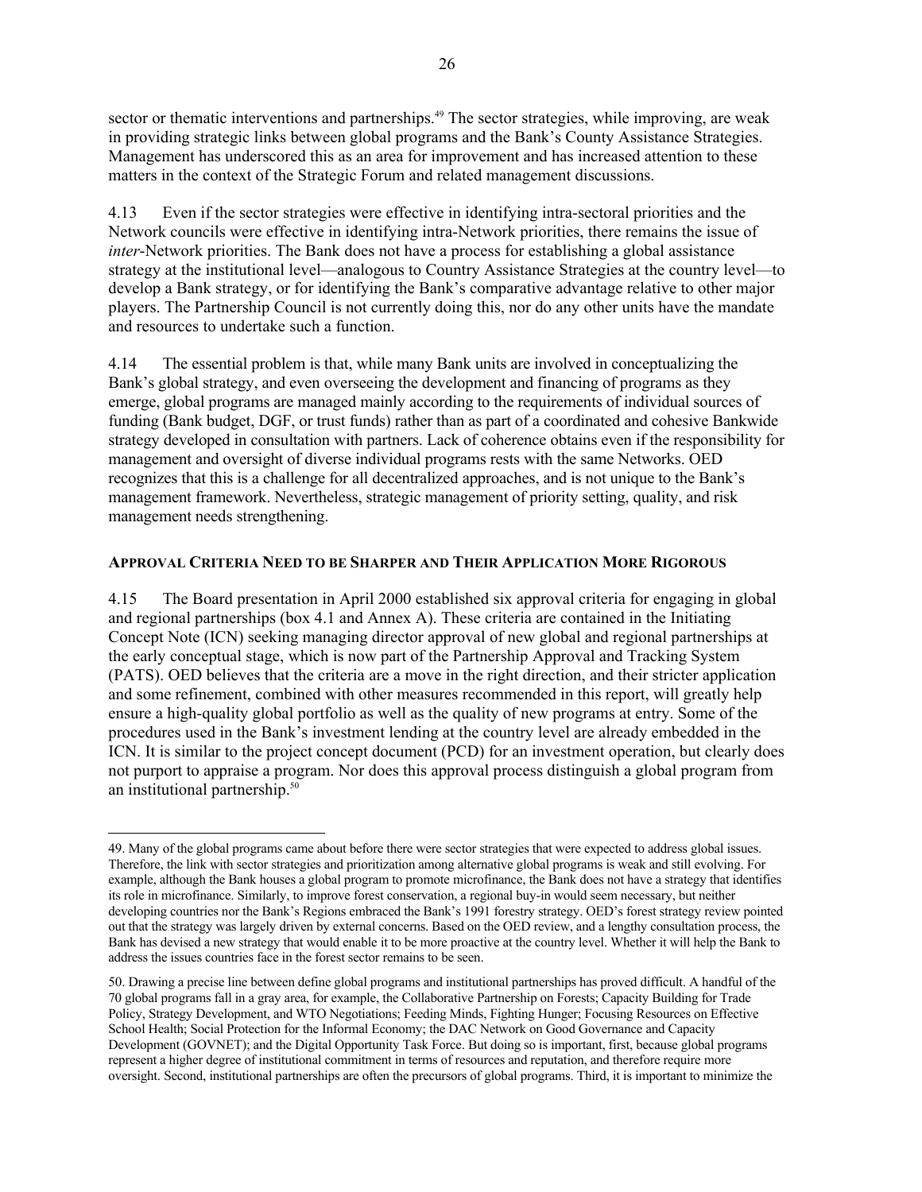sector or thematic interventions and partnerships.[49] The sector strategies, while improving, are weak in providing strategic links between global programs and the Bank's County Assistance Strategies. Management has underscored this as an area for improvement and has increased attention to these matters in the context of the Strategic Forum and related management discussions.

4.13 Even if the sector strategies were effective in identifying intra-sectoral priorities and the Network councils were effective in identifying intra-Network priorities, there remains the issue of *inter*-Network priorities. The Bank does not have a process for establishing a global assistance strategy at the institutional level—analogous to Country Assistance Strategies at the country level—to develop a Bank strategy, or for identifying the Bank's comparative advantage relative to other major players. The Partnership Council is not currently doing this, nor do any other units have the mandate and resources to undertake such a function.

4.14 The essential problem is that, while many Bank units are involved in conceptualizing the Bank's global strategy, and even overseeing the development and financing of programs as they emerge, global programs are managed mainly according to the requirements of individual sources of funding (Bank budget, DGF, or trust funds) rather than as part of a coordinated and cohesive Bankwide strategy developed in consultation with partners. Lack of coherence obtains even if the responsibility for management and oversight of diverse individual programs rests with the same Networks. OED recognizes that this is a challenge for all decentralized approaches, and is not unique to the Bank's management framework. Nevertheless, strategic management of priority setting, quality, and risk management needs strengthening.

### APPROVAL CRITERIA NEED TO BE SHARPER AND THEIR APPLICATION MORE RIGOROUS

4.15 The Board presentation in April 2000 established six approval criteria for engaging in global and regional partnerships (box 4.1 and Annex A). These criteria are contained in the Initiating Concept Note (ICN) seeking managing director approval of new global and regional partnerships at the early conceptual stage, which is now part of the Partnership Approval and Tracking System (PATS). OED believes that the criteria are a move in the right direction, and their stricter application and some refinement, combined with other measures recommended in this report, will greatly help ensure a high-quality global portfolio as well as the quality of new programs at entry. Some of the procedures used in the Bank's investment lending at the country level are already embedded in the ICN. It is similar to the project concept document (PCD) for an investment operation, but clearly does not purport to appraise a program. Nor does this approval process distinguish a global program from an institutional partnership.[50]

---

49. Many of the global programs came about before there were sector strategies that were expected to address global issues. Therefore, the link with sector strategies and prioritization among alternative global programs is weak and still evolving. For example, although the Bank houses a global program to promote microfinance, the Bank does not have a strategy that identifies its role in microfinance. Similarly, to improve forest conservation, a regional buy-in would seem necessary, but neither developing countries nor the Bank's Regions embraced the Bank's 1991 forestry strategy. OED's forest strategy review pointed out that the strategy was largely driven by external concerns. Based on the OED review, and a lengthy consultation process, the Bank has devised a new strategy that would enable it to be more proactive at the country level. Whether it will help the Bank to address the issues countries face in the forest sector remains to be seen.

50. Drawing a precise line between define global programs and institutional partnerships has proved difficult. A handful of the 70 global programs fall in a gray area, for example, the Collaborative Partnership on Forests; Capacity Building for Trade Policy, Strategy Development, and WTO Negotiations; Feeding Minds, Fighting Hunger; Focusing Resources on Effective School Health; Social Protection for the Informal Economy; the DAC Network on Good Governance and Capacity Development (GOVNET); and the Digital Opportunity Task Force. But doing so is important, first, because global programs represent a higher degree of institutional commitment in terms of resources and reputation, and therefore require more oversight. Second, institutional partnerships are often the precursors of global programs. Third, it is important to minimize the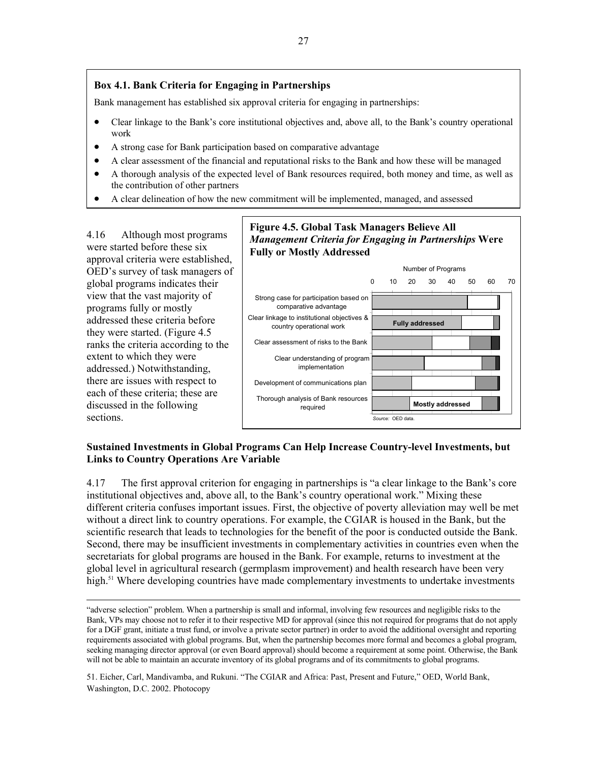**Box 4.1. Bank Criteria for Engaging in Partnerships**

Bank management has established six approval criteria for engaging in partnerships:

- Clear linkage to the Bank's core institutional objectives and, above all, to the Bank's country operational work
- A strong case for Bank participation based on comparative advantage
- A clear assessment of the financial and reputational risks to the Bank and how these will be managed
- A thorough analysis of the expected level of Bank resources required, both money and time, as well as the contribution of other partners
- A clear delineation of how the new commitment will be implemented, managed, and assessed

4.16 Although most programs were started before these six approval criteria were established, OED's survey of task managers of global programs indicates their view that the vast majority of programs fully or mostly addressed these criteria before they were started. (Figure 4.5 ranks the criteria according to the extent to which they were addressed.) Notwithstanding, there are issues with respect to each of these criteria; these are discussed in the following sections.

**Figure 4.5. Global Task Managers Believe All *Management Criteria for Engaging in Partnerships* Were Fully or Mostly Addressed**

Number of Programs (axis 0–70)

- Strong case for participation based on comparative advantage
- Clear linkage to institutional objectives & country operational work
- Clear assessment of risks to the Bank
- Clear understanding of program implementation
- Development of communications plan
- Thorough analysis of Bank resources required

Legend: Fully addressed; Mostly addressed

*Source:* OED data.

**Sustained Investments in Global Programs Can Help Increase Country-level Investments, but Links to Country Operations Are Variable**

4.17 The first approval criterion for engaging in partnerships is "a clear linkage to the Bank's core institutional objectives and, above all, to the Bank's country operational work." Mixing these different criteria confuses important issues. First, the objective of poverty alleviation may well be met without a direct link to country operations. For example, the CGIAR is housed in the Bank, but the scientific research that leads to technologies for the benefit of the poor is conducted outside the Bank. Second, there may be insufficient investments in complementary activities in countries even when the secretariats for global programs are housed in the Bank. For example, returns to investment at the global level in agricultural research (germplasm improvement) and health research have been very high.[51] Where developing countries have made complementary investments to undertake investments

---

"adverse selection" problem. When a partnership is small and informal, involving few resources and negligible risks to the Bank, VPs may choose not to refer it to their respective MD for approval (since this not required for programs that do not apply for a DGF grant, initiate a trust fund, or involve a private sector partner) in order to avoid the additional oversight and reporting requirements associated with global programs. But, when the partnership becomes more formal and becomes a global program, seeking managing director approval (or even Board approval) should become a requirement at some point. Otherwise, the Bank will not be able to maintain an accurate inventory of its global programs and of its commitments to global programs.

51. Eicher, Carl, Mandivamba, and Rukuni. "The CGIAR and Africa: Past, Present and Future," OED, World Bank, Washington, D.C. 2002. Photocopy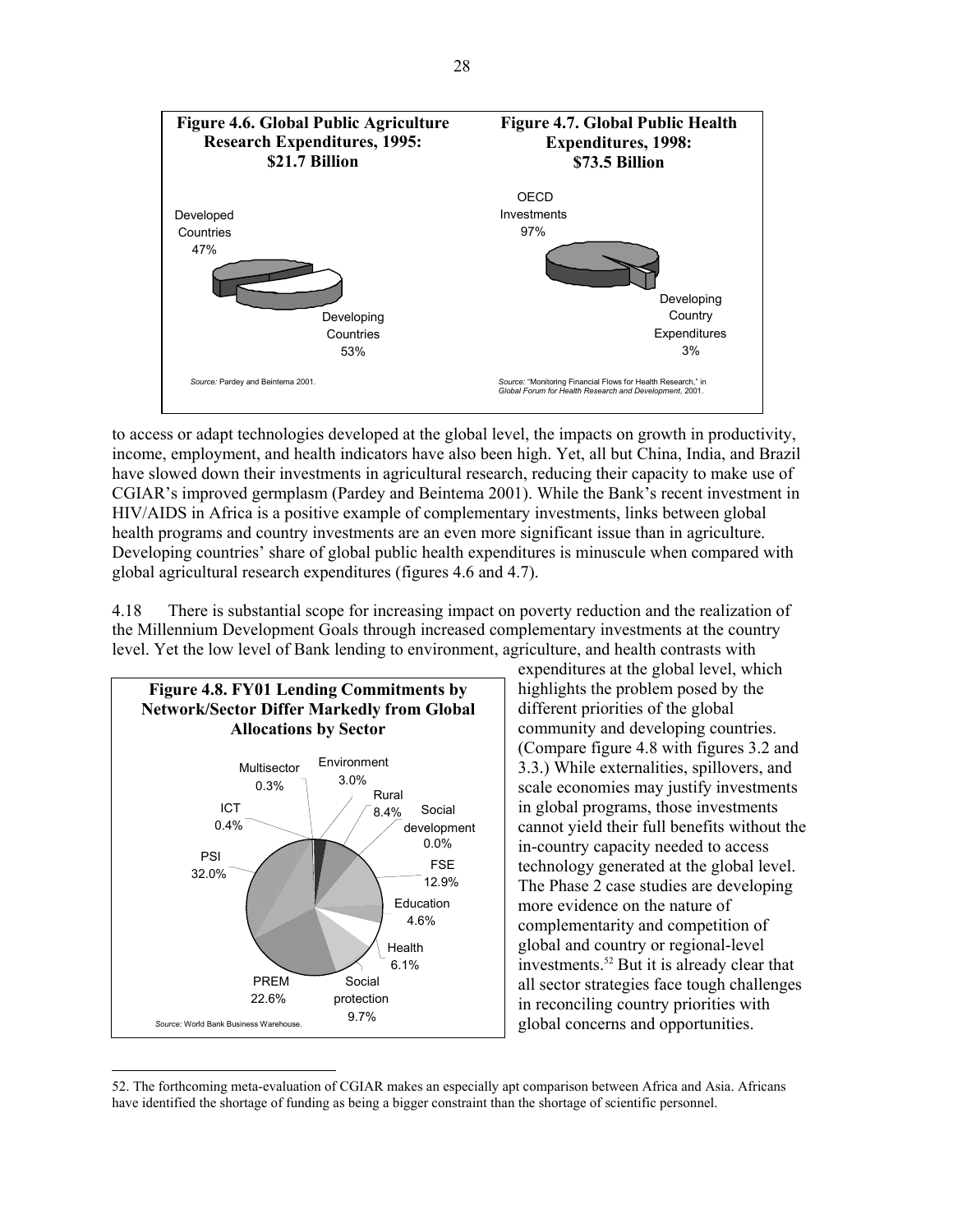**Figure 4.6. Global Public Agriculture Research Expenditures, 1995: $21.7 Billion**

Developed Countries 47%

Developing Countries 53%

*Source:* Pardey and Beintema 2001.

**Figure 4.7. Global Public Health Expenditures, 1998: $73.5 Billion**

OECD Investments 97%

Developing Country Expenditures 3%

*Source:* "Monitoring Financial Flows for Health Research," in *Global Forum for Health Research and Development*, 2001.

to access or adapt technologies developed at the global level, the impacts on growth in productivity, income, employment, and health indicators have also been high. Yet, all but China, India, and Brazil have slowed down their investments in agricultural research, reducing their capacity to make use of CGIAR's improved germplasm (Pardey and Beintema 2001). While the Bank's recent investment in HIV/AIDS in Africa is a positive example of complementary investments, links between global health programs and country investments are an even more significant issue than in agriculture. Developing countries' share of global public health expenditures is minuscule when compared with global agricultural research expenditures (figures 4.6 and 4.7).

4.18 There is substantial scope for increasing impact on poverty reduction and the realization of the Millennium Development Goals through increased complementary investments at the country level. Yet the low level of Bank lending to environment, agriculture, and health contrasts with expenditures at the global level, which highlights the problem posed by the different priorities of the global community and developing countries. (Compare figure 4.8 with figures 3.2 and 3.3.) While externalities, spillovers, and scale economies may justify investments in global programs, those investments cannot yield their full benefits without the in-country capacity needed to access technology generated at the global level. The Phase 2 case studies are developing more evidence on the nature of complementarity and competition of global and country or regional-level investments.[52] But it is already clear that all sector strategies face tough challenges in reconciling country priorities with global concerns and opportunities.

**Figure 4.8. FY01 Lending Commitments by Network/Sector Differ Markedly from Global Allocations by Sector**

| Network/Sector | Share |
|---|---|
| Environment | 3.0% |
| Rural | 8.4% |
| Social development | 0.0% |
| FSE | 12.9% |
| Education | 4.6% |
| Health | 6.1% |
| Social protection | 9.7% |
| PREM | 22.6% |
| PSI | 32.0% |
| ICT | 0.4% |
| Multisector | 0.3% |

*Source:* World Bank Business Warehouse.

52. The forthcoming meta-evaluation of CGIAR makes an especially apt comparison between Africa and Asia. Africans have identified the shortage of funding as being a bigger constraint than the shortage of scientific personnel.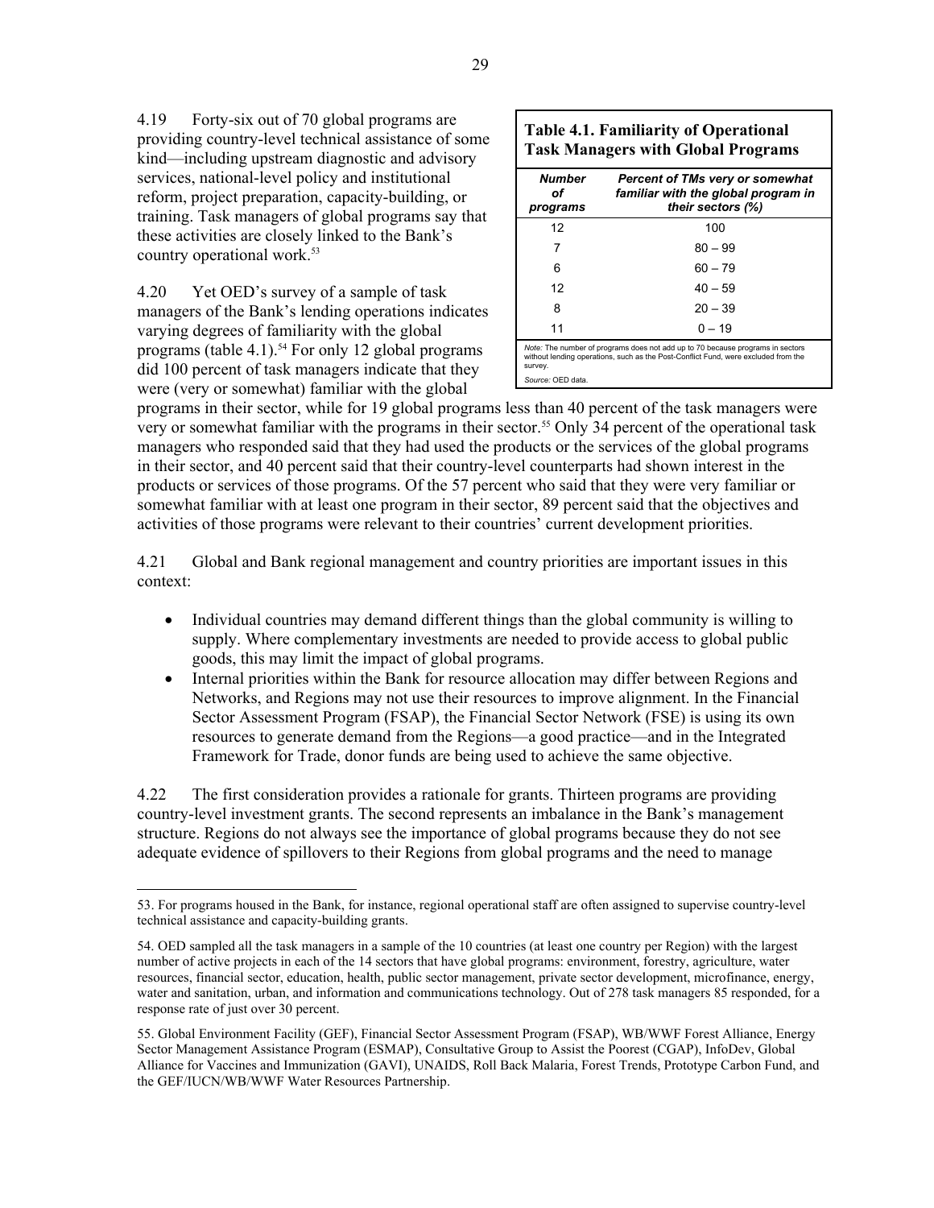4.19 Forty-six out of 70 global programs are providing country-level technical assistance of some kind—including upstream diagnostic and advisory services, national-level policy and institutional reform, project preparation, capacity-building, or training. Task managers of global programs say that these activities are closely linked to the Bank's country operational work.[53]

**Table 4.1. Familiarity of Operational Task Managers with Global Programs**

| *Number of programs* | *Percent of TMs very or somewhat familiar with the global program in their sectors (%)* |
|---|---|
| 12 | 100 |
| 7 | 80 – 99 |
| 6 | 60 – 79 |
| 12 | 40 – 59 |
| 8 | 20 – 39 |
| 11 | 0 – 19 |

*Note:* The number of programs does not add up to 70 because programs in sectors without lending operations, such as the Post-Conflict Fund, were excluded from the survey.

*Source:* OED data.

4.20 Yet OED's survey of a sample of task managers of the Bank's lending operations indicates varying degrees of familiarity with the global programs (table 4.1).[54] For only 12 global programs did 100 percent of task managers indicate that they were (very or somewhat) familiar with the global programs in their sector, while for 19 global programs less than 40 percent of the task managers were very or somewhat familiar with the programs in their sector.[55] Only 34 percent of the operational task managers who responded said that they had used the products or the services of the global programs in their sector, and 40 percent said that their country-level counterparts had shown interest in the products or services of those programs. Of the 57 percent who said that they were very familiar or somewhat familiar with at least one program in their sector, 89 percent said that the objectives and activities of those programs were relevant to their countries' current development priorities.

4.21 Global and Bank regional management and country priorities are important issues in this context:

- Individual countries may demand different things than the global community is willing to supply. Where complementary investments are needed to provide access to global public goods, this may limit the impact of global programs.
- Internal priorities within the Bank for resource allocation may differ between Regions and Networks, and Regions may not use their resources to improve alignment. In the Financial Sector Assessment Program (FSAP), the Financial Sector Network (FSE) is using its own resources to generate demand from the Regions—a good practice—and in the Integrated Framework for Trade, donor funds are being used to achieve the same objective.

4.22 The first consideration provides a rationale for grants. Thirteen programs are providing country-level investment grants. The second represents an imbalance in the Bank's management structure. Regions do not always see the importance of global programs because they do not see adequate evidence of spillovers to their Regions from global programs and the need to manage

53. For programs housed in the Bank, for instance, regional operational staff are often assigned to supervise country-level technical assistance and capacity-building grants.

54. OED sampled all the task managers in a sample of the 10 countries (at least one country per Region) with the largest number of active projects in each of the 14 sectors that have global programs: environment, forestry, agriculture, water resources, financial sector, education, health, public sector management, private sector development, microfinance, energy, water and sanitation, urban, and information and communications technology. Out of 278 task managers 85 responded, for a response rate of just over 30 percent.

55. Global Environment Facility (GEF), Financial Sector Assessment Program (FSAP), WB/WWF Forest Alliance, Energy Sector Management Assistance Program (ESMAP), Consultative Group to Assist the Poorest (CGAP), InfoDev, Global Alliance for Vaccines and Immunization (GAVI), UNAIDS, Roll Back Malaria, Forest Trends, Prototype Carbon Fund, and the GEF/IUCN/WB/WWF Water Resources Partnership.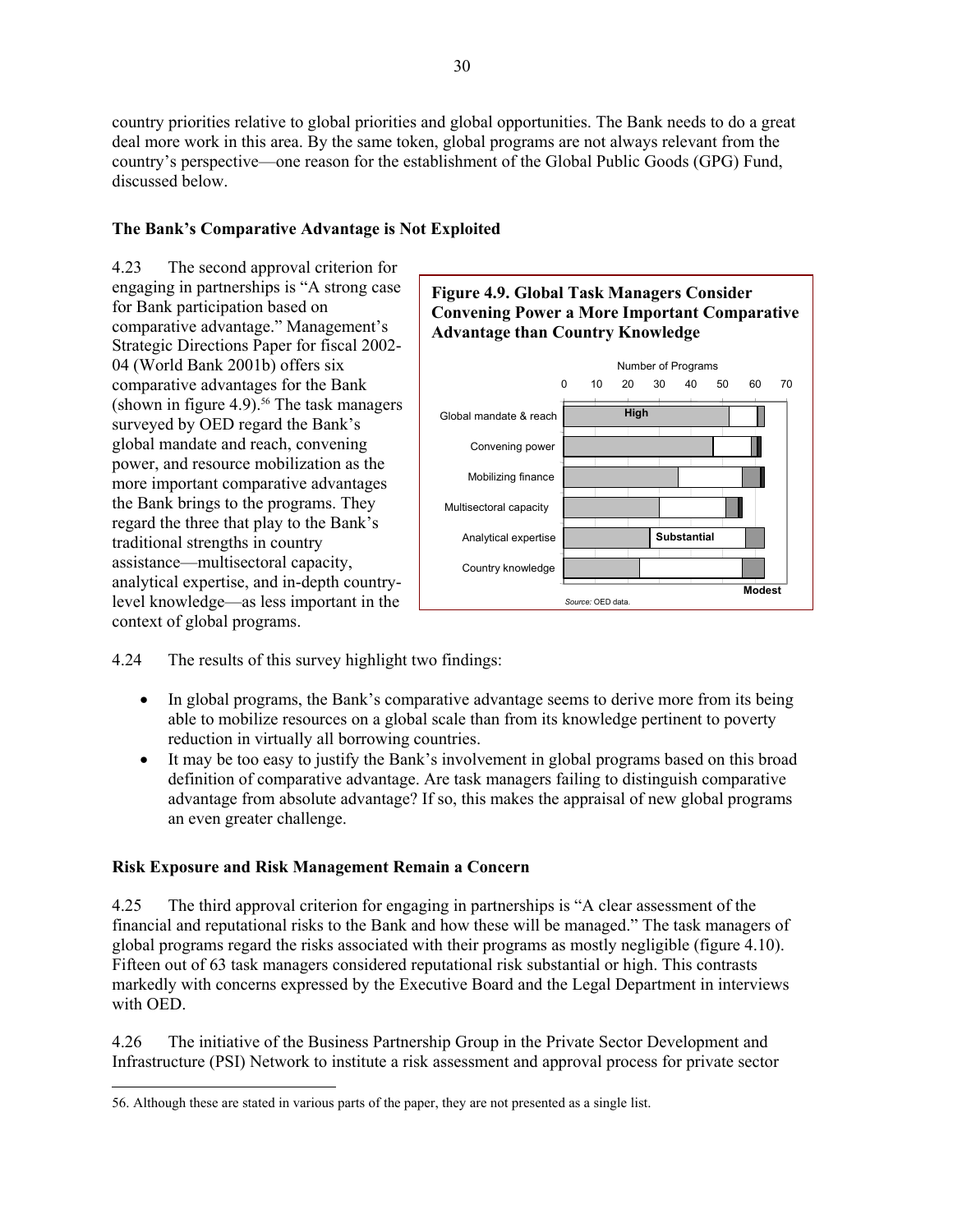country priorities relative to global priorities and global opportunities. The Bank needs to do a great deal more work in this area. By the same token, global programs are not always relevant from the country's perspective—one reason for the establishment of the Global Public Goods (GPG) Fund, discussed below.

### The Bank's Comparative Advantage is Not Exploited

4.23 The second approval criterion for engaging in partnerships is "A strong case for Bank participation based on comparative advantage." Management's Strategic Directions Paper for fiscal 2002-04 (World Bank 2001b) offers six comparative advantages for the Bank (shown in figure 4.9).[56] The task managers surveyed by OED regard the Bank's global mandate and reach, convening power, and resource mobilization as the more important comparative advantages the Bank brings to the programs. They regard the three that play to the Bank's traditional strengths in country assistance—multisectoral capacity, analytical expertise, and in-depth country-level knowledge—as less important in the context of global programs.

**Figure 4.9. Global Task Managers Consider Convening Power a More Important Comparative Advantage than Country Knowledge**

Number of Programs: 0, 10, 20, 30, 40, 50, 60, 70

Categories: Global mandate & reach; Convening power; Mobilizing finance; Multisectoral capacity; Analytical expertise; Country knowledge

Legend: High; Substantial; Modest

*Source:* OED data.

4.24 The results of this survey highlight two findings:

- In global programs, the Bank's comparative advantage seems to derive more from its being able to mobilize resources on a global scale than from its knowledge pertinent to poverty reduction in virtually all borrowing countries.
- It may be too easy to justify the Bank's involvement in global programs based on this broad definition of comparative advantage. Are task managers failing to distinguish comparative advantage from absolute advantage? If so, this makes the appraisal of new global programs an even greater challenge.

### Risk Exposure and Risk Management Remain a Concern

4.25 The third approval criterion for engaging in partnerships is "A clear assessment of the financial and reputational risks to the Bank and how these will be managed." The task managers of global programs regard the risks associated with their programs as mostly negligible (figure 4.10). Fifteen out of 63 task managers considered reputational risk substantial or high. This contrasts markedly with concerns expressed by the Executive Board and the Legal Department in interviews with OED.

4.26 The initiative of the Business Partnership Group in the Private Sector Development and Infrastructure (PSI) Network to institute a risk assessment and approval process for private sector

56. Although these are stated in various parts of the paper, they are not presented as a single list.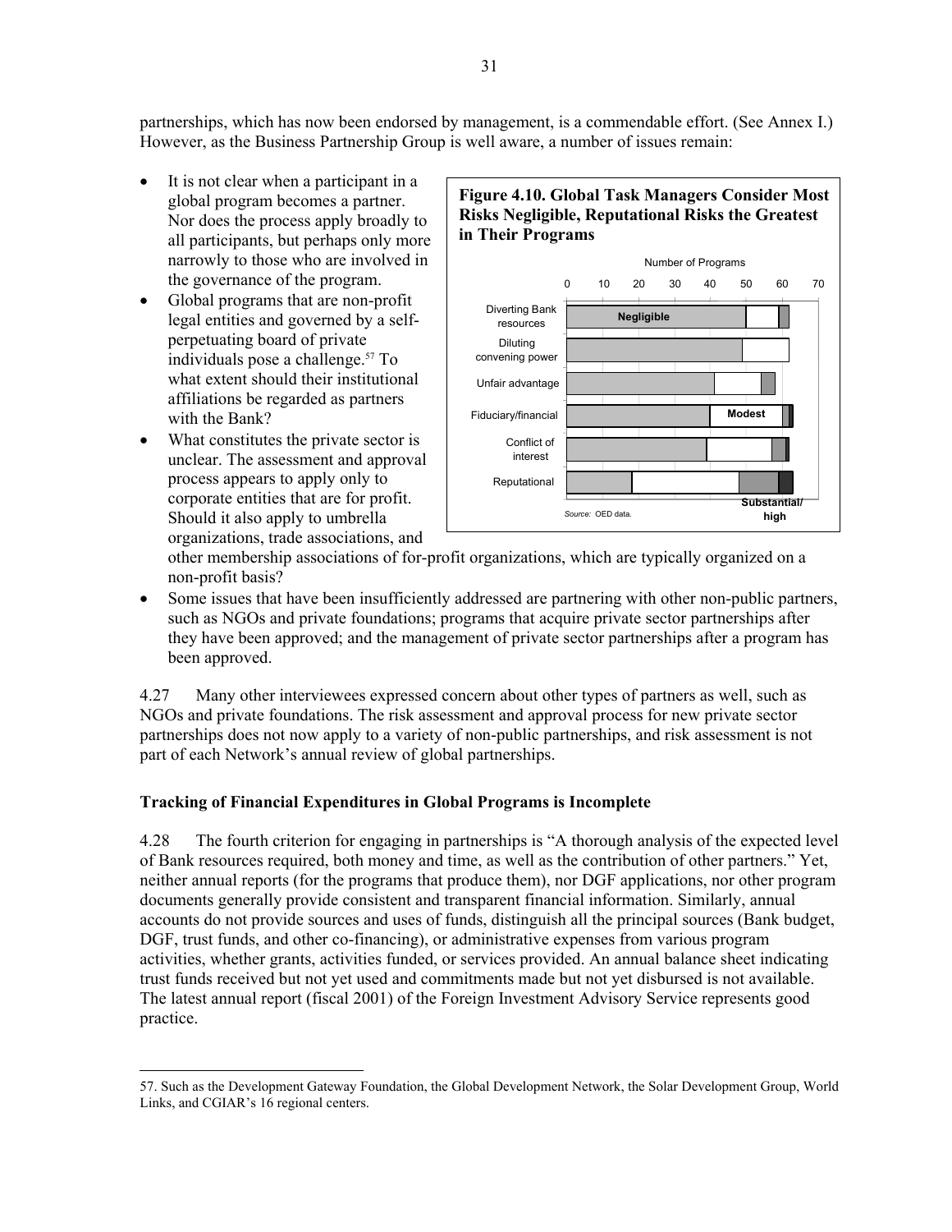partnerships, which has now been endorsed by management, is a commendable effort. (See Annex I.) However, as the Business Partnership Group is well aware, a number of issues remain:

- It is not clear when a participant in a global program becomes a partner. Nor does the process apply broadly to all participants, but perhaps only more narrowly to those who are involved in the governance of the program.
- Global programs that are non-profit legal entities and governed by a self-perpetuating board of private individuals pose a challenge.[57] To what extent should their institutional affiliations be regarded as partners with the Bank?
- What constitutes the private sector is unclear. The assessment and approval process appears to apply only to corporate entities that are for profit. Should it also apply to umbrella organizations, trade associations, and other membership associations of for-profit organizations, which are typically organized on a non-profit basis?
- Some issues that have been insufficiently addressed are partnering with other non-public partners, such as NGOs and private foundations; programs that acquire private sector partnerships after they have been approved; and the management of private sector partnerships after a program has been approved.

**Figure 4.10. Global Task Managers Consider Most Risks Negligible, Reputational Risks the Greatest in Their Programs**

*Source:* OED data.

4.27 Many other interviewees expressed concern about other types of partners as well, such as NGOs and private foundations. The risk assessment and approval process for new private sector partnerships does not now apply to a variety of non-public partnerships, and risk assessment is not part of each Network's annual review of global partnerships.

### Tracking of Financial Expenditures in Global Programs is Incomplete

4.28 The fourth criterion for engaging in partnerships is "A thorough analysis of the expected level of Bank resources required, both money and time, as well as the contribution of other partners." Yet, neither annual reports (for the programs that produce them), nor DGF applications, nor other program documents generally provide consistent and transparent financial information. Similarly, annual accounts do not provide sources and uses of funds, distinguish all the principal sources (Bank budget, DGF, trust funds, and other co-financing), or administrative expenses from various program activities, whether grants, activities funded, or services provided. An annual balance sheet indicating trust funds received but not yet used and commitments made but not yet disbursed is not available. The latest annual report (fiscal 2001) of the Foreign Investment Advisory Service represents good practice.

57. Such as the Development Gateway Foundation, the Global Development Network, the Solar Development Group, World Links, and CGIAR's 16 regional centers.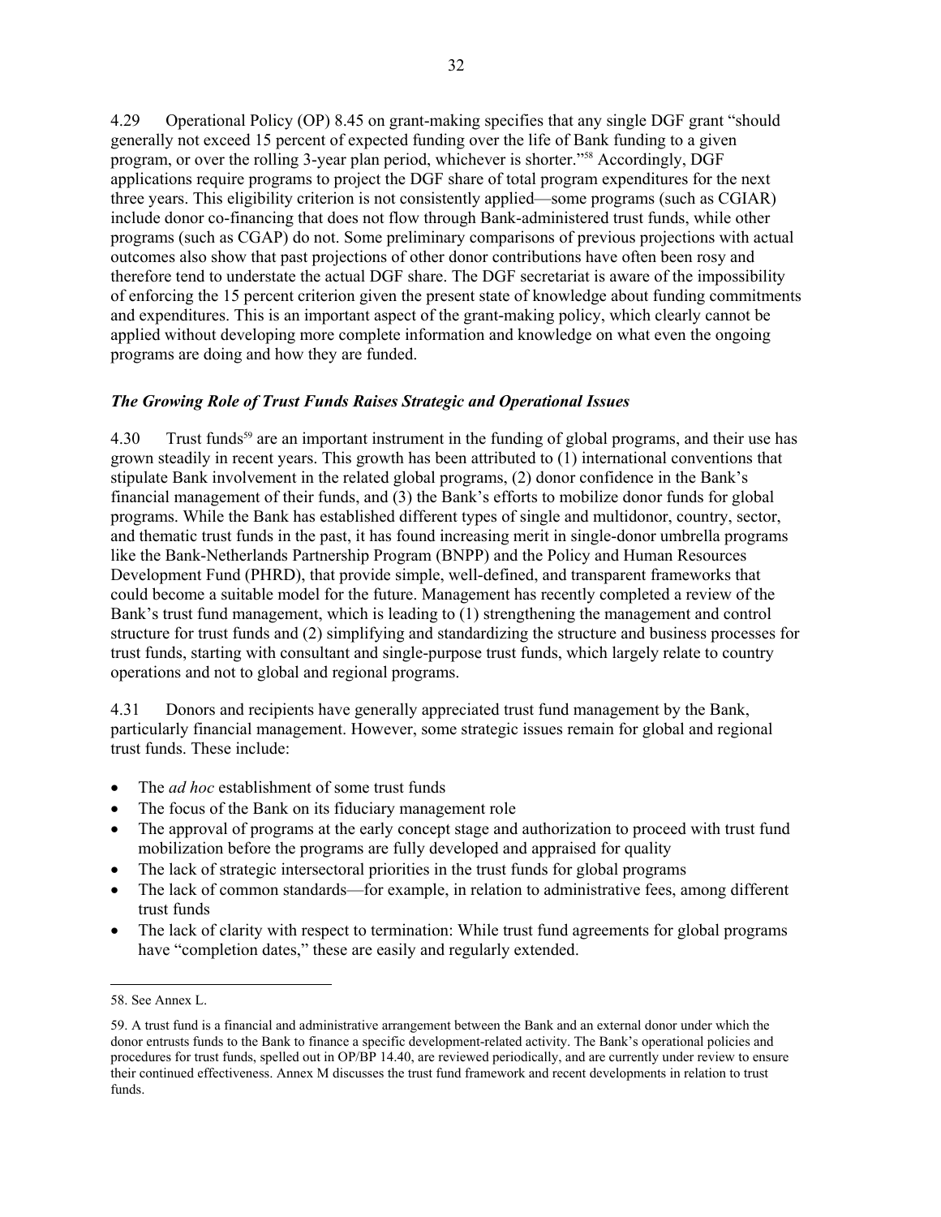4.29 Operational Policy (OP) 8.45 on grant-making specifies that any single DGF grant "should generally not exceed 15 percent of expected funding over the life of Bank funding to a given program, or over the rolling 3-year plan period, whichever is shorter."[58] Accordingly, DGF applications require programs to project the DGF share of total program expenditures for the next three years. This eligibility criterion is not consistently applied—some programs (such as CGIAR) include donor co-financing that does not flow through Bank-administered trust funds, while other programs (such as CGAP) do not. Some preliminary comparisons of previous projections with actual outcomes also show that past projections of other donor contributions have often been rosy and therefore tend to understate the actual DGF share. The DGF secretariat is aware of the impossibility of enforcing the 15 percent criterion given the present state of knowledge about funding commitments and expenditures. This is an important aspect of the grant-making policy, which clearly cannot be applied without developing more complete information and knowledge on what even the ongoing programs are doing and how they are funded.

### *The Growing Role of Trust Funds Raises Strategic and Operational Issues*

4.30 Trust funds[59] are an important instrument in the funding of global programs, and their use has grown steadily in recent years. This growth has been attributed to (1) international conventions that stipulate Bank involvement in the related global programs, (2) donor confidence in the Bank's financial management of their funds, and (3) the Bank's efforts to mobilize donor funds for global programs. While the Bank has established different types of single and multidonor, country, sector, and thematic trust funds in the past, it has found increasing merit in single-donor umbrella programs like the Bank-Netherlands Partnership Program (BNPP) and the Policy and Human Resources Development Fund (PHRD), that provide simple, well-defined, and transparent frameworks that could become a suitable model for the future. Management has recently completed a review of the Bank's trust fund management, which is leading to (1) strengthening the management and control structure for trust funds and (2) simplifying and standardizing the structure and business processes for trust funds, starting with consultant and single-purpose trust funds, which largely relate to country operations and not to global and regional programs.

4.31 Donors and recipients have generally appreciated trust fund management by the Bank, particularly financial management. However, some strategic issues remain for global and regional trust funds. These include:

- The *ad hoc* establishment of some trust funds
- The focus of the Bank on its fiduciary management role
- The approval of programs at the early concept stage and authorization to proceed with trust fund mobilization before the programs are fully developed and appraised for quality
- The lack of strategic intersectoral priorities in the trust funds for global programs
- The lack of common standards—for example, in relation to administrative fees, among different trust funds
- The lack of clarity with respect to termination: While trust fund agreements for global programs have "completion dates," these are easily and regularly extended.

---

58. See Annex L.

59. A trust fund is a financial and administrative arrangement between the Bank and an external donor under which the donor entrusts funds to the Bank to finance a specific development-related activity. The Bank's operational policies and procedures for trust funds, spelled out in OP/BP 14.40, are reviewed periodically, and are currently under review to ensure their continued effectiveness. Annex M discusses the trust fund framework and recent developments in relation to trust funds.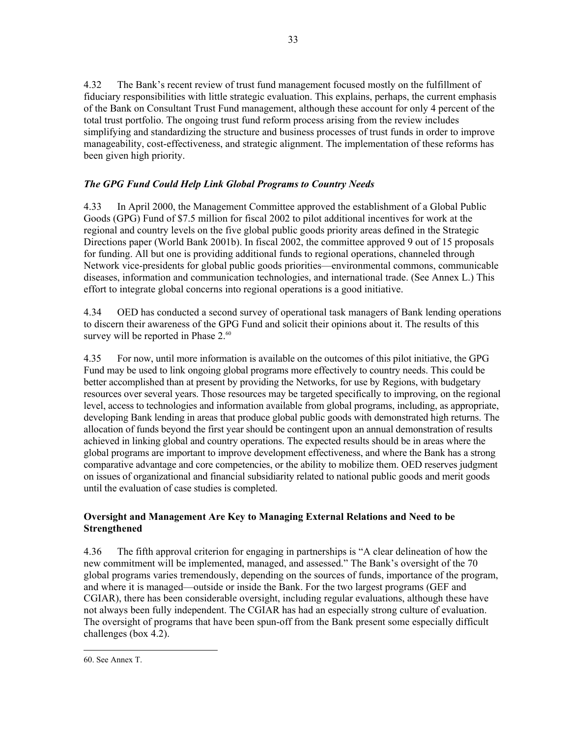4.32 The Bank's recent review of trust fund management focused mostly on the fulfillment of fiduciary responsibilities with little strategic evaluation. This explains, perhaps, the current emphasis of the Bank on Consultant Trust Fund management, although these account for only 4 percent of the total trust portfolio. The ongoing trust fund reform process arising from the review includes simplifying and standardizing the structure and business processes of trust funds in order to improve manageability, cost-effectiveness, and strategic alignment. The implementation of these reforms has been given high priority.

### *The GPG Fund Could Help Link Global Programs to Country Needs*

4.33 In April 2000, the Management Committee approved the establishment of a Global Public Goods (GPG) Fund of $7.5 million for fiscal 2002 to pilot additional incentives for work at the regional and country levels on the five global public goods priority areas defined in the Strategic Directions paper (World Bank 2001b). In fiscal 2002, the committee approved 9 out of 15 proposals for funding. All but one is providing additional funds to regional operations, channeled through Network vice-presidents for global public goods priorities—environmental commons, communicable diseases, information and communication technologies, and international trade. (See Annex L.) This effort to integrate global concerns into regional operations is a good initiative.

4.34 OED has conducted a second survey of operational task managers of Bank lending operations to discern their awareness of the GPG Fund and solicit their opinions about it. The results of this survey will be reported in Phase 2.[60]

4.35 For now, until more information is available on the outcomes of this pilot initiative, the GPG Fund may be used to link ongoing global programs more effectively to country needs. This could be better accomplished than at present by providing the Networks, for use by Regions, with budgetary resources over several years. Those resources may be targeted specifically to improving, on the regional level, access to technologies and information available from global programs, including, as appropriate, developing Bank lending in areas that produce global public goods with demonstrated high returns. The allocation of funds beyond the first year should be contingent upon an annual demonstration of results achieved in linking global and country operations. The expected results should be in areas where the global programs are important to improve development effectiveness, and where the Bank has a strong comparative advantage and core competencies, or the ability to mobilize them. OED reserves judgment on issues of organizational and financial subsidiarity related to national public goods and merit goods until the evaluation of case studies is completed.

### **Oversight and Management Are Key to Managing External Relations and Need to be Strengthened**

4.36 The fifth approval criterion for engaging in partnerships is "A clear delineation of how the new commitment will be implemented, managed, and assessed." The Bank's oversight of the 70 global programs varies tremendously, depending on the sources of funds, importance of the program, and where it is managed—outside or inside the Bank. For the two largest programs (GEF and CGIAR), there has been considerable oversight, including regular evaluations, although these have not always been fully independent. The CGIAR has had an especially strong culture of evaluation. The oversight of programs that have been spun-off from the Bank present some especially difficult challenges (box 4.2).

---

60. See Annex T.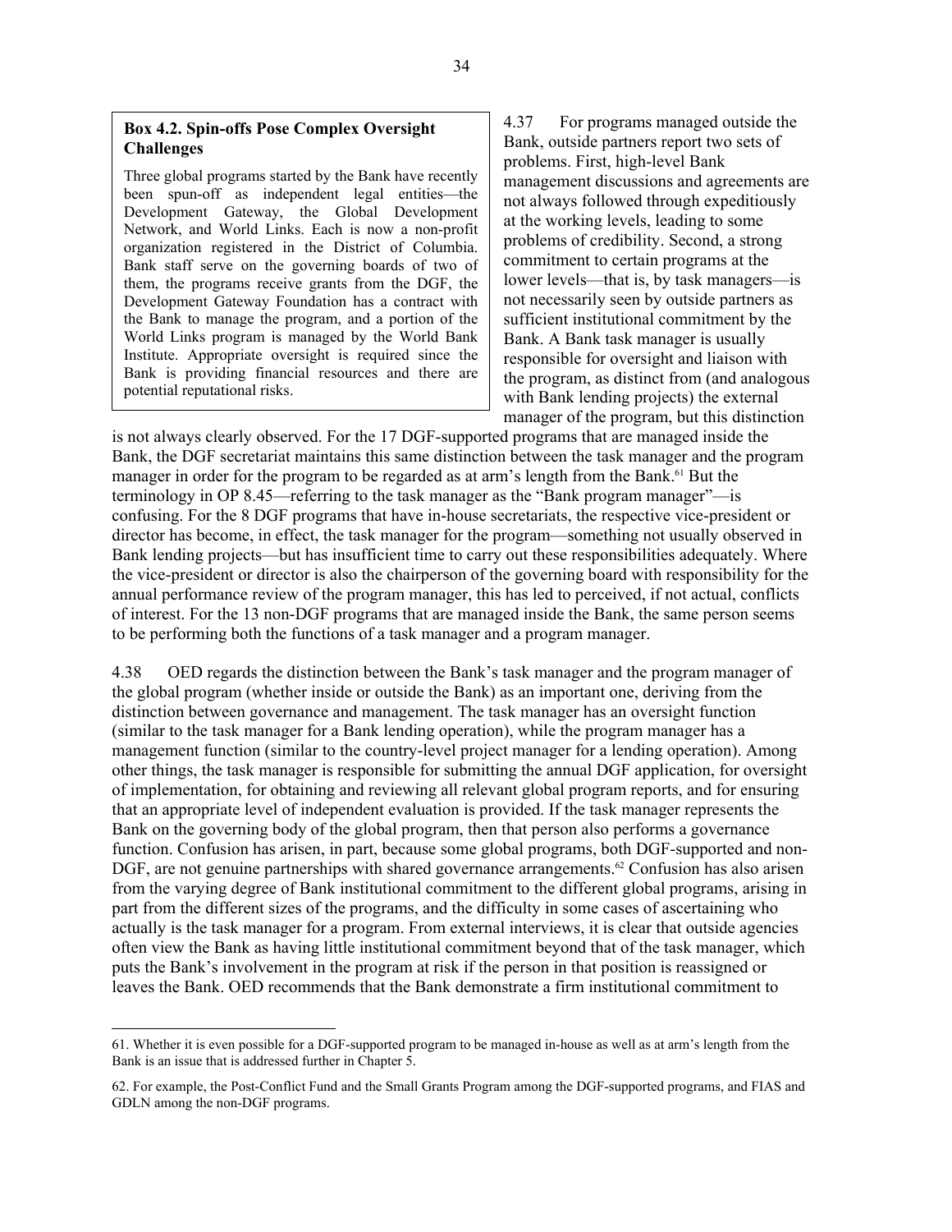**Box 4.2. Spin-offs Pose Complex Oversight Challenges**

Three global programs started by the Bank have recently been spun-off as independent legal entities—the Development Gateway, the Global Development Network, and World Links. Each is now a non-profit organization registered in the District of Columbia. Bank staff serve on the governing boards of two of them, the programs receive grants from the DGF, the Development Gateway Foundation has a contract with the Bank to manage the program, and a portion of the World Links program is managed by the World Bank Institute. Appropriate oversight is required since the Bank is providing financial resources and there are potential reputational risks.

4.37 For programs managed outside the Bank, outside partners report two sets of problems. First, high-level Bank management discussions and agreements are not always followed through expeditiously at the working levels, leading to some problems of credibility. Second, a strong commitment to certain programs at the lower levels—that is, by task managers—is not necessarily seen by outside partners as sufficient institutional commitment by the Bank. A Bank task manager is usually responsible for oversight and liaison with the program, as distinct from (and analogous with Bank lending projects) the external manager of the program, but this distinction is not always clearly observed. For the 17 DGF-supported programs that are managed inside the Bank, the DGF secretariat maintains this same distinction between the task manager and the program manager in order for the program to be regarded as at arm's length from the Bank.[61] But the terminology in OP 8.45—referring to the task manager as the "Bank program manager"—is confusing. For the 8 DGF programs that have in-house secretariats, the respective vice-president or director has become, in effect, the task manager for the program—something not usually observed in Bank lending projects—but has insufficient time to carry out these responsibilities adequately. Where the vice-president or director is also the chairperson of the governing board with responsibility for the annual performance review of the program manager, this has led to perceived, if not actual, conflicts of interest. For the 13 non-DGF programs that are managed inside the Bank, the same person seems to be performing both the functions of a task manager and a program manager.

4.38 OED regards the distinction between the Bank's task manager and the program manager of the global program (whether inside or outside the Bank) as an important one, deriving from the distinction between governance and management. The task manager has an oversight function (similar to the task manager for a Bank lending operation), while the program manager has a management function (similar to the country-level project manager for a lending operation). Among other things, the task manager is responsible for submitting the annual DGF application, for oversight of implementation, for obtaining and reviewing all relevant global program reports, and for ensuring that an appropriate level of independent evaluation is provided. If the task manager represents the Bank on the governing body of the global program, then that person also performs a governance function. Confusion has arisen, in part, because some global programs, both DGF-supported and non-DGF, are not genuine partnerships with shared governance arrangements.[62] Confusion has also arisen from the varying degree of Bank institutional commitment to the different global programs, arising in part from the different sizes of the programs, and the difficulty in some cases of ascertaining who actually is the task manager for a program. From external interviews, it is clear that outside agencies often view the Bank as having little institutional commitment beyond that of the task manager, which puts the Bank's involvement in the program at risk if the person in that position is reassigned or leaves the Bank. OED recommends that the Bank demonstrate a firm institutional commitment to

---

61. Whether it is even possible for a DGF-supported program to be managed in-house as well as at arm's length from the Bank is an issue that is addressed further in Chapter 5.

62. For example, the Post-Conflict Fund and the Small Grants Program among the DGF-supported programs, and FIAS and GDLN among the non-DGF programs.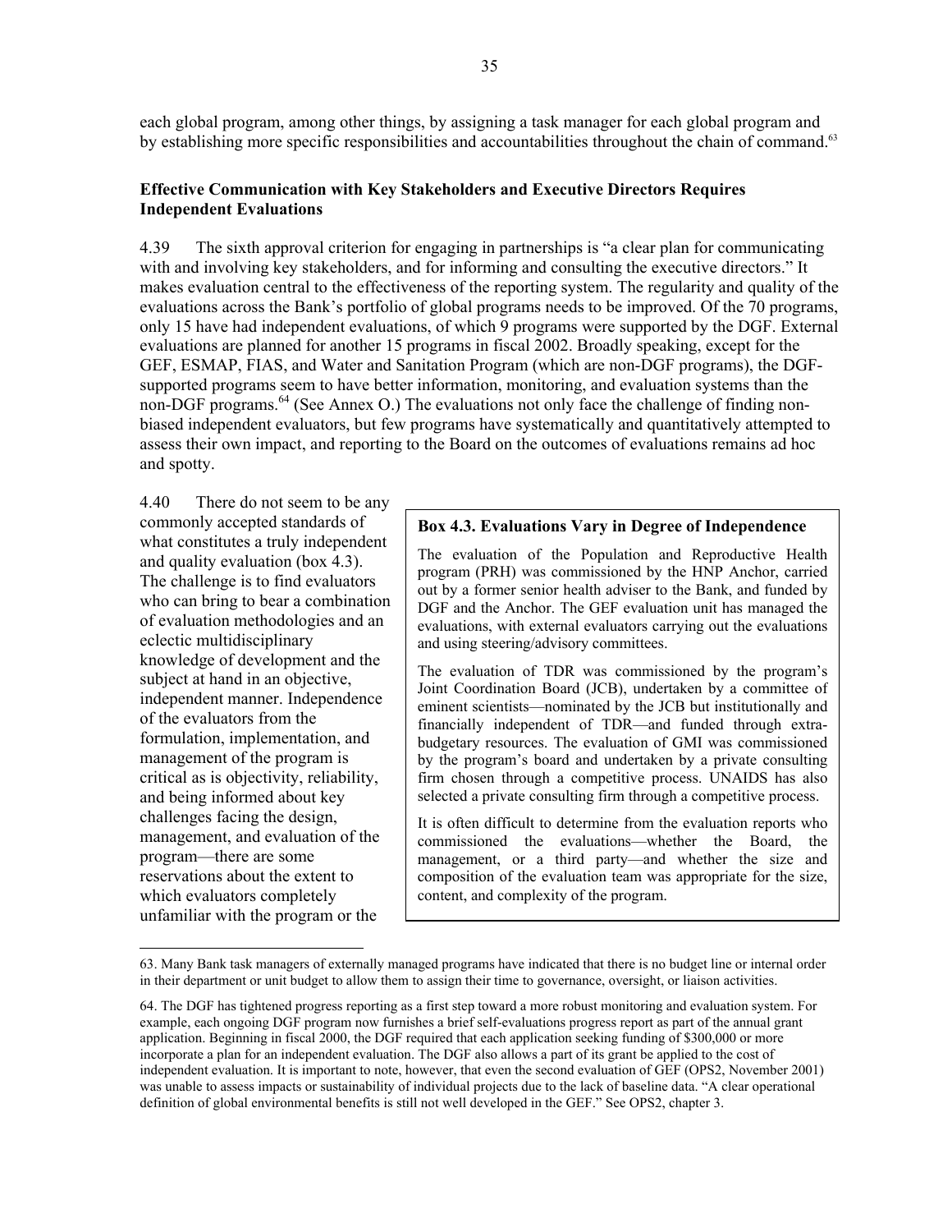each global program, among other things, by assigning a task manager for each global program and by establishing more specific responsibilities and accountabilities throughout the chain of command.[63]

### Effective Communication with Key Stakeholders and Executive Directors Requires Independent Evaluations

4.39 The sixth approval criterion for engaging in partnerships is "a clear plan for communicating with and involving key stakeholders, and for informing and consulting the executive directors." It makes evaluation central to the effectiveness of the reporting system. The regularity and quality of the evaluations across the Bank's portfolio of global programs needs to be improved. Of the 70 programs, only 15 have had independent evaluations, of which 9 programs were supported by the DGF. External evaluations are planned for another 15 programs in fiscal 2002. Broadly speaking, except for the GEF, ESMAP, FIAS, and Water and Sanitation Program (which are non-DGF programs), the DGF-supported programs seem to have better information, monitoring, and evaluation systems than the non-DGF programs.[64] (See Annex O.) The evaluations not only face the challenge of finding non-biased independent evaluators, but few programs have systematically and quantitatively attempted to assess their own impact, and reporting to the Board on the outcomes of evaluations remains ad hoc and spotty.

4.40 There do not seem to be any commonly accepted standards of what constitutes a truly independent and quality evaluation (box 4.3). The challenge is to find evaluators who can bring to bear a combination of evaluation methodologies and an eclectic multidisciplinary knowledge of development and the subject at hand in an objective, independent manner. Independence of the evaluators from the formulation, implementation, and management of the program is critical as is objectivity, reliability, and being informed about key challenges facing the design, management, and evaluation of the program—there are some reservations about the extent to which evaluators completely unfamiliar with the program or the

> **Box 4.3. Evaluations Vary in Degree of Independence**
>
> The evaluation of the Population and Reproductive Health program (PRH) was commissioned by the HNP Anchor, carried out by a former senior health adviser to the Bank, and funded by DGF and the Anchor. The GEF evaluation unit has managed the evaluations, with external evaluators carrying out the evaluations and using steering/advisory committees.
>
> The evaluation of TDR was commissioned by the program's Joint Coordination Board (JCB), undertaken by a committee of eminent scientists—nominated by the JCB but institutionally and financially independent of TDR—and funded through extra-budgetary resources. The evaluation of GMI was commissioned by the program's board and undertaken by a private consulting firm chosen through a competitive process. UNAIDS has also selected a private consulting firm through a competitive process.
>
> It is often difficult to determine from the evaluation reports who commissioned the evaluations—whether the Board, the management, or a third party—and whether the size and composition of the evaluation team was appropriate for the size, content, and complexity of the program.

---

63. Many Bank task managers of externally managed programs have indicated that there is no budget line or internal order in their department or unit budget to allow them to assign their time to governance, oversight, or liaison activities.

64. The DGF has tightened progress reporting as a first step toward a more robust monitoring and evaluation system. For example, each ongoing DGF program now furnishes a brief self-evaluations progress report as part of the annual grant application. Beginning in fiscal 2000, the DGF required that each application seeking funding of $300,000 or more incorporate a plan for an independent evaluation. The DGF also allows a part of its grant be applied to the cost of independent evaluation. It is important to note, however, that even the second evaluation of GEF (OPS2, November 2001) was unable to assess impacts or sustainability of individual projects due to the lack of baseline data. "A clear operational definition of global environmental benefits is still not well developed in the GEF." See OPS2, chapter 3.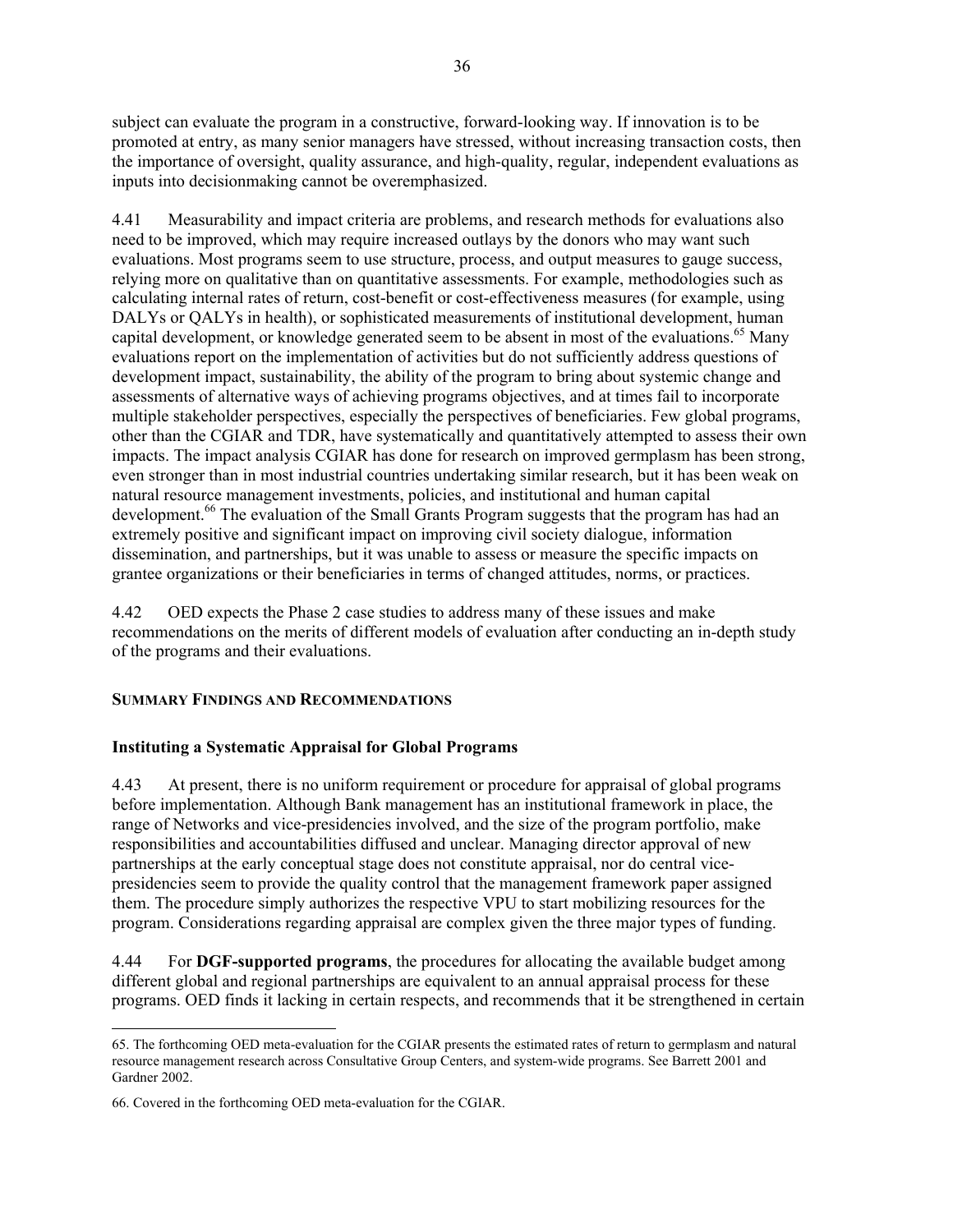subject can evaluate the program in a constructive, forward-looking way. If innovation is to be promoted at entry, as many senior managers have stressed, without increasing transaction costs, then the importance of oversight, quality assurance, and high-quality, regular, independent evaluations as inputs into decisionmaking cannot be overemphasized.

4.41 Measurability and impact criteria are problems, and research methods for evaluations also need to be improved, which may require increased outlays by the donors who may want such evaluations. Most programs seem to use structure, process, and output measures to gauge success, relying more on qualitative than on quantitative assessments. For example, methodologies such as calculating internal rates of return, cost-benefit or cost-effectiveness measures (for example, using DALYs or QALYs in health), or sophisticated measurements of institutional development, human capital development, or knowledge generated seem to be absent in most of the evaluations.[65] Many evaluations report on the implementation of activities but do not sufficiently address questions of development impact, sustainability, the ability of the program to bring about systemic change and assessments of alternative ways of achieving programs objectives, and at times fail to incorporate multiple stakeholder perspectives, especially the perspectives of beneficiaries. Few global programs, other than the CGIAR and TDR, have systematically and quantitatively attempted to assess their own impacts. The impact analysis CGIAR has done for research on improved germplasm has been strong, even stronger than in most industrial countries undertaking similar research, but it has been weak on natural resource management investments, policies, and institutional and human capital development.[66] The evaluation of the Small Grants Program suggests that the program has had an extremely positive and significant impact on improving civil society dialogue, information dissemination, and partnerships, but it was unable to assess or measure the specific impacts on grantee organizations or their beneficiaries in terms of changed attitudes, norms, or practices.

4.42 OED expects the Phase 2 case studies to address many of these issues and make recommendations on the merits of different models of evaluation after conducting an in-depth study of the programs and their evaluations.

## SUMMARY FINDINGS AND RECOMMENDATIONS

### Instituting a Systematic Appraisal for Global Programs

4.43 At present, there is no uniform requirement or procedure for appraisal of global programs before implementation. Although Bank management has an institutional framework in place, the range of Networks and vice-presidencies involved, and the size of the program portfolio, make responsibilities and accountabilities diffused and unclear. Managing director approval of new partnerships at the early conceptual stage does not constitute appraisal, nor do central vice-presidencies seem to provide the quality control that the management framework paper assigned them. The procedure simply authorizes the respective VPU to start mobilizing resources for the program. Considerations regarding appraisal are complex given the three major types of funding.

4.44 For **DGF-supported programs**, the procedures for allocating the available budget among different global and regional partnerships are equivalent to an annual appraisal process for these programs. OED finds it lacking in certain respects, and recommends that it be strengthened in certain

---

65. The forthcoming OED meta-evaluation for the CGIAR presents the estimated rates of return to germplasm and natural resource management research across Consultative Group Centers, and system-wide programs. See Barrett 2001 and Gardner 2002.

66. Covered in the forthcoming OED meta-evaluation for the CGIAR.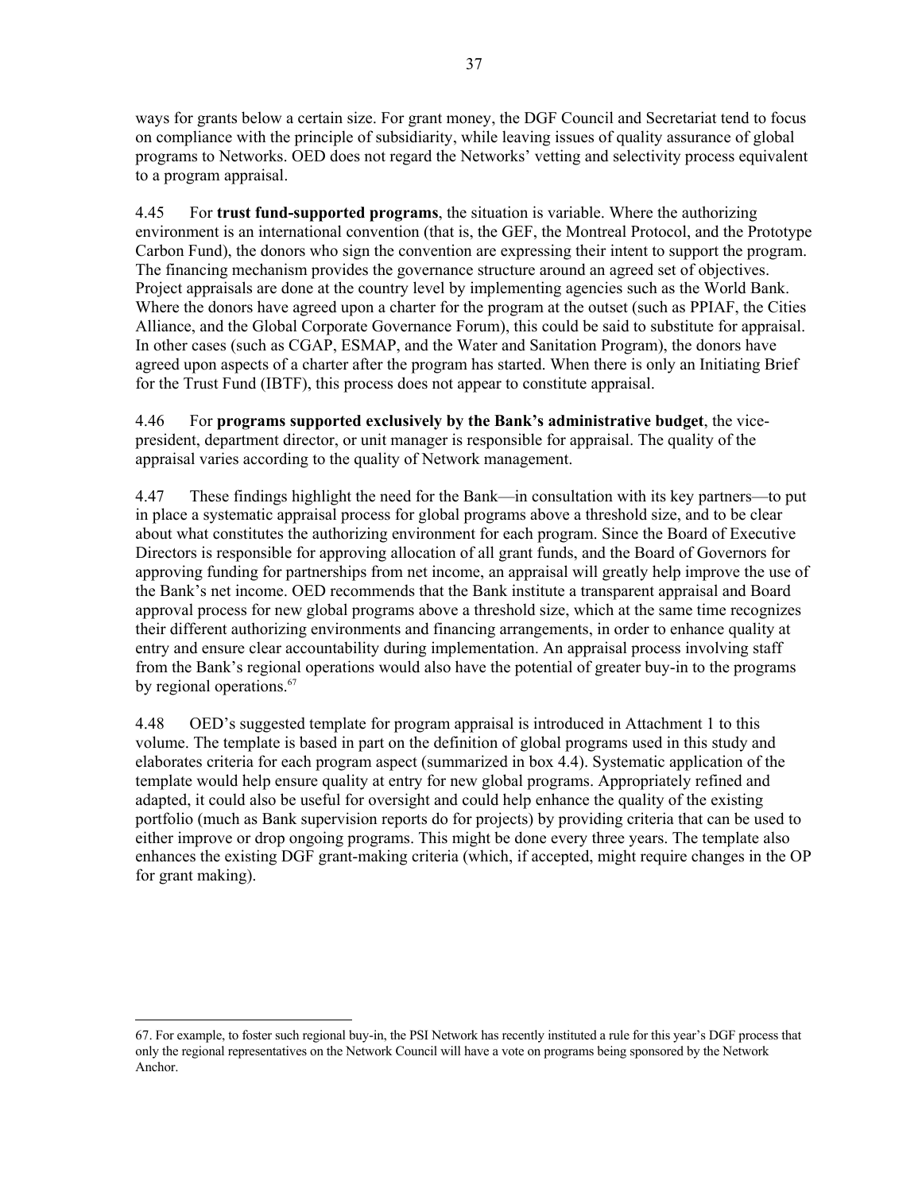ways for grants below a certain size. For grant money, the DGF Council and Secretariat tend to focus on compliance with the principle of subsidiarity, while leaving issues of quality assurance of global programs to Networks. OED does not regard the Networks' vetting and selectivity process equivalent to a program appraisal.

4.45 For **trust fund-supported programs**, the situation is variable. Where the authorizing environment is an international convention (that is, the GEF, the Montreal Protocol, and the Prototype Carbon Fund), the donors who sign the convention are expressing their intent to support the program. The financing mechanism provides the governance structure around an agreed set of objectives. Project appraisals are done at the country level by implementing agencies such as the World Bank. Where the donors have agreed upon a charter for the program at the outset (such as PPIAF, the Cities Alliance, and the Global Corporate Governance Forum), this could be said to substitute for appraisal. In other cases (such as CGAP, ESMAP, and the Water and Sanitation Program), the donors have agreed upon aspects of a charter after the program has started. When there is only an Initiating Brief for the Trust Fund (IBTF), this process does not appear to constitute appraisal.

4.46 For **programs supported exclusively by the Bank's administrative budget**, the vice-president, department director, or unit manager is responsible for appraisal. The quality of the appraisal varies according to the quality of Network management.

4.47 These findings highlight the need for the Bank—in consultation with its key partners—to put in place a systematic appraisal process for global programs above a threshold size, and to be clear about what constitutes the authorizing environment for each program. Since the Board of Executive Directors is responsible for approving allocation of all grant funds, and the Board of Governors for approving funding for partnerships from net income, an appraisal will greatly help improve the use of the Bank's net income. OED recommends that the Bank institute a transparent appraisal and Board approval process for new global programs above a threshold size, which at the same time recognizes their different authorizing environments and financing arrangements, in order to enhance quality at entry and ensure clear accountability during implementation. An appraisal process involving staff from the Bank's regional operations would also have the potential of greater buy-in to the programs by regional operations.[67]

4.48 OED's suggested template for program appraisal is introduced in Attachment 1 to this volume. The template is based in part on the definition of global programs used in this study and elaborates criteria for each program aspect (summarized in box 4.4). Systematic application of the template would help ensure quality at entry for new global programs. Appropriately refined and adapted, it could also be useful for oversight and could help enhance the quality of the existing portfolio (much as Bank supervision reports do for projects) by providing criteria that can be used to either improve or drop ongoing programs. This might be done every three years. The template also enhances the existing DGF grant-making criteria (which, if accepted, might require changes in the OP for grant making).

---

67. For example, to foster such regional buy-in, the PSI Network has recently instituted a rule for this year's DGF process that only the regional representatives on the Network Council will have a vote on programs being sponsored by the Network Anchor.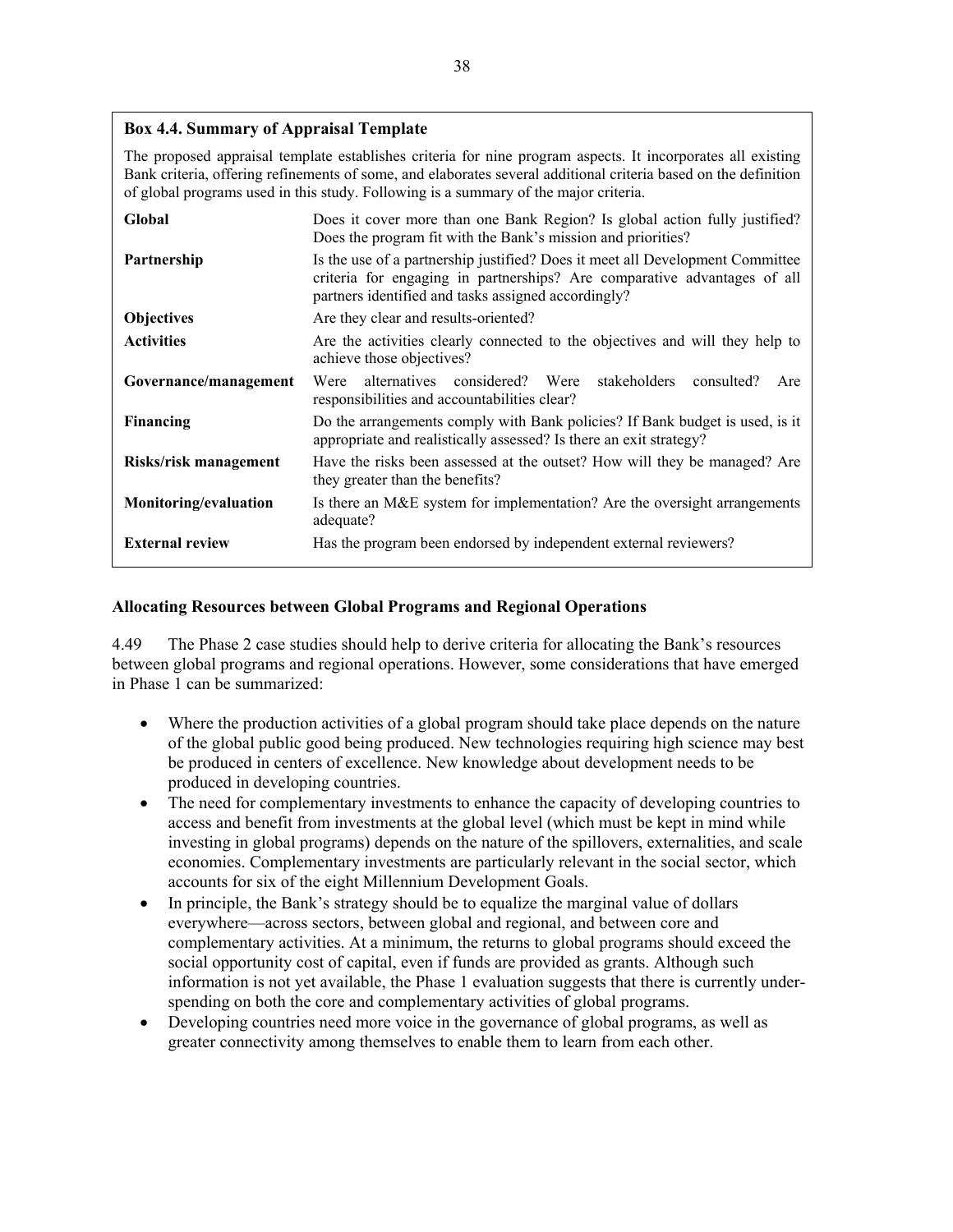**Box 4.4. Summary of Appraisal Template**

The proposed appraisal template establishes criteria for nine program aspects. It incorporates all existing Bank criteria, offering refinements of some, and elaborates several additional criteria based on the definition of global programs used in this study. Following is a summary of the major criteria.

| | |
|---|---|
| **Global** | Does it cover more than one Bank Region? Is global action fully justified? Does the program fit with the Bank's mission and priorities? |
| **Partnership** | Is the use of a partnership justified? Does it meet all Development Committee criteria for engaging in partnerships? Are comparative advantages of all partners identified and tasks assigned accordingly? |
| **Objectives** | Are they clear and results-oriented? |
| **Activities** | Are the activities clearly connected to the objectives and will they help to achieve those objectives? |
| **Governance/management** | Were alternatives considered? Were stakeholders consulted? Are responsibilities and accountabilities clear? |
| **Financing** | Do the arrangements comply with Bank policies? If Bank budget is used, is it appropriate and realistically assessed? Is there an exit strategy? |
| **Risks/risk management** | Have the risks been assessed at the outset? How will they be managed? Are they greater than the benefits? |
| **Monitoring/evaluation** | Is there an M&E system for implementation? Are the oversight arrangements adequate? |
| **External review** | Has the program been endorsed by independent external reviewers? |

### Allocating Resources between Global Programs and Regional Operations

4.49 The Phase 2 case studies should help to derive criteria for allocating the Bank's resources between global programs and regional operations. However, some considerations that have emerged in Phase 1 can be summarized:

- Where the production activities of a global program should take place depends on the nature of the global public good being produced. New technologies requiring high science may best be produced in centers of excellence. New knowledge about development needs to be produced in developing countries.
- The need for complementary investments to enhance the capacity of developing countries to access and benefit from investments at the global level (which must be kept in mind while investing in global programs) depends on the nature of the spillovers, externalities, and scale economies. Complementary investments are particularly relevant in the social sector, which accounts for six of the eight Millennium Development Goals.
- In principle, the Bank's strategy should be to equalize the marginal value of dollars everywhere—across sectors, between global and regional, and between core and complementary activities. At a minimum, the returns to global programs should exceed the social opportunity cost of capital, even if funds are provided as grants. Although such information is not yet available, the Phase 1 evaluation suggests that there is currently under-spending on both the core and complementary activities of global programs.
- Developing countries need more voice in the governance of global programs, as well as greater connectivity among themselves to enable them to learn from each other.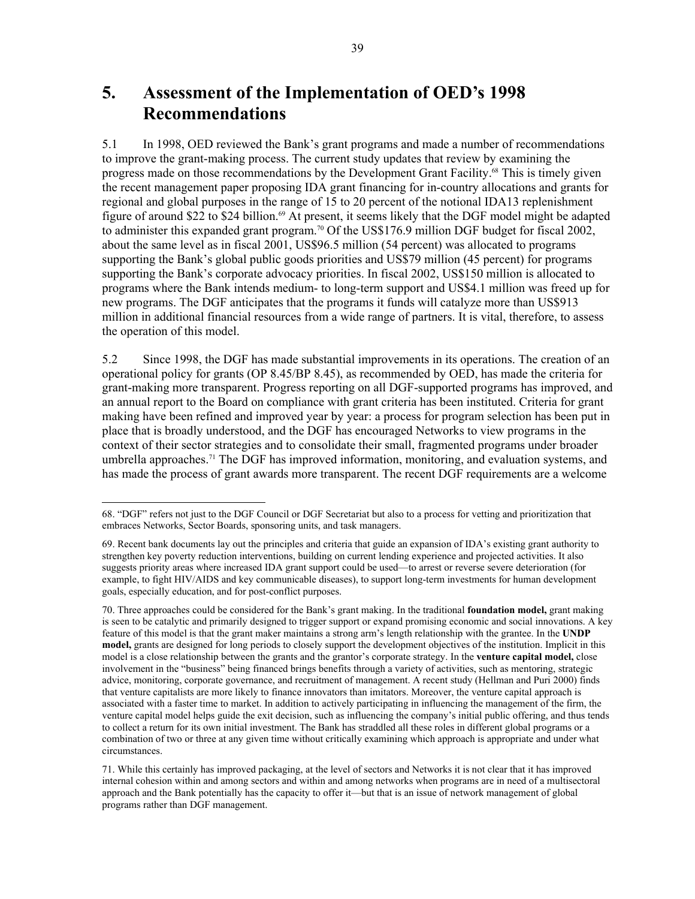# 5. Assessment of the Implementation of OED's 1998 Recommendations

5.1 In 1998, OED reviewed the Bank's grant programs and made a number of recommendations to improve the grant-making process. The current study updates that review by examining the progress made on those recommendations by the Development Grant Facility.[68] This is timely given the recent management paper proposing IDA grant financing for in-country allocations and grants for regional and global purposes in the range of 15 to 20 percent of the notional IDA13 replenishment figure of around $22 to $24 billion.[69] At present, it seems likely that the DGF model might be adapted to administer this expanded grant program.[70] Of the US$176.9 million DGF budget for fiscal 2002, about the same level as in fiscal 2001, US$96.5 million (54 percent) was allocated to programs supporting the Bank's global public goods priorities and US$79 million (45 percent) for programs supporting the Bank's corporate advocacy priorities. In fiscal 2002, US$150 million is allocated to programs where the Bank intends medium- to long-term support and US$4.1 million was freed up for new programs. The DGF anticipates that the programs it funds will catalyze more than US$913 million in additional financial resources from a wide range of partners. It is vital, therefore, to assess the operation of this model.

5.2 Since 1998, the DGF has made substantial improvements in its operations. The creation of an operational policy for grants (OP 8.45/BP 8.45), as recommended by OED, has made the criteria for grant-making more transparent. Progress reporting on all DGF-supported programs has improved, and an annual report to the Board on compliance with grant criteria has been instituted. Criteria for grant making have been refined and improved year by year: a process for program selection has been put in place that is broadly understood, and the DGF has encouraged Networks to view programs in the context of their sector strategies and to consolidate their small, fragmented programs under broader umbrella approaches.[71] The DGF has improved information, monitoring, and evaluation systems, and has made the process of grant awards more transparent. The recent DGF requirements are a welcome

---

68. "DGF" refers not just to the DGF Council or DGF Secretariat but also to a process for vetting and prioritization that embraces Networks, Sector Boards, sponsoring units, and task managers.

69. Recent bank documents lay out the principles and criteria that guide an expansion of IDA's existing grant authority to strengthen key poverty reduction interventions, building on current lending experience and projected activities. It also suggests priority areas where increased IDA grant support could be used—to arrest or reverse severe deterioration (for example, to fight HIV/AIDS and key communicable diseases), to support long-term investments for human development goals, especially education, and for post-conflict purposes.

70. Three approaches could be considered for the Bank's grant making. In the traditional **foundation model,** grant making is seen to be catalytic and primarily designed to trigger support or expand promising economic and social innovations. A key feature of this model is that the grant maker maintains a strong arm's length relationship with the grantee. In the **UNDP model,** grants are designed for long periods to closely support the development objectives of the institution. Implicit in this model is a close relationship between the grants and the grantor's corporate strategy. In the **venture capital model,** close involvement in the "business" being financed brings benefits through a variety of activities, such as mentoring, strategic advice, monitoring, corporate governance, and recruitment of management. A recent study (Hellman and Puri 2000) finds that venture capitalists are more likely to finance innovators than imitators. Moreover, the venture capital approach is associated with a faster time to market. In addition to actively participating in influencing the management of the firm, the venture capital model helps guide the exit decision, such as influencing the company's initial public offering, and thus tends to collect a return for its own initial investment. The Bank has straddled all these roles in different global programs or a combination of two or three at any given time without critically examining which approach is appropriate and under what circumstances.

71. While this certainly has improved packaging, at the level of sectors and Networks it is not clear that it has improved internal cohesion within and among sectors and within and among networks when programs are in need of a multisectoral approach and the Bank potentially has the capacity to offer it—but that is an issue of network management of global programs rather than DGF management.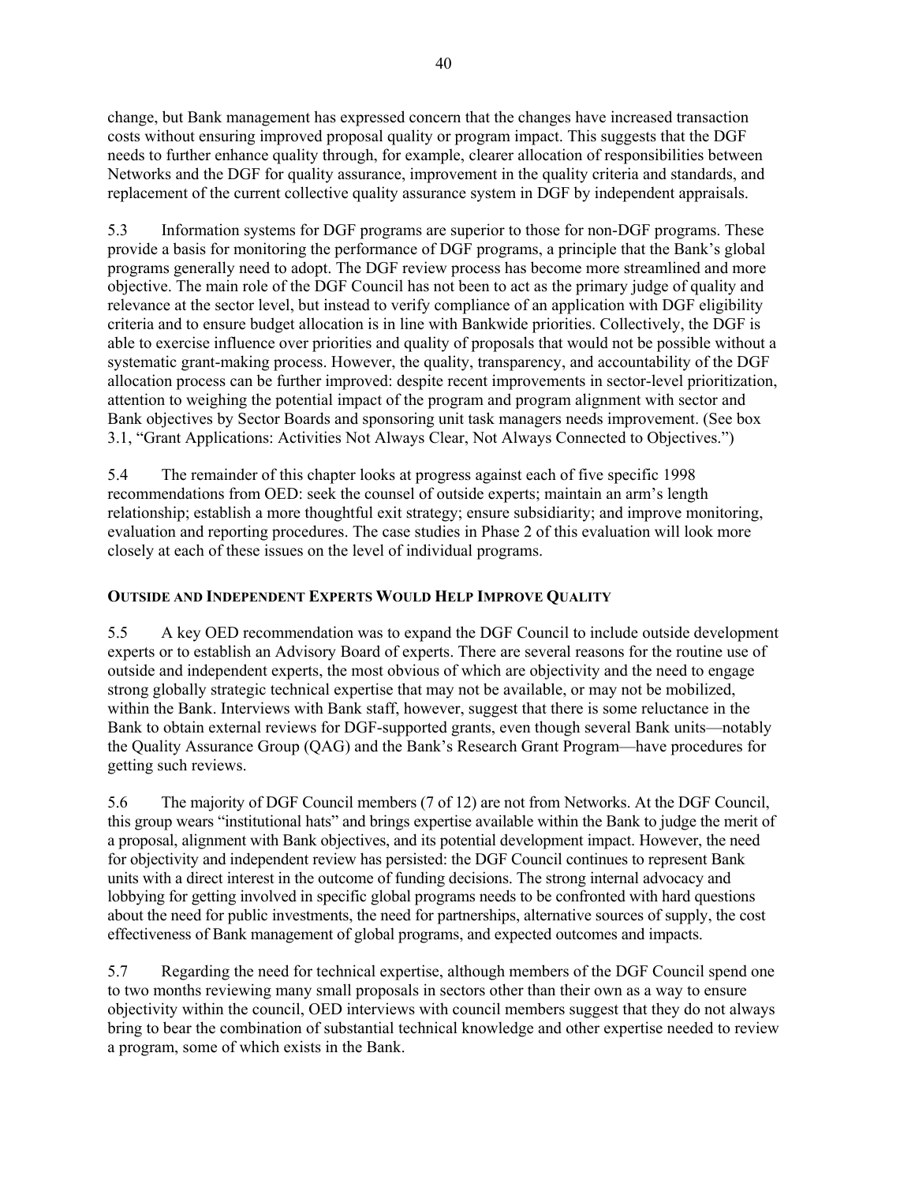change, but Bank management has expressed concern that the changes have increased transaction costs without ensuring improved proposal quality or program impact. This suggests that the DGF needs to further enhance quality through, for example, clearer allocation of responsibilities between Networks and the DGF for quality assurance, improvement in the quality criteria and standards, and replacement of the current collective quality assurance system in DGF by independent appraisals.

5.3 Information systems for DGF programs are superior to those for non-DGF programs. These provide a basis for monitoring the performance of DGF programs, a principle that the Bank's global programs generally need to adopt. The DGF review process has become more streamlined and more objective. The main role of the DGF Council has not been to act as the primary judge of quality and relevance at the sector level, but instead to verify compliance of an application with DGF eligibility criteria and to ensure budget allocation is in line with Bankwide priorities. Collectively, the DGF is able to exercise influence over priorities and quality of proposals that would not be possible without a systematic grant-making process. However, the quality, transparency, and accountability of the DGF allocation process can be further improved: despite recent improvements in sector-level prioritization, attention to weighing the potential impact of the program and program alignment with sector and Bank objectives by Sector Boards and sponsoring unit task managers needs improvement. (See box 3.1, "Grant Applications: Activities Not Always Clear, Not Always Connected to Objectives.")

5.4 The remainder of this chapter looks at progress against each of five specific 1998 recommendations from OED: seek the counsel of outside experts; maintain an arm's length relationship; establish a more thoughtful exit strategy; ensure subsidiarity; and improve monitoring, evaluation and reporting procedures. The case studies in Phase 2 of this evaluation will look more closely at each of these issues on the level of individual programs.

## OUTSIDE AND INDEPENDENT EXPERTS WOULD HELP IMPROVE QUALITY

5.5 A key OED recommendation was to expand the DGF Council to include outside development experts or to establish an Advisory Board of experts. There are several reasons for the routine use of outside and independent experts, the most obvious of which are objectivity and the need to engage strong globally strategic technical expertise that may not be available, or may not be mobilized, within the Bank. Interviews with Bank staff, however, suggest that there is some reluctance in the Bank to obtain external reviews for DGF-supported grants, even though several Bank units—notably the Quality Assurance Group (QAG) and the Bank's Research Grant Program—have procedures for getting such reviews.

5.6 The majority of DGF Council members (7 of 12) are not from Networks. At the DGF Council, this group wears "institutional hats" and brings expertise available within the Bank to judge the merit of a proposal, alignment with Bank objectives, and its potential development impact. However, the need for objectivity and independent review has persisted: the DGF Council continues to represent Bank units with a direct interest in the outcome of funding decisions. The strong internal advocacy and lobbying for getting involved in specific global programs needs to be confronted with hard questions about the need for public investments, the need for partnerships, alternative sources of supply, the cost effectiveness of Bank management of global programs, and expected outcomes and impacts.

5.7 Regarding the need for technical expertise, although members of the DGF Council spend one to two months reviewing many small proposals in sectors other than their own as a way to ensure objectivity within the council, OED interviews with council members suggest that they do not always bring to bear the combination of substantial technical knowledge and other expertise needed to review a program, some of which exists in the Bank.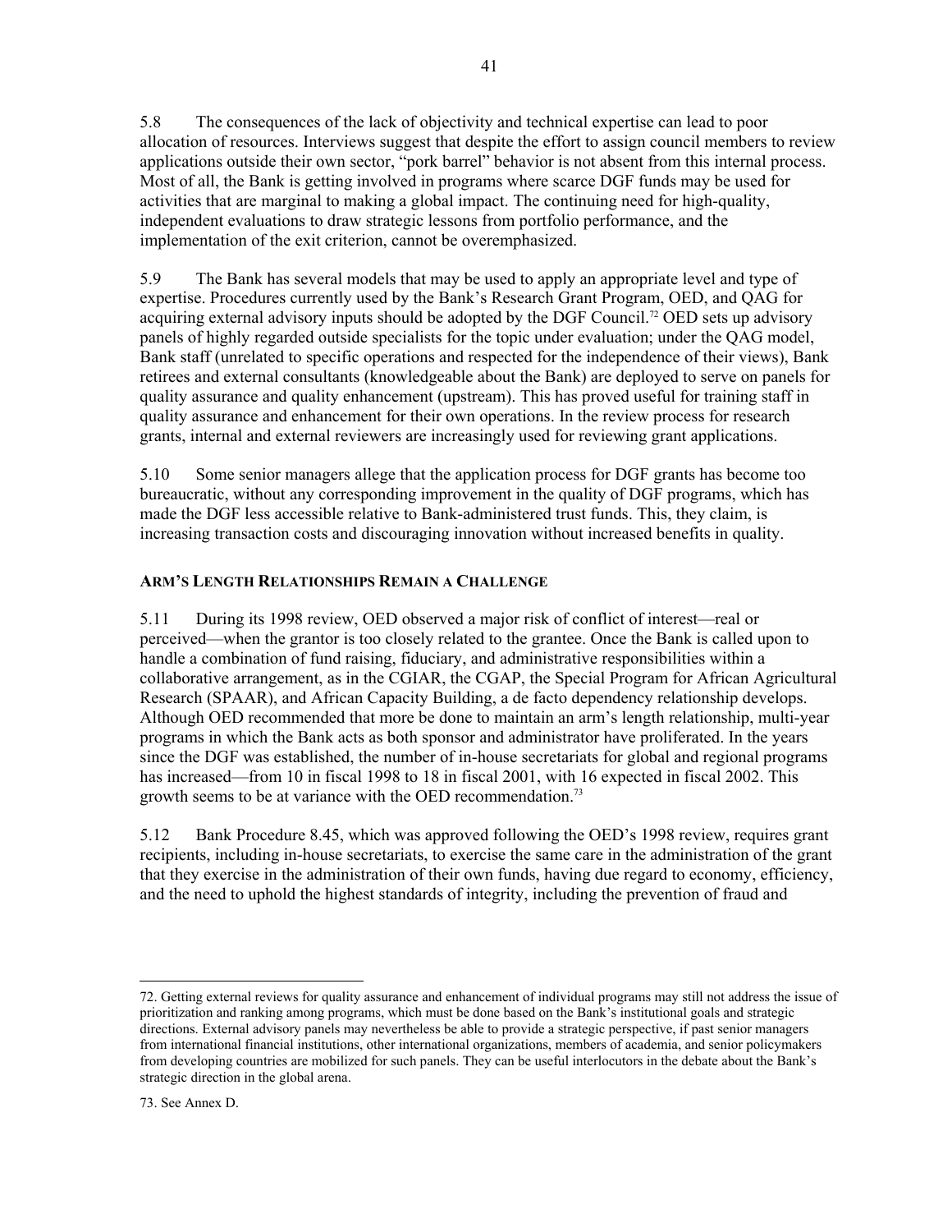5.8 The consequences of the lack of objectivity and technical expertise can lead to poor allocation of resources. Interviews suggest that despite the effort to assign council members to review applications outside their own sector, "pork barrel" behavior is not absent from this internal process. Most of all, the Bank is getting involved in programs where scarce DGF funds may be used for activities that are marginal to making a global impact. The continuing need for high-quality, independent evaluations to draw strategic lessons from portfolio performance, and the implementation of the exit criterion, cannot be overemphasized.

5.9 The Bank has several models that may be used to apply an appropriate level and type of expertise. Procedures currently used by the Bank's Research Grant Program, OED, and QAG for acquiring external advisory inputs should be adopted by the DGF Council.[72] OED sets up advisory panels of highly regarded outside specialists for the topic under evaluation; under the QAG model, Bank staff (unrelated to specific operations and respected for the independence of their views), Bank retirees and external consultants (knowledgeable about the Bank) are deployed to serve on panels for quality assurance and quality enhancement (upstream). This has proved useful for training staff in quality assurance and enhancement for their own operations. In the review process for research grants, internal and external reviewers are increasingly used for reviewing grant applications.

5.10 Some senior managers allege that the application process for DGF grants has become too bureaucratic, without any corresponding improvement in the quality of DGF programs, which has made the DGF less accessible relative to Bank-administered trust funds. This, they claim, is increasing transaction costs and discouraging innovation without increased benefits in quality.

### ARM'S LENGTH RELATIONSHIPS REMAIN A CHALLENGE

5.11 During its 1998 review, OED observed a major risk of conflict of interest—real or perceived—when the grantor is too closely related to the grantee. Once the Bank is called upon to handle a combination of fund raising, fiduciary, and administrative responsibilities within a collaborative arrangement, as in the CGIAR, the CGAP, the Special Program for African Agricultural Research (SPAAR), and African Capacity Building, a de facto dependency relationship develops. Although OED recommended that more be done to maintain an arm's length relationship, multi-year programs in which the Bank acts as both sponsor and administrator have proliferated. In the years since the DGF was established, the number of in-house secretariats for global and regional programs has increased—from 10 in fiscal 1998 to 18 in fiscal 2001, with 16 expected in fiscal 2002. This growth seems to be at variance with the OED recommendation.[73]

5.12 Bank Procedure 8.45, which was approved following the OED's 1998 review, requires grant recipients, including in-house secretariats, to exercise the same care in the administration of the grant that they exercise in the administration of their own funds, having due regard to economy, efficiency, and the need to uphold the highest standards of integrity, including the prevention of fraud and

---

72. Getting external reviews for quality assurance and enhancement of individual programs may still not address the issue of prioritization and ranking among programs, which must be done based on the Bank's institutional goals and strategic directions. External advisory panels may nevertheless be able to provide a strategic perspective, if past senior managers from international financial institutions, other international organizations, members of academia, and senior policymakers from developing countries are mobilized for such panels. They can be useful interlocutors in the debate about the Bank's strategic direction in the global arena.

73. See Annex D.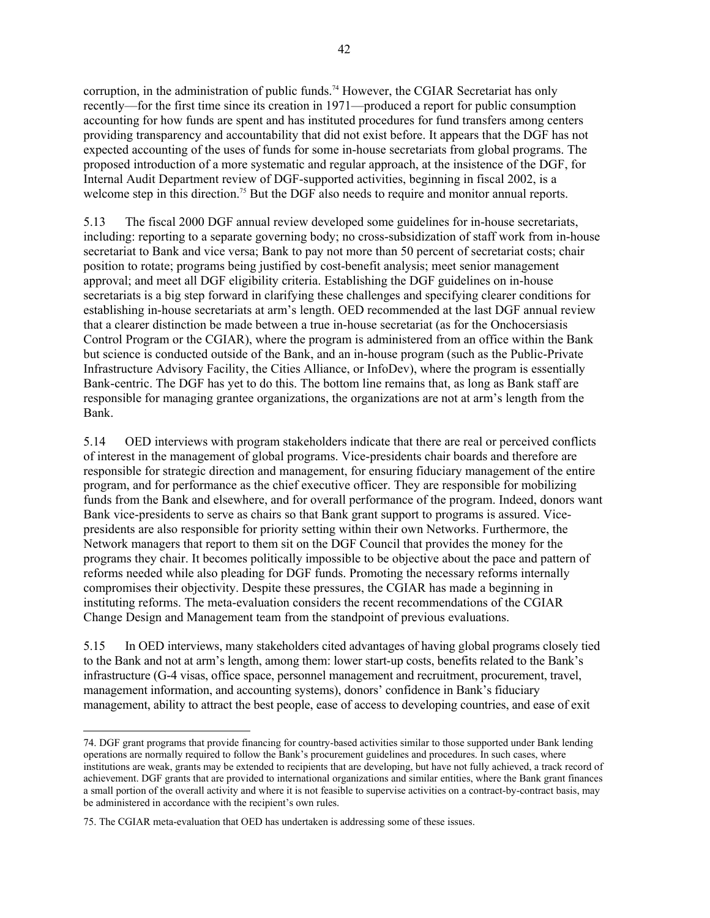corruption, in the administration of public funds.[74] However, the CGIAR Secretariat has only recently—for the first time since its creation in 1971—produced a report for public consumption accounting for how funds are spent and has instituted procedures for fund transfers among centers providing transparency and accountability that did not exist before. It appears that the DGF has not expected accounting of the uses of funds for some in-house secretariats from global programs. The proposed introduction of a more systematic and regular approach, at the insistence of the DGF, for Internal Audit Department review of DGF-supported activities, beginning in fiscal 2002, is a welcome step in this direction.[75] But the DGF also needs to require and monitor annual reports.

5.13 The fiscal 2000 DGF annual review developed some guidelines for in-house secretariats, including: reporting to a separate governing body; no cross-subsidization of staff work from in-house secretariat to Bank and vice versa; Bank to pay not more than 50 percent of secretariat costs; chair position to rotate; programs being justified by cost-benefit analysis; meet senior management approval; and meet all DGF eligibility criteria. Establishing the DGF guidelines on in-house secretariats is a big step forward in clarifying these challenges and specifying clearer conditions for establishing in-house secretariats at arm's length. OED recommended at the last DGF annual review that a clearer distinction be made between a true in-house secretariat (as for the Onchocersiasis Control Program or the CGIAR), where the program is administered from an office within the Bank but science is conducted outside of the Bank, and an in-house program (such as the Public-Private Infrastructure Advisory Facility, the Cities Alliance, or InfoDev), where the program is essentially Bank-centric. The DGF has yet to do this. The bottom line remains that, as long as Bank staff are responsible for managing grantee organizations, the organizations are not at arm's length from the Bank.

5.14 OED interviews with program stakeholders indicate that there are real or perceived conflicts of interest in the management of global programs. Vice-presidents chair boards and therefore are responsible for strategic direction and management, for ensuring fiduciary management of the entire program, and for performance as the chief executive officer. They are responsible for mobilizing funds from the Bank and elsewhere, and for overall performance of the program. Indeed, donors want Bank vice-presidents to serve as chairs so that Bank grant support to programs is assured. Vice-presidents are also responsible for priority setting within their own Networks. Furthermore, the Network managers that report to them sit on the DGF Council that provides the money for the programs they chair. It becomes politically impossible to be objective about the pace and pattern of reforms needed while also pleading for DGF funds. Promoting the necessary reforms internally compromises their objectivity. Despite these pressures, the CGIAR has made a beginning in instituting reforms. The meta-evaluation considers the recent recommendations of the CGIAR Change Design and Management team from the standpoint of previous evaluations.

5.15 In OED interviews, many stakeholders cited advantages of having global programs closely tied to the Bank and not at arm's length, among them: lower start-up costs, benefits related to the Bank's infrastructure (G-4 visas, office space, personnel management and recruitment, procurement, travel, management information, and accounting systems), donors' confidence in Bank's fiduciary management, ability to attract the best people, ease of access to developing countries, and ease of exit

---

74. DGF grant programs that provide financing for country-based activities similar to those supported under Bank lending operations are normally required to follow the Bank's procurement guidelines and procedures. In such cases, where institutions are weak, grants may be extended to recipients that are developing, but have not fully achieved, a track record of achievement. DGF grants that are provided to international organizations and similar entities, where the Bank grant finances a small portion of the overall activity and where it is not feasible to supervise activities on a contract-by-contract basis, may be administered in accordance with the recipient's own rules.

75. The CGIAR meta-evaluation that OED has undertaken is addressing some of these issues.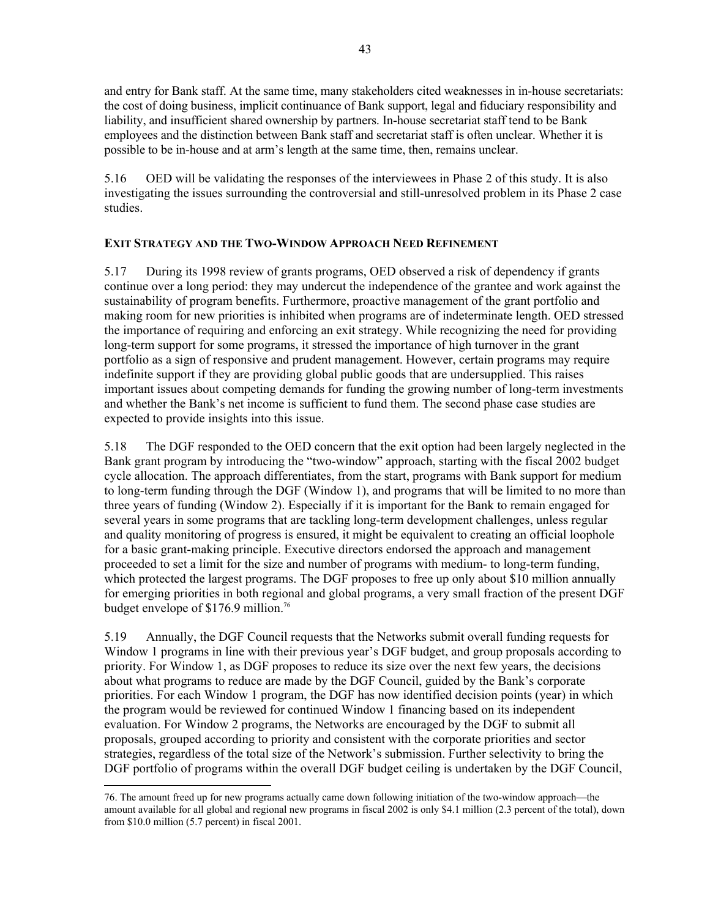and entry for Bank staff. At the same time, many stakeholders cited weaknesses in in-house secretariats: the cost of doing business, implicit continuance of Bank support, legal and fiduciary responsibility and liability, and insufficient shared ownership by partners. In-house secretariat staff tend to be Bank employees and the distinction between Bank staff and secretariat staff is often unclear. Whether it is possible to be in-house and at arm's length at the same time, then, remains unclear.

5.16 OED will be validating the responses of the interviewees in Phase 2 of this study. It is also investigating the issues surrounding the controversial and still-unresolved problem in its Phase 2 case studies.

### Exit Strategy and the Two-Window Approach Need Refinement

5.17 During its 1998 review of grants programs, OED observed a risk of dependency if grants continue over a long period: they may undercut the independence of the grantee and work against the sustainability of program benefits. Furthermore, proactive management of the grant portfolio and making room for new priorities is inhibited when programs are of indeterminate length. OED stressed the importance of requiring and enforcing an exit strategy. While recognizing the need for providing long-term support for some programs, it stressed the importance of high turnover in the grant portfolio as a sign of responsive and prudent management. However, certain programs may require indefinite support if they are providing global public goods that are undersupplied. This raises important issues about competing demands for funding the growing number of long-term investments and whether the Bank's net income is sufficient to fund them. The second phase case studies are expected to provide insights into this issue.

5.18 The DGF responded to the OED concern that the exit option had been largely neglected in the Bank grant program by introducing the "two-window" approach, starting with the fiscal 2002 budget cycle allocation. The approach differentiates, from the start, programs with Bank support for medium to long-term funding through the DGF (Window 1), and programs that will be limited to no more than three years of funding (Window 2). Especially if it is important for the Bank to remain engaged for several years in some programs that are tackling long-term development challenges, unless regular and quality monitoring of progress is ensured, it might be equivalent to creating an official loophole for a basic grant-making principle. Executive directors endorsed the approach and management proceeded to set a limit for the size and number of programs with medium- to long-term funding, which protected the largest programs. The DGF proposes to free up only about \$10 million annually for emerging priorities in both regional and global programs, a very small fraction of the present DGF budget envelope of \$176.9 million.[76]

5.19 Annually, the DGF Council requests that the Networks submit overall funding requests for Window 1 programs in line with their previous year's DGF budget, and group proposals according to priority. For Window 1, as DGF proposes to reduce its size over the next few years, the decisions about what programs to reduce are made by the DGF Council, guided by the Bank's corporate priorities. For each Window 1 program, the DGF has now identified decision points (year) in which the program would be reviewed for continued Window 1 financing based on its independent evaluation. For Window 2 programs, the Networks are encouraged by the DGF to submit all proposals, grouped according to priority and consistent with the corporate priorities and sector strategies, regardless of the total size of the Network's submission. Further selectivity to bring the DGF portfolio of programs within the overall DGF budget ceiling is undertaken by the DGF Council,

---

76. The amount freed up for new programs actually came down following initiation of the two-window approach—the amount available for all global and regional new programs in fiscal 2002 is only \$4.1 million (2.3 percent of the total), down from \$10.0 million (5.7 percent) in fiscal 2001.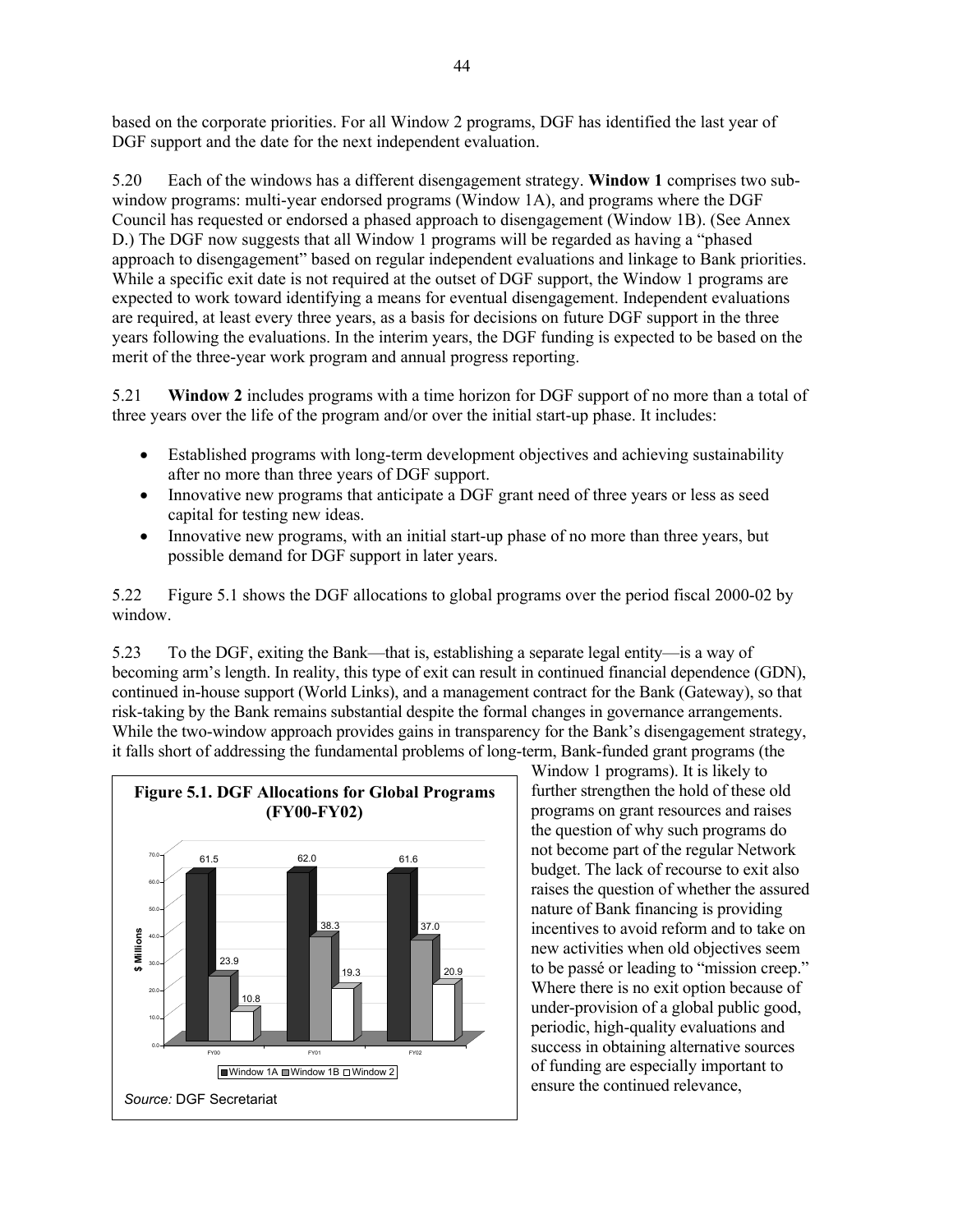based on the corporate priorities. For all Window 2 programs, DGF has identified the last year of DGF support and the date for the next independent evaluation.

5.20 Each of the windows has a different disengagement strategy. **Window 1** comprises two sub-window programs: multi-year endorsed programs (Window 1A), and programs where the DGF Council has requested or endorsed a phased approach to disengagement (Window 1B). (See Annex D.) The DGF now suggests that all Window 1 programs will be regarded as having a "phased approach to disengagement" based on regular independent evaluations and linkage to Bank priorities. While a specific exit date is not required at the outset of DGF support, the Window 1 programs are expected to work toward identifying a means for eventual disengagement. Independent evaluations are required, at least every three years, as a basis for decisions on future DGF support in the three years following the evaluations. In the interim years, the DGF funding is expected to be based on the merit of the three-year work program and annual progress reporting.

5.21 **Window 2** includes programs with a time horizon for DGF support of no more than a total of three years over the life of the program and/or over the initial start-up phase. It includes:

- Established programs with long-term development objectives and achieving sustainability after no more than three years of DGF support.
- Innovative new programs that anticipate a DGF grant need of three years or less as seed capital for testing new ideas.
- Innovative new programs, with an initial start-up phase of no more than three years, but possible demand for DGF support in later years.

5.22 Figure 5.1 shows the DGF allocations to global programs over the period fiscal 2000-02 by window.

5.23 To the DGF, exiting the Bank—that is, establishing a separate legal entity—is a way of becoming arm's length. In reality, this type of exit can result in continued financial dependence (GDN), continued in-house support (World Links), and a management contract for the Bank (Gateway), so that risk-taking by the Bank remains substantial despite the formal changes in governance arrangements. While the two-window approach provides gains in transparency for the Bank's disengagement strategy, it falls short of addressing the fundamental problems of long-term, Bank-funded grant programs (the Window 1 programs). It is likely to further strengthen the hold of these old programs on grant resources and raises the question of why such programs do not become part of the regular Network budget. The lack of recourse to exit also raises the question of whether the assured nature of Bank financing is providing incentives to avoid reform and to take on new activities when old objectives seem to be passé or leading to "mission creep." Where there is no exit option because of under-provision of a global public good, periodic, high-quality evaluations and success in obtaining alternative sources of funding are especially important to ensure the continued relevance,

**Figure 5.1. DGF Allocations for Global Programs (FY00-FY02)**

| $ Millions | Window 1A | Window 1B | Window 2 |
|---|---|---|---|
| FY00 | 61.5 | 23.9 | 10.8 |
| FY01 | 62.0 | 38.3 | 19.3 |
| FY02 | 61.6 | 37.0 | 20.9 |

*Source:* DGF Secretariat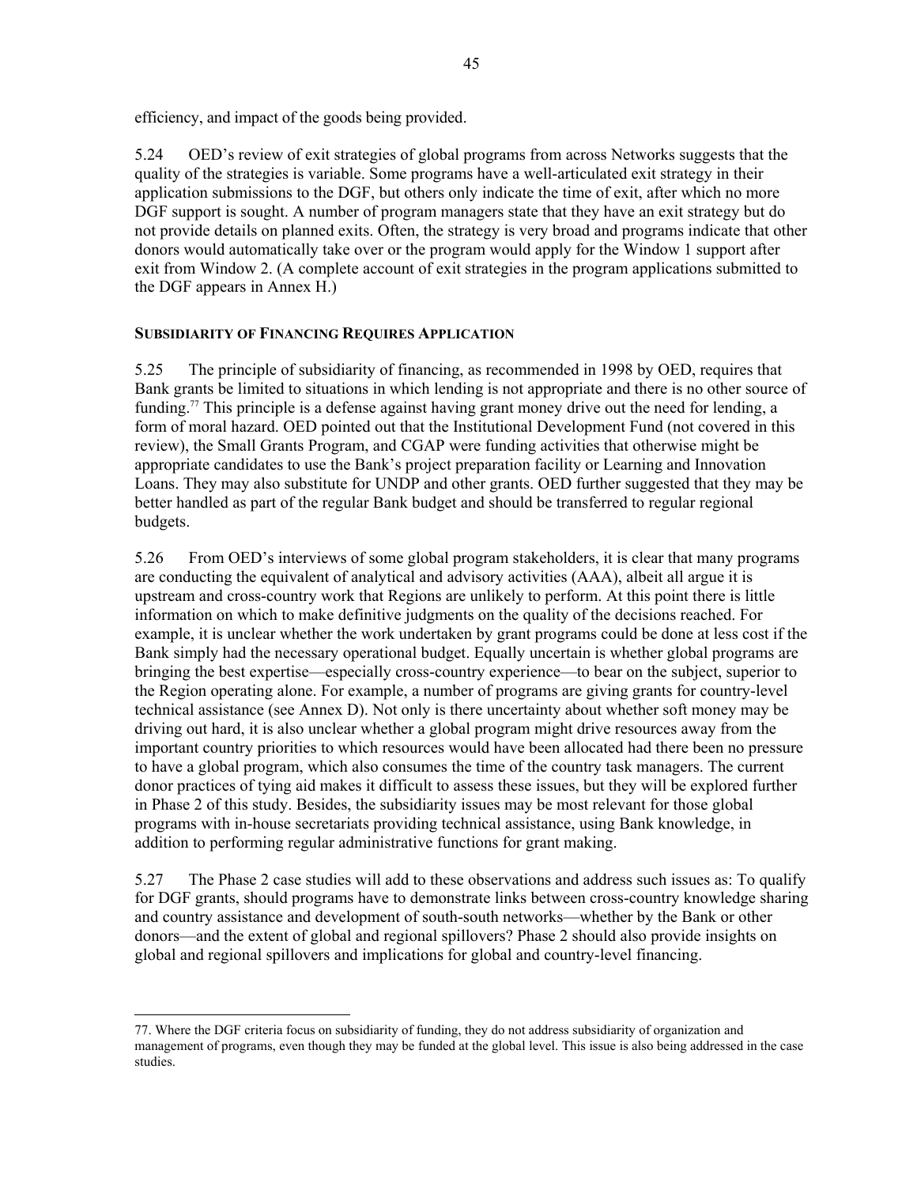efficiency, and impact of the goods being provided.

5.24 OED's review of exit strategies of global programs from across Networks suggests that the quality of the strategies is variable. Some programs have a well-articulated exit strategy in their application submissions to the DGF, but others only indicate the time of exit, after which no more DGF support is sought. A number of program managers state that they have an exit strategy but do not provide details on planned exits. Often, the strategy is very broad and programs indicate that other donors would automatically take over or the program would apply for the Window 1 support after exit from Window 2. (A complete account of exit strategies in the program applications submitted to the DGF appears in Annex H.)

### SUBSIDIARITY OF FINANCING REQUIRES APPLICATION

5.25 The principle of subsidiarity of financing, as recommended in 1998 by OED, requires that Bank grants be limited to situations in which lending is not appropriate and there is no other source of funding.[77] This principle is a defense against having grant money drive out the need for lending, a form of moral hazard. OED pointed out that the Institutional Development Fund (not covered in this review), the Small Grants Program, and CGAP were funding activities that otherwise might be appropriate candidates to use the Bank's project preparation facility or Learning and Innovation Loans. They may also substitute for UNDP and other grants. OED further suggested that they may be better handled as part of the regular Bank budget and should be transferred to regular regional budgets.

5.26 From OED's interviews of some global program stakeholders, it is clear that many programs are conducting the equivalent of analytical and advisory activities (AAA), albeit all argue it is upstream and cross-country work that Regions are unlikely to perform. At this point there is little information on which to make definitive judgments on the quality of the decisions reached. For example, it is unclear whether the work undertaken by grant programs could be done at less cost if the Bank simply had the necessary operational budget. Equally uncertain is whether global programs are bringing the best expertise—especially cross-country experience—to bear on the subject, superior to the Region operating alone. For example, a number of programs are giving grants for country-level technical assistance (see Annex D). Not only is there uncertainty about whether soft money may be driving out hard, it is also unclear whether a global program might drive resources away from the important country priorities to which resources would have been allocated had there been no pressure to have a global program, which also consumes the time of the country task managers. The current donor practices of tying aid makes it difficult to assess these issues, but they will be explored further in Phase 2 of this study. Besides, the subsidiarity issues may be most relevant for those global programs with in-house secretariats providing technical assistance, using Bank knowledge, in addition to performing regular administrative functions for grant making.

5.27 The Phase 2 case studies will add to these observations and address such issues as: To qualify for DGF grants, should programs have to demonstrate links between cross-country knowledge sharing and country assistance and development of south-south networks—whether by the Bank or other donors—and the extent of global and regional spillovers? Phase 2 should also provide insights on global and regional spillovers and implications for global and country-level financing.

---

77. Where the DGF criteria focus on subsidiarity of funding, they do not address subsidiarity of organization and management of programs, even though they may be funded at the global level. This issue is also being addressed in the case studies.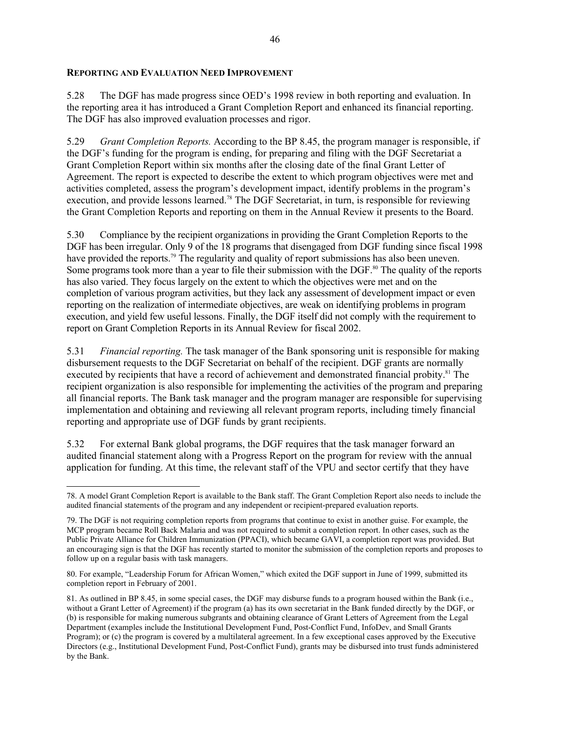### Reporting and Evaluation Need Improvement

5.28 The DGF has made progress since OED's 1998 review in both reporting and evaluation. In the reporting area it has introduced a Grant Completion Report and enhanced its financial reporting. The DGF has also improved evaluation processes and rigor.

5.29 *Grant Completion Reports.* According to the BP 8.45, the program manager is responsible, if the DGF's funding for the program is ending, for preparing and filing with the DGF Secretariat a Grant Completion Report within six months after the closing date of the final Grant Letter of Agreement. The report is expected to describe the extent to which program objectives were met and activities completed, assess the program's development impact, identify problems in the program's execution, and provide lessons learned.[78] The DGF Secretariat, in turn, is responsible for reviewing the Grant Completion Reports and reporting on them in the Annual Review it presents to the Board.

5.30 Compliance by the recipient organizations in providing the Grant Completion Reports to the DGF has been irregular. Only 9 of the 18 programs that disengaged from DGF funding since fiscal 1998 have provided the reports.[79] The regularity and quality of report submissions has also been uneven. Some programs took more than a year to file their submission with the DGF.[80] The quality of the reports has also varied. They focus largely on the extent to which the objectives were met and on the completion of various program activities, but they lack any assessment of development impact or even reporting on the realization of intermediate objectives, are weak on identifying problems in program execution, and yield few useful lessons. Finally, the DGF itself did not comply with the requirement to report on Grant Completion Reports in its Annual Review for fiscal 2002.

5.31 *Financial reporting.* The task manager of the Bank sponsoring unit is responsible for making disbursement requests to the DGF Secretariat on behalf of the recipient. DGF grants are normally executed by recipients that have a record of achievement and demonstrated financial probity.[81] The recipient organization is also responsible for implementing the activities of the program and preparing all financial reports. The Bank task manager and the program manager are responsible for supervising implementation and obtaining and reviewing all relevant program reports, including timely financial reporting and appropriate use of DGF funds by grant recipients.

5.32 For external Bank global programs, the DGF requires that the task manager forward an audited financial statement along with a Progress Report on the program for review with the annual application for funding. At this time, the relevant staff of the VPU and sector certify that they have

---

78. A model Grant Completion Report is available to the Bank staff. The Grant Completion Report also needs to include the audited financial statements of the program and any independent or recipient-prepared evaluation reports.

79. The DGF is not requiring completion reports from programs that continue to exist in another guise. For example, the MCP program became Roll Back Malaria and was not required to submit a completion report. In other cases, such as the Public Private Alliance for Children Immunization (PPACI), which became GAVI, a completion report was provided. But an encouraging sign is that the DGF has recently started to monitor the submission of the completion reports and proposes to follow up on a regular basis with task managers.

80. For example, "Leadership Forum for African Women," which exited the DGF support in June of 1999, submitted its completion report in February of 2001.

81. As outlined in BP 8.45, in some special cases, the DGF may disburse funds to a program housed within the Bank (i.e., without a Grant Letter of Agreement) if the program (a) has its own secretariat in the Bank funded directly by the DGF, or (b) is responsible for making numerous subgrants and obtaining clearance of Grant Letters of Agreement from the Legal Department (examples include the Institutional Development Fund, Post-Conflict Fund, InfoDev, and Small Grants Program); or (c) the program is covered by a multilateral agreement. In a few exceptional cases approved by the Executive Directors (e.g., Institutional Development Fund, Post-Conflict Fund), grants may be disbursed into trust funds administered by the Bank.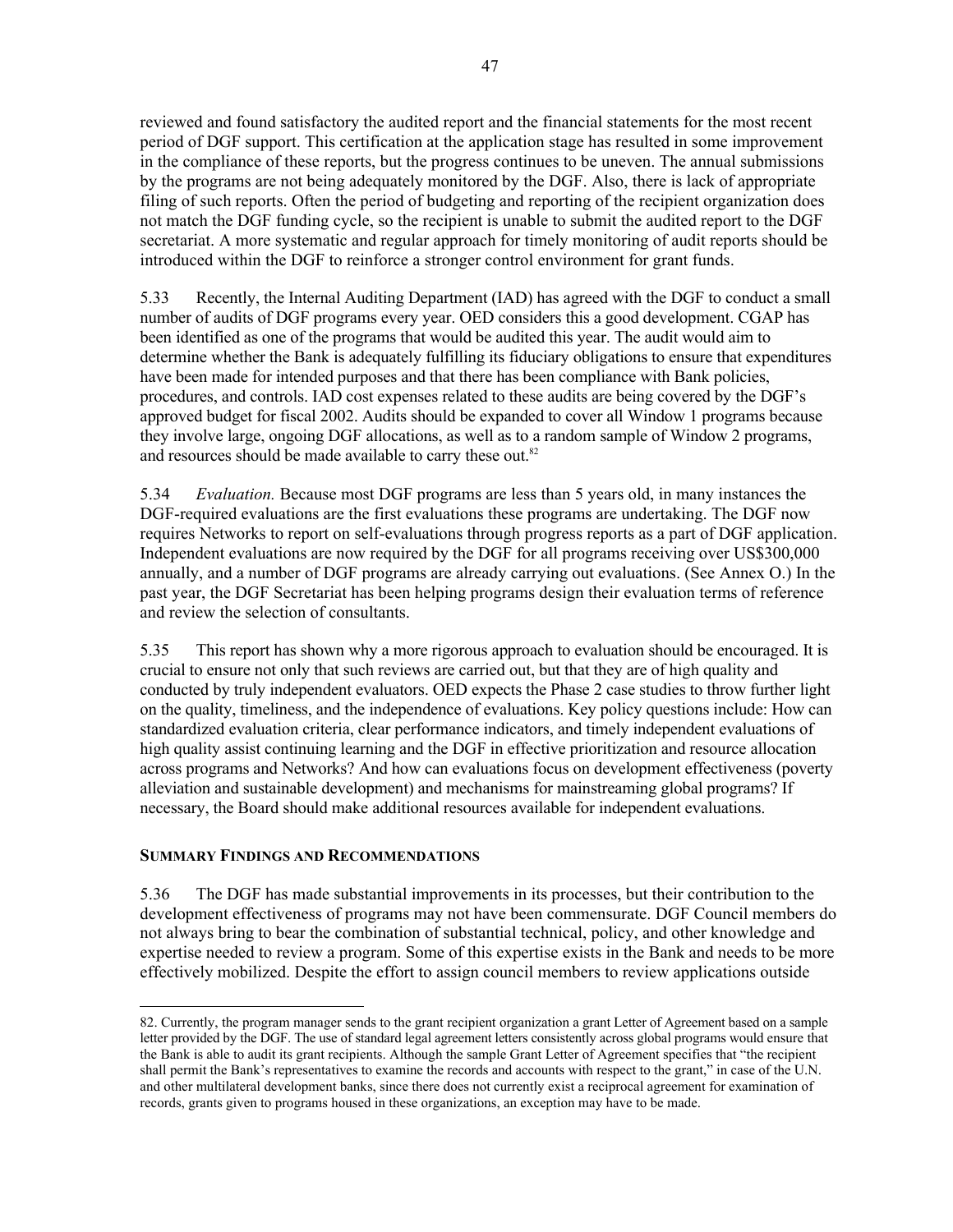reviewed and found satisfactory the audited report and the financial statements for the most recent period of DGF support. This certification at the application stage has resulted in some improvement in the compliance of these reports, but the progress continues to be uneven. The annual submissions by the programs are not being adequately monitored by the DGF. Also, there is lack of appropriate filing of such reports. Often the period of budgeting and reporting of the recipient organization does not match the DGF funding cycle, so the recipient is unable to submit the audited report to the DGF secretariat. A more systematic and regular approach for timely monitoring of audit reports should be introduced within the DGF to reinforce a stronger control environment for grant funds.

5.33 Recently, the Internal Auditing Department (IAD) has agreed with the DGF to conduct a small number of audits of DGF programs every year. OED considers this a good development. CGAP has been identified as one of the programs that would be audited this year. The audit would aim to determine whether the Bank is adequately fulfilling its fiduciary obligations to ensure that expenditures have been made for intended purposes and that there has been compliance with Bank policies, procedures, and controls. IAD cost expenses related to these audits are being covered by the DGF's approved budget for fiscal 2002. Audits should be expanded to cover all Window 1 programs because they involve large, ongoing DGF allocations, as well as to a random sample of Window 2 programs, and resources should be made available to carry these out.[82]

5.34 *Evaluation.* Because most DGF programs are less than 5 years old, in many instances the DGF-required evaluations are the first evaluations these programs are undertaking. The DGF now requires Networks to report on self-evaluations through progress reports as a part of DGF application. Independent evaluations are now required by the DGF for all programs receiving over US$300,000 annually, and a number of DGF programs are already carrying out evaluations. (See Annex O.) In the past year, the DGF Secretariat has been helping programs design their evaluation terms of reference and review the selection of consultants.

5.35 This report has shown why a more rigorous approach to evaluation should be encouraged. It is crucial to ensure not only that such reviews are carried out, but that they are of high quality and conducted by truly independent evaluators. OED expects the Phase 2 case studies to throw further light on the quality, timeliness, and the independence of evaluations. Key policy questions include: How can standardized evaluation criteria, clear performance indicators, and timely independent evaluations of high quality assist continuing learning and the DGF in effective prioritization and resource allocation across programs and Networks? And how can evaluations focus on development effectiveness (poverty alleviation and sustainable development) and mechanisms for mainstreaming global programs? If necessary, the Board should make additional resources available for independent evaluations.

## SUMMARY FINDINGS AND RECOMMENDATIONS

5.36 The DGF has made substantial improvements in its processes, but their contribution to the development effectiveness of programs may not have been commensurate. DGF Council members do not always bring to bear the combination of substantial technical, policy, and other knowledge and expertise needed to review a program. Some of this expertise exists in the Bank and needs to be more effectively mobilized. Despite the effort to assign council members to review applications outside

---

82. Currently, the program manager sends to the grant recipient organization a grant Letter of Agreement based on a sample letter provided by the DGF. The use of standard legal agreement letters consistently across global programs would ensure that the Bank is able to audit its grant recipients. Although the sample Grant Letter of Agreement specifies that "the recipient shall permit the Bank's representatives to examine the records and accounts with respect to the grant," in case of the U.N. and other multilateral development banks, since there does not currently exist a reciprocal agreement for examination of records, grants given to programs housed in these organizations, an exception may have to be made.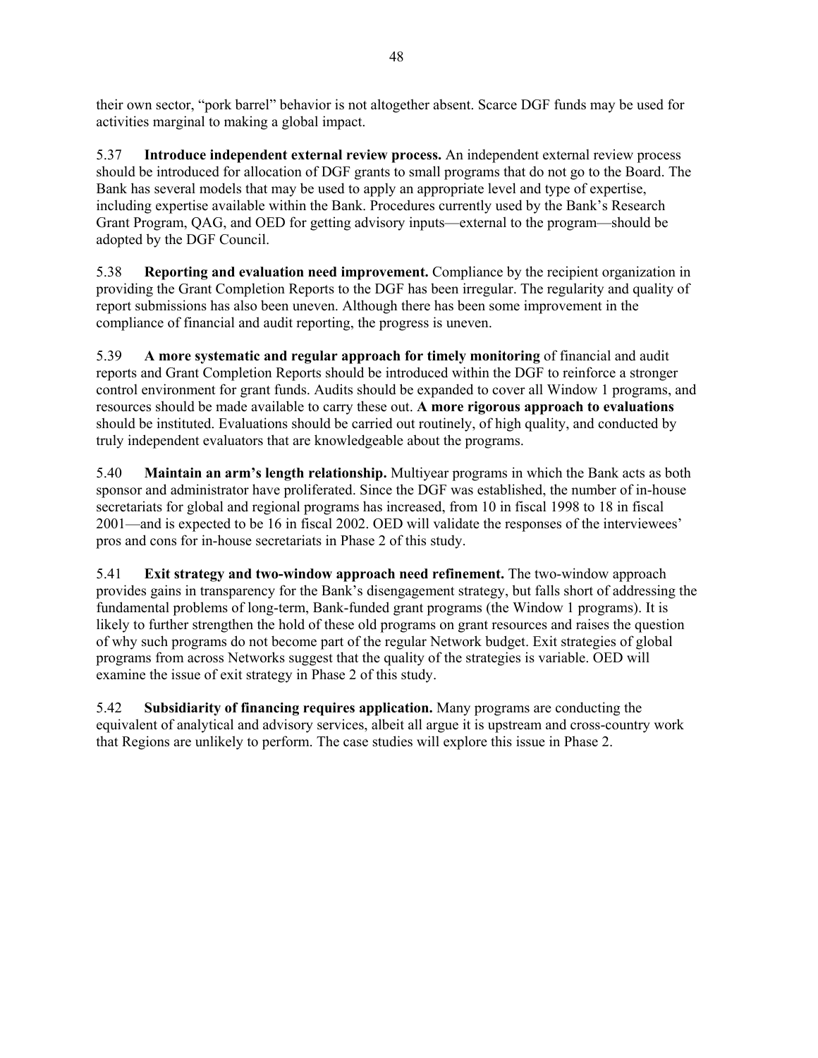their own sector, "pork barrel" behavior is not altogether absent. Scarce DGF funds may be used for activities marginal to making a global impact.

5.37 **Introduce independent external review process.** An independent external review process should be introduced for allocation of DGF grants to small programs that do not go to the Board. The Bank has several models that may be used to apply an appropriate level and type of expertise, including expertise available within the Bank. Procedures currently used by the Bank's Research Grant Program, QAG, and OED for getting advisory inputs—external to the program—should be adopted by the DGF Council.

5.38 **Reporting and evaluation need improvement.** Compliance by the recipient organization in providing the Grant Completion Reports to the DGF has been irregular. The regularity and quality of report submissions has also been uneven. Although there has been some improvement in the compliance of financial and audit reporting, the progress is uneven.

5.39 **A more systematic and regular approach for timely monitoring** of financial and audit reports and Grant Completion Reports should be introduced within the DGF to reinforce a stronger control environment for grant funds. Audits should be expanded to cover all Window 1 programs, and resources should be made available to carry these out. **A more rigorous approach to evaluations** should be instituted. Evaluations should be carried out routinely, of high quality, and conducted by truly independent evaluators that are knowledgeable about the programs.

5.40 **Maintain an arm's length relationship.** Multiyear programs in which the Bank acts as both sponsor and administrator have proliferated. Since the DGF was established, the number of in-house secretariats for global and regional programs has increased, from 10 in fiscal 1998 to 18 in fiscal 2001—and is expected to be 16 in fiscal 2002. OED will validate the responses of the interviewees' pros and cons for in-house secretariats in Phase 2 of this study.

5.41 **Exit strategy and two-window approach need refinement.** The two-window approach provides gains in transparency for the Bank's disengagement strategy, but falls short of addressing the fundamental problems of long-term, Bank-funded grant programs (the Window 1 programs). It is likely to further strengthen the hold of these old programs on grant resources and raises the question of why such programs do not become part of the regular Network budget. Exit strategies of global programs from across Networks suggest that the quality of the strategies is variable. OED will examine the issue of exit strategy in Phase 2 of this study.

5.42 **Subsidiarity of financing requires application.** Many programs are conducting the equivalent of analytical and advisory services, albeit all argue it is upstream and cross-country work that Regions are unlikely to perform. The case studies will explore this issue in Phase 2.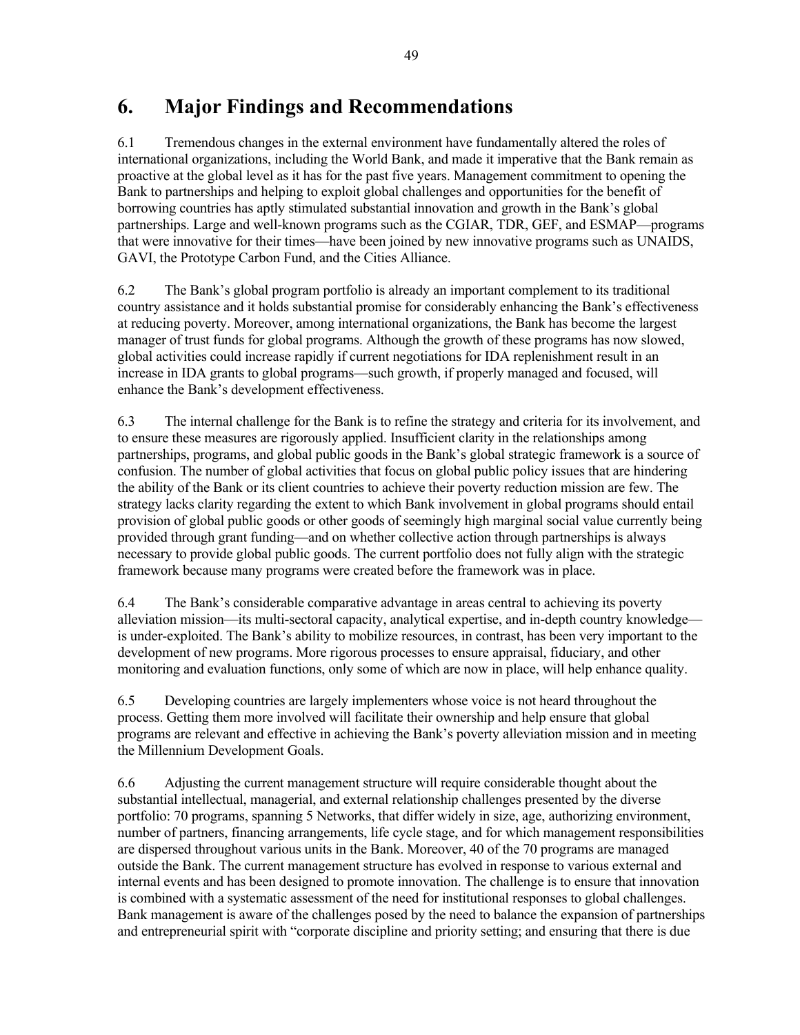# 6. Major Findings and Recommendations

6.1 Tremendous changes in the external environment have fundamentally altered the roles of international organizations, including the World Bank, and made it imperative that the Bank remain as proactive at the global level as it has for the past five years. Management commitment to opening the Bank to partnerships and helping to exploit global challenges and opportunities for the benefit of borrowing countries has aptly stimulated substantial innovation and growth in the Bank's global partnerships. Large and well-known programs such as the CGIAR, TDR, GEF, and ESMAP—programs that were innovative for their times—have been joined by new innovative programs such as UNAIDS, GAVI, the Prototype Carbon Fund, and the Cities Alliance.

6.2 The Bank's global program portfolio is already an important complement to its traditional country assistance and it holds substantial promise for considerably enhancing the Bank's effectiveness at reducing poverty. Moreover, among international organizations, the Bank has become the largest manager of trust funds for global programs. Although the growth of these programs has now slowed, global activities could increase rapidly if current negotiations for IDA replenishment result in an increase in IDA grants to global programs—such growth, if properly managed and focused, will enhance the Bank's development effectiveness.

6.3 The internal challenge for the Bank is to refine the strategy and criteria for its involvement, and to ensure these measures are rigorously applied. Insufficient clarity in the relationships among partnerships, programs, and global public goods in the Bank's global strategic framework is a source of confusion. The number of global activities that focus on global public policy issues that are hindering the ability of the Bank or its client countries to achieve their poverty reduction mission are few. The strategy lacks clarity regarding the extent to which Bank involvement in global programs should entail provision of global public goods or other goods of seemingly high marginal social value currently being provided through grant funding—and on whether collective action through partnerships is always necessary to provide global public goods. The current portfolio does not fully align with the strategic framework because many programs were created before the framework was in place.

6.4 The Bank's considerable comparative advantage in areas central to achieving its poverty alleviation mission—its multi-sectoral capacity, analytical expertise, and in-depth country knowledge—is under-exploited. The Bank's ability to mobilize resources, in contrast, has been very important to the development of new programs. More rigorous processes to ensure appraisal, fiduciary, and other monitoring and evaluation functions, only some of which are now in place, will help enhance quality.

6.5 Developing countries are largely implementers whose voice is not heard throughout the process. Getting them more involved will facilitate their ownership and help ensure that global programs are relevant and effective in achieving the Bank's poverty alleviation mission and in meeting the Millennium Development Goals.

6.6 Adjusting the current management structure will require considerable thought about the substantial intellectual, managerial, and external relationship challenges presented by the diverse portfolio: 70 programs, spanning 5 Networks, that differ widely in size, age, authorizing environment, number of partners, financing arrangements, life cycle stage, and for which management responsibilities are dispersed throughout various units in the Bank. Moreover, 40 of the 70 programs are managed outside the Bank. The current management structure has evolved in response to various external and internal events and has been designed to promote innovation. The challenge is to ensure that innovation is combined with a systematic assessment of the need for institutional responses to global challenges. Bank management is aware of the challenges posed by the need to balance the expansion of partnerships and entrepreneurial spirit with "corporate discipline and priority setting; and ensuring that there is due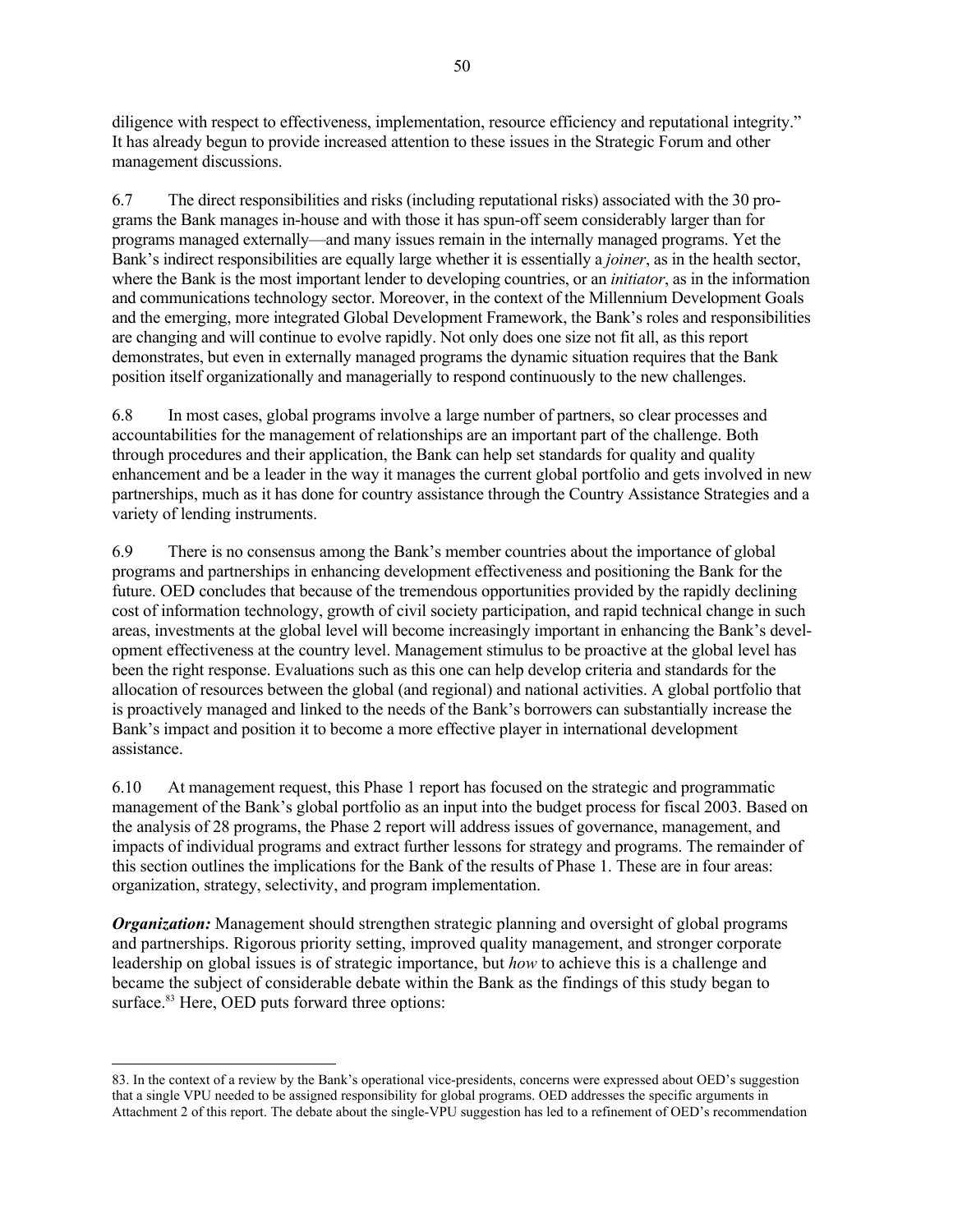diligence with respect to effectiveness, implementation, resource efficiency and reputational integrity." It has already begun to provide increased attention to these issues in the Strategic Forum and other management discussions.

6.7 The direct responsibilities and risks (including reputational risks) associated with the 30 programs the Bank manages in-house and with those it has spun-off seem considerably larger than for programs managed externally—and many issues remain in the internally managed programs. Yet the Bank's indirect responsibilities are equally large whether it is essentially a *joiner*, as in the health sector, where the Bank is the most important lender to developing countries, or an *initiator*, as in the information and communications technology sector. Moreover, in the context of the Millennium Development Goals and the emerging, more integrated Global Development Framework, the Bank's roles and responsibilities are changing and will continue to evolve rapidly. Not only does one size not fit all, as this report demonstrates, but even in externally managed programs the dynamic situation requires that the Bank position itself organizationally and managerially to respond continuously to the new challenges.

6.8 In most cases, global programs involve a large number of partners, so clear processes and accountabilities for the management of relationships are an important part of the challenge. Both through procedures and their application, the Bank can help set standards for quality and quality enhancement and be a leader in the way it manages the current global portfolio and gets involved in new partnerships, much as it has done for country assistance through the Country Assistance Strategies and a variety of lending instruments.

6.9 There is no consensus among the Bank's member countries about the importance of global programs and partnerships in enhancing development effectiveness and positioning the Bank for the future. OED concludes that because of the tremendous opportunities provided by the rapidly declining cost of information technology, growth of civil society participation, and rapid technical change in such areas, investments at the global level will become increasingly important in enhancing the Bank's development effectiveness at the country level. Management stimulus to be proactive at the global level has been the right response. Evaluations such as this one can help develop criteria and standards for the allocation of resources between the global (and regional) and national activities. A global portfolio that is proactively managed and linked to the needs of the Bank's borrowers can substantially increase the Bank's impact and position it to become a more effective player in international development assistance.

6.10 At management request, this Phase 1 report has focused on the strategic and programmatic management of the Bank's global portfolio as an input into the budget process for fiscal 2003. Based on the analysis of 28 programs, the Phase 2 report will address issues of governance, management, and impacts of individual programs and extract further lessons for strategy and programs. The remainder of this section outlines the implications for the Bank of the results of Phase 1. These are in four areas: organization, strategy, selectivity, and program implementation.

***Organization:*** Management should strengthen strategic planning and oversight of global programs and partnerships. Rigorous priority setting, improved quality management, and stronger corporate leadership on global issues is of strategic importance, but *how* to achieve this is a challenge and became the subject of considerable debate within the Bank as the findings of this study began to surface.[83] Here, OED puts forward three options:

83. In the context of a review by the Bank's operational vice-presidents, concerns were expressed about OED's suggestion that a single VPU needed to be assigned responsibility for global programs. OED addresses the specific arguments in Attachment 2 of this report. The debate about the single-VPU suggestion has led to a refinement of OED's recommendation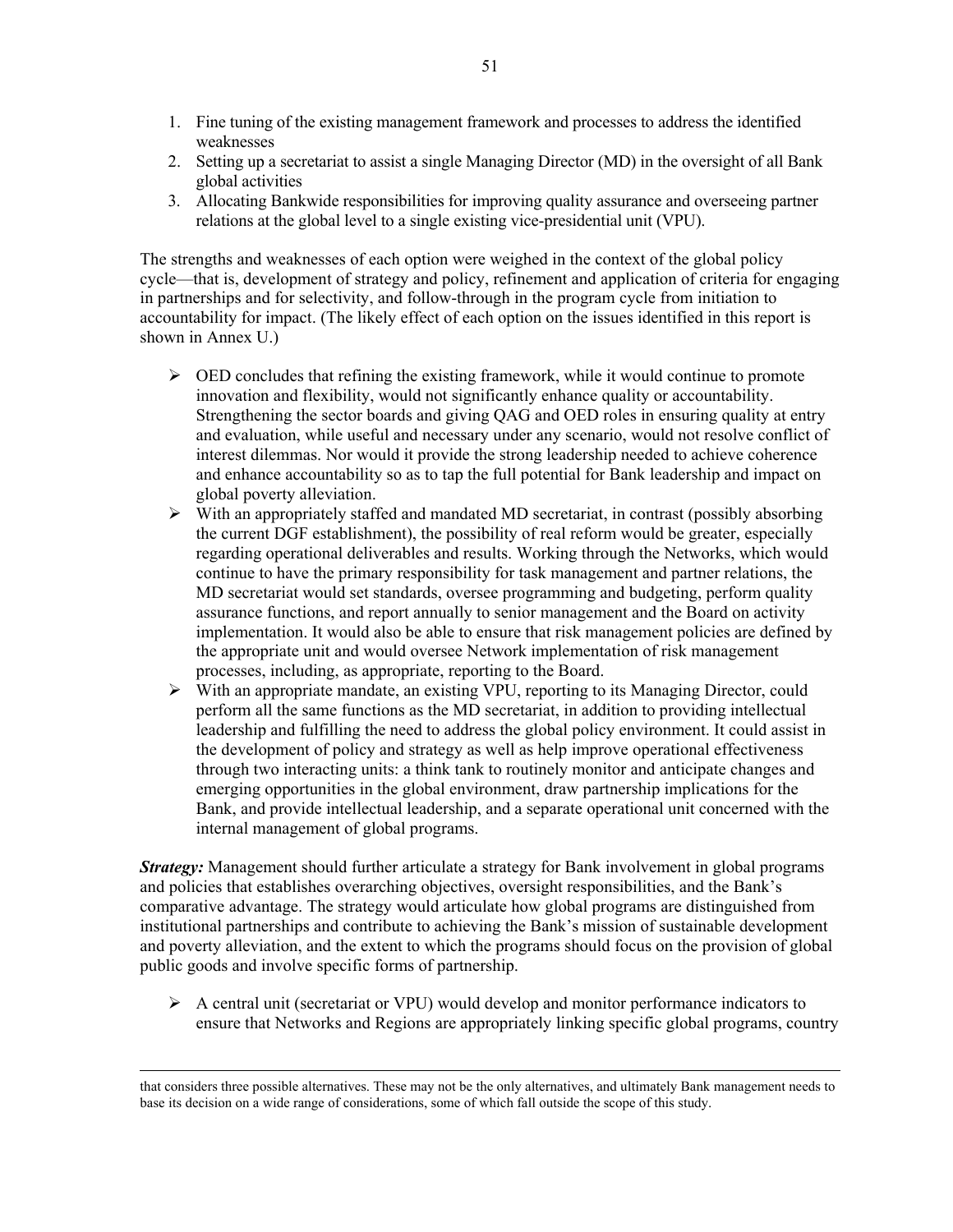1. Fine tuning of the existing management framework and processes to address the identified weaknesses
2. Setting up a secretariat to assist a single Managing Director (MD) in the oversight of all Bank global activities
3. Allocating Bankwide responsibilities for improving quality assurance and overseeing partner relations at the global level to a single existing vice-presidential unit (VPU).

The strengths and weaknesses of each option were weighed in the context of the global policy cycle—that is, development of strategy and policy, refinement and application of criteria for engaging in partnerships and for selectivity, and follow-through in the program cycle from initiation to accountability for impact. (The likely effect of each option on the issues identified in this report is shown in Annex U.)

- OED concludes that refining the existing framework, while it would continue to promote innovation and flexibility, would not significantly enhance quality or accountability. Strengthening the sector boards and giving QAG and OED roles in ensuring quality at entry and evaluation, while useful and necessary under any scenario, would not resolve conflict of interest dilemmas. Nor would it provide the strong leadership needed to achieve coherence and enhance accountability so as to tap the full potential for Bank leadership and impact on global poverty alleviation.
- With an appropriately staffed and mandated MD secretariat, in contrast (possibly absorbing the current DGF establishment), the possibility of real reform would be greater, especially regarding operational deliverables and results. Working through the Networks, which would continue to have the primary responsibility for task management and partner relations, the MD secretariat would set standards, oversee programming and budgeting, perform quality assurance functions, and report annually to senior management and the Board on activity implementation. It would also be able to ensure that risk management policies are defined by the appropriate unit and would oversee Network implementation of risk management processes, including, as appropriate, reporting to the Board.
- With an appropriate mandate, an existing VPU, reporting to its Managing Director, could perform all the same functions as the MD secretariat, in addition to providing intellectual leadership and fulfilling the need to address the global policy environment. It could assist in the development of policy and strategy as well as help improve operational effectiveness through two interacting units: a think tank to routinely monitor and anticipate changes and emerging opportunities in the global environment, draw partnership implications for the Bank, and provide intellectual leadership, and a separate operational unit concerned with the internal management of global programs.

***Strategy:*** Management should further articulate a strategy for Bank involvement in global programs and policies that establishes overarching objectives, oversight responsibilities, and the Bank's comparative advantage. The strategy would articulate how global programs are distinguished from institutional partnerships and contribute to achieving the Bank's mission of sustainable development and poverty alleviation, and the extent to which the programs should focus on the provision of global public goods and involve specific forms of partnership.

- A central unit (secretariat or VPU) would develop and monitor performance indicators to ensure that Networks and Regions are appropriately linking specific global programs, country

---

that considers three possible alternatives. These may not be the only alternatives, and ultimately Bank management needs to base its decision on a wide range of considerations, some of which fall outside the scope of this study.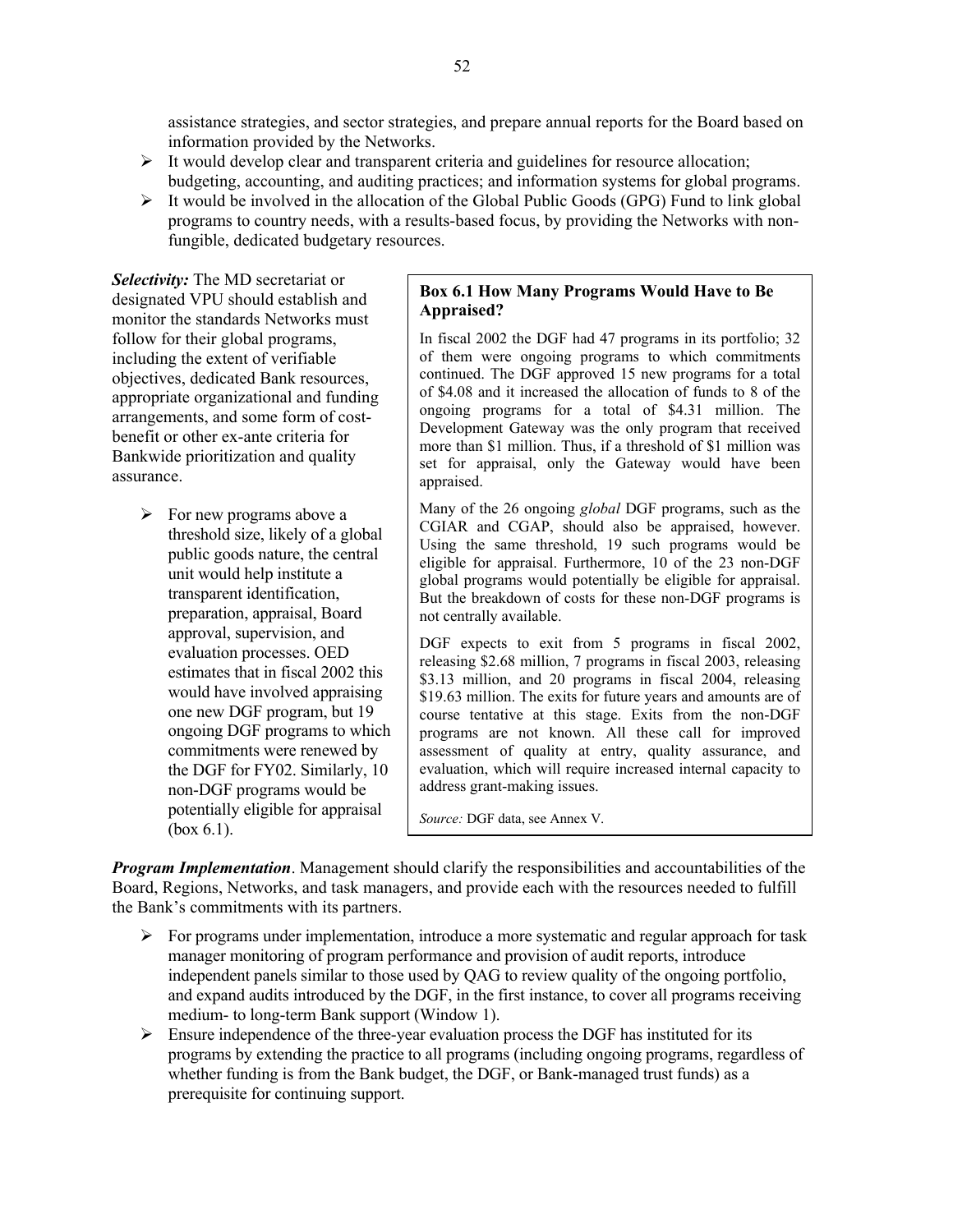assistance strategies, and sector strategies, and prepare annual reports for the Board based on information provided by the Networks.

- It would develop clear and transparent criteria and guidelines for resource allocation; budgeting, accounting, and auditing practices; and information systems for global programs.
- It would be involved in the allocation of the Global Public Goods (GPG) Fund to link global programs to country needs, with a results-based focus, by providing the Networks with non-fungible, dedicated budgetary resources.

***Selectivity:*** The MD secretariat or designated VPU should establish and monitor the standards Networks must follow for their global programs, including the extent of verifiable objectives, dedicated Bank resources, appropriate organizational and funding arrangements, and some form of cost-benefit or other ex-ante criteria for Bankwide prioritization and quality assurance.

- For new programs above a threshold size, likely of a global public goods nature, the central unit would help institute a transparent identification, preparation, appraisal, Board approval, supervision, and evaluation processes. OED estimates that in fiscal 2002 this would have involved appraising one new DGF program, but 19 ongoing DGF programs to which commitments were renewed by the DGF for FY02. Similarly, 10 non-DGF programs would be potentially eligible for appraisal (box 6.1).

> **Box 6.1 How Many Programs Would Have to Be Appraised?**
>
> In fiscal 2002 the DGF had 47 programs in its portfolio; 32 of them were ongoing programs to which commitments continued. The DGF approved 15 new programs for a total of \$4.08 and it increased the allocation of funds to 8 of the ongoing programs for a total of \$4.31 million. The Development Gateway was the only program that received more than \$1 million. Thus, if a threshold of \$1 million was set for appraisal, only the Gateway would have been appraised.
>
> Many of the 26 ongoing *global* DGF programs, such as the CGIAR and CGAP, should also be appraised, however. Using the same threshold, 19 such programs would be eligible for appraisal. Furthermore, 10 of the 23 non-DGF global programs would potentially be eligible for appraisal. But the breakdown of costs for these non-DGF programs is not centrally available.
>
> DGF expects to exit from 5 programs in fiscal 2002, releasing \$2.68 million, 7 programs in fiscal 2003, releasing \$3.13 million, and 20 programs in fiscal 2004, releasing \$19.63 million. The exits for future years and amounts are of course tentative at this stage. Exits from the non-DGF programs are not known. All these call for improved assessment of quality at entry, quality assurance, and evaluation, which will require increased internal capacity to address grant-making issues.
>
> *Source:* DGF data, see Annex V.

***Program Implementation***. Management should clarify the responsibilities and accountabilities of the Board, Regions, Networks, and task managers, and provide each with the resources needed to fulfill the Bank's commitments with its partners.

- For programs under implementation, introduce a more systematic and regular approach for task manager monitoring of program performance and provision of audit reports, introduce independent panels similar to those used by QAG to review quality of the ongoing portfolio, and expand audits introduced by the DGF, in the first instance, to cover all programs receiving medium- to long-term Bank support (Window 1).
- Ensure independence of the three-year evaluation process the DGF has instituted for its programs by extending the practice to all programs (including ongoing programs, regardless of whether funding is from the Bank budget, the DGF, or Bank-managed trust funds) as a prerequisite for continuing support.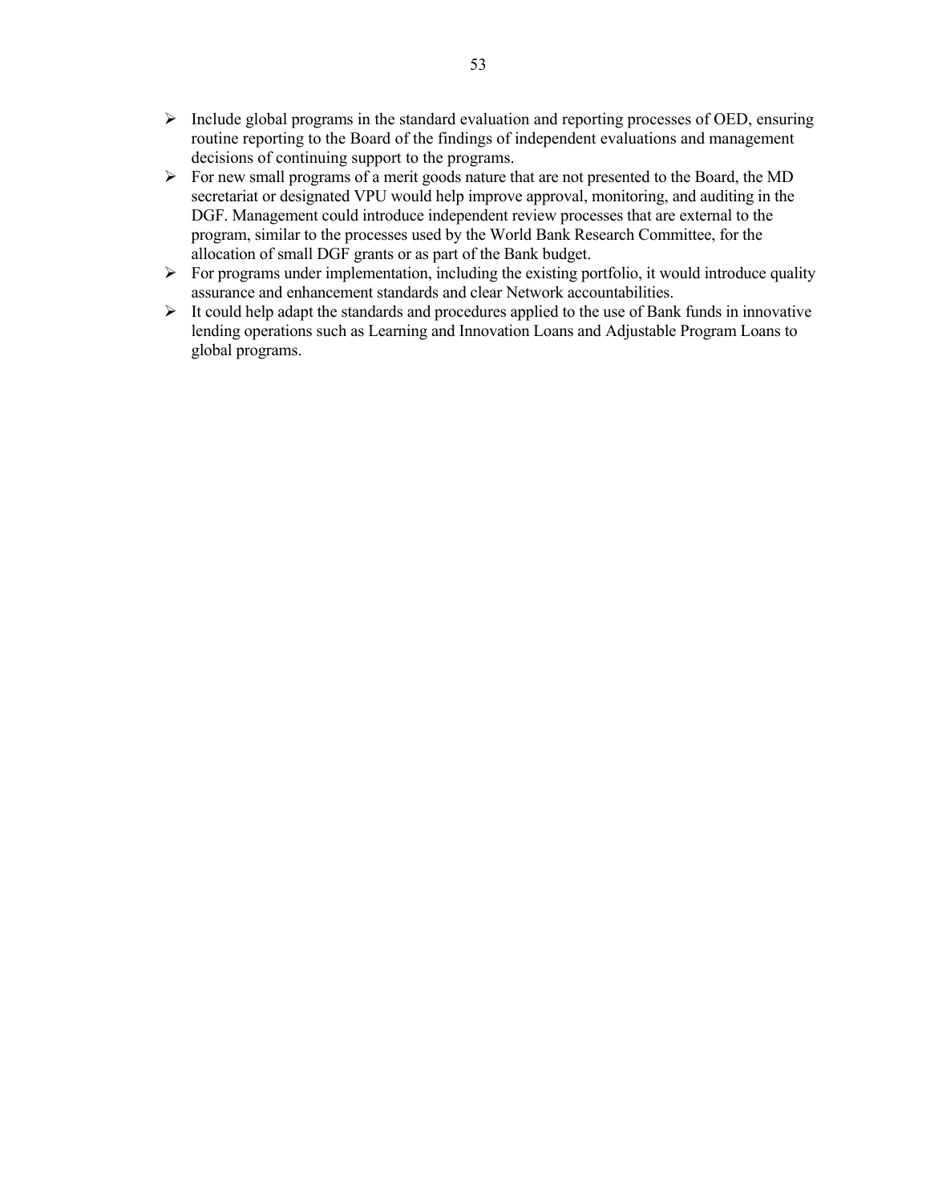- Include global programs in the standard evaluation and reporting processes of OED, ensuring routine reporting to the Board of the findings of independent evaluations and management decisions of continuing support to the programs.
- For new small programs of a merit goods nature that are not presented to the Board, the MD secretariat or designated VPU would help improve approval, monitoring, and auditing in the DGF. Management could introduce independent review processes that are external to the program, similar to the processes used by the World Bank Research Committee, for the allocation of small DGF grants or as part of the Bank budget.
- For programs under implementation, including the existing portfolio, it would introduce quality assurance and enhancement standards and clear Network accountabilities.
- It could help adapt the standards and procedures applied to the use of Bank funds in innovative lending operations such as Learning and Innovation Loans and Adjustable Program Loans to global programs.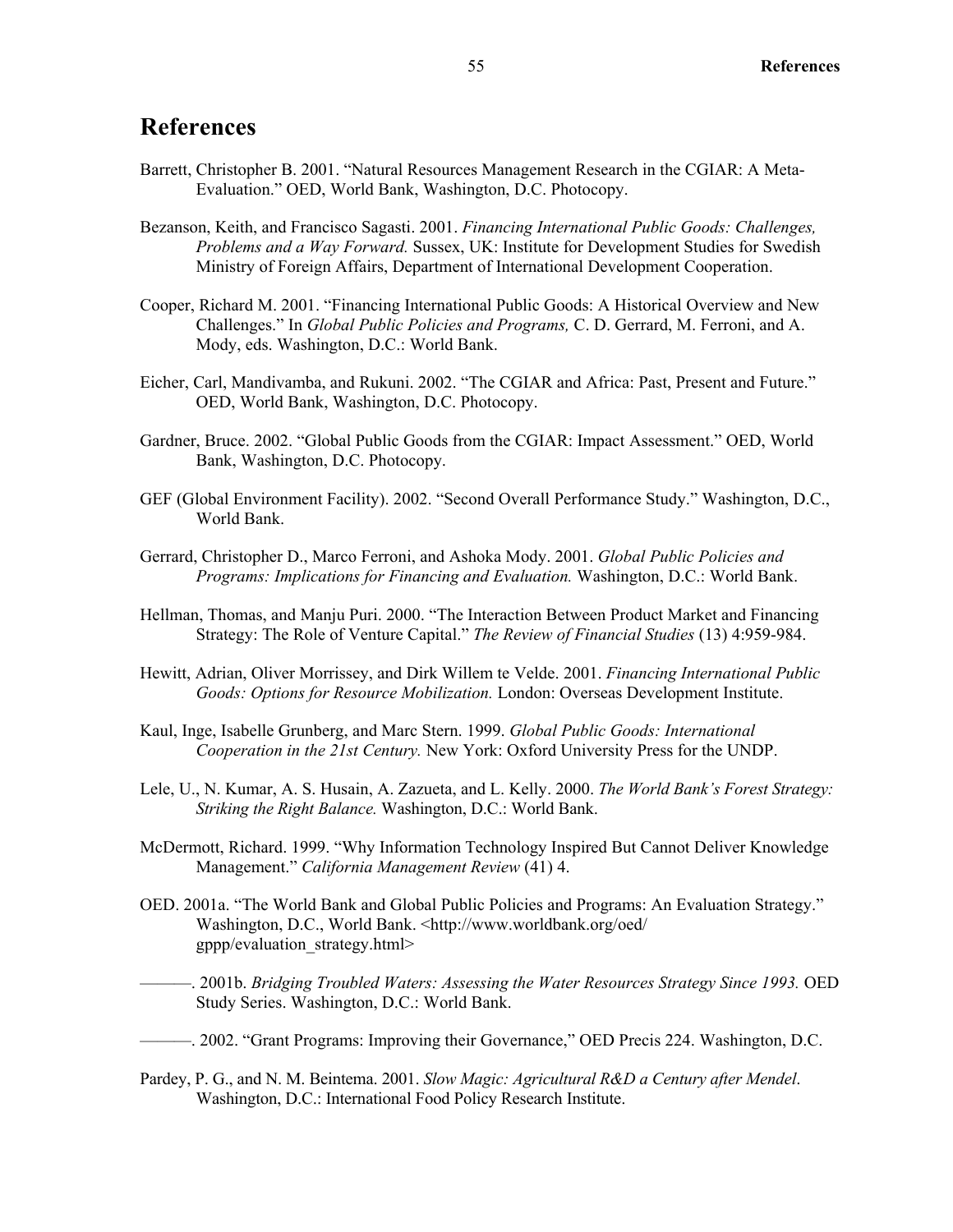# References

Barrett, Christopher B. 2001. "Natural Resources Management Research in the CGIAR: A Meta-Evaluation." OED, World Bank, Washington, D.C. Photocopy.

Bezanson, Keith, and Francisco Sagasti. 2001. *Financing International Public Goods: Challenges, Problems and a Way Forward.* Sussex, UK: Institute for Development Studies for Swedish Ministry of Foreign Affairs, Department of International Development Cooperation.

Cooper, Richard M. 2001. "Financing International Public Goods: A Historical Overview and New Challenges." In *Global Public Policies and Programs,* C. D. Gerrard, M. Ferroni, and A. Mody, eds. Washington, D.C.: World Bank.

Eicher, Carl, Mandivamba, and Rukuni. 2002. "The CGIAR and Africa: Past, Present and Future." OED, World Bank, Washington, D.C. Photocopy.

Gardner, Bruce. 2002. "Global Public Goods from the CGIAR: Impact Assessment." OED, World Bank, Washington, D.C. Photocopy.

GEF (Global Environment Facility). 2002. "Second Overall Performance Study." Washington, D.C., World Bank.

Gerrard, Christopher D., Marco Ferroni, and Ashoka Mody. 2001. *Global Public Policies and Programs: Implications for Financing and Evaluation.* Washington, D.C.: World Bank.

Hellman, Thomas, and Manju Puri. 2000. "The Interaction Between Product Market and Financing Strategy: The Role of Venture Capital." *The Review of Financial Studies* (13) 4:959-984.

Hewitt, Adrian, Oliver Morrissey, and Dirk Willem te Velde. 2001. *Financing International Public Goods: Options for Resource Mobilization.* London: Overseas Development Institute.

Kaul, Inge, Isabelle Grunberg, and Marc Stern. 1999. *Global Public Goods: International Cooperation in the 21st Century.* New York: Oxford University Press for the UNDP.

Lele, U., N. Kumar, A. S. Husain, A. Zazueta, and L. Kelly. 2000. *The World Bank's Forest Strategy: Striking the Right Balance.* Washington, D.C.: World Bank.

McDermott, Richard. 1999. "Why Information Technology Inspired But Cannot Deliver Knowledge Management." *California Management Review* (41) 4.

OED. 2001a. "The World Bank and Global Public Policies and Programs: An Evaluation Strategy." Washington, D.C., World Bank. <http://www.worldbank.org/oed/gppp/evaluation_strategy.html>

———. 2001b. *Bridging Troubled Waters: Assessing the Water Resources Strategy Since 1993.* OED Study Series. Washington, D.C.: World Bank.

———. 2002. "Grant Programs: Improving their Governance," OED Precis 224. Washington, D.C.

Pardey, P. G., and N. M. Beintema. 2001. *Slow Magic: Agricultural R&D a Century after Mendel*. Washington, D.C.: International Food Policy Research Institute.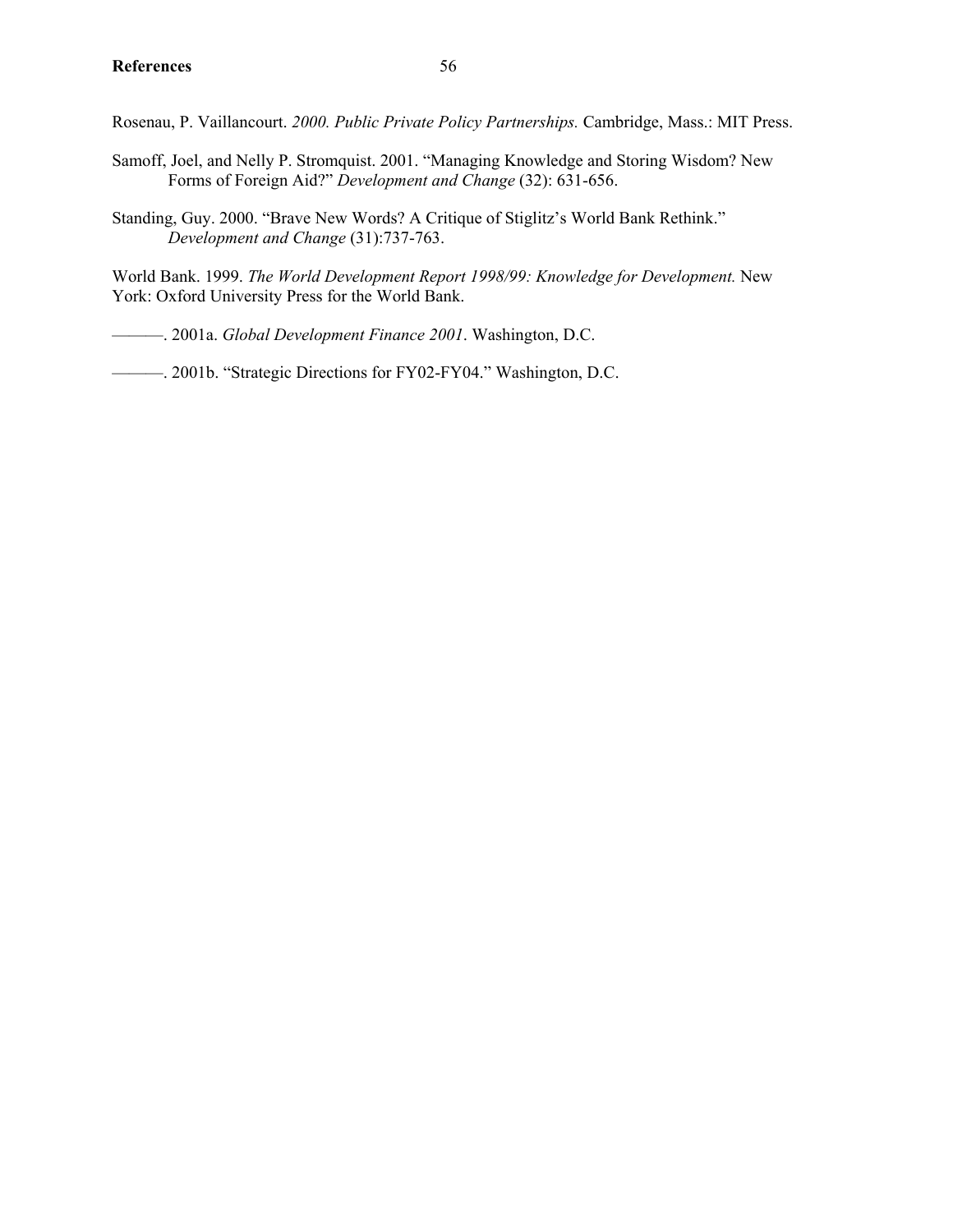Rosenau, P. Vaillancourt. *2000. Public Private Policy Partnerships.* Cambridge, Mass.: MIT Press.

Samoff, Joel, and Nelly P. Stromquist. 2001. "Managing Knowledge and Storing Wisdom? New Forms of Foreign Aid?" *Development and Change* (32): 631-656.

Standing, Guy. 2000. "Brave New Words? A Critique of Stiglitz's World Bank Rethink." *Development and Change* (31):737-763.

World Bank. 1999. *The World Development Report 1998/99: Knowledge for Development.* New York: Oxford University Press for the World Bank.

———. 2001a. *Global Development Finance 2001*. Washington, D.C.

———. 2001b. "Strategic Directions for FY02-FY04." Washington, D.C.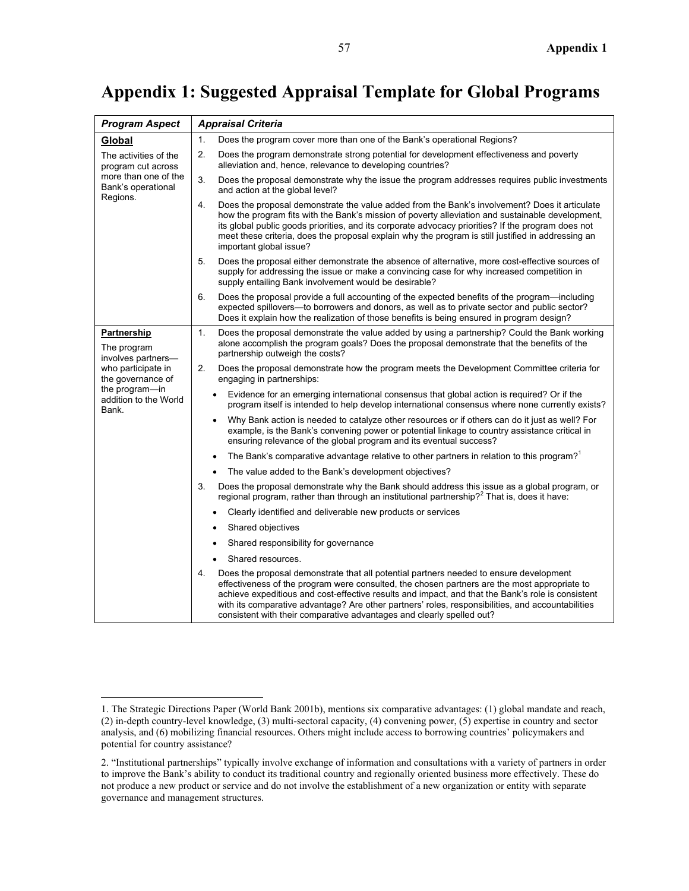# Appendix 1: Suggested Appraisal Template for Global Programs

| *Program Aspect* | *Appraisal Criteria* |
|---|---|
| **Global**<br>The activities of the program cut across more than one of the Bank's operational Regions. | 1. Does the program cover more than one of the Bank's operational Regions?<br>2. Does the program demonstrate strong potential for development effectiveness and poverty alleviation and, hence, relevance to developing countries?<br>3. Does the proposal demonstrate why the issue the program addresses requires public investments and action at the global level?<br>4. Does the proposal demonstrate the value added from the Bank's involvement? Does it articulate how the program fits with the Bank's mission of poverty alleviation and sustainable development, its global public goods priorities, and its corporate advocacy priorities? If the program does not meet these criteria, does the proposal explain why the program is still justified in addressing an important global issue?<br>5. Does the proposal either demonstrate the absence of alternative, more cost-effective sources of supply for addressing the issue or make a convincing case for why increased competition in supply entailing Bank involvement would be desirable?<br>6. Does the proposal provide a full accounting of the expected benefits of the program—including expected spillovers—to borrowers and donors, as well as to private sector and public sector? Does it explain how the realization of those benefits is being ensured in program design? |
| **Partnership**<br>The program involves partners—who participate in the governance of the program—in addition to the World Bank. | 1. Does the proposal demonstrate the value added by using a partnership? Could the Bank working alone accomplish the program goals? Does the proposal demonstrate that the benefits of the partnership outweigh the costs?<br>2. Does the proposal demonstrate how the program meets the Development Committee criteria for engaging in partnerships:<br>• Evidence for an emerging international consensus that global action is required? Or if the program itself is intended to help develop international consensus where none currently exists?<br>• Why Bank action is needed to catalyze other resources or if others can do it just as well? For example, is the Bank's convening power or potential linkage to country assistance critical in ensuring relevance of the global program and its eventual success?<br>• The Bank's comparative advantage relative to other partners in relation to this program?[1]<br>• The value added to the Bank's development objectives?<br>3. Does the proposal demonstrate why the Bank should address this issue as a global program, or regional program, rather than through an institutional partnership?[2] That is, does it have:<br>• Clearly identified and deliverable new products or services<br>• Shared objectives<br>• Shared responsibility for governance<br>• Shared resources.<br>4. Does the proposal demonstrate that all potential partners needed to ensure development effectiveness of the program were consulted, the chosen partners are the most appropriate to achieve expeditious and cost-effective results and impact, and that the Bank's role is consistent with its comparative advantage? Are other partners' roles, responsibilities, and accountabilities consistent with their comparative advantages and clearly spelled out? |

1. The Strategic Directions Paper (World Bank 2001b), mentions six comparative advantages: (1) global mandate and reach, (2) in-depth country-level knowledge, (3) multi-sectoral capacity, (4) convening power, (5) expertise in country and sector analysis, and (6) mobilizing financial resources. Others might include access to borrowing countries' policymakers and potential for country assistance?

2. "Institutional partnerships" typically involve exchange of information and consultations with a variety of partners in order to improve the Bank's ability to conduct its traditional country and regionally oriented business more effectively. These do not produce a new product or service and do not involve the establishment of a new organization or entity with separate governance and management structures.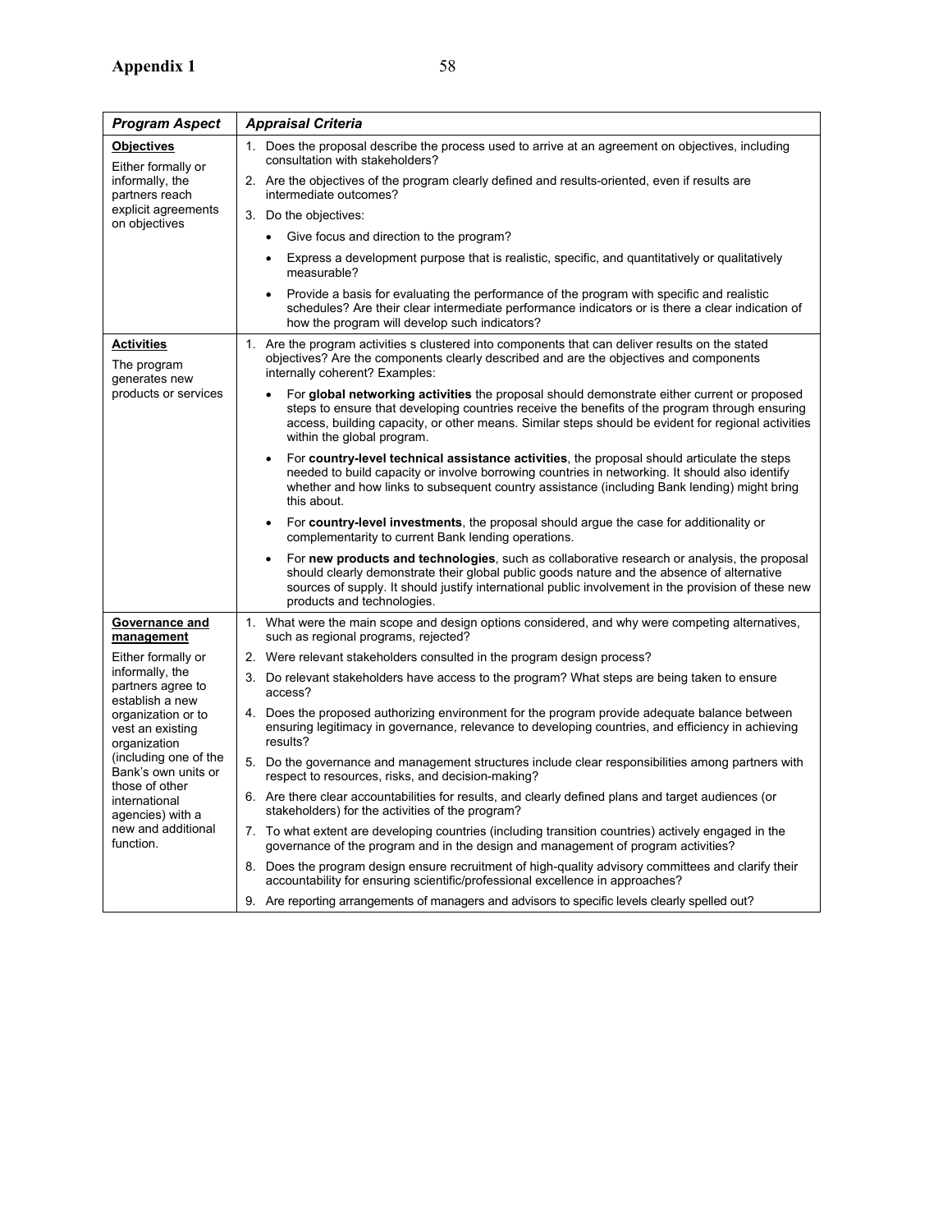**Appendix 1**

| ***Program Aspect*** | ***Appraisal Criteria*** |
|---|---|
| **Objectives**<br><br>Either formally or informally, the partners reach explicit agreements on objectives | 1. Does the proposal describe the process used to arrive at an agreement on objectives, including consultation with stakeholders?<br>2. Are the objectives of the program clearly defined and results-oriented, even if results are intermediate outcomes?<br>3. Do the objectives:<br>• Give focus and direction to the program?<br>• Express a development purpose that is realistic, specific, and quantitatively or qualitatively measurable?<br>• Provide a basis for evaluating the performance of the program with specific and realistic schedules? Are their clear intermediate performance indicators or is there a clear indication of how the program will develop such indicators? |
| **Activities**<br><br>The program generates new products or services | 1. Are the program activities s clustered into components that can deliver results on the stated objectives? Are the components clearly described and are the objectives and components internally coherent? Examples:<br>• For **global networking activities** the proposal should demonstrate either current or proposed steps to ensure that developing countries receive the benefits of the program through ensuring access, building capacity, or other means. Similar steps should be evident for regional activities within the global program.<br>• For **country-level technical assistance activities**, the proposal should articulate the steps needed to build capacity or involve borrowing countries in networking. It should also identify whether and how links to subsequent country assistance (including Bank lending) might bring this about.<br>• For **country-level investments**, the proposal should argue the case for additionality or complementarity to current Bank lending operations.<br>• For **new products and technologies**, such as collaborative research or analysis, the proposal should clearly demonstrate their global public goods nature and the absence of alternative sources of supply. It should justify international public involvement in the provision of these new products and technologies. |
| **Governance and management**<br><br>Either formally or informally, the partners agree to establish a new organization or to vest an existing organization (including one of the Bank's own units or those of other international agencies) with a new and additional function. | 1. What were the main scope and design options considered, and why were competing alternatives, such as regional programs, rejected?<br>2. Were relevant stakeholders consulted in the program design process?<br>3. Do relevant stakeholders have access to the program? What steps are being taken to ensure access?<br>4. Does the proposed authorizing environment for the program provide adequate balance between ensuring legitimacy in governance, relevance to developing countries, and efficiency in achieving results?<br>5. Do the governance and management structures include clear responsibilities among partners with respect to resources, risks, and decision-making?<br>6. Are there clear accountabilities for results, and clearly defined plans and target audiences (or stakeholders) for the activities of the program?<br>7. To what extent are developing countries (including transition countries) actively engaged in the governance of the program and in the design and management of program activities?<br>8. Does the program design ensure recruitment of high-quality advisory committees and clarify their accountability for ensuring scientific/professional excellence in approaches?<br>9. Are reporting arrangements of managers and advisors to specific levels clearly spelled out? |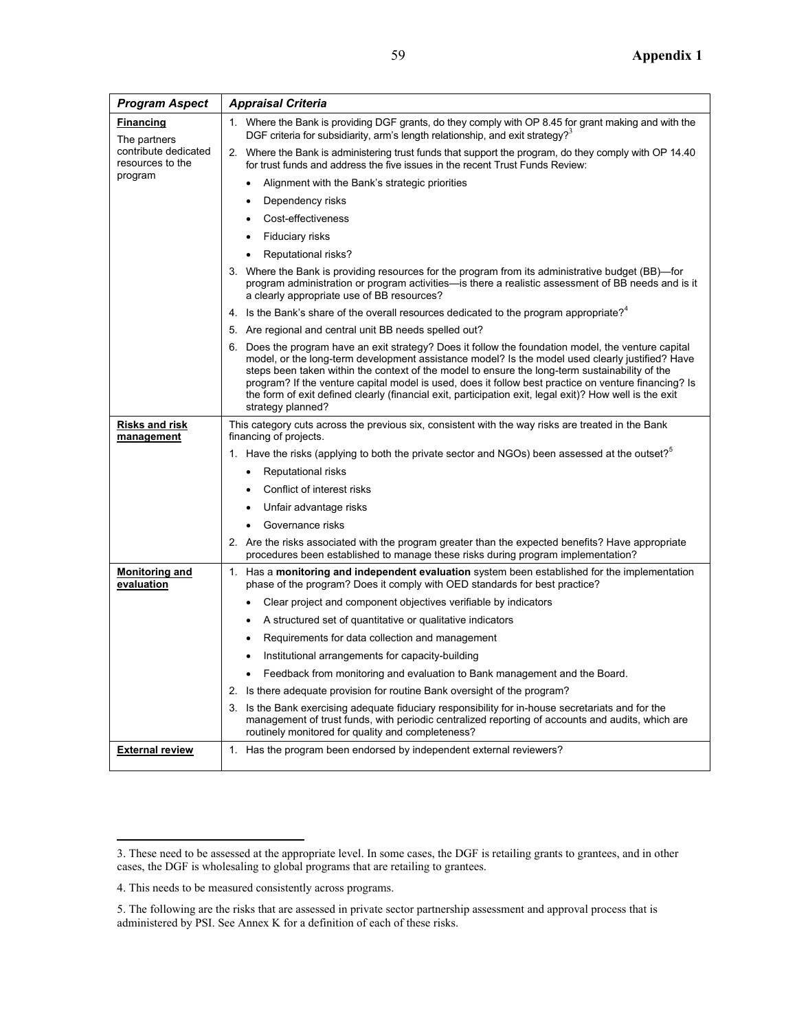| *Program Aspect* | *Appraisal Criteria* |
|---|---|
| **Financing** The partners contribute dedicated resources to the program | 1. Where the Bank is providing DGF grants, do they comply with OP 8.45 for grant making and with the DGF criteria for subsidiarity, arm's length relationship, and exit strategy?[3] |
| | 2. Where the Bank is administering trust funds that support the program, do they comply with OP 14.40 for trust funds and address the five issues in the recent Trust Funds Review: |
| | • Alignment with the Bank's strategic priorities |
| | • Dependency risks |
| | • Cost-effectiveness |
| | • Fiduciary risks |
| | • Reputational risks? |
| | 3. Where the Bank is providing resources for the program from its administrative budget (BB)—for program administration or program activities—is there a realistic assessment of BB needs and is it a clearly appropriate use of BB resources? |
| | 4. Is the Bank's share of the overall resources dedicated to the program appropriate?[4] |
| | 5. Are regional and central unit BB needs spelled out? |
| | 6. Does the program have an exit strategy? Does it follow the foundation model, the venture capital model, or the long-term development assistance model? Is the model used clearly justified? Have steps been taken within the context of the model to ensure the long-term sustainability of the program? If the venture capital model is used, does it follow best practice on venture financing? Is the form of exit defined clearly (financial exit, participation exit, legal exit)? How well is the exit strategy planned? |
| **Risks and risk management** | This category cuts across the previous six, consistent with the way risks are treated in the Bank financing of projects. |
| | 1. Have the risks (applying to both the private sector and NGOs) been assessed at the outset?[5] |
| | • Reputational risks |
| | • Conflict of interest risks |
| | • Unfair advantage risks |
| | • Governance risks |
| | 2. Are the risks associated with the program greater than the expected benefits? Have appropriate procedures been established to manage these risks during program implementation? |
| **Monitoring and evaluation** | 1. Has a **monitoring and independent evaluation** system been established for the implementation phase of the program? Does it comply with OED standards for best practice? |
| | • Clear project and component objectives verifiable by indicators |
| | • A structured set of quantitative or qualitative indicators |
| | • Requirements for data collection and management |
| | • Institutional arrangements for capacity-building |
| | • Feedback from monitoring and evaluation to Bank management and the Board. |
| | 2. Is there adequate provision for routine Bank oversight of the program? |
| | 3. Is the Bank exercising adequate fiduciary responsibility for in-house secretariats and for the management of trust funds, with periodic centralized reporting of accounts and audits, which are routinely monitored for quality and completeness? |
| **External review** | 1. Has the program been endorsed by independent external reviewers? |

3. These need to be assessed at the appropriate level. In some cases, the DGF is retailing grants to grantees, and in other cases, the DGF is wholesaling to global programs that are retailing to grantees.

4. This needs to be measured consistently across programs.

5. The following are the risks that are assessed in private sector partnership assessment and approval process that is administered by PSI. See Annex K for a definition of each of these risks.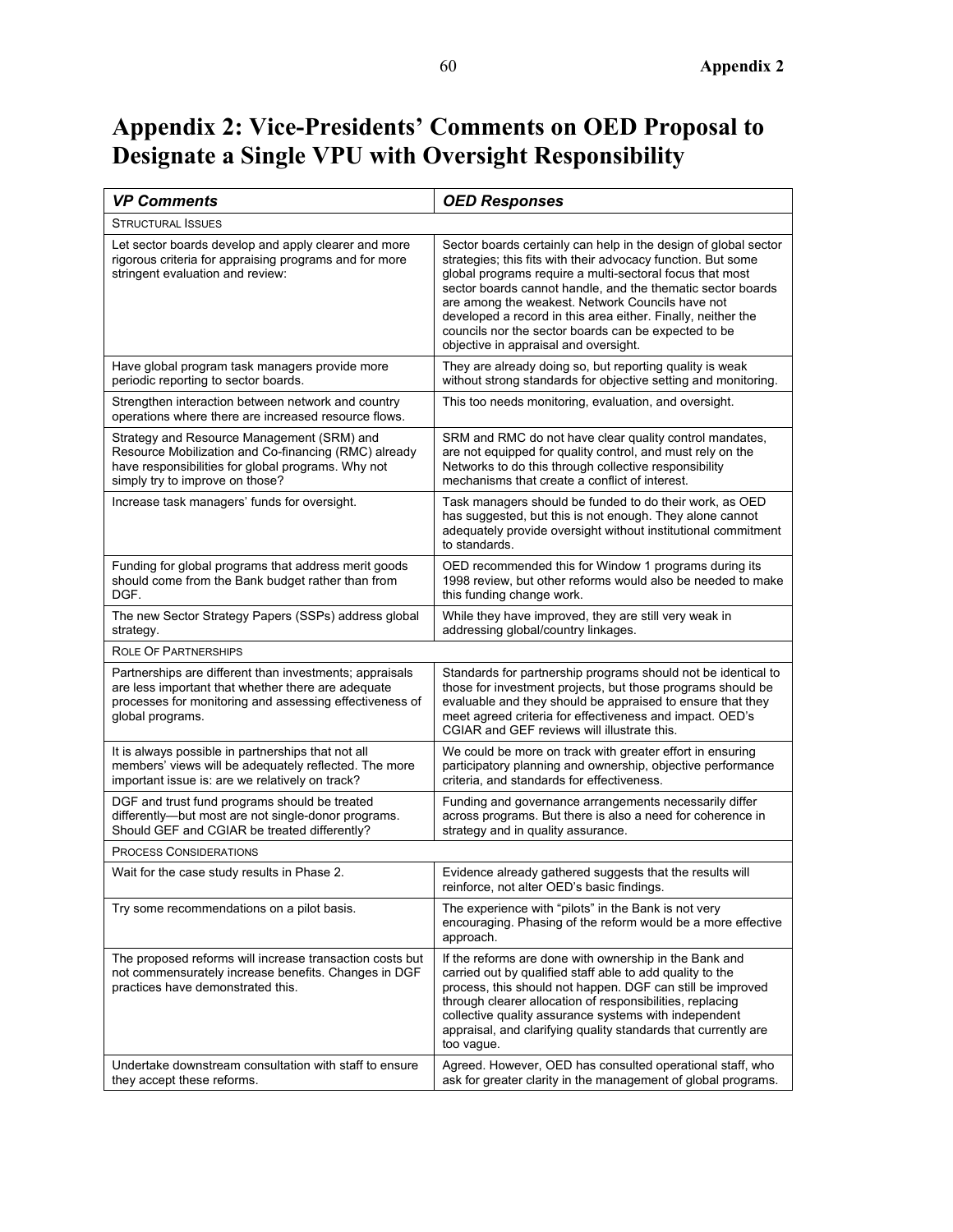# Appendix 2: Vice-Presidents' Comments on OED Proposal to Designate a Single VPU with Oversight Responsibility

| ***VP Comments*** | ***OED Responses*** |
|---|---|
| STRUCTURAL ISSUES | |
| Let sector boards develop and apply clearer and more rigorous criteria for appraising programs and for more stringent evaluation and review: | Sector boards certainly can help in the design of global sector strategies; this fits with their advocacy function. But some global programs require a multi-sectoral focus that most sector boards cannot handle, and the thematic sector boards are among the weakest. Network Councils have not developed a record in this area either. Finally, neither the councils nor the sector boards can be expected to be objective in appraisal and oversight. |
| Have global program task managers provide more periodic reporting to sector boards. | They are already doing so, but reporting quality is weak without strong standards for objective setting and monitoring. |
| Strengthen interaction between network and country operations where there are increased resource flows. | This too needs monitoring, evaluation, and oversight. |
| Strategy and Resource Management (SRM) and Resource Mobilization and Co-financing (RMC) already have responsibilities for global programs. Why not simply try to improve on those? | SRM and RMC do not have clear quality control mandates, are not equipped for quality control, and must rely on the Networks to do this through collective responsibility mechanisms that create a conflict of interest. |
| Increase task managers' funds for oversight. | Task managers should be funded to do their work, as OED has suggested, but this is not enough. They alone cannot adequately provide oversight without institutional commitment to standards. |
| Funding for global programs that address merit goods should come from the Bank budget rather than from DGF. | OED recommended this for Window 1 programs during its 1998 review, but other reforms would also be needed to make this funding change work. |
| The new Sector Strategy Papers (SSPs) address global strategy. | While they have improved, they are still very weak in addressing global/country linkages. |
| ROLE OF PARTNERSHIPS | |
| Partnerships are different than investments; appraisals are less important that whether there are adequate processes for monitoring and assessing effectiveness of global programs. | Standards for partnership programs should not be identical to those for investment projects, but those programs should be evaluable and they should be appraised to ensure that they meet agreed criteria for effectiveness and impact. OED's CGIAR and GEF reviews will illustrate this. |
| It is always possible in partnerships that not all members' views will be adequately reflected. The more important issue is: are we relatively on track? | We could be more on track with greater effort in ensuring participatory planning and ownership, objective performance criteria, and standards for effectiveness. |
| DGF and trust fund programs should be treated differently—but most are not single-donor programs. Should GEF and CGIAR be treated differently? | Funding and governance arrangements necessarily differ across programs. But there is also a need for coherence in strategy and in quality assurance. |
| PROCESS CONSIDERATIONS | |
| Wait for the case study results in Phase 2. | Evidence already gathered suggests that the results will reinforce, not alter OED's basic findings. |
| Try some recommendations on a pilot basis. | The experience with "pilots" in the Bank is not very encouraging. Phasing of the reform would be a more effective approach. |
| The proposed reforms will increase transaction costs but not commensurately increase benefits. Changes in DGF practices have demonstrated this. | If the reforms are done with ownership in the Bank and carried out by qualified staff able to add quality to the process, this should not happen. DGF can still be improved through clearer allocation of responsibilities, replacing collective quality assurance systems with independent appraisal, and clarifying quality standards that currently are too vague. |
| Undertake downstream consultation with staff to ensure they accept these reforms. | Agreed. However, OED has consulted operational staff, who ask for greater clarity in the management of global programs. |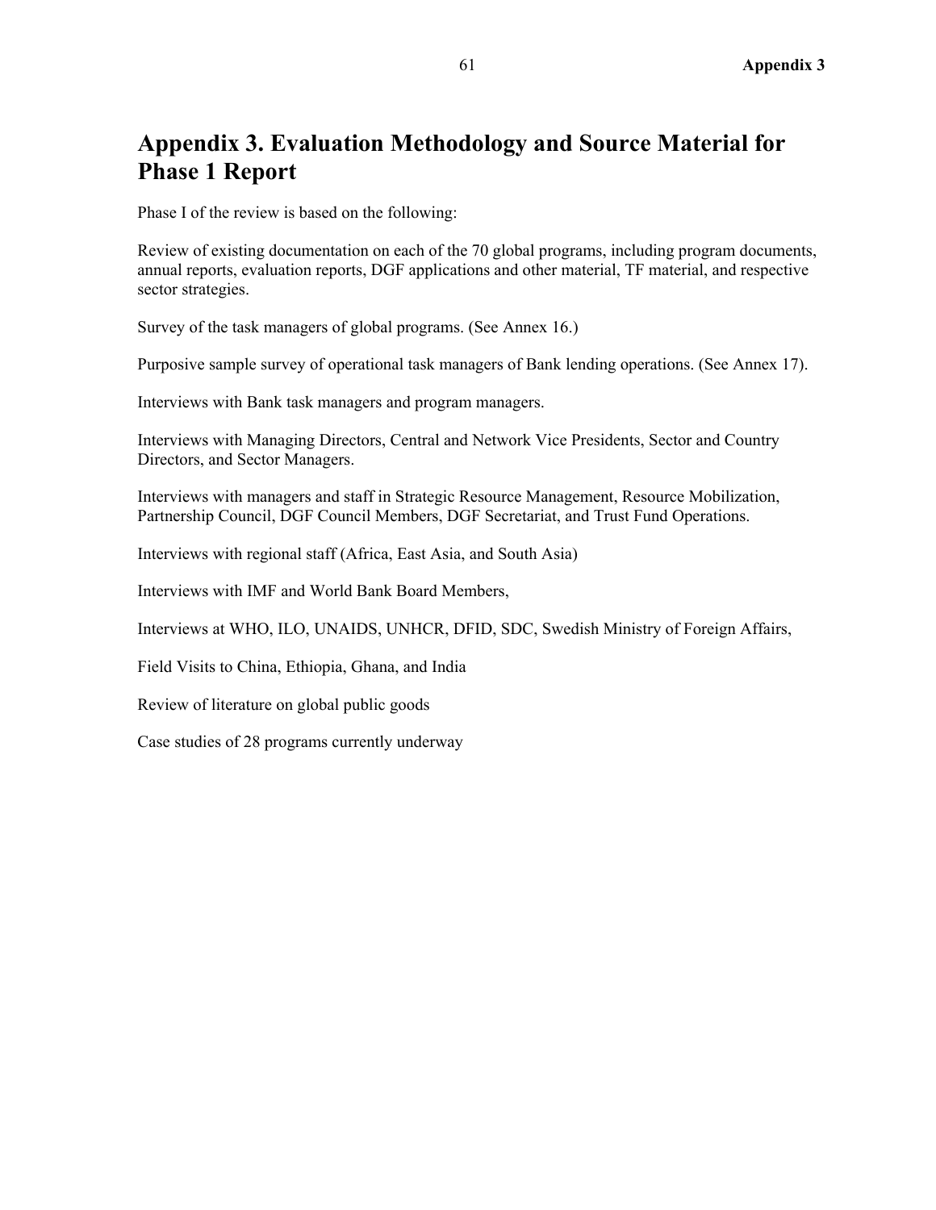# Appendix 3. Evaluation Methodology and Source Material for Phase 1 Report

Phase I of the review is based on the following:

Review of existing documentation on each of the 70 global programs, including program documents, annual reports, evaluation reports, DGF applications and other material, TF material, and respective sector strategies.

Survey of the task managers of global programs. (See Annex 16.)

Purposive sample survey of operational task managers of Bank lending operations. (See Annex 17).

Interviews with Bank task managers and program managers.

Interviews with Managing Directors, Central and Network Vice Presidents, Sector and Country Directors, and Sector Managers.

Interviews with managers and staff in Strategic Resource Management, Resource Mobilization, Partnership Council, DGF Council Members, DGF Secretariat, and Trust Fund Operations.

Interviews with regional staff (Africa, East Asia, and South Asia)

Interviews with IMF and World Bank Board Members,

Interviews at WHO, ILO, UNAIDS, UNHCR, DFID, SDC, Swedish Ministry of Foreign Affairs,

Field Visits to China, Ethiopia, Ghana, and India

Review of literature on global public goods

Case studies of 28 programs currently underway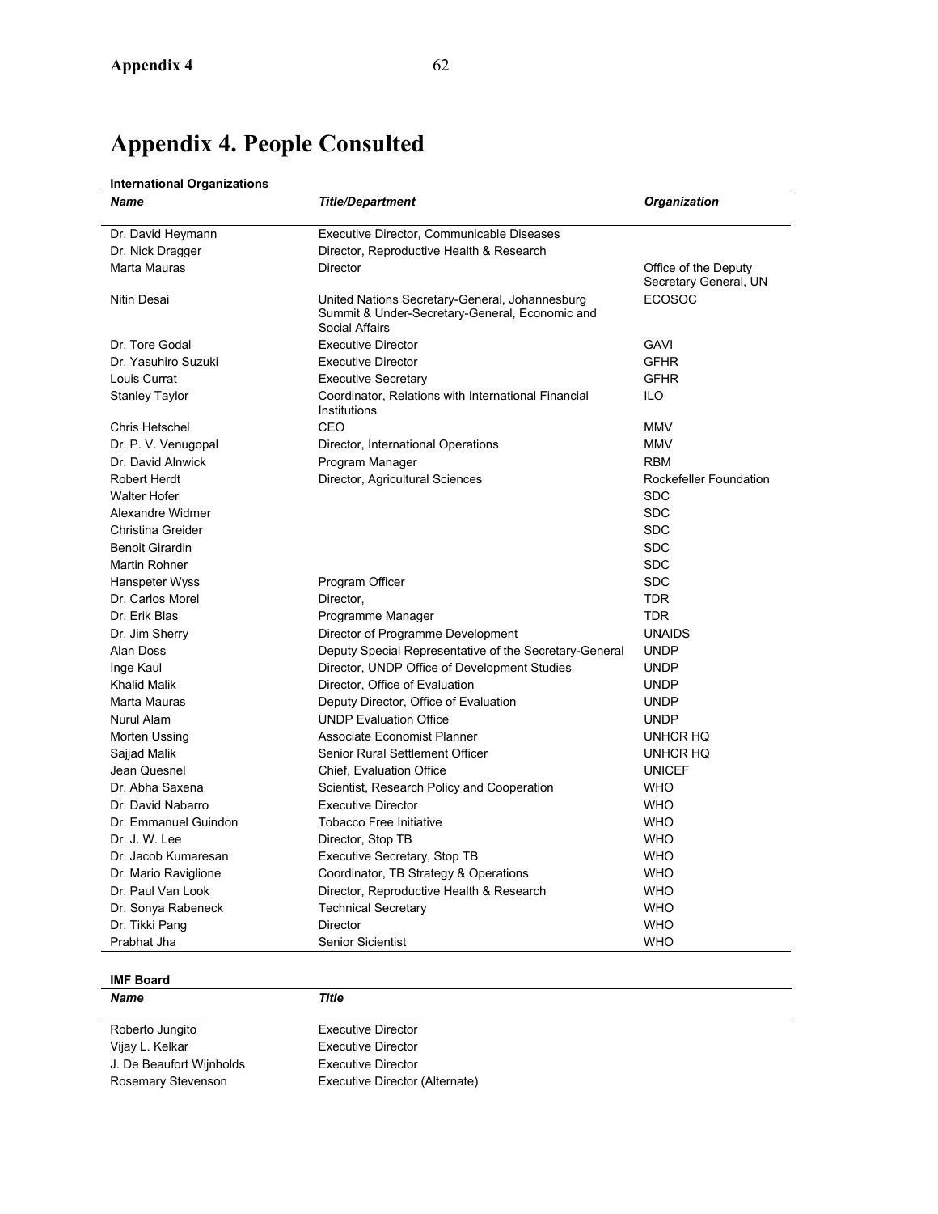# Appendix 4. People Consulted

**International Organizations**

| *Name* | *Title/Department* | *Organization* |
|---|---|---|
| Dr. David Heymann | Executive Director, Communicable Diseases | |
| Dr. Nick Dragger | Director, Reproductive Health & Research | |
| Marta Mauras | Director | Office of the Deputy Secretary General, UN |
| Nitin Desai | United Nations Secretary-General, Johannesburg Summit & Under-Secretary-General, Economic and Social Affairs | ECOSOC |
| Dr. Tore Godal | Executive Director | GAVI |
| Dr. Yasuhiro Suzuki | Executive Director | GFHR |
| Louis Currat | Executive Secretary | GFHR |
| Stanley Taylor | Coordinator, Relations with International Financial Institutions | ILO |
| Chris Hetschel | CEO | MMV |
| Dr. P. V. Venugopal | Director, International Operations | MMV |
| Dr. David Alnwick | Program Manager | RBM |
| Robert Herdt | Director, Agricultural Sciences | Rockefeller Foundation |
| Walter Hofer | | SDC |
| Alexandre Widmer | | SDC |
| Christina Greider | | SDC |
| Benoit Girardin | | SDC |
| Martin Rohner | | SDC |
| Hanspeter Wyss | Program Officer | SDC |
| Dr. Carlos Morel | Director, | TDR |
| Dr. Erik Blas | Programme Manager | TDR |
| Dr. Jim Sherry | Director of Programme Development | UNAIDS |
| Alan Doss | Deputy Special Representative of the Secretary-General | UNDP |
| Inge Kaul | Director, UNDP Office of Development Studies | UNDP |
| Khalid Malik | Director, Office of Evaluation | UNDP |
| Marta Mauras | Deputy Director, Office of Evaluation | UNDP |
| Nurul Alam | UNDP Evaluation Office | UNDP |
| Morten Ussing | Associate Economist Planner | UNHCR HQ |
| Sajjad Malik | Senior Rural Settlement Officer | UNHCR HQ |
| Jean Quesnel | Chief, Evaluation Office | UNICEF |
| Dr. Abha Saxena | Scientist, Research Policy and Cooperation | WHO |
| Dr. David Nabarro | Executive Director | WHO |
| Dr. Emmanuel Guindon | Tobacco Free Initiative | WHO |
| Dr. J. W. Lee | Director, Stop TB | WHO |
| Dr. Jacob Kumaresan | Executive Secretary, Stop TB | WHO |
| Dr. Mario Raviglione | Coordinator, TB Strategy & Operations | WHO |
| Dr. Paul Van Look | Director, Reproductive Health & Research | WHO |
| Dr. Sonya Rabeneck | Technical Secretary | WHO |
| Dr. Tikki Pang | Director | WHO |
| Prabhat Jha | Senior Sicientist | WHO |

**IMF Board**

| *Name* | *Title* |
|---|---|
| Roberto Jungito | Executive Director |
| Vijay L. Kelkar | Executive Director |
| J. De Beaufort Wijnholds | Executive Director |
| Rosemary Stevenson | Executive Director (Alternate) |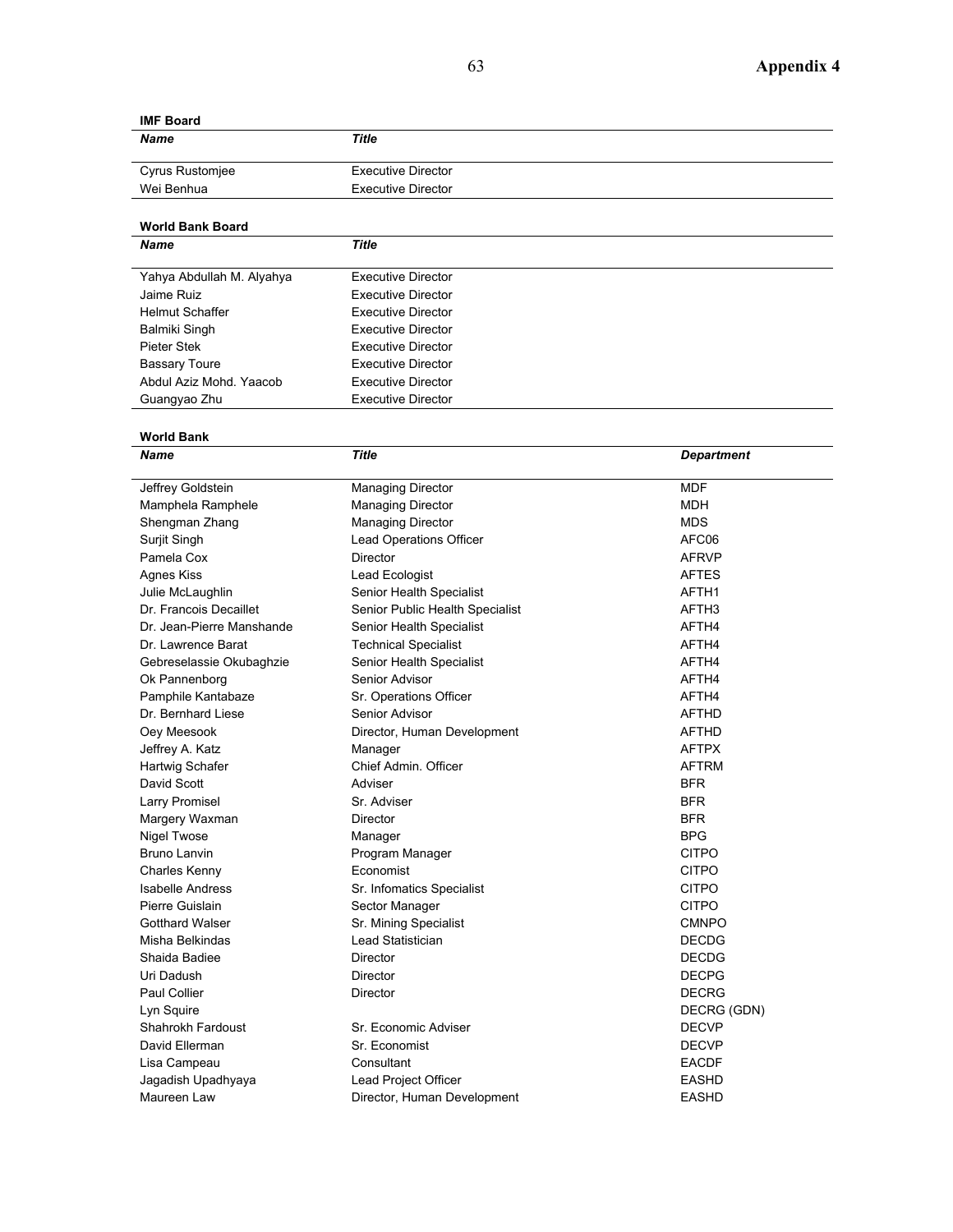**IMF Board**

| *Name* | *Title* |
| --- | --- |
| Cyrus Rustomjee | Executive Director |
| Wei Benhua | Executive Director |

**World Bank Board**

| *Name* | *Title* |
| --- | --- |
| Yahya Abdullah M. Alyahya | Executive Director |
| Jaime Ruiz | Executive Director |
| Helmut Schaffer | Executive Director |
| Balmiki Singh | Executive Director |
| Pieter Stek | Executive Director |
| Bassary Toure | Executive Director |
| Abdul Aziz Mohd. Yaacob | Executive Director |
| Guangyao Zhu | Executive Director |

**World Bank**

| *Name* | *Title* | *Department* |
| --- | --- | --- |
| Jeffrey Goldstein | Managing Director | MDF |
| Mamphela Ramphele | Managing Director | MDH |
| Shengman Zhang | Managing Director | MDS |
| Surjit Singh | Lead Operations Officer | AFC06 |
| Pamela Cox | Director | AFRVP |
| Agnes Kiss | Lead Ecologist | AFTES |
| Julie McLaughlin | Senior Health Specialist | AFTH1 |
| Dr. Francois Decaillet | Senior Public Health Specialist | AFTH3 |
| Dr. Jean-Pierre Manshande | Senior Health Specialist | AFTH4 |
| Dr. Lawrence Barat | Technical Specialist | AFTH4 |
| Gebreselassie Okubaghzie | Senior Health Specialist | AFTH4 |
| Ok Pannenborg | Senior Advisor | AFTH4 |
| Pamphile Kantabaze | Sr. Operations Officer | AFTH4 |
| Dr. Bernhard Liese | Senior Advisor | AFTHD |
| Oey Meesook | Director, Human Development | AFTHD |
| Jeffrey A. Katz | Manager | AFTPX |
| Hartwig Schafer | Chief Admin. Officer | AFTRM |
| David Scott | Adviser | BFR |
| Larry Promisel | Sr. Adviser | BFR |
| Margery Waxman | Director | BFR |
| Nigel Twose | Manager | BPG |
| Bruno Lanvin | Program Manager | CITPO |
| Charles Kenny | Economist | CITPO |
| Isabelle Andress | Sr. Infomatics Specialist | CITPO |
| Pierre Guislain | Sector Manager | CITPO |
| Gotthard Walser | Sr. Mining Specialist | CMNPO |
| Misha Belkindas | Lead Statistician | DECDG |
| Shaida Badiee | Director | DECDG |
| Uri Dadush | Director | DECPG |
| Paul Collier | Director | DECRG |
| Lyn Squire | | DECRG (GDN) |
| Shahrokh Fardoust | Sr. Economic Adviser | DECVP |
| David Ellerman | Sr. Economist | DECVP |
| Lisa Campeau | Consultant | EACDF |
| Jagadish Upadhyaya | Lead Project Officer | EASHD |
| Maureen Law | Director, Human Development | EASHD |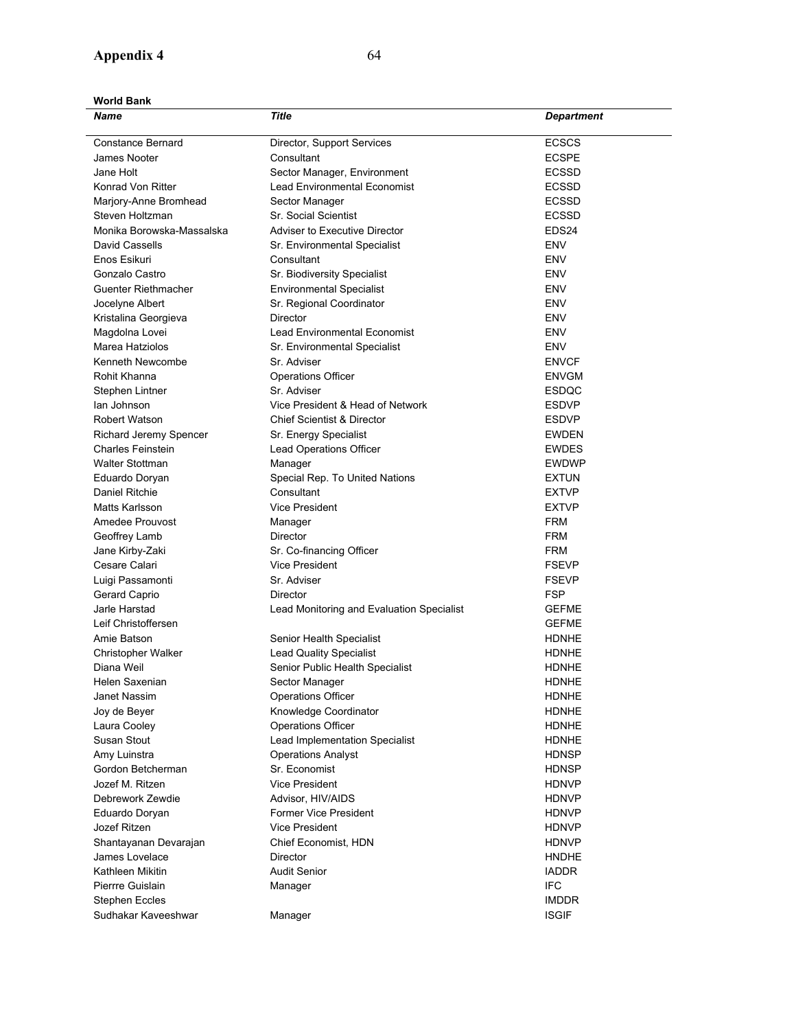**Appendix 4**

**World Bank**

| ***Name*** | ***Title*** | ***Department*** |
|---|---|---|
| Constance Bernard | Director, Support Services | ECSCS |
| James Nooter | Consultant | ECSPE |
| Jane Holt | Sector Manager, Environment | ECSSD |
| Konrad Von Ritter | Lead Environmental Economist | ECSSD |
| Marjory-Anne Bromhead | Sector Manager | ECSSD |
| Steven Holtzman | Sr. Social Scientist | ECSSD |
| Monika Borowska-Massalska | Adviser to Executive Director | EDS24 |
| David Cassells | Sr. Environmental Specialist | ENV |
| Enos Esikuri | Consultant | ENV |
| Gonzalo Castro | Sr. Biodiversity Specialist | ENV |
| Guenter Riethmacher | Environmental Specialist | ENV |
| Jocelyne Albert | Sr. Regional Coordinator | ENV |
| Kristalina Georgieva | Director | ENV |
| Magdolna Lovei | Lead Environmental Economist | ENV |
| Marea Hatziolos | Sr. Environmental Specialist | ENV |
| Kenneth Newcombe | Sr. Adviser | ENVCF |
| Rohit Khanna | Operations Officer | ENVGM |
| Stephen Lintner | Sr. Adviser | ESDQC |
| Ian Johnson | Vice President & Head of Network | ESDVP |
| Robert Watson | Chief Scientist & Director | ESDVP |
| Richard Jeremy Spencer | Sr. Energy Specialist | EWDEN |
| Charles Feinstein | Lead Operations Officer | EWDES |
| Walter Stottman | Manager | EWDWP |
| Eduardo Doryan | Special Rep. To United Nations | EXTUN |
| Daniel Ritchie | Consultant | EXTVP |
| Matts Karlsson | Vice President | EXTVP |
| Amedee Prouvost | Manager | FRM |
| Geoffrey Lamb | Director | FRM |
| Jane Kirby-Zaki | Sr. Co-financing Officer | FRM |
| Cesare Calari | Vice President | FSEVP |
| Luigi Passamonti | Sr. Adviser | FSEVP |
| Gerard Caprio | Director | FSP |
| Jarle Harstad | Lead Monitoring and Evaluation Specialist | GEFME |
| Leif Christoffersen | | GEFME |
| Amie Batson | Senior Health Specialist | HDNHE |
| Christopher Walker | Lead Quality Specialist | HDNHE |
| Diana Weil | Senior Public Health Specialist | HDNHE |
| Helen Saxenian | Sector Manager | HDNHE |
| Janet Nassim | Operations Officer | HDNHE |
| Joy de Beyer | Knowledge Coordinator | HDNHE |
| Laura Cooley | Operations Officer | HDNHE |
| Susan Stout | Lead Implementation Specialist | HDNHE |
| Amy Luinstra | Operations Analyst | HDNSP |
| Gordon Betcherman | Sr. Economist | HDNSP |
| Jozef M. Ritzen | Vice President | HDNVP |
| Debrework Zewdie | Advisor, HIV/AIDS | HDNVP |
| Eduardo Doryan | Former Vice President | HDNVP |
| Jozef Ritzen | Vice President | HDNVP |
| Shantayanan Devarajan | Chief Economist, HDN | HDNVP |
| James Lovelace | Director | HNDHE |
| Kathleen Mikitin | Audit Senior | IADDR |
| Pierrre Guislain | Manager | IFC |
| Stephen Eccles | | IMDDR |
| Sudhakar Kaveeshwar | Manager | ISGIF |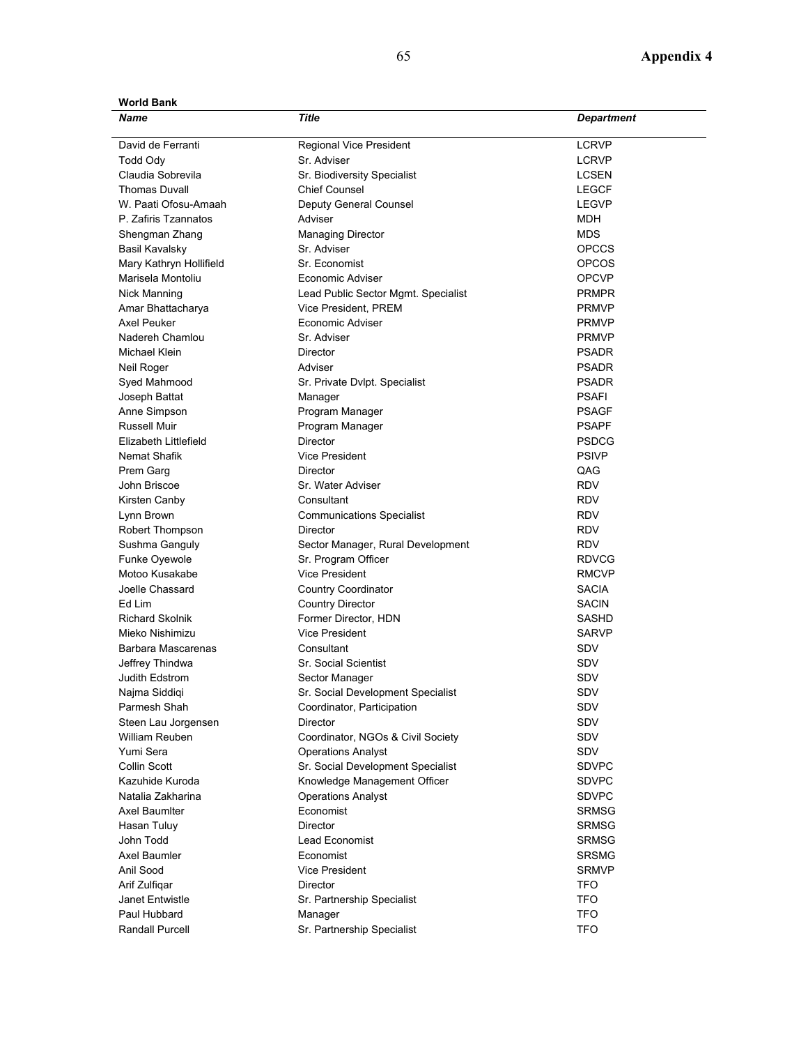**World Bank**

| *Name* | *Title* | *Department* |
|---|---|---|
| David de Ferranti | Regional Vice President | LCRVP |
| Todd Ody | Sr. Adviser | LCRVP |
| Claudia Sobrevila | Sr. Biodiversity Specialist | LCSEN |
| Thomas Duvall | Chief Counsel | LEGCF |
| W. Paati Ofosu-Amaah | Deputy General Counsel | LEGVP |
| P. Zafiris Tzannatos | Adviser | MDH |
| Shengman Zhang | Managing Director | MDS |
| Basil Kavalsky | Sr. Adviser | OPCCS |
| Mary Kathryn Hollifield | Sr. Economist | OPCOS |
| Marisela Montoliu | Economic Adviser | OPCVP |
| Nick Manning | Lead Public Sector Mgmt. Specialist | PRMPR |
| Amar Bhattacharya | Vice President, PREM | PRMVP |
| Axel Peuker | Economic Adviser | PRMVP |
| Nadereh Chamlou | Sr. Adviser | PRMVP |
| Michael Klein | Director | PSADR |
| Neil Roger | Adviser | PSADR |
| Syed Mahmood | Sr. Private Dvlpt. Specialist | PSADR |
| Joseph Battat | Manager | PSAFI |
| Anne Simpson | Program Manager | PSAGF |
| Russell Muir | Program Manager | PSAPF |
| Elizabeth Littlefield | Director | PSDCG |
| Nemat Shafik | Vice President | PSIVP |
| Prem Garg | Director | QAG |
| John Briscoe | Sr. Water Adviser | RDV |
| Kirsten Canby | Consultant | RDV |
| Lynn Brown | Communications Specialist | RDV |
| Robert Thompson | Director | RDV |
| Sushma Ganguly | Sector Manager, Rural Development | RDV |
| Funke Oyewole | Sr. Program Officer | RDVCG |
| Motoo Kusakabe | Vice President | RMCVP |
| Joelle Chassard | Country Coordinator | SACIA |
| Ed Lim | Country Director | SACIN |
| Richard Skolnik | Former Director, HDN | SASHD |
| Mieko Nishimizu | Vice President | SARVP |
| Barbara Mascarenas | Consultant | SDV |
| Jeffrey Thindwa | Sr. Social Scientist | SDV |
| Judith Edstrom | Sector Manager | SDV |
| Najma Siddiqi | Sr. Social Development Specialist | SDV |
| Parmesh Shah | Coordinator, Participation | SDV |
| Steen Lau Jorgensen | Director | SDV |
| William Reuben | Coordinator, NGOs & Civil Society | SDV |
| Yumi Sera | Operations Analyst | SDV |
| Collin Scott | Sr. Social Development Specialist | SDVPC |
| Kazuhide Kuroda | Knowledge Management Officer | SDVPC |
| Natalia Zakharina | Operations Analyst | SDVPC |
| Axel Baumlter | Economist | SRMSG |
| Hasan Tuluy | Director | SRMSG |
| John Todd | Lead Economist | SRMSG |
| Axel Baumler | Economist | SRSMG |
| Anil Sood | Vice President | SRMVP |
| Arif Zulfiqar | Director | TFO |
| Janet Entwistle | Sr. Partnership Specialist | TFO |
| Paul Hubbard | Manager | TFO |
| Randall Purcell | Sr. Partnership Specialist | TFO |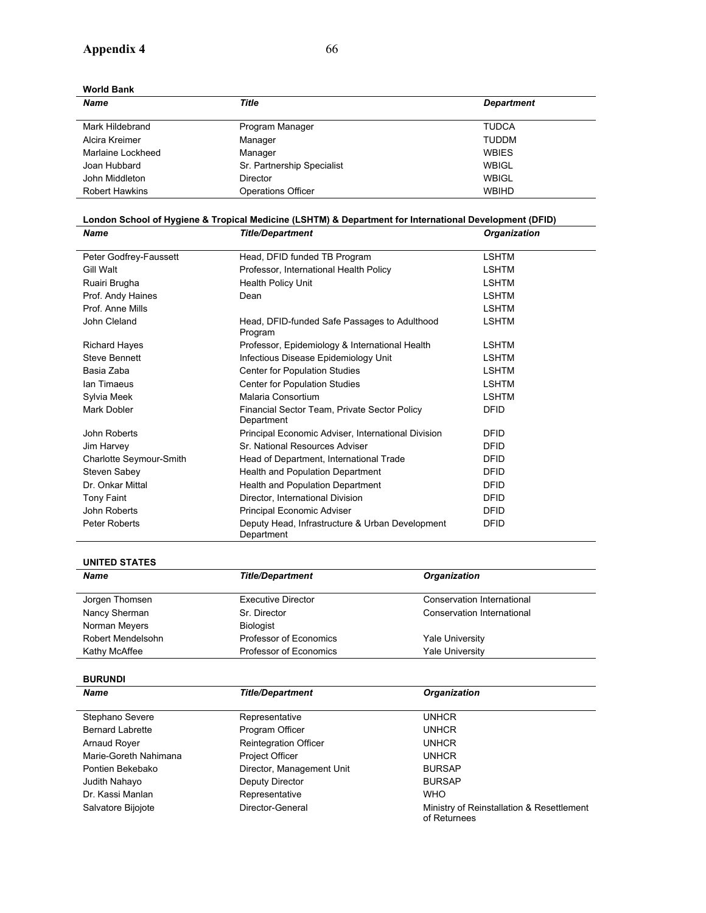**World Bank**

| Name | Title | Department |
|---|---|---|
| Mark Hildebrand | Program Manager | TUDCA |
| Alcira Kreimer | Manager | TUDDM |
| Marlaine Lockheed | Manager | WBIES |
| Joan Hubbard | Sr. Partnership Specialist | WBIGL |
| John Middleton | Director | WBIGL |
| Robert Hawkins | Operations Officer | WBIHD |

**London School of Hygiene & Tropical Medicine (LSHTM) & Department for International Development (DFID)**

| Name | Title/Department | Organization |
|---|---|---|
| Peter Godfrey-Faussett | Head, DFID funded TB Program | LSHTM |
| Gill Walt | Professor, International Health Policy | LSHTM |
| Ruairi Brugha | Health Policy Unit | LSHTM |
| Prof. Andy Haines | Dean | LSHTM |
| Prof. Anne Mills | | LSHTM |
| John Cleland | Head, DFID-funded Safe Passages to Adulthood Program | LSHTM |
| Richard Hayes | Professor, Epidemiology & International Health | LSHTM |
| Steve Bennett | Infectious Disease Epidemiology Unit | LSHTM |
| Basia Zaba | Center for Population Studies | LSHTM |
| Ian Timaeus | Center for Population Studies | LSHTM |
| Sylvia Meek | Malaria Consortium | LSHTM |
| Mark Dobler | Financial Sector Team, Private Sector Policy Department | DFID |
| John Roberts | Principal Economic Adviser, International Division | DFID |
| Jim Harvey | Sr. National Resources Adviser | DFID |
| Charlotte Seymour-Smith | Head of Department, International Trade | DFID |
| Steven Sabey | Health and Population Department | DFID |
| Dr. Onkar Mittal | Health and Population Department | DFID |
| Tony Faint | Director, International Division | DFID |
| John Roberts | Principal Economic Adviser | DFID |
| Peter Roberts | Deputy Head, Infrastructure & Urban Development Department | DFID |

**UNITED STATES**

| Name | Title/Department | Organization |
|---|---|---|
| Jorgen Thomsen | Executive Director | Conservation International |
| Nancy Sherman | Sr. Director | Conservation International |
| Norman Meyers | Biologist | |
| Robert Mendelsohn | Professor of Economics | Yale University |
| Kathy McAffee | Professor of Economics | Yale University |

**BURUNDI**

| Name | Title/Department | Organization |
|---|---|---|
| Stephano Severe | Representative | UNHCR |
| Bernard Labrette | Program Officer | UNHCR |
| Arnaud Royer | Reintegration Officer | UNHCR |
| Marie-Goreth Nahimana | Project Officer | UNHCR |
| Pontien Bekebako | Director, Management Unit | BURSAP |
| Judith Nahayo | Deputy Director | BURSAP |
| Dr. Kassi Manlan | Representative | WHO |
| Salvatore Bijojote | Director-General | Ministry of Reinstallation & Resettlement of Returnees |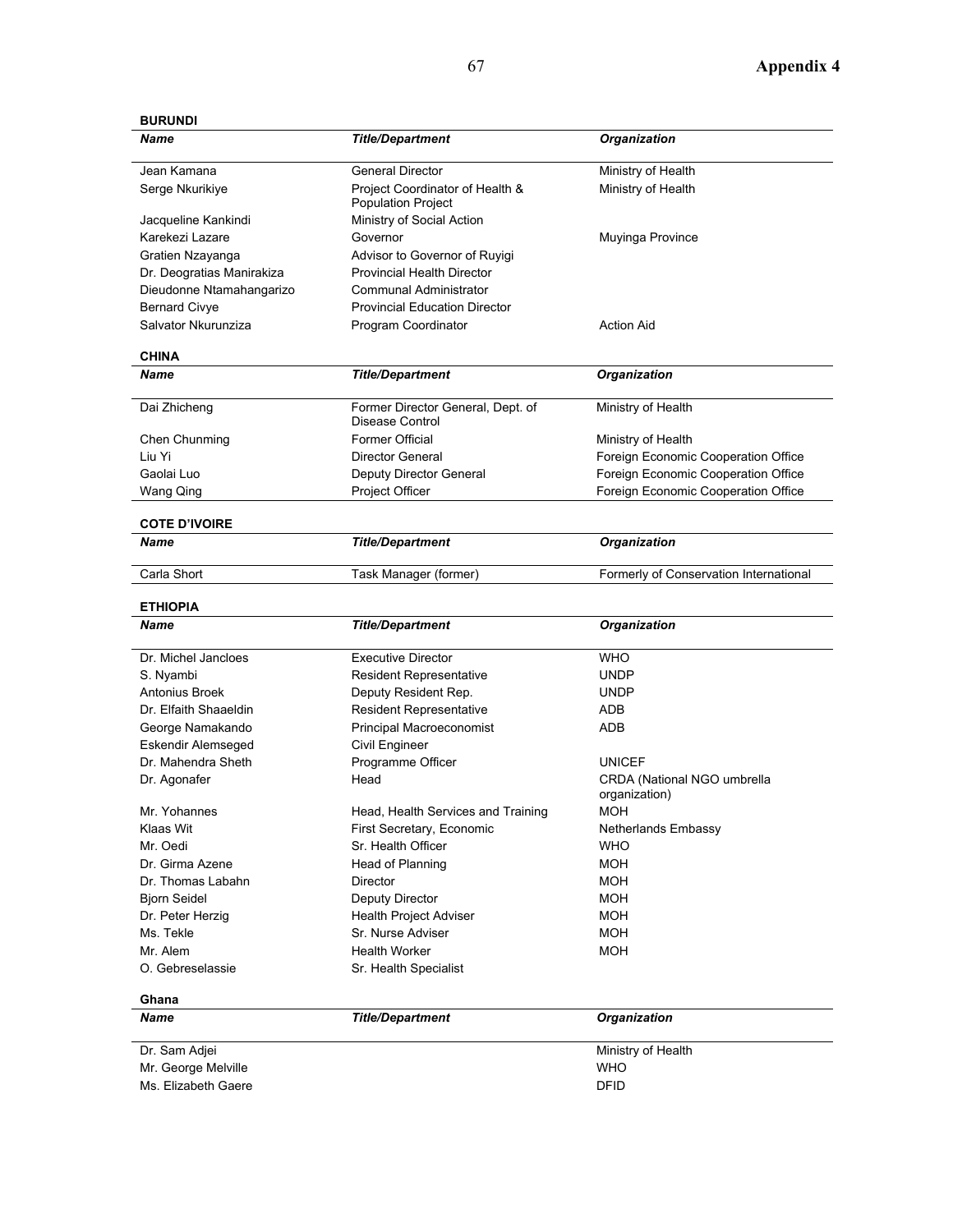## Appendix 4

**BURUNDI**

| *Name* | *Title/Department* | *Organization* |
|---|---|---|
| Jean Kamana | General Director | Ministry of Health |
| Serge Nkurikiye | Project Coordinator of Health & Population Project | Ministry of Health |
| Jacqueline Kankindi | Ministry of Social Action | |
| Karekezi Lazare | Governor | Muyinga Province |
| Gratien Nzayanga | Advisor to Governor of Ruyigi | |
| Dr. Deogratias Manirakiza | Provincial Health Director | |
| Dieudonne Ntamahangarizo | Communal Administrator | |
| Bernard Civye | Provincial Education Director | |
| Salvator Nkurunziza | Program Coordinator | Action Aid |

**CHINA**

| *Name* | *Title/Department* | *Organization* |
|---|---|---|
| Dai Zhicheng | Former Director General, Dept. of Disease Control | Ministry of Health |
| Chen Chunming | Former Official | Ministry of Health |
| Liu Yi | Director General | Foreign Economic Cooperation Office |
| Gaolai Luo | Deputy Director General | Foreign Economic Cooperation Office |
| Wang Qing | Project Officer | Foreign Economic Cooperation Office |

**COTE D'IVOIRE**

| *Name* | *Title/Department* | *Organization* |
|---|---|---|
| Carla Short | Task Manager (former) | Formerly of Conservation International |

**ETHIOPIA**

| *Name* | *Title/Department* | *Organization* |
|---|---|---|
| Dr. Michel Jancloes | Executive Director | WHO |
| S. Nyambi | Resident Representative | UNDP |
| Antonius Broek | Deputy Resident Rep. | UNDP |
| Dr. Elfaith Shaaeldin | Resident Representative | ADB |
| George Namakando | Principal Macroeconomist | ADB |
| Eskendir Alemseged | Civil Engineer | |
| Dr. Mahendra Sheth | Programme Officer | UNICEF |
| Dr. Agonafer | Head | CRDA (National NGO umbrella organization) |
| Mr. Yohannes | Head, Health Services and Training | MOH |
| Klaas Wit | First Secretary, Economic | Netherlands Embassy |
| Mr. Oedi | Sr. Health Officer | WHO |
| Dr. Girma Azene | Head of Planning | MOH |
| Dr. Thomas Labahn | Director | MOH |
| Bjorn Seidel | Deputy Director | MOH |
| Dr. Peter Herzig | Health Project Adviser | MOH |
| Ms. Tekle | Sr. Nurse Adviser | MOH |
| Mr. Alem | Health Worker | MOH |
| O. Gebreselassie | Sr. Health Specialist | |

**Ghana**

| *Name* | *Title/Department* | *Organization* |
|---|---|---|
| Dr. Sam Adjei | | Ministry of Health |
| Mr. George Melville | | WHO |
| Ms. Elizabeth Gaere | | DFID |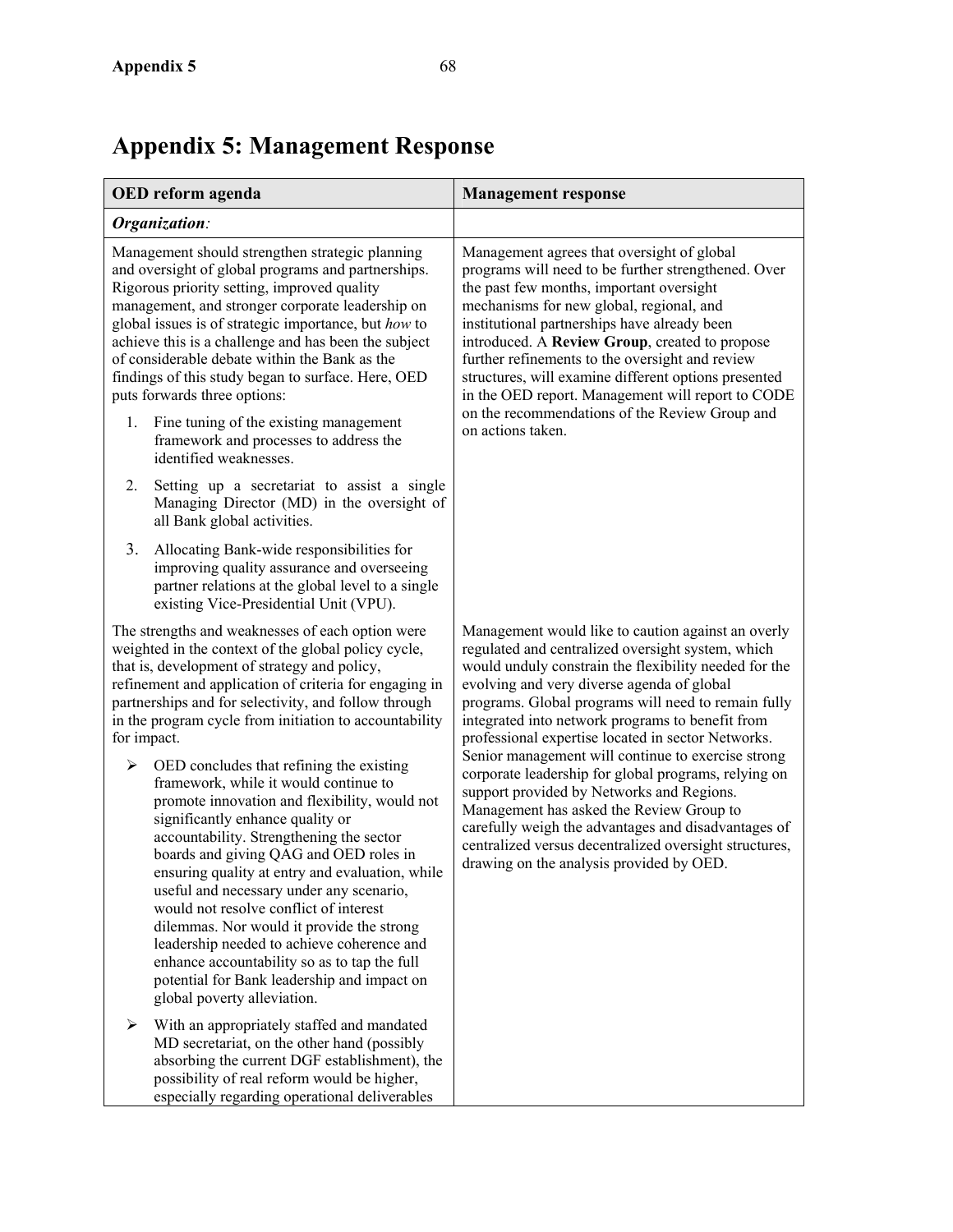# Appendix 5: Management Response

| OED reform agenda | Management response |
|---|---|
| ***Organization:*** | |
| Management should strengthen strategic planning and oversight of global programs and partnerships. Rigorous priority setting, improved quality management, and stronger corporate leadership on global issues is of strategic importance, but *how* to achieve this is a challenge and has been the subject of considerable debate within the Bank as the findings of this study began to surface. Here, OED puts forwards three options:<br>1. Fine tuning of the existing management framework and processes to address the identified weaknesses.<br>2. Setting up a secretariat to assist a single Managing Director (MD) in the oversight of all Bank global activities.<br>3. Allocating Bank-wide responsibilities for improving quality assurance and overseeing partner relations at the global level to a single existing Vice-Presidential Unit (VPU). | Management agrees that oversight of global programs will need to be further strengthened. Over the past few months, important oversight mechanisms for new global, regional, and institutional partnerships have already been introduced. A **Review Group**, created to propose further refinements to the oversight and review structures, will examine different options presented in the OED report. Management will report to CODE on the recommendations of the Review Group and on actions taken. |
| The strengths and weaknesses of each option were weighted in the context of the global policy cycle, that is, development of strategy and policy, refinement and application of criteria for engaging in partnerships and for selectivity, and follow through in the program cycle from initiation to accountability for impact.<br>➢ OED concludes that refining the existing framework, while it would continue to promote innovation and flexibility, would not significantly enhance quality or accountability. Strengthening the sector boards and giving QAG and OED roles in ensuring quality at entry and evaluation, while useful and necessary under any scenario, would not resolve conflict of interest dilemmas. Nor would it provide the strong leadership needed to achieve coherence and enhance accountability so as to tap the full potential for Bank leadership and impact on global poverty alleviation.<br>➢ With an appropriately staffed and mandated MD secretariat, on the other hand (possibly absorbing the current DGF establishment), the possibility of real reform would be higher, especially regarding operational deliverables | Management would like to caution against an overly regulated and centralized oversight system, which would unduly constrain the flexibility needed for the evolving and very diverse agenda of global programs. Global programs will need to remain fully integrated into network programs to benefit from professional expertise located in sector Networks. Senior management will continue to exercise strong corporate leadership for global programs, relying on support provided by Networks and Regions. Management has asked the Review Group to carefully weigh the advantages and disadvantages of centralized versus decentralized oversight structures, drawing on the analysis provided by OED. |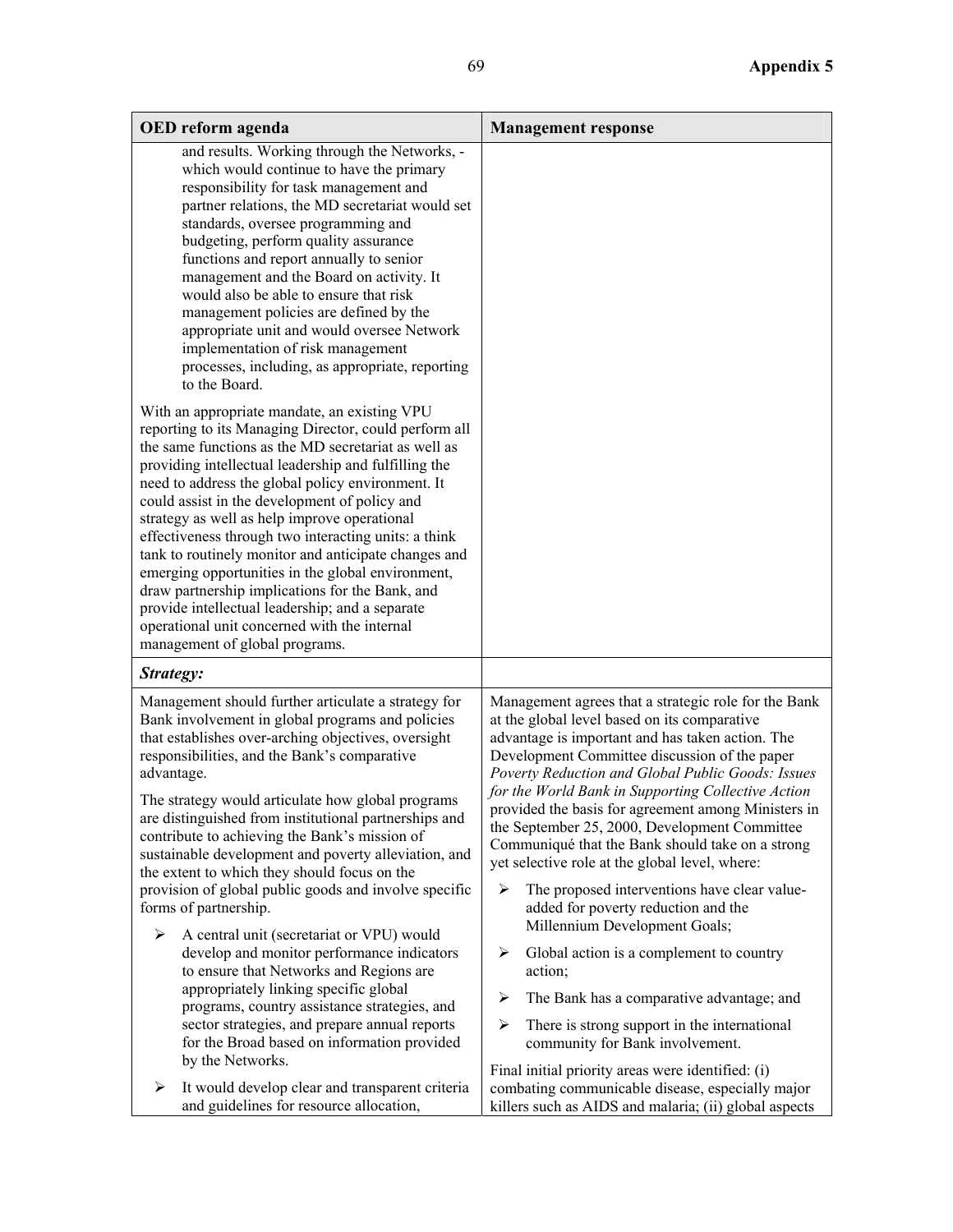| OED reform agenda | Management response |
|---|---|
| and results. Working through the Networks, - which would continue to have the primary responsibility for task management and partner relations, the MD secretariat would set standards, oversee programming and budgeting, perform quality assurance functions and report annually to senior management and the Board on activity. It would also be able to ensure that risk management policies are defined by the appropriate unit and would oversee Network implementation of risk management processes, including, as appropriate, reporting to the Board.<br><br>With an appropriate mandate, an existing VPU reporting to its Managing Director, could perform all the same functions as the MD secretariat as well as providing intellectual leadership and fulfilling the need to address the global policy environment. It could assist in the development of policy and strategy as well as help improve operational effectiveness through two interacting units: a think tank to routinely monitor and anticipate changes and emerging opportunities in the global environment, draw partnership implications for the Bank, and provide intellectual leadership; and a separate operational unit concerned with the internal management of global programs. | |
| ***Strategy:*** | |
| Management should further articulate a strategy for Bank involvement in global programs and policies that establishes over-arching objectives, oversight responsibilities, and the Bank's comparative advantage.<br><br>The strategy would articulate how global programs are distinguished from institutional partnerships and contribute to achieving the Bank's mission of sustainable development and poverty alleviation, and the extent to which they should focus on the provision of global public goods and involve specific forms of partnership.<br><br>➢ A central unit (secretariat or VPU) would develop and monitor performance indicators to ensure that Networks and Regions are appropriately linking specific global programs, country assistance strategies, and sector strategies, and prepare annual reports for the Broad based on information provided by the Networks.<br><br>➢ It would develop clear and transparent criteria and guidelines for resource allocation, | Management agrees that a strategic role for the Bank at the global level based on its comparative advantage is important and has taken action. The Development Committee discussion of the paper *Poverty Reduction and Global Public Goods: Issues for the World Bank in Supporting Collective Action* provided the basis for agreement among Ministers in the September 25, 2000, Development Committee Communiqué that the Bank should take on a strong yet selective role at the global level, where:<br><br>➢ The proposed interventions have clear value-added for poverty reduction and the Millennium Development Goals;<br><br>➢ Global action is a complement to country action;<br><br>➢ The Bank has a comparative advantage; and<br><br>➢ There is strong support in the international community for Bank involvement.<br><br>Final initial priority areas were identified: (i) combating communicable disease, especially major killers such as AIDS and malaria; (ii) global aspects |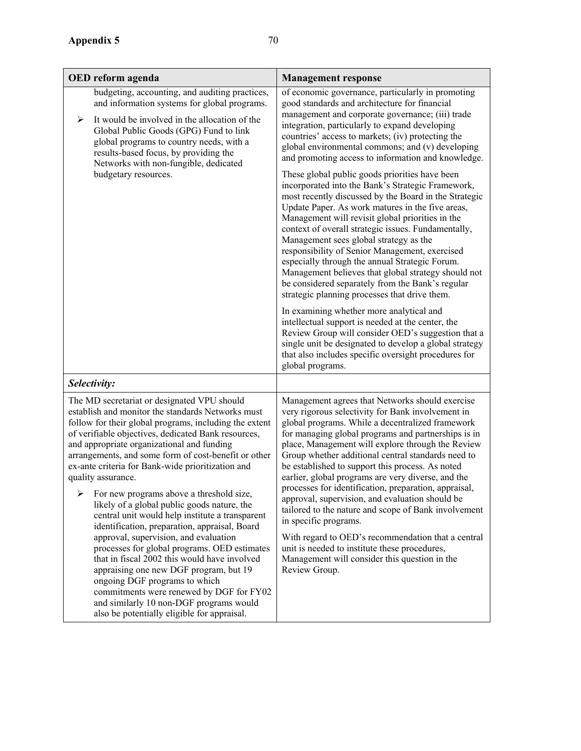**Appendix 5**

| OED reform agenda | Management response |
| --- | --- |
| budgeting, accounting, and auditing practices, and information systems for global programs. <br> ➢ It would be involved in the allocation of the Global Public Goods (GPG) Fund to link global programs to country needs, with a results-based focus, by providing the Networks with non-fungible, dedicated budgetary resources. | of economic governance, particularly in promoting good standards and architecture for financial management and corporate governance; (iii) trade integration, particularly to expand developing countries' access to markets; (iv) protecting the global environmental commons; and (v) developing and promoting access to information and knowledge. <br><br> These global public goods priorities have been incorporated into the Bank's Strategic Framework, most recently discussed by the Board in the Strategic Update Paper. As work matures in the five areas, Management will revisit global priorities in the context of overall strategic issues. Fundamentally, Management sees global strategy as the responsibility of Senior Management, exercised especially through the annual Strategic Forum. Management believes that global strategy should not be considered separately from the Bank's regular strategic planning processes that drive them. <br><br> In examining whether more analytical and intellectual support is needed at the center, the Review Group will consider OED's suggestion that a single unit be designated to develop a global strategy that also includes specific oversight procedures for global programs. |
| ***Selectivity:*** | |
| The MD secretariat or designated VPU should establish and monitor the standards Networks must follow for their global programs, including the extent of verifiable objectives, dedicated Bank resources, and appropriate organizational and funding arrangements, and some form of cost-benefit or other ex-ante criteria for Bank-wide prioritization and quality assurance. <br> ➢ For new programs above a threshold size, likely of a global public goods nature, the central unit would help institute a transparent identification, preparation, appraisal, Board approval, supervision, and evaluation processes for global programs. OED estimates that in fiscal 2002 this would have involved appraising one new DGF program, but 19 ongoing DGF programs to which commitments were renewed by DGF for FY02 and similarly 10 non-DGF programs would also be potentially eligible for appraisal. | Management agrees that Networks should exercise very rigorous selectivity for Bank involvement in global programs. While a decentralized framework for managing global programs and partnerships is in place, Management will explore through the Review Group whether additional central standards need to be established to support this process. As noted earlier, global programs are very diverse, and the processes for identification, preparation, appraisal, approval, supervision, and evaluation should be tailored to the nature and scope of Bank involvement in specific programs. <br><br> With regard to OED's recommendation that a central unit is needed to institute these procedures, Management will consider this question in the Review Group. |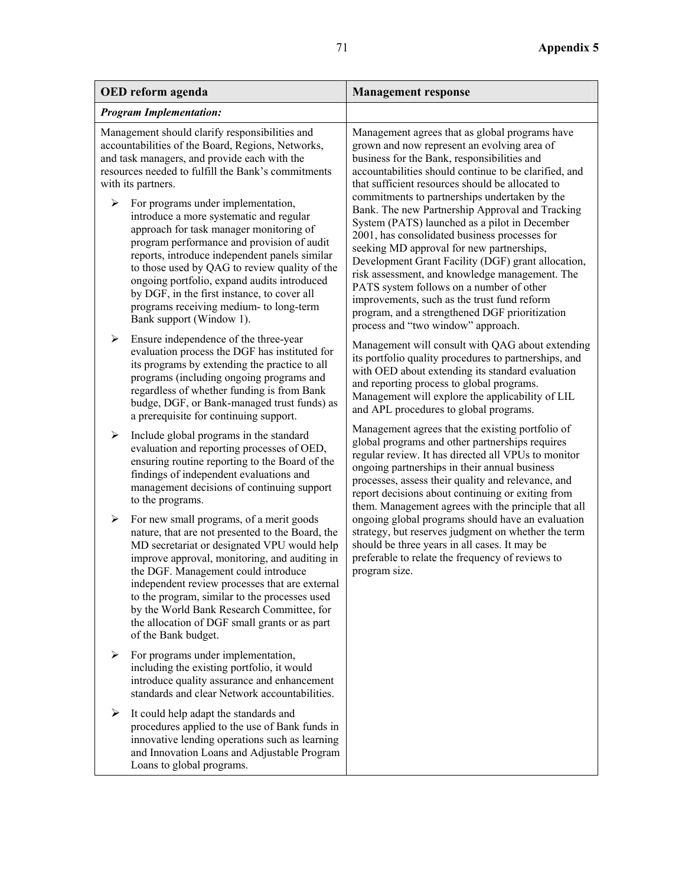| OED reform agenda | Management response |
| --- | --- |
| ***Program Implementation:*** | |
| Management should clarify responsibilities and accountabilities of the Board, Regions, Networks, and task managers, and provide each with the resources needed to fulfill the Bank's commitments with its partners.<br><br>➢ For programs under implementation, introduce a more systematic and regular approach for task manager monitoring of program performance and provision of audit reports, introduce independent panels similar to those used by QAG to review quality of the ongoing portfolio, expand audits introduced by DGF, in the first instance, to cover all programs receiving medium- to long-term Bank support (Window 1).<br><br>➢ Ensure independence of the three-year evaluation process the DGF has instituted for its programs by extending the practice to all programs (including ongoing programs and regardless of whether funding is from Bank budge, DGF, or Bank-managed trust funds) as a prerequisite for continuing support.<br><br>➢ Include global programs in the standard evaluation and reporting processes of OED, ensuring routine reporting to the Board of the findings of independent evaluations and management decisions of continuing support to the programs.<br><br>➢ For new small programs, of a merit goods nature, that are not presented to the Board, the MD secretariat or designated VPU would help improve approval, monitoring, and auditing in the DGF. Management could introduce independent review processes that are external to the program, similar to the processes used by the World Bank Research Committee, for the allocation of DGF small grants or as part of the Bank budget.<br><br>➢ For programs under implementation, including the existing portfolio, it would introduce quality assurance and enhancement standards and clear Network accountabilities.<br><br>➢ It could help adapt the standards and procedures applied to the use of Bank funds in innovative lending operations such as learning and Innovation Loans and Adjustable Program Loans to global programs. | Management agrees that as global programs have grown and now represent an evolving area of business for the Bank, responsibilities and accountabilities should continue to be clarified, and that sufficient resources should be allocated to commitments to partnerships undertaken by the Bank. The new Partnership Approval and Tracking System (PATS) launched as a pilot in December 2001, has consolidated business processes for seeking MD approval for new partnerships, Development Grant Facility (DGF) grant allocation, risk assessment, and knowledge management. The PATS system follows on a number of other improvements, such as the trust fund reform program, and a strengthened DGF prioritization process and "two window" approach.<br><br>Management will consult with QAG about extending its portfolio quality procedures to partnerships, and with OED about extending its standard evaluation and reporting process to global programs. Management will explore the applicability of LIL and APL procedures to global programs.<br><br>Management agrees that the existing portfolio of global programs and other partnerships requires regular review. It has directed all VPUs to monitor ongoing partnerships in their annual business processes, assess their quality and relevance, and report decisions about continuing or exiting from them. Management agrees with the principle that all ongoing global programs should have an evaluation strategy, but reserves judgment on whether the term should be three years in all cases. It may be preferable to relate the frequency of reviews to program size. |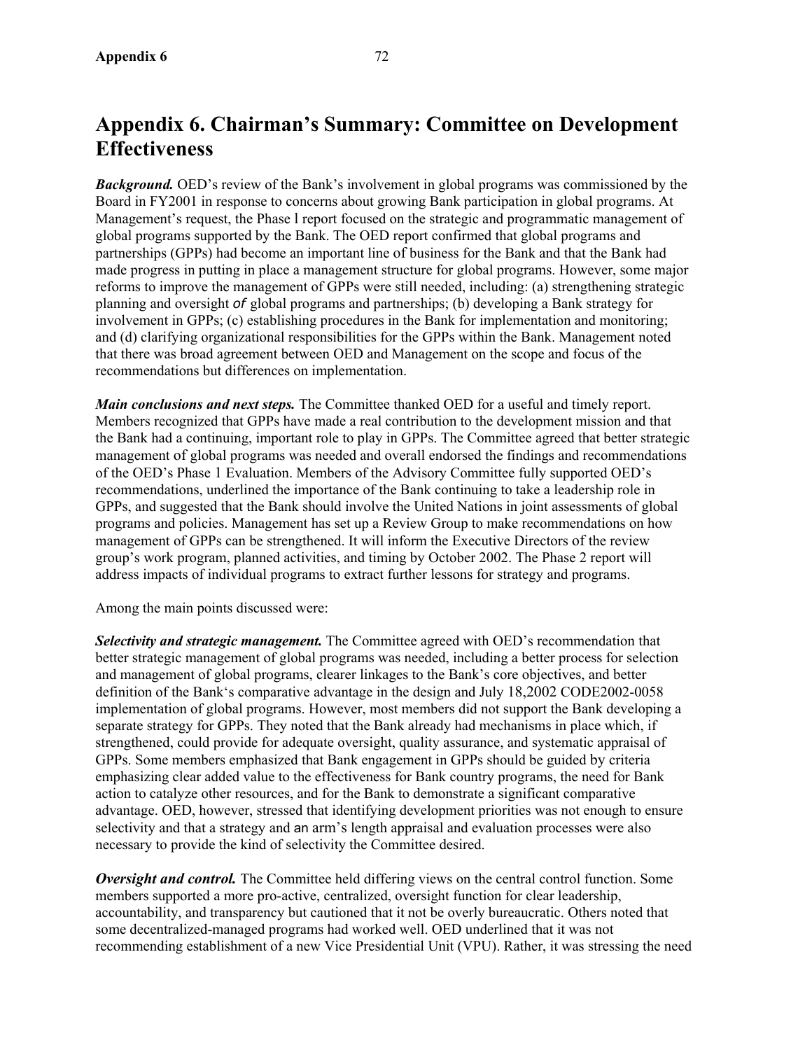# Appendix 6. Chairman's Summary: Committee on Development Effectiveness

***Background.*** OED's review of the Bank's involvement in global programs was commissioned by the Board in FY2001 in response to concerns about growing Bank participation in global programs. At Management's request, the Phase l report focused on the strategic and programmatic management of global programs supported by the Bank. The OED report confirmed that global programs and partnerships (GPPs) had become an important line of business for the Bank and that the Bank had made progress in putting in place a management structure for global programs. However, some major reforms to improve the management of GPPs were still needed, including: (a) strengthening strategic planning and oversight of global programs and partnerships; (b) developing a Bank strategy for involvement in GPPs; (c) establishing procedures in the Bank for implementation and monitoring; and (d) clarifying organizational responsibilities for the GPPs within the Bank. Management noted that there was broad agreement between OED and Management on the scope and focus of the recommendations but differences on implementation.

***Main conclusions and next steps.*** The Committee thanked OED for a useful and timely report. Members recognized that GPPs have made a real contribution to the development mission and that the Bank had a continuing, important role to play in GPPs. The Committee agreed that better strategic management of global programs was needed and overall endorsed the findings and recommendations of the OED's Phase 1 Evaluation. Members of the Advisory Committee fully supported OED's recommendations, underlined the importance of the Bank continuing to take a leadership role in GPPs, and suggested that the Bank should involve the United Nations in joint assessments of global programs and policies. Management has set up a Review Group to make recommendations on how management of GPPs can be strengthened. It will inform the Executive Directors of the review group's work program, planned activities, and timing by October 2002. The Phase 2 report will address impacts of individual programs to extract further lessons for strategy and programs.

Among the main points discussed were:

***Selectivity and strategic management.*** The Committee agreed with OED's recommendation that better strategic management of global programs was needed, including a better process for selection and management of global programs, clearer linkages to the Bank's core objectives, and better definition of the Bank's comparative advantage in the design and July 18,2002 CODE2002-0058 implementation of global programs. However, most members did not support the Bank developing a separate strategy for GPPs. They noted that the Bank already had mechanisms in place which, if strengthened, could provide for adequate oversight, quality assurance, and systematic appraisal of GPPs. Some members emphasized that Bank engagement in GPPs should be guided by criteria emphasizing clear added value to the effectiveness for Bank country programs, the need for Bank action to catalyze other resources, and for the Bank to demonstrate a significant comparative advantage. OED, however, stressed that identifying development priorities was not enough to ensure selectivity and that a strategy and an arm's length appraisal and evaluation processes were also necessary to provide the kind of selectivity the Committee desired.

***Oversight and control.*** The Committee held differing views on the central control function. Some members supported a more pro-active, centralized, oversight function for clear leadership, accountability, and transparency but cautioned that it not be overly bureaucratic. Others noted that some decentralized-managed programs had worked well. OED underlined that it was not recommending establishment of a new Vice Presidential Unit (VPU). Rather, it was stressing the need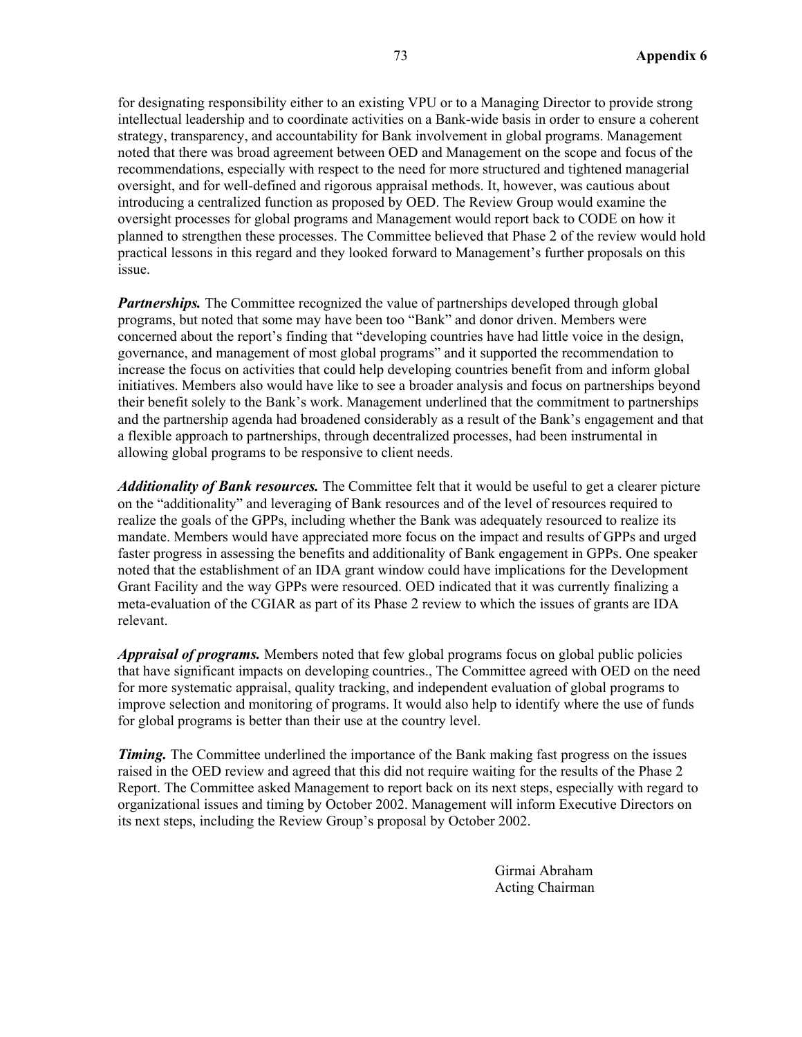for designating responsibility either to an existing VPU or to a Managing Director to provide strong intellectual leadership and to coordinate activities on a Bank-wide basis in order to ensure a coherent strategy, transparency, and accountability for Bank involvement in global programs. Management noted that there was broad agreement between OED and Management on the scope and focus of the recommendations, especially with respect to the need for more structured and tightened managerial oversight, and for well-defined and rigorous appraisal methods. It, however, was cautious about introducing a centralized function as proposed by OED. The Review Group would examine the oversight processes for global programs and Management would report back to CODE on how it planned to strengthen these processes. The Committee believed that Phase 2 of the review would hold practical lessons in this regard and they looked forward to Management's further proposals on this issue.

***Partnerships.*** The Committee recognized the value of partnerships developed through global programs, but noted that some may have been too "Bank" and donor driven. Members were concerned about the report's finding that "developing countries have had little voice in the design, governance, and management of most global programs" and it supported the recommendation to increase the focus on activities that could help developing countries benefit from and inform global initiatives. Members also would have like to see a broader analysis and focus on partnerships beyond their benefit solely to the Bank's work. Management underlined that the commitment to partnerships and the partnership agenda had broadened considerably as a result of the Bank's engagement and that a flexible approach to partnerships, through decentralized processes, had been instrumental in allowing global programs to be responsive to client needs.

***Additionality of Bank resources.*** The Committee felt that it would be useful to get a clearer picture on the "additionality" and leveraging of Bank resources and of the level of resources required to realize the goals of the GPPs, including whether the Bank was adequately resourced to realize its mandate. Members would have appreciated more focus on the impact and results of GPPs and urged faster progress in assessing the benefits and additionality of Bank engagement in GPPs. One speaker noted that the establishment of an IDA grant window could have implications for the Development Grant Facility and the way GPPs were resourced. OED indicated that it was currently finalizing a meta-evaluation of the CGIAR as part of its Phase 2 review to which the issues of grants are IDA relevant.

***Appraisal of programs.*** Members noted that few global programs focus on global public policies that have significant impacts on developing countries., The Committee agreed with OED on the need for more systematic appraisal, quality tracking, and independent evaluation of global programs to improve selection and monitoring of programs. It would also help to identify where the use of funds for global programs is better than their use at the country level.

***Timing.*** The Committee underlined the importance of the Bank making fast progress on the issues raised in the OED review and agreed that this did not require waiting for the results of the Phase 2 Report. The Committee asked Management to report back on its next steps, especially with regard to organizational issues and timing by October 2002. Management will inform Executive Directors on its next steps, including the Review Group's proposal by October 2002.

Girmai Abraham
Acting Chairman